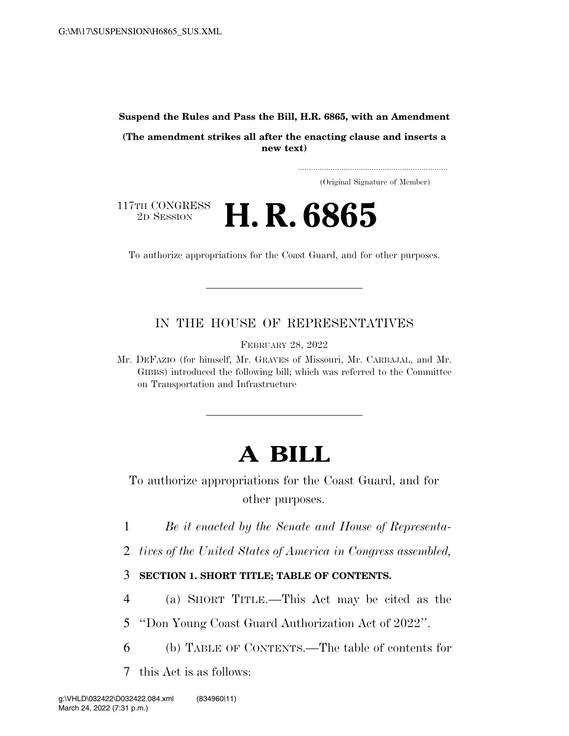**Suspend the Rules and Pass the Bill, H.R. 6865, with an Amendment**

**(The amendment strikes all after the enacting clause and inserts a new text)**

....................................................................

(Original Signature of Member)

117TH CONGRESS
2D SESSION

# H. R. 6865

To authorize appropriations for the Coast Guard, and for other purposes.

---

IN THE HOUSE OF REPRESENTATIVES

FEBRUARY 28, 2022

Mr. DEFAZIO (for himself, Mr. GRAVES of Missouri, Mr. CARBAJAL, and Mr. GIBBS) introduced the following bill; which was referred to the Committee on Transportation and Infrastructure

---

# A BILL

To authorize appropriations for the Coast Guard, and for other purposes.

1 *Be it enacted by the Senate and House of Representa-*

2 *tives of the United States of America in Congress assembled,*

3 **SECTION 1. SHORT TITLE; TABLE OF CONTENTS.**

4 (a) SHORT TITLE.—This Act may be cited as the

5 ''Don Young Coast Guard Authorization Act of 2022''.

6 (b) TABLE OF CONTENTS.—The table of contents for

7 this Act is as follows: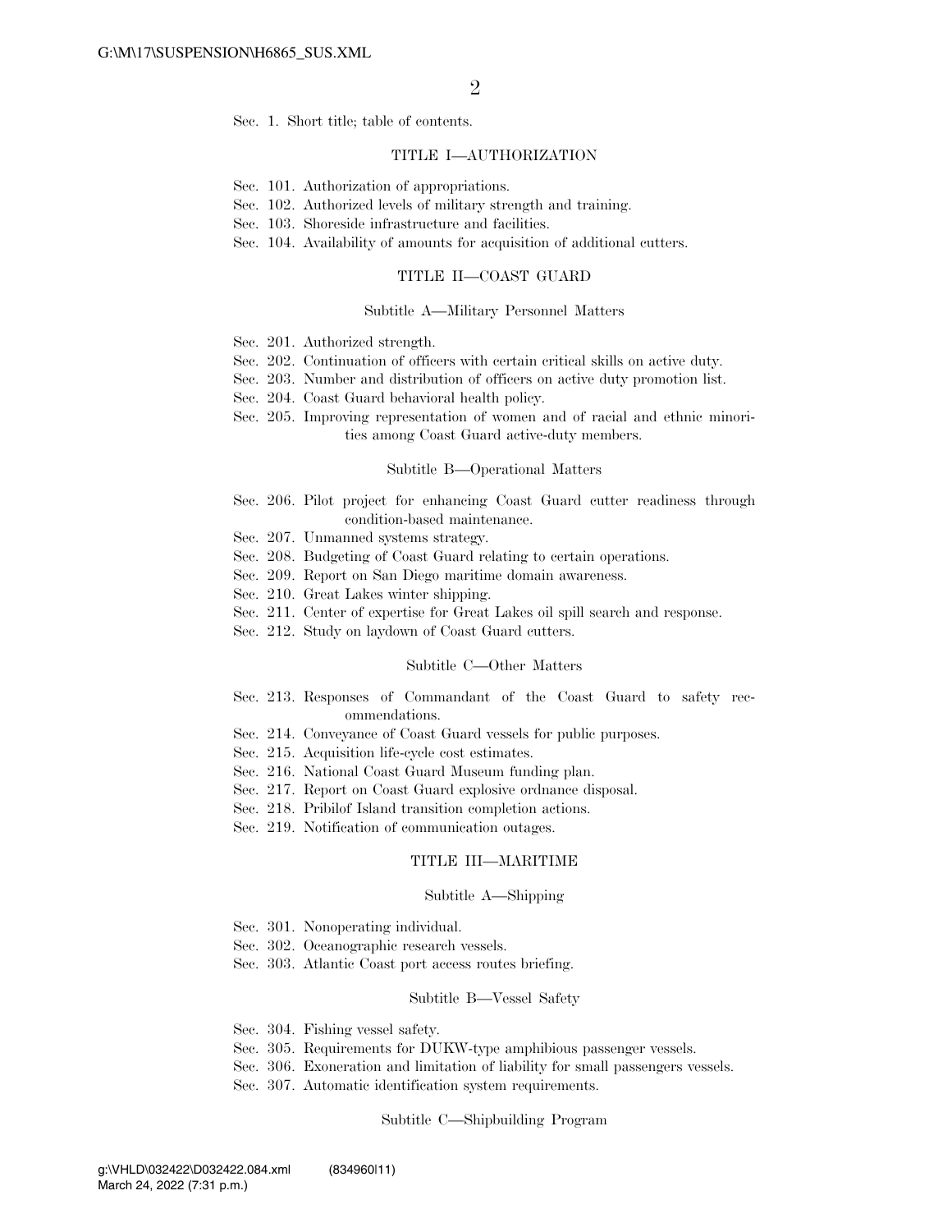Sec. 1. Short title; table of contents.

### TITLE I—AUTHORIZATION

Sec. 101. Authorization of appropriations.
Sec. 102. Authorized levels of military strength and training.
Sec. 103. Shoreside infrastructure and facilities.
Sec. 104. Availability of amounts for acquisition of additional cutters.

### TITLE II—COAST GUARD

#### Subtitle A—Military Personnel Matters

Sec. 201. Authorized strength.
Sec. 202. Continuation of officers with certain critical skills on active duty.
Sec. 203. Number and distribution of officers on active duty promotion list.
Sec. 204. Coast Guard behavioral health policy.
Sec. 205. Improving representation of women and of racial and ethnic minorities among Coast Guard active-duty members.

#### Subtitle B—Operational Matters

Sec. 206. Pilot project for enhancing Coast Guard cutter readiness through condition-based maintenance.
Sec. 207. Unmanned systems strategy.
Sec. 208. Budgeting of Coast Guard relating to certain operations.
Sec. 209. Report on San Diego maritime domain awareness.
Sec. 210. Great Lakes winter shipping.
Sec. 211. Center of expertise for Great Lakes oil spill search and response.
Sec. 212. Study on laydown of Coast Guard cutters.

#### Subtitle C—Other Matters

Sec. 213. Responses of Commandant of the Coast Guard to safety recommendations.
Sec. 214. Conveyance of Coast Guard vessels for public purposes.
Sec. 215. Acquisition life-cycle cost estimates.
Sec. 216. National Coast Guard Museum funding plan.
Sec. 217. Report on Coast Guard explosive ordnance disposal.
Sec. 218. Pribilof Island transition completion actions.
Sec. 219. Notification of communication outages.

### TITLE III—MARITIME

#### Subtitle A—Shipping

Sec. 301. Nonoperating individual.
Sec. 302. Oceanographic research vessels.
Sec. 303. Atlantic Coast port access routes briefing.

#### Subtitle B—Vessel Safety

Sec. 304. Fishing vessel safety.
Sec. 305. Requirements for DUKW-type amphibious passenger vessels.
Sec. 306. Exoneration and limitation of liability for small passengers vessels.
Sec. 307. Automatic identification system requirements.

#### Subtitle C—Shipbuilding Program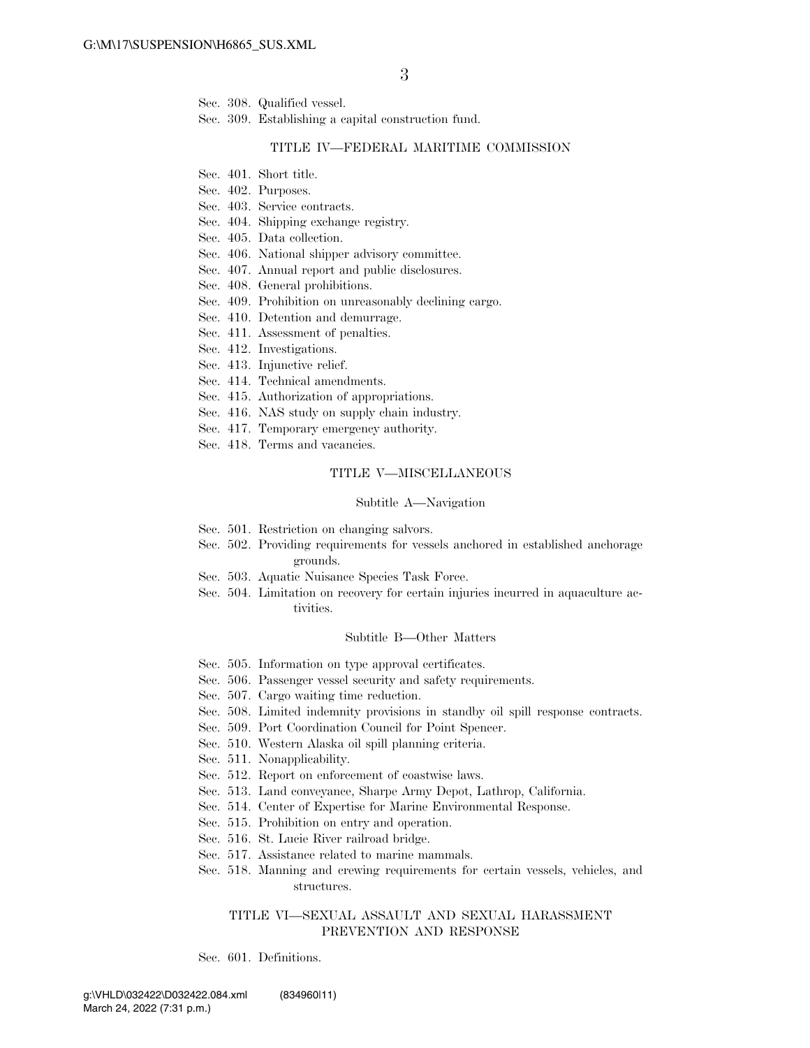Sec. 308. Qualified vessel.
Sec. 309. Establishing a capital construction fund.

TITLE IV—FEDERAL MARITIME COMMISSION

Sec. 401. Short title.
Sec. 402. Purposes.
Sec. 403. Service contracts.
Sec. 404. Shipping exchange registry.
Sec. 405. Data collection.
Sec. 406. National shipper advisory committee.
Sec. 407. Annual report and public disclosures.
Sec. 408. General prohibitions.
Sec. 409. Prohibition on unreasonably declining cargo.
Sec. 410. Detention and demurrage.
Sec. 411. Assessment of penalties.
Sec. 412. Investigations.
Sec. 413. Injunctive relief.
Sec. 414. Technical amendments.
Sec. 415. Authorization of appropriations.
Sec. 416. NAS study on supply chain industry.
Sec. 417. Temporary emergency authority.
Sec. 418. Terms and vacancies.

TITLE V—MISCELLANEOUS

Subtitle A—Navigation

Sec. 501. Restriction on changing salvors.
Sec. 502. Providing requirements for vessels anchored in established anchorage grounds.
Sec. 503. Aquatic Nuisance Species Task Force.
Sec. 504. Limitation on recovery for certain injuries incurred in aquaculture activities.

Subtitle B—Other Matters

Sec. 505. Information on type approval certificates.
Sec. 506. Passenger vessel security and safety requirements.
Sec. 507. Cargo waiting time reduction.
Sec. 508. Limited indemnity provisions in standby oil spill response contracts.
Sec. 509. Port Coordination Council for Point Spencer.
Sec. 510. Western Alaska oil spill planning criteria.
Sec. 511. Nonapplicability.
Sec. 512. Report on enforcement of coastwise laws.
Sec. 513. Land conveyance, Sharpe Army Depot, Lathrop, California.
Sec. 514. Center of Expertise for Marine Environmental Response.
Sec. 515. Prohibition on entry and operation.
Sec. 516. St. Lucie River railroad bridge.
Sec. 517. Assistance related to marine mammals.
Sec. 518. Manning and crewing requirements for certain vessels, vehicles, and structures.

TITLE VI—SEXUAL ASSAULT AND SEXUAL HARASSMENT PREVENTION AND RESPONSE

Sec. 601. Definitions.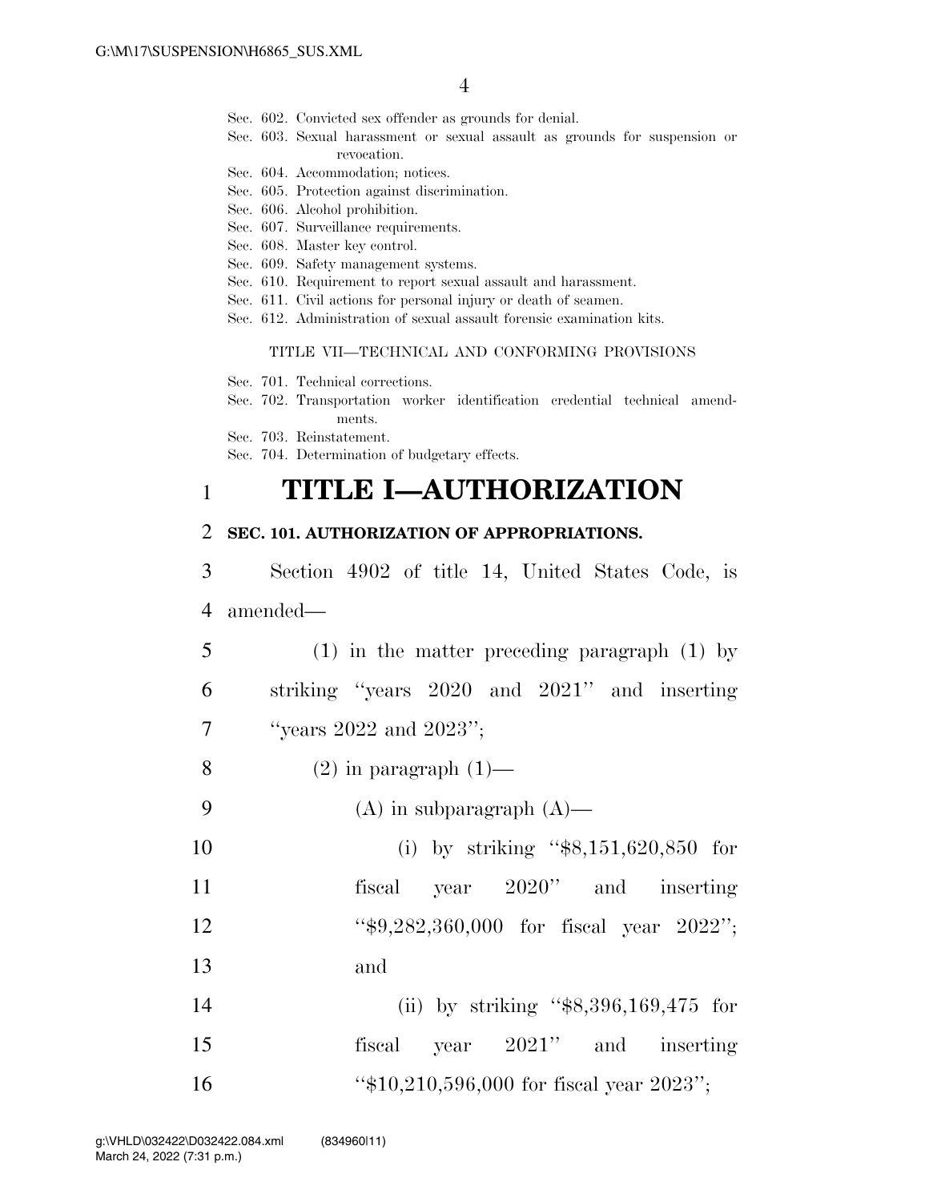Sec. 602. Convicted sex offender as grounds for denial.
Sec. 603. Sexual harassment or sexual assault as grounds for suspension or revocation.
Sec. 604. Accommodation; notices.
Sec. 605. Protection against discrimination.
Sec. 606. Alcohol prohibition.
Sec. 607. Surveillance requirements.
Sec. 608. Master key control.
Sec. 609. Safety management systems.
Sec. 610. Requirement to report sexual assault and harassment.
Sec. 611. Civil actions for personal injury or death of seamen.
Sec. 612. Administration of sexual assault forensic examination kits.

TITLE VII—TECHNICAL AND CONFORMING PROVISIONS

Sec. 701. Technical corrections.
Sec. 702. Transportation worker identification credential technical amendments.
Sec. 703. Reinstatement.
Sec. 704. Determination of budgetary effects.

# TITLE I—AUTHORIZATION

**SEC. 101. AUTHORIZATION OF APPROPRIATIONS.**

Section 4902 of title 14, United States Code, is amended—

(1) in the matter preceding paragraph (1) by striking ''years 2020 and 2021'' and inserting ''years 2022 and 2023'';

(2) in paragraph (1)—

(A) in subparagraph (A)—

(i) by striking ''$8,151,620,850 for fiscal year 2020'' and inserting ''$9,282,360,000 for fiscal year 2022''; and

(ii) by striking ''$8,396,169,475 for fiscal year 2021'' and inserting ''$10,210,596,000 for fiscal year 2023'';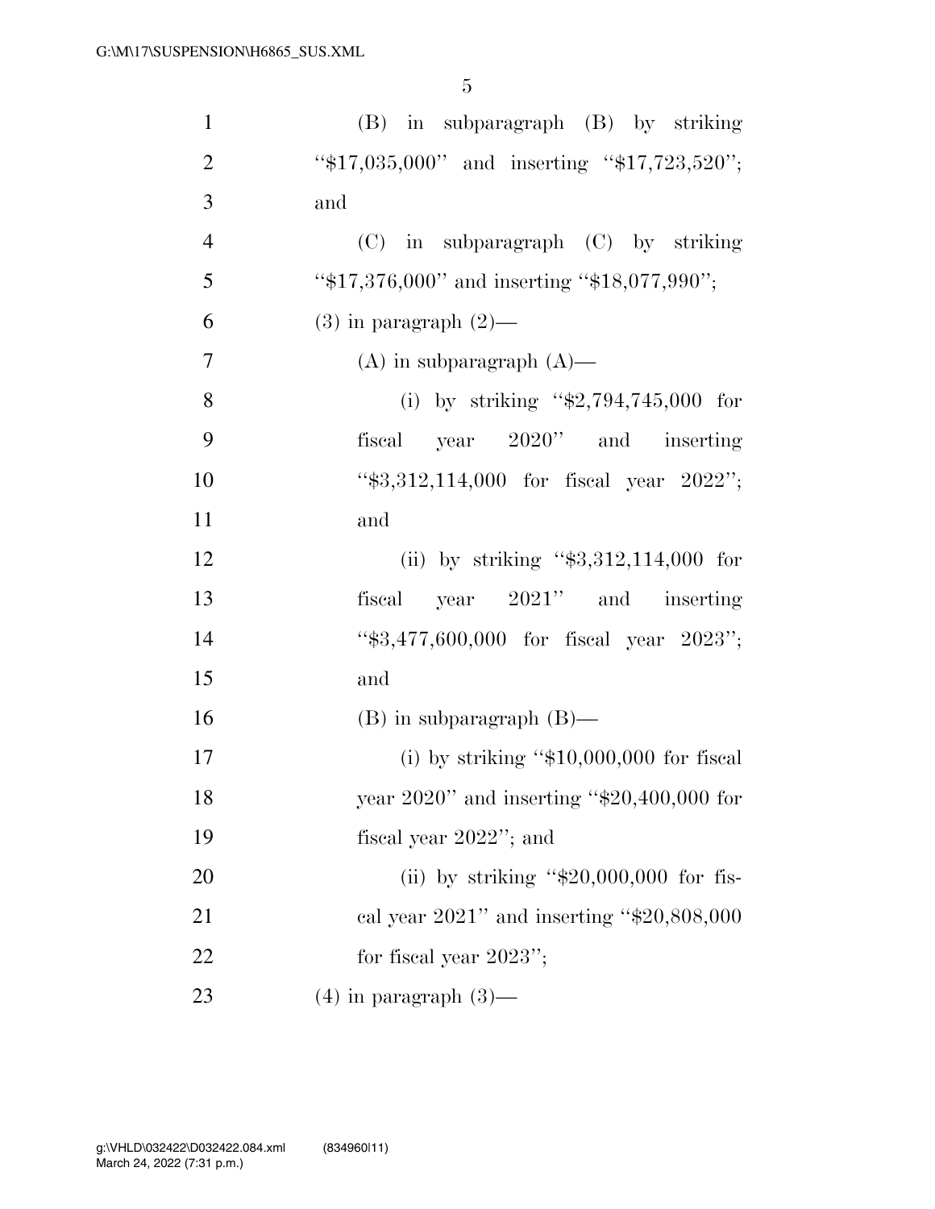(B) in subparagraph (B) by striking "$17,035,000" and inserting "$17,723,520"; and

(C) in subparagraph (C) by striking "$17,376,000" and inserting "$18,077,990";

(3) in paragraph (2)—

(A) in subparagraph (A)—

(i) by striking "$2,794,745,000 for fiscal year 2020" and inserting "$3,312,114,000 for fiscal year 2022"; and

(ii) by striking "$3,312,114,000 for fiscal year 2021" and inserting "$3,477,600,000 for fiscal year 2023"; and

(B) in subparagraph (B)—

(i) by striking "$10,000,000 for fiscal year 2020" and inserting "$20,400,000 for fiscal year 2022"; and

(ii) by striking "$20,000,000 for fiscal year 2021" and inserting "$20,808,000 for fiscal year 2023";

(4) in paragraph (3)—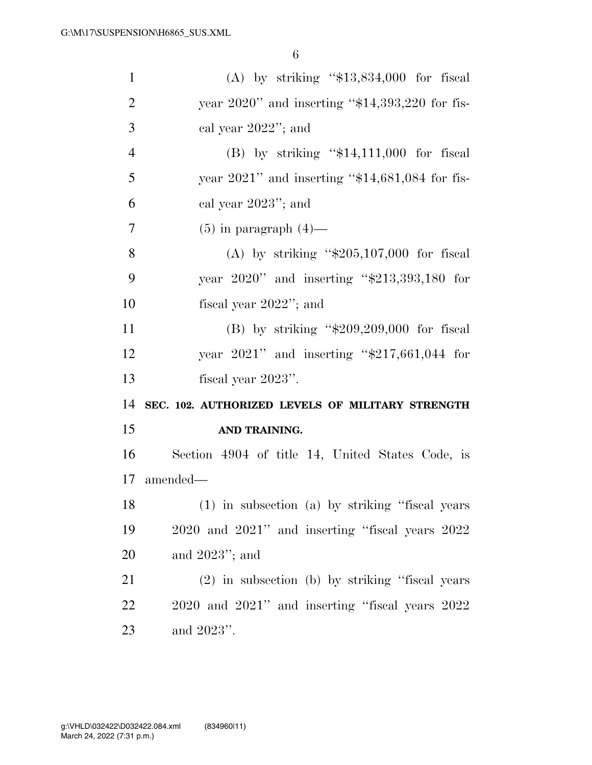(A) by striking "$13,834,000 for fiscal year 2020" and inserting "$14,393,220 for fiscal year 2022"; and

(B) by striking "$14,111,000 for fiscal year 2021" and inserting "$14,681,084 for fiscal year 2023"; and

(5) in paragraph (4)—

(A) by striking "$205,107,000 for fiscal year 2020" and inserting "$213,393,180 for fiscal year 2022"; and

(B) by striking "$209,209,000 for fiscal year 2021" and inserting "$217,661,044 for fiscal year 2023".

**SEC. 102. AUTHORIZED LEVELS OF MILITARY STRENGTH AND TRAINING.**

Section 4904 of title 14, United States Code, is amended—

(1) in subsection (a) by striking "fiscal years 2020 and 2021" and inserting "fiscal years 2022 and 2023"; and

(2) in subsection (b) by striking "fiscal years 2020 and 2021" and inserting "fiscal years 2022 and 2023".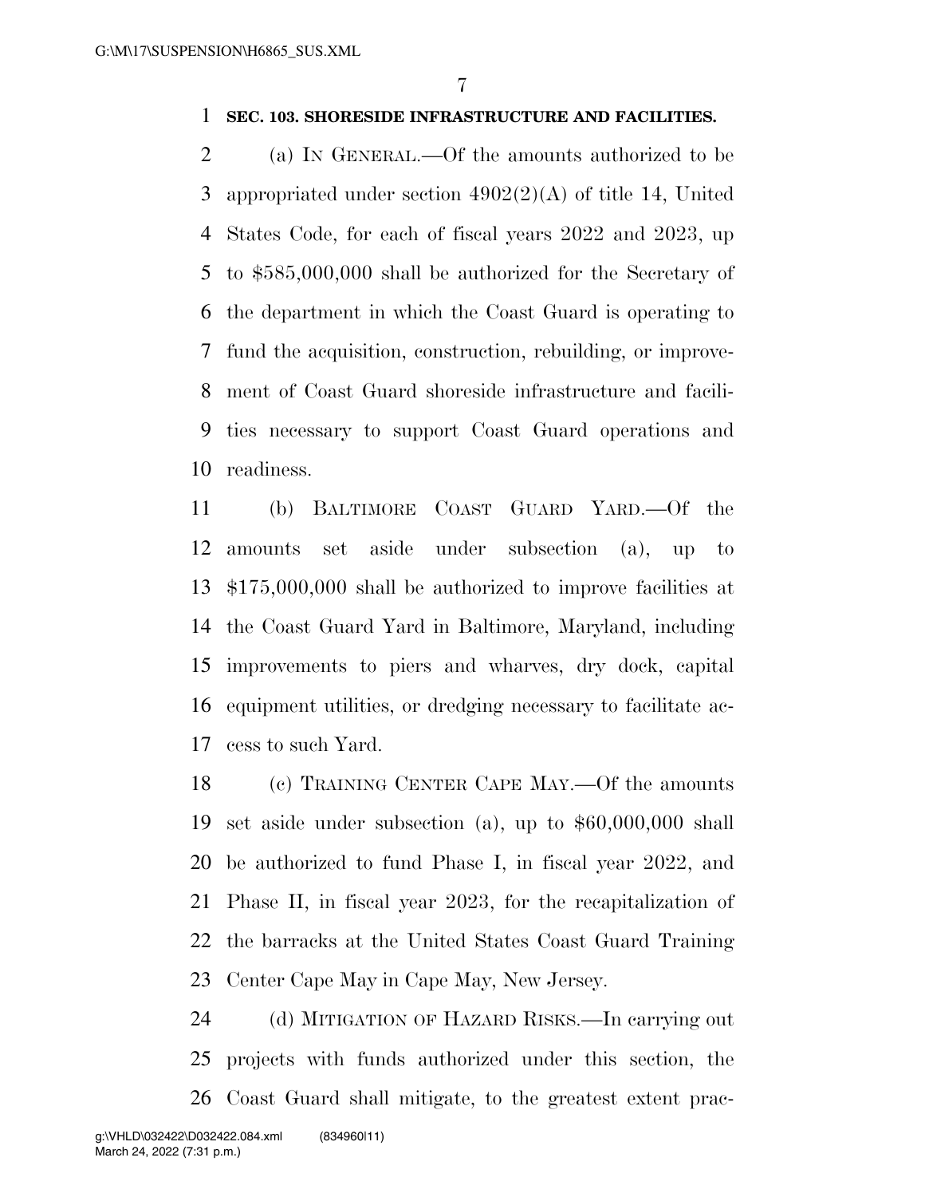**SEC. 103. SHORESIDE INFRASTRUCTURE AND FACILITIES.**

(a) IN GENERAL.—Of the amounts authorized to be appropriated under section 4902(2)(A) of title 14, United States Code, for each of fiscal years 2022 and 2023, up to $585,000,000 shall be authorized for the Secretary of the department in which the Coast Guard is operating to fund the acquisition, construction, rebuilding, or improvement of Coast Guard shoreside infrastructure and facilities necessary to support Coast Guard operations and readiness.

(b) BALTIMORE COAST GUARD YARD.—Of the amounts set aside under subsection (a), up to $175,000,000 shall be authorized to improve facilities at the Coast Guard Yard in Baltimore, Maryland, including improvements to piers and wharves, dry dock, capital equipment utilities, or dredging necessary to facilitate access to such Yard.

(c) TRAINING CENTER CAPE MAY.—Of the amounts set aside under subsection (a), up to $60,000,000 shall be authorized to fund Phase I, in fiscal year 2022, and Phase II, in fiscal year 2023, for the recapitalization of the barracks at the United States Coast Guard Training Center Cape May in Cape May, New Jersey.

(d) MITIGATION OF HAZARD RISKS.—In carrying out projects with funds authorized under this section, the Coast Guard shall mitigate, to the greatest extent prac-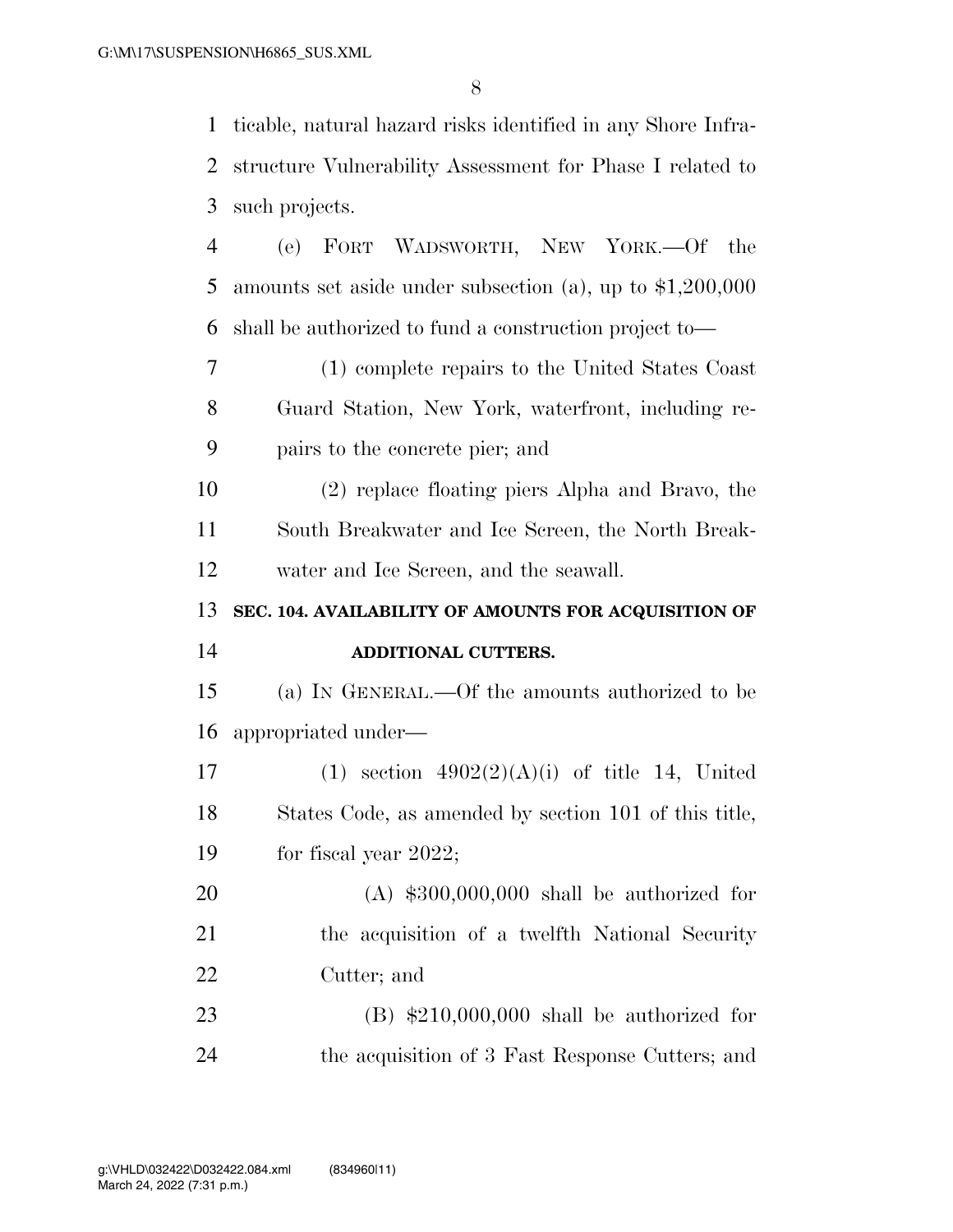ticable, natural hazard risks identified in any Shore Infrastructure Vulnerability Assessment for Phase I related to such projects.

(e) FORT WADSWORTH, NEW YORK.—Of the amounts set aside under subsection (a), up to $1,200,000 shall be authorized to fund a construction project to—

(1) complete repairs to the United States Coast Guard Station, New York, waterfront, including repairs to the concrete pier; and

(2) replace floating piers Alpha and Bravo, the South Breakwater and Ice Screen, the North Breakwater and Ice Screen, and the seawall.

**SEC. 104. AVAILABILITY OF AMOUNTS FOR ACQUISITION OF ADDITIONAL CUTTERS.**

(a) IN GENERAL.—Of the amounts authorized to be appropriated under—

(1) section 4902(2)(A)(i) of title 14, United States Code, as amended by section 101 of this title, for fiscal year 2022;

(A) $300,000,000 shall be authorized for the acquisition of a twelfth National Security Cutter; and

(B) $210,000,000 shall be authorized for the acquisition of 3 Fast Response Cutters; and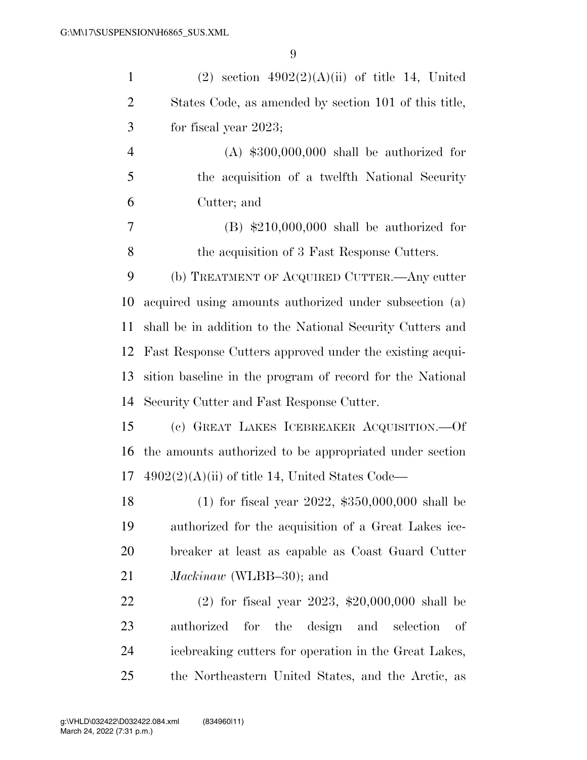(2) section 4902(2)(A)(ii) of title 14, United States Code, as amended by section 101 of this title, for fiscal year 2023;

(A) $300,000,000 shall be authorized for the acquisition of a twelfth National Security Cutter; and

(B) $210,000,000 shall be authorized for the acquisition of 3 Fast Response Cutters.

(b) TREATMENT OF ACQUIRED CUTTER.—Any cutter acquired using amounts authorized under subsection (a) shall be in addition to the National Security Cutters and Fast Response Cutters approved under the existing acquisition baseline in the program of record for the National Security Cutter and Fast Response Cutter.

(c) GREAT LAKES ICEBREAKER ACQUISITION.—Of the amounts authorized to be appropriated under section 4902(2)(A)(ii) of title 14, United States Code—

(1) for fiscal year 2022, $350,000,000 shall be authorized for the acquisition of a Great Lakes icebreaker at least as capable as Coast Guard Cutter *Mackinaw* (WLBB–30); and

(2) for fiscal year 2023, $20,000,000 shall be authorized for the design and selection of icebreaking cutters for operation in the Great Lakes, the Northeastern United States, and the Arctic, as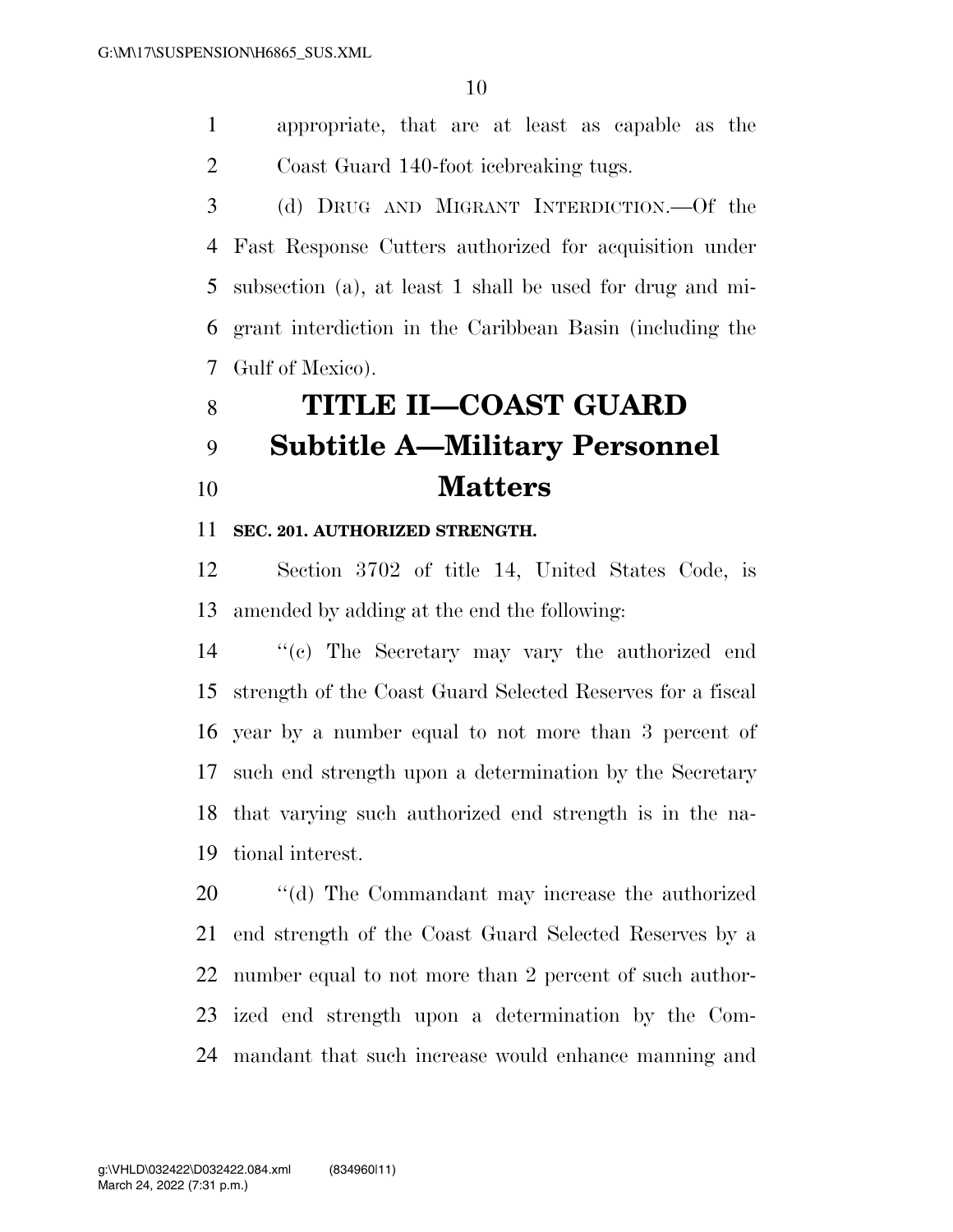appropriate, that are at least as capable as the Coast Guard 140-foot icebreaking tugs.

(d) DRUG AND MIGRANT INTERDICTION.—Of the Fast Response Cutters authorized for acquisition under subsection (a), at least 1 shall be used for drug and migrant interdiction in the Caribbean Basin (including the Gulf of Mexico).

# TITLE II—COAST GUARD

## Subtitle A—Military Personnel Matters

### SEC. 201. AUTHORIZED STRENGTH.

Section 3702 of title 14, United States Code, is amended by adding at the end the following:

''(c) The Secretary may vary the authorized end strength of the Coast Guard Selected Reserves for a fiscal year by a number equal to not more than 3 percent of such end strength upon a determination by the Secretary that varying such authorized end strength is in the national interest.

''(d) The Commandant may increase the authorized end strength of the Coast Guard Selected Reserves by a number equal to not more than 2 percent of such authorized end strength upon a determination by the Commandant that such increase would enhance manning and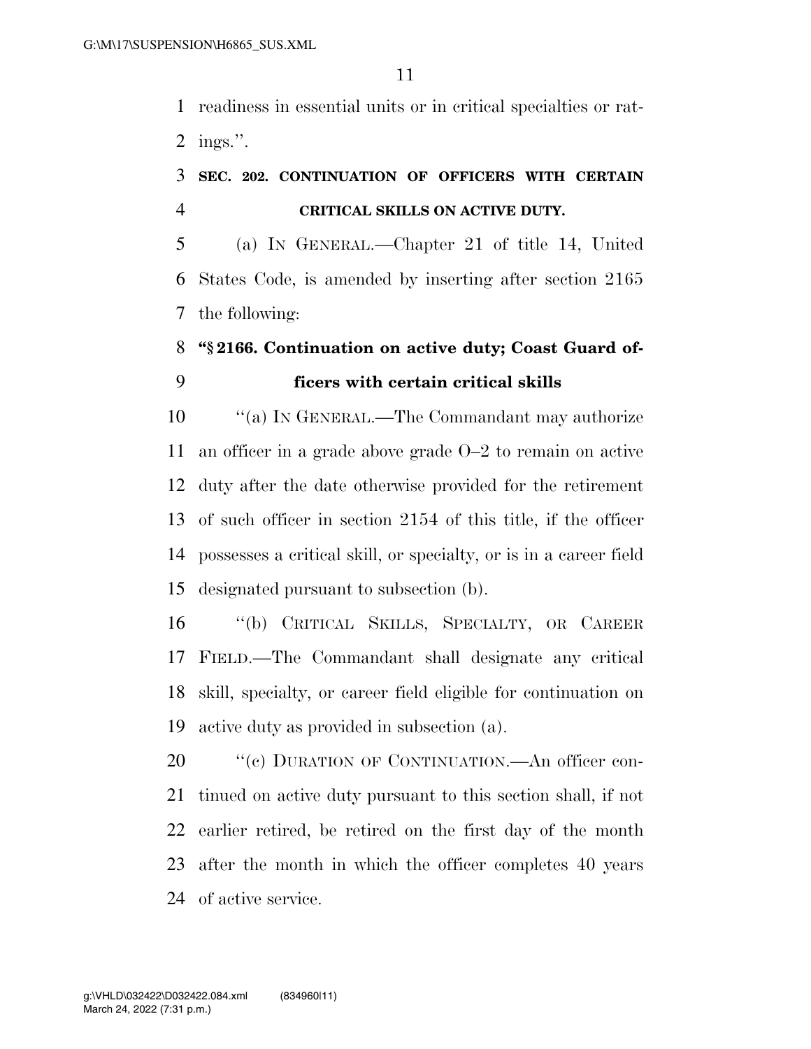readiness in essential units or in critical specialties or ratings.''.

**SEC. 202. CONTINUATION OF OFFICERS WITH CERTAIN CRITICAL SKILLS ON ACTIVE DUTY.**

(a) IN GENERAL.—Chapter 21 of title 14, United States Code, is amended by inserting after section 2165 the following:

**''§ 2166. Continuation on active duty; Coast Guard officers with certain critical skills**

''(a) IN GENERAL.—The Commandant may authorize an officer in a grade above grade O–2 to remain on active duty after the date otherwise provided for the retirement of such officer in section 2154 of this title, if the officer possesses a critical skill, or specialty, or is in a career field designated pursuant to subsection (b).

''(b) CRITICAL SKILLS, SPECIALTY, OR CAREER FIELD.—The Commandant shall designate any critical skill, specialty, or career field eligible for continuation on active duty as provided in subsection (a).

''(c) DURATION OF CONTINUATION.—An officer continued on active duty pursuant to this section shall, if not earlier retired, be retired on the first day of the month after the month in which the officer completes 40 years of active service.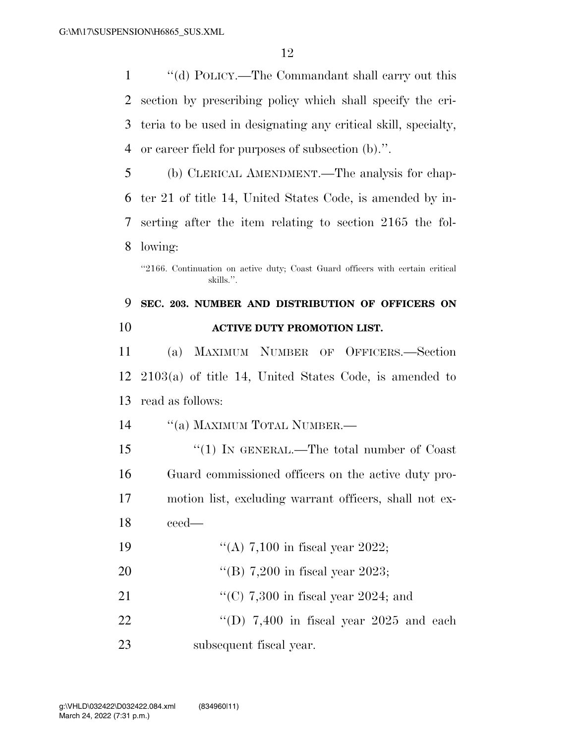"(d) POLICY.—The Commandant shall carry out this section by prescribing policy which shall specify the criteria to be used in designating any critical skill, specialty, or career field for purposes of subsection (b).".

(b) CLERICAL AMENDMENT.—The analysis for chapter 21 of title 14, United States Code, is amended by inserting after the item relating to section 2165 the following:

"2166. Continuation on active duty; Coast Guard officers with certain critical skills.".

**SEC. 203. NUMBER AND DISTRIBUTION OF OFFICERS ON ACTIVE DUTY PROMOTION LIST.**

(a) MAXIMUM NUMBER OF OFFICERS.—Section 2103(a) of title 14, United States Code, is amended to read as follows:

"(a) MAXIMUM TOTAL NUMBER.—

"(1) IN GENERAL.—The total number of Coast Guard commissioned officers on the active duty promotion list, excluding warrant officers, shall not exceed—

"(A) 7,100 in fiscal year 2022;

"(B) 7,200 in fiscal year 2023;

"(C) 7,300 in fiscal year 2024; and

"(D) 7,400 in fiscal year 2025 and each subsequent fiscal year.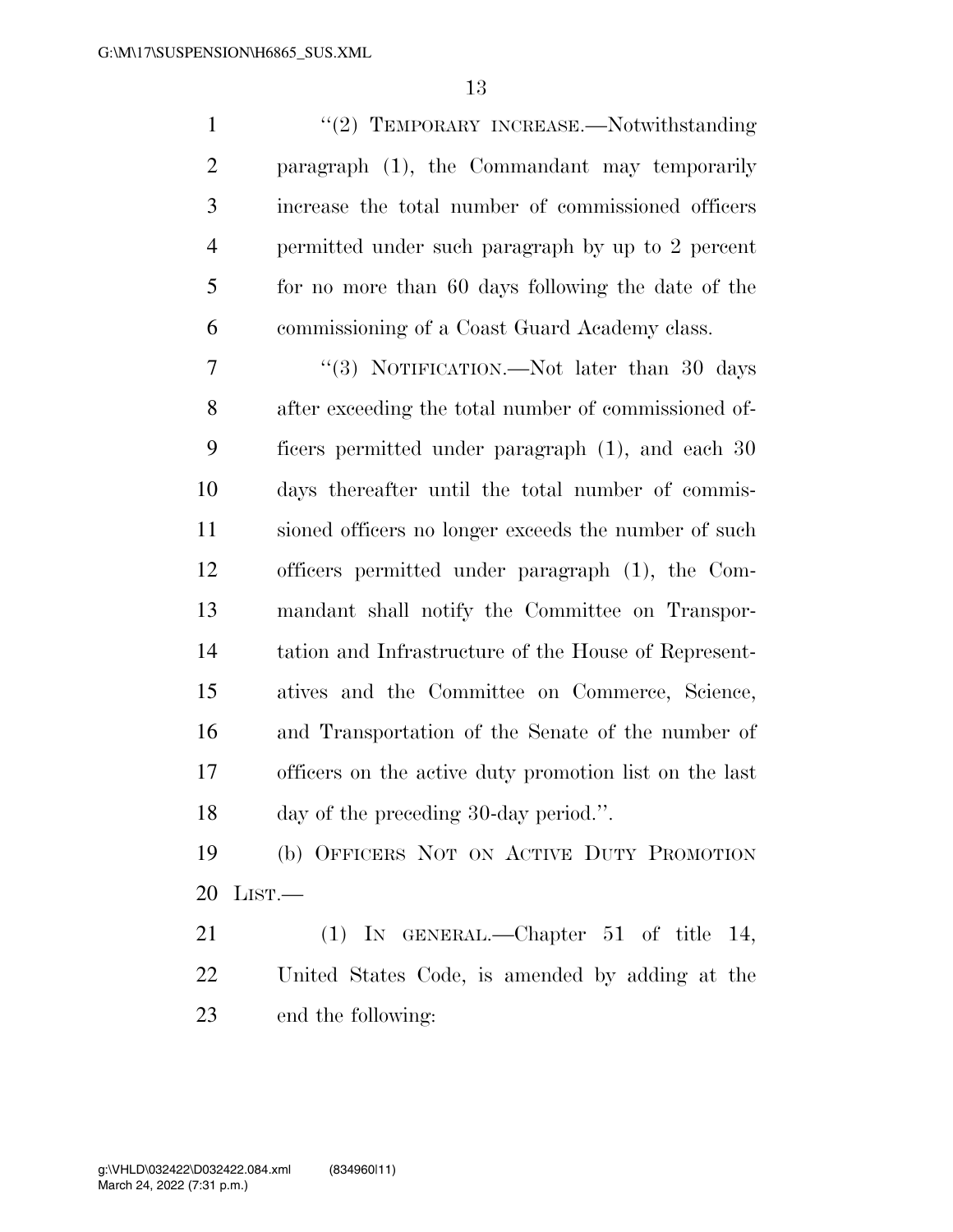"(2) TEMPORARY INCREASE.—Notwithstanding paragraph (1), the Commandant may temporarily increase the total number of commissioned officers permitted under such paragraph by up to 2 percent for no more than 60 days following the date of the commissioning of a Coast Guard Academy class.

"(3) NOTIFICATION.—Not later than 30 days after exceeding the total number of commissioned officers permitted under paragraph (1), and each 30 days thereafter until the total number of commissioned officers no longer exceeds the number of such officers permitted under paragraph (1), the Commandant shall notify the Committee on Transportation and Infrastructure of the House of Representatives and the Committee on Commerce, Science, and Transportation of the Senate of the number of officers on the active duty promotion list on the last day of the preceding 30-day period.".

(b) OFFICERS NOT ON ACTIVE DUTY PROMOTION LIST.—

(1) IN GENERAL.—Chapter 51 of title 14, United States Code, is amended by adding at the end the following: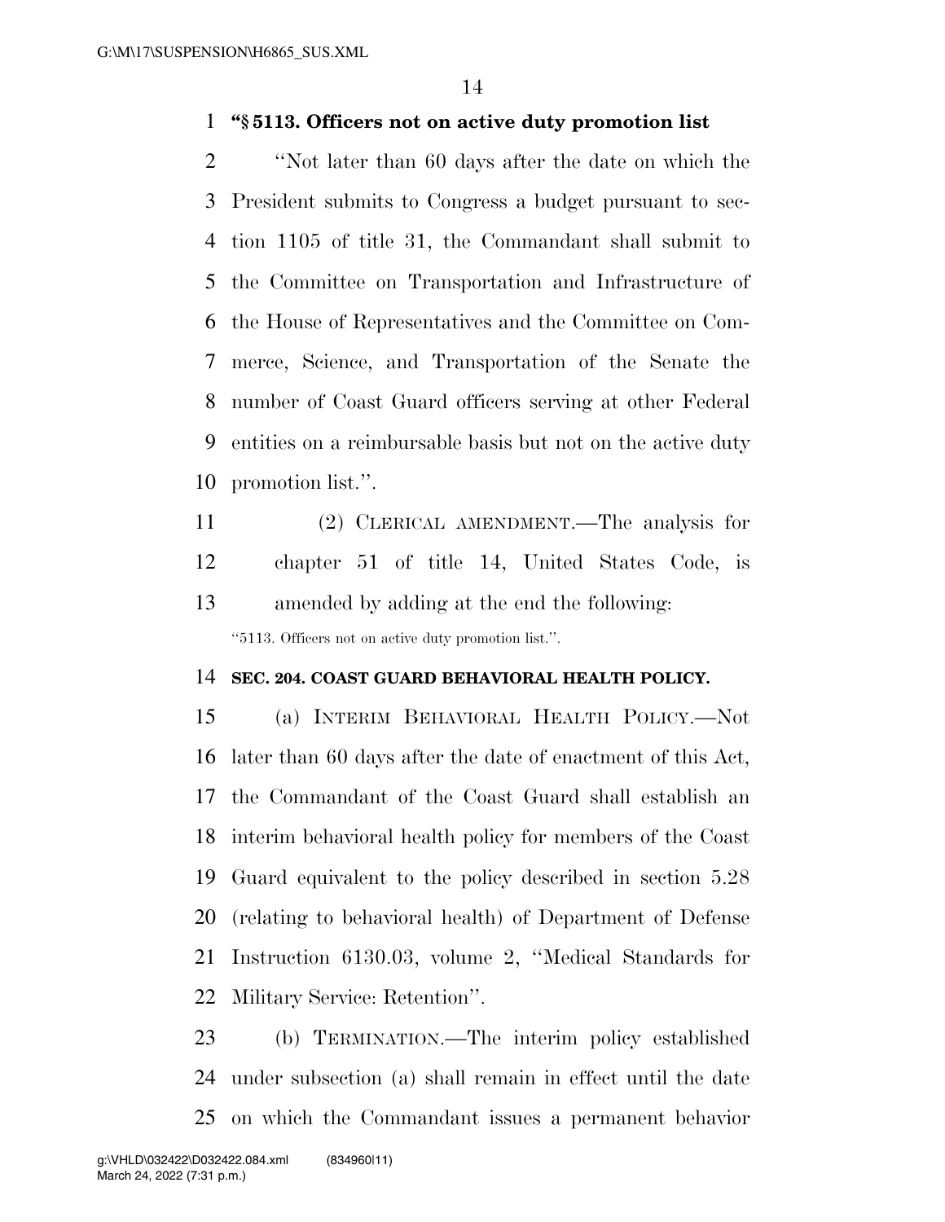**"§ 5113. Officers not on active duty promotion list**

"Not later than 60 days after the date on which the President submits to Congress a budget pursuant to section 1105 of title 31, the Commandant shall submit to the Committee on Transportation and Infrastructure of the House of Representatives and the Committee on Commerce, Science, and Transportation of the Senate the number of Coast Guard officers serving at other Federal entities on a reimbursable basis but not on the active duty promotion list.".

(2) CLERICAL AMENDMENT.—The analysis for chapter 51 of title 14, United States Code, is amended by adding at the end the following:

"5113. Officers not on active duty promotion list.".

**SEC. 204. COAST GUARD BEHAVIORAL HEALTH POLICY.**

(a) INTERIM BEHAVIORAL HEALTH POLICY.—Not later than 60 days after the date of enactment of this Act, the Commandant of the Coast Guard shall establish an interim behavioral health policy for members of the Coast Guard equivalent to the policy described in section 5.28 (relating to behavioral health) of Department of Defense Instruction 6130.03, volume 2, "Medical Standards for Military Service: Retention".

(b) TERMINATION.—The interim policy established under subsection (a) shall remain in effect until the date on which the Commandant issues a permanent behavior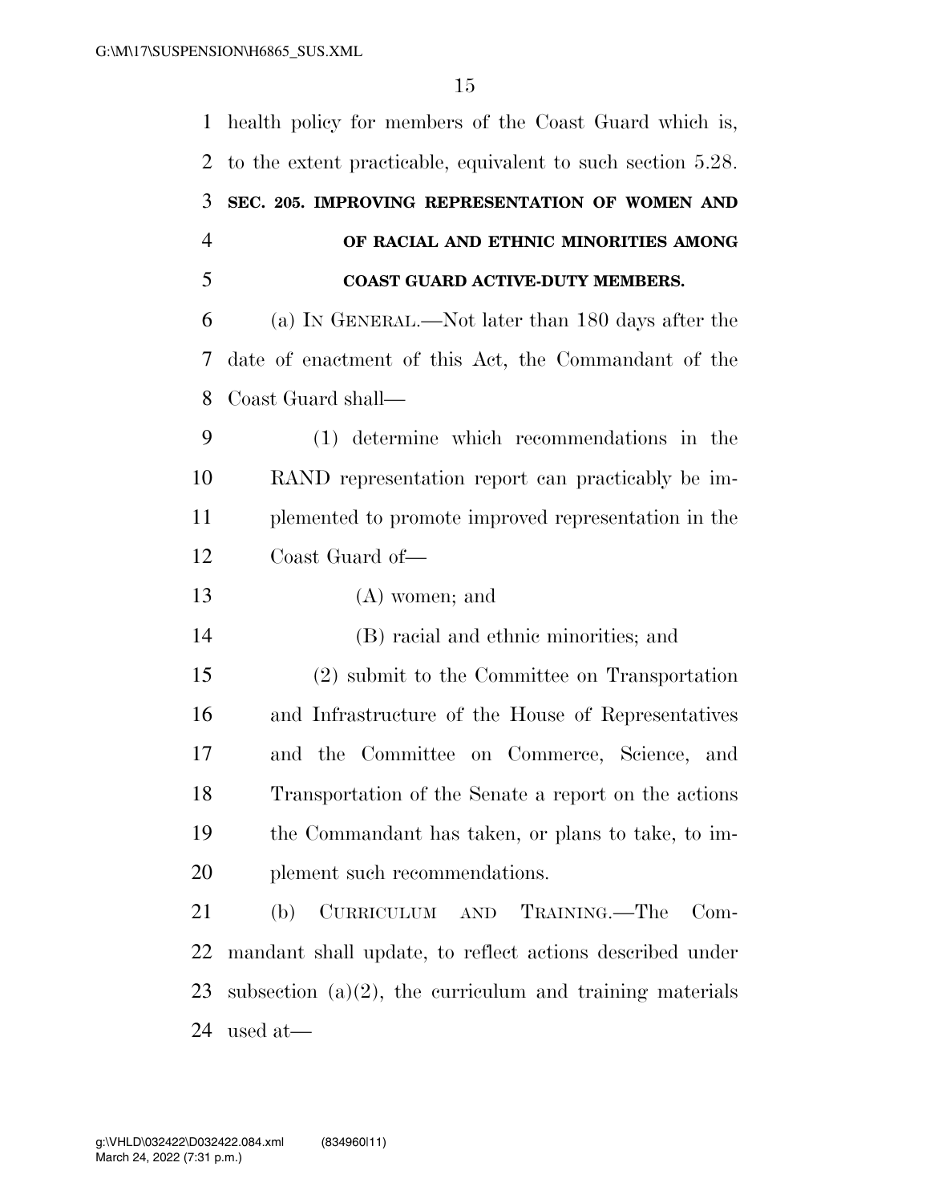health policy for members of the Coast Guard which is, to the extent practicable, equivalent to such section 5.28.

### SEC. 205. IMPROVING REPRESENTATION OF WOMEN AND OF RACIAL AND ETHNIC MINORITIES AMONG COAST GUARD ACTIVE-DUTY MEMBERS.

(a) IN GENERAL.—Not later than 180 days after the date of enactment of this Act, the Commandant of the Coast Guard shall—

(1) determine which recommendations in the RAND representation report can practicably be implemented to promote improved representation in the Coast Guard of—

(A) women; and

(B) racial and ethnic minorities; and

(2) submit to the Committee on Transportation and Infrastructure of the House of Representatives and the Committee on Commerce, Science, and Transportation of the Senate a report on the actions the Commandant has taken, or plans to take, to implement such recommendations.

(b) CURRICULUM AND TRAINING.—The Commandant shall update, to reflect actions described under subsection (a)(2), the curriculum and training materials used at—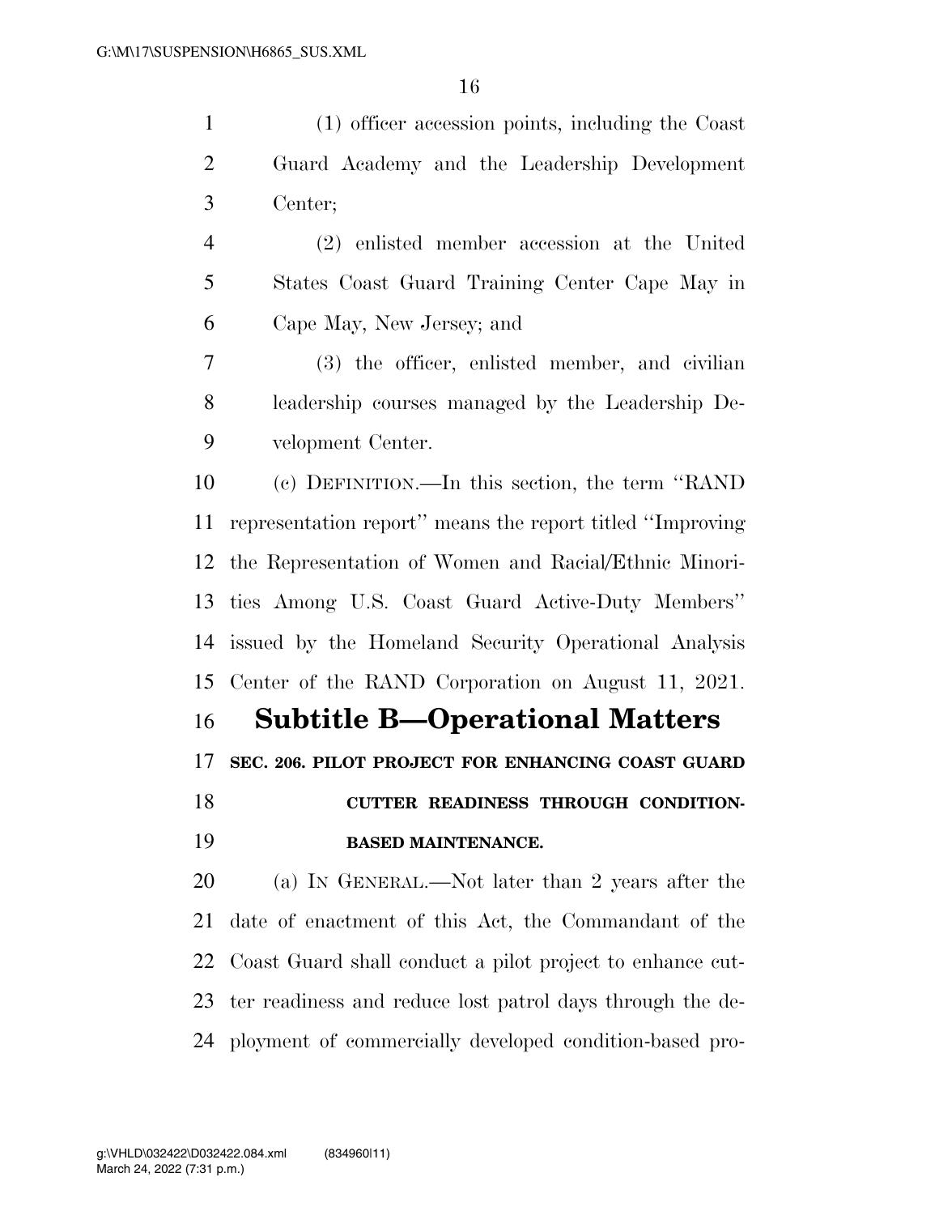(1) officer accession points, including the Coast Guard Academy and the Leadership Development Center;

(2) enlisted member accession at the United States Coast Guard Training Center Cape May in Cape May, New Jersey; and

(3) the officer, enlisted member, and civilian leadership courses managed by the Leadership Development Center.

(c) DEFINITION.—In this section, the term ''RAND representation report'' means the report titled ''Improving the Representation of Women and Racial/Ethnic Minorities Among U.S. Coast Guard Active-Duty Members'' issued by the Homeland Security Operational Analysis Center of the RAND Corporation on August 11, 2021.

## Subtitle B—Operational Matters

### SEC. 206. PILOT PROJECT FOR ENHANCING COAST GUARD CUTTER READINESS THROUGH CONDITION-BASED MAINTENANCE.

(a) IN GENERAL.—Not later than 2 years after the date of enactment of this Act, the Commandant of the Coast Guard shall conduct a pilot project to enhance cutter readiness and reduce lost patrol days through the deployment of commercially developed condition-based pro-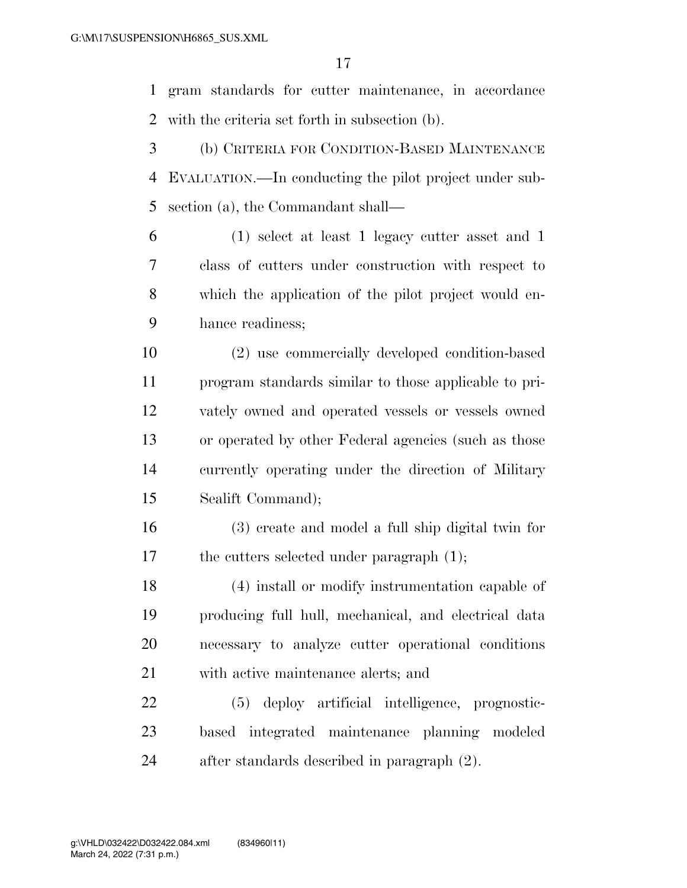gram standards for cutter maintenance, in accordance with the criteria set forth in subsection (b).

(b) CRITERIA FOR CONDITION-BASED MAINTENANCE EVALUATION.—In conducting the pilot project under subsection (a), the Commandant shall—

(1) select at least 1 legacy cutter asset and 1 class of cutters under construction with respect to which the application of the pilot project would enhance readiness;

(2) use commercially developed condition-based program standards similar to those applicable to privately owned and operated vessels or vessels owned or operated by other Federal agencies (such as those currently operating under the direction of Military Sealift Command);

(3) create and model a full ship digital twin for the cutters selected under paragraph (1);

(4) install or modify instrumentation capable of producing full hull, mechanical, and electrical data necessary to analyze cutter operational conditions with active maintenance alerts; and

(5) deploy artificial intelligence, prognostic-based integrated maintenance planning modeled after standards described in paragraph (2).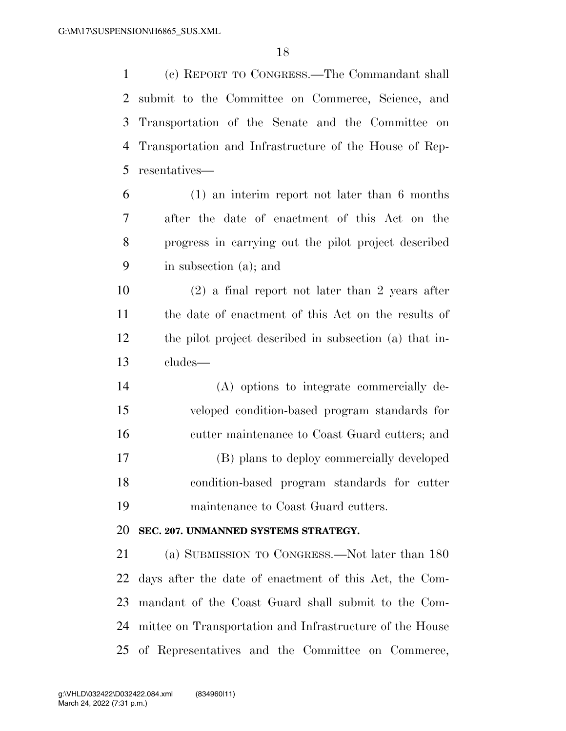(c) REPORT TO CONGRESS.—The Commandant shall submit to the Committee on Commerce, Science, and Transportation of the Senate and the Committee on Transportation and Infrastructure of the House of Representatives—

(1) an interim report not later than 6 months after the date of enactment of this Act on the progress in carrying out the pilot project described in subsection (a); and

(2) a final report not later than 2 years after the date of enactment of this Act on the results of the pilot project described in subsection (a) that includes—

(A) options to integrate commercially developed condition-based program standards for cutter maintenance to Coast Guard cutters; and

(B) plans to deploy commercially developed condition-based program standards for cutter maintenance to Coast Guard cutters.

**SEC. 207. UNMANNED SYSTEMS STRATEGY.**

(a) SUBMISSION TO CONGRESS.—Not later than 180 days after the date of enactment of this Act, the Commandant of the Coast Guard shall submit to the Committee on Transportation and Infrastructure of the House of Representatives and the Committee on Commerce,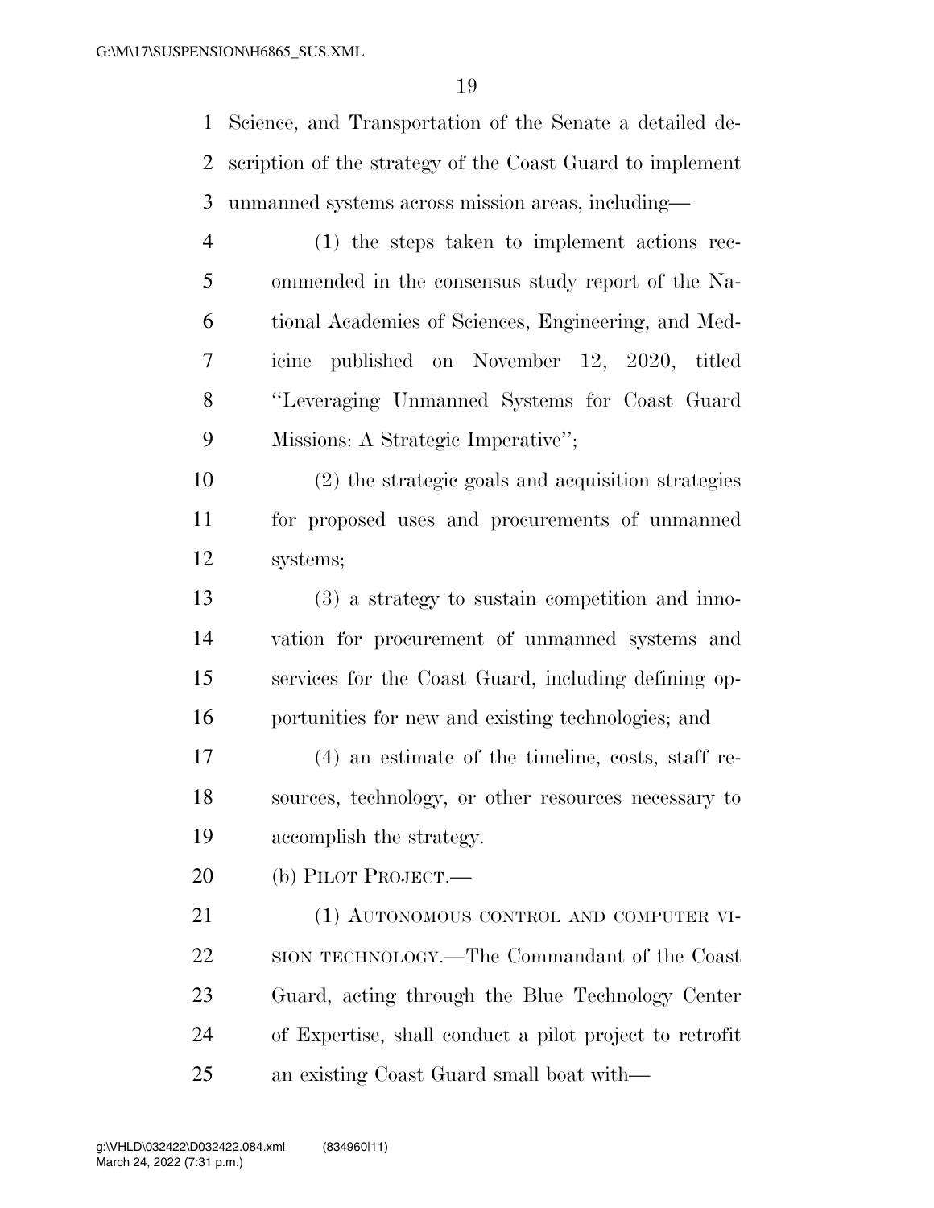Science, and Transportation of the Senate a detailed description of the strategy of the Coast Guard to implement unmanned systems across mission areas, including—

(1) the steps taken to implement actions recommended in the consensus study report of the National Academies of Sciences, Engineering, and Medicine published on November 12, 2020, titled "Leveraging Unmanned Systems for Coast Guard Missions: A Strategic Imperative";

(2) the strategic goals and acquisition strategies for proposed uses and procurements of unmanned systems;

(3) a strategy to sustain competition and innovation for procurement of unmanned systems and services for the Coast Guard, including defining opportunities for new and existing technologies; and

(4) an estimate of the timeline, costs, staff resources, technology, or other resources necessary to accomplish the strategy.

(b) PILOT PROJECT.—

(1) AUTONOMOUS CONTROL AND COMPUTER VISION TECHNOLOGY.—The Commandant of the Coast Guard, acting through the Blue Technology Center of Expertise, shall conduct a pilot project to retrofit an existing Coast Guard small boat with—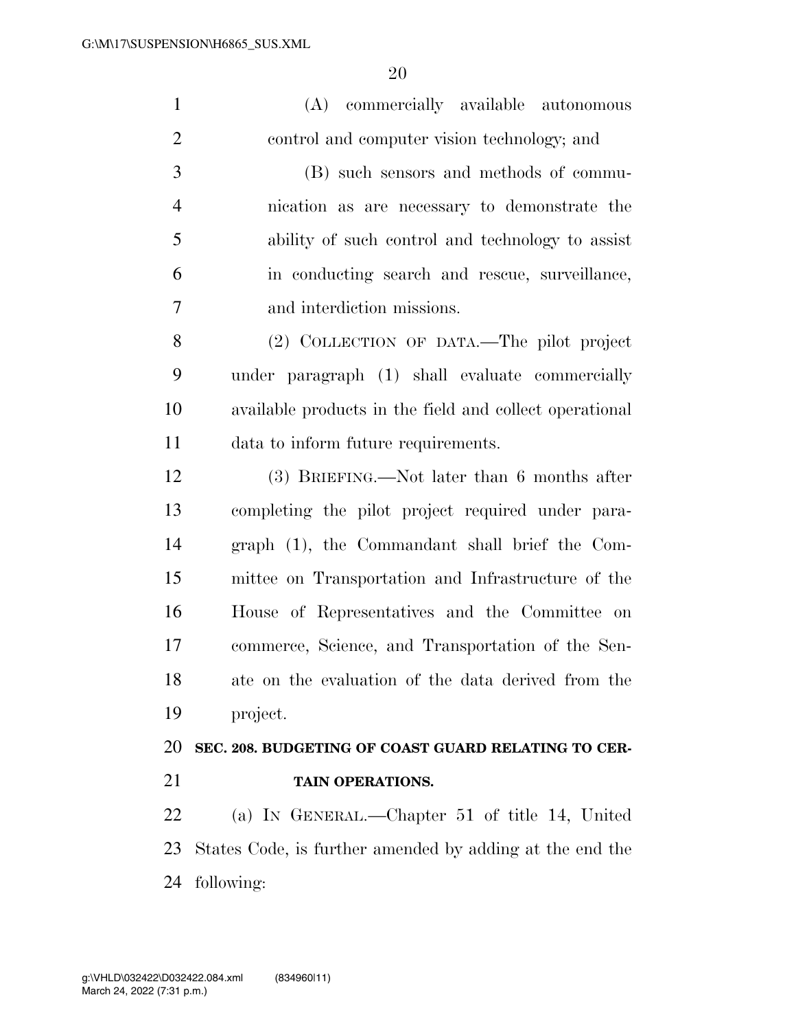(A) commercially available autonomous control and computer vision technology; and

(B) such sensors and methods of communication as are necessary to demonstrate the ability of such control and technology to assist in conducting search and rescue, surveillance, and interdiction missions.

(2) COLLECTION OF DATA.—The pilot project under paragraph (1) shall evaluate commercially available products in the field and collect operational data to inform future requirements.

(3) BRIEFING.—Not later than 6 months after completing the pilot project required under paragraph (1), the Commandant shall brief the Committee on Transportation and Infrastructure of the House of Representatives and the Committee on commerce, Science, and Transportation of the Senate on the evaluation of the data derived from the project.

**SEC. 208. BUDGETING OF COAST GUARD RELATING TO CERTAIN OPERATIONS.**

(a) IN GENERAL.—Chapter 51 of title 14, United States Code, is further amended by adding at the end the following: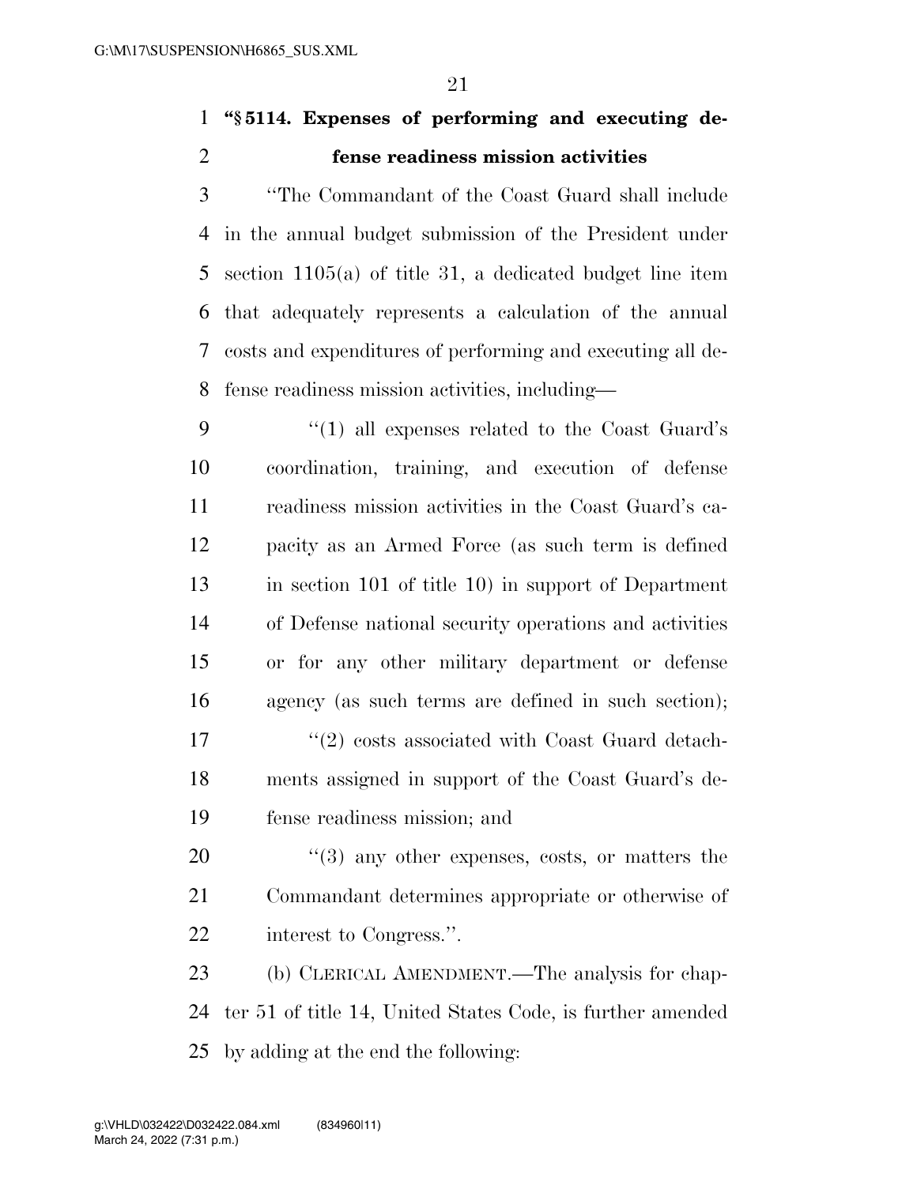**"§ 5114. Expenses of performing and executing defense readiness mission activities**

"The Commandant of the Coast Guard shall include in the annual budget submission of the President under section 1105(a) of title 31, a dedicated budget line item that adequately represents a calculation of the annual costs and expenditures of performing and executing all defense readiness mission activities, including—

"(1) all expenses related to the Coast Guard's coordination, training, and execution of defense readiness mission activities in the Coast Guard's capacity as an Armed Force (as such term is defined in section 101 of title 10) in support of Department of Defense national security operations and activities or for any other military department or defense agency (as such terms are defined in such section);

"(2) costs associated with Coast Guard detachments assigned in support of the Coast Guard's defense readiness mission; and

"(3) any other expenses, costs, or matters the Commandant determines appropriate or otherwise of interest to Congress.".

(b) CLERICAL AMENDMENT.—The analysis for chapter 51 of title 14, United States Code, is further amended by adding at the end the following: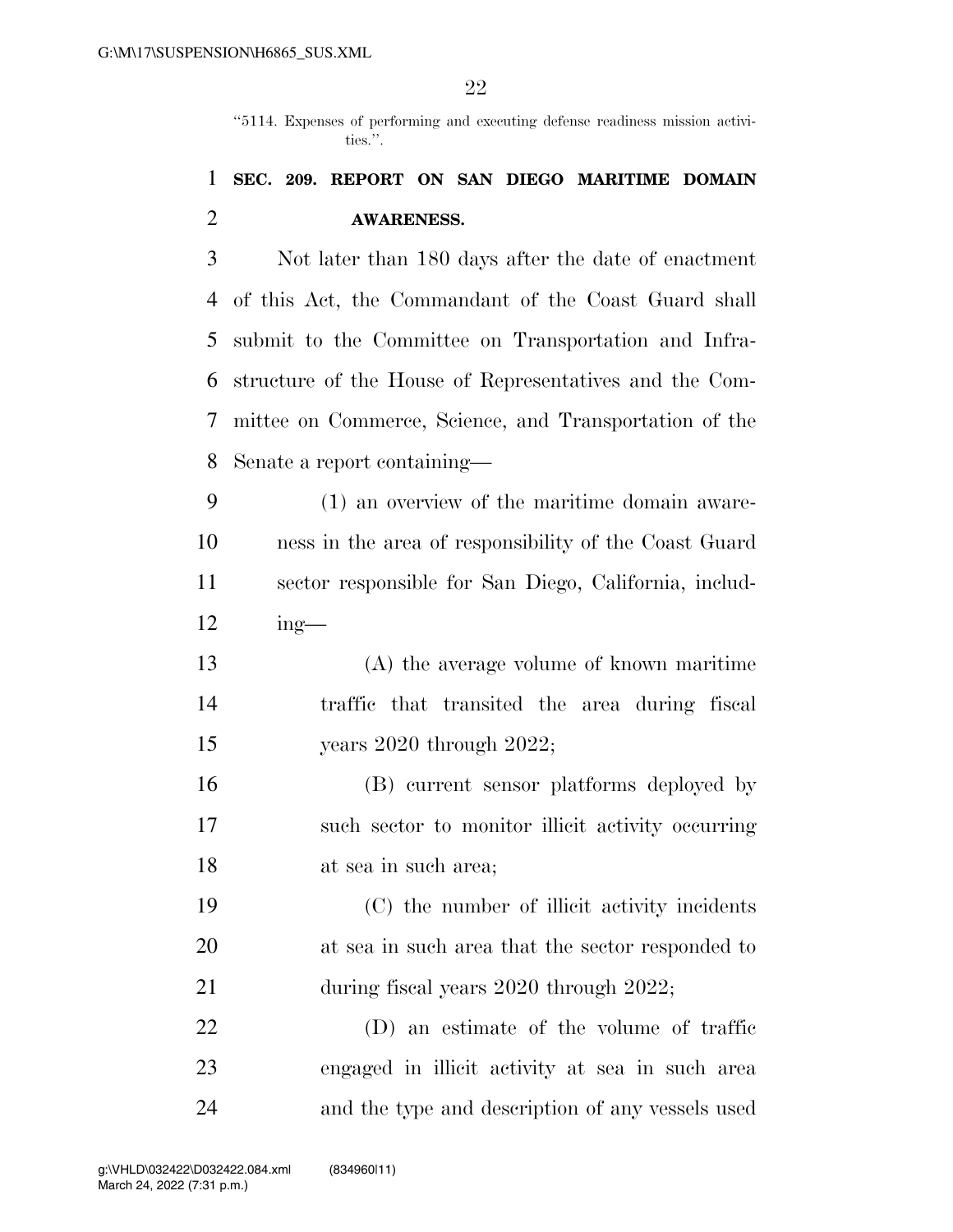"5114. Expenses of performing and executing defense readiness mission activities.".

**SEC. 209. REPORT ON SAN DIEGO MARITIME DOMAIN AWARENESS.**

Not later than 180 days after the date of enactment of this Act, the Commandant of the Coast Guard shall submit to the Committee on Transportation and Infrastructure of the House of Representatives and the Committee on Commerce, Science, and Transportation of the Senate a report containing—

(1) an overview of the maritime domain awareness in the area of responsibility of the Coast Guard sector responsible for San Diego, California, including—

(A) the average volume of known maritime traffic that transited the area during fiscal years 2020 through 2022;

(B) current sensor platforms deployed by such sector to monitor illicit activity occurring at sea in such area;

(C) the number of illicit activity incidents at sea in such area that the sector responded to during fiscal years 2020 through 2022;

(D) an estimate of the volume of traffic engaged in illicit activity at sea in such area and the type and description of any vessels used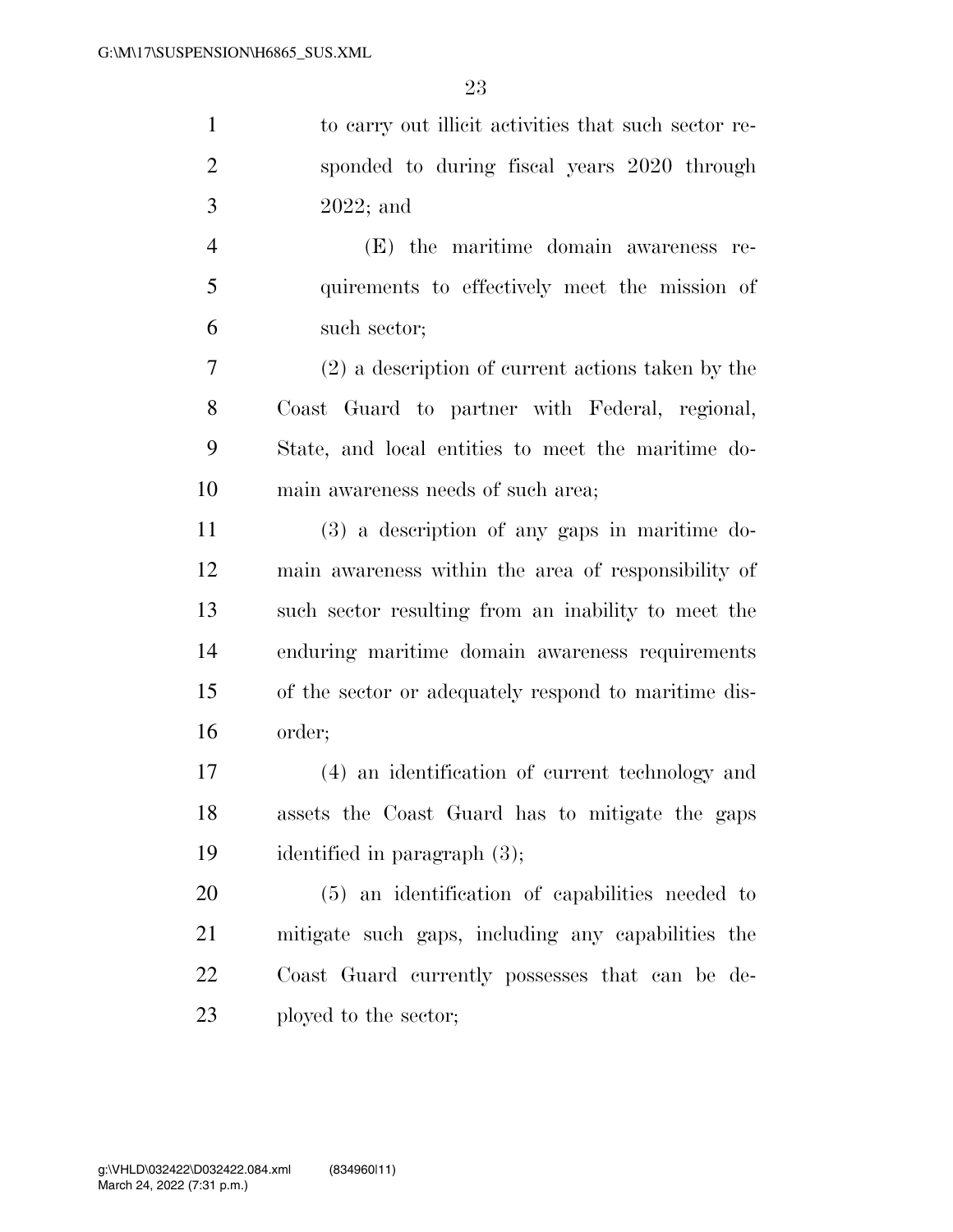to carry out illicit activities that such sector responded to during fiscal years 2020 through 2022; and

(E) the maritime domain awareness requirements to effectively meet the mission of such sector;

(2) a description of current actions taken by the Coast Guard to partner with Federal, regional, State, and local entities to meet the maritime domain awareness needs of such area;

(3) a description of any gaps in maritime domain awareness within the area of responsibility of such sector resulting from an inability to meet the enduring maritime domain awareness requirements of the sector or adequately respond to maritime disorder;

(4) an identification of current technology and assets the Coast Guard has to mitigate the gaps identified in paragraph (3);

(5) an identification of capabilities needed to mitigate such gaps, including any capabilities the Coast Guard currently possesses that can be deployed to the sector;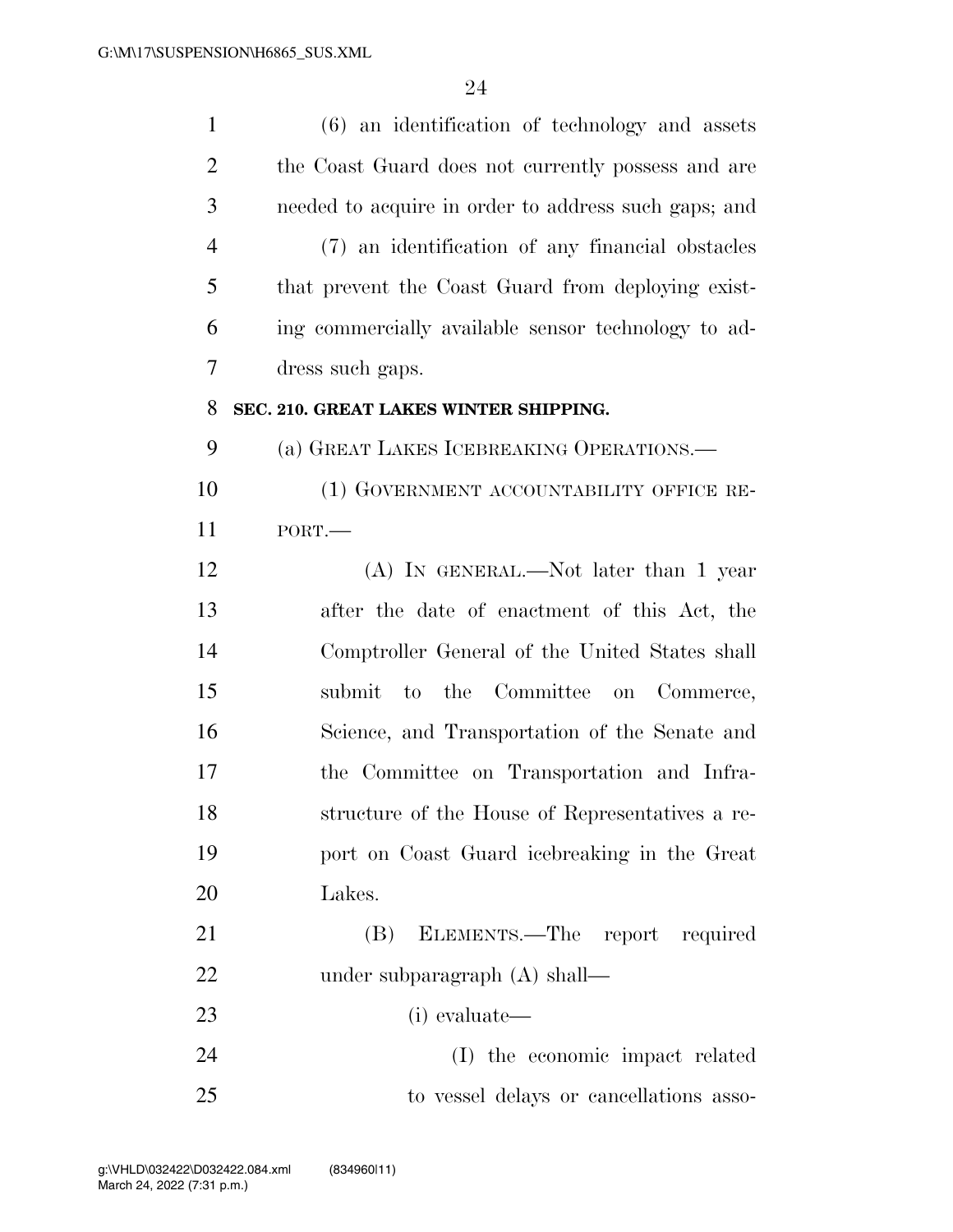(6) an identification of technology and assets the Coast Guard does not currently possess and are needed to acquire in order to address such gaps; and

(7) an identification of any financial obstacles that prevent the Coast Guard from deploying existing commercially available sensor technology to address such gaps.

**SEC. 210. GREAT LAKES WINTER SHIPPING.**

(a) GREAT LAKES ICEBREAKING OPERATIONS.—

(1) GOVERNMENT ACCOUNTABILITY OFFICE REPORT.—

(A) IN GENERAL.—Not later than 1 year after the date of enactment of this Act, the Comptroller General of the United States shall submit to the Committee on Commerce, Science, and Transportation of the Senate and the Committee on Transportation and Infrastructure of the House of Representatives a report on Coast Guard icebreaking in the Great Lakes.

(B) ELEMENTS.—The report required under subparagraph (A) shall—

(i) evaluate—

(I) the economic impact related to vessel delays or cancellations asso-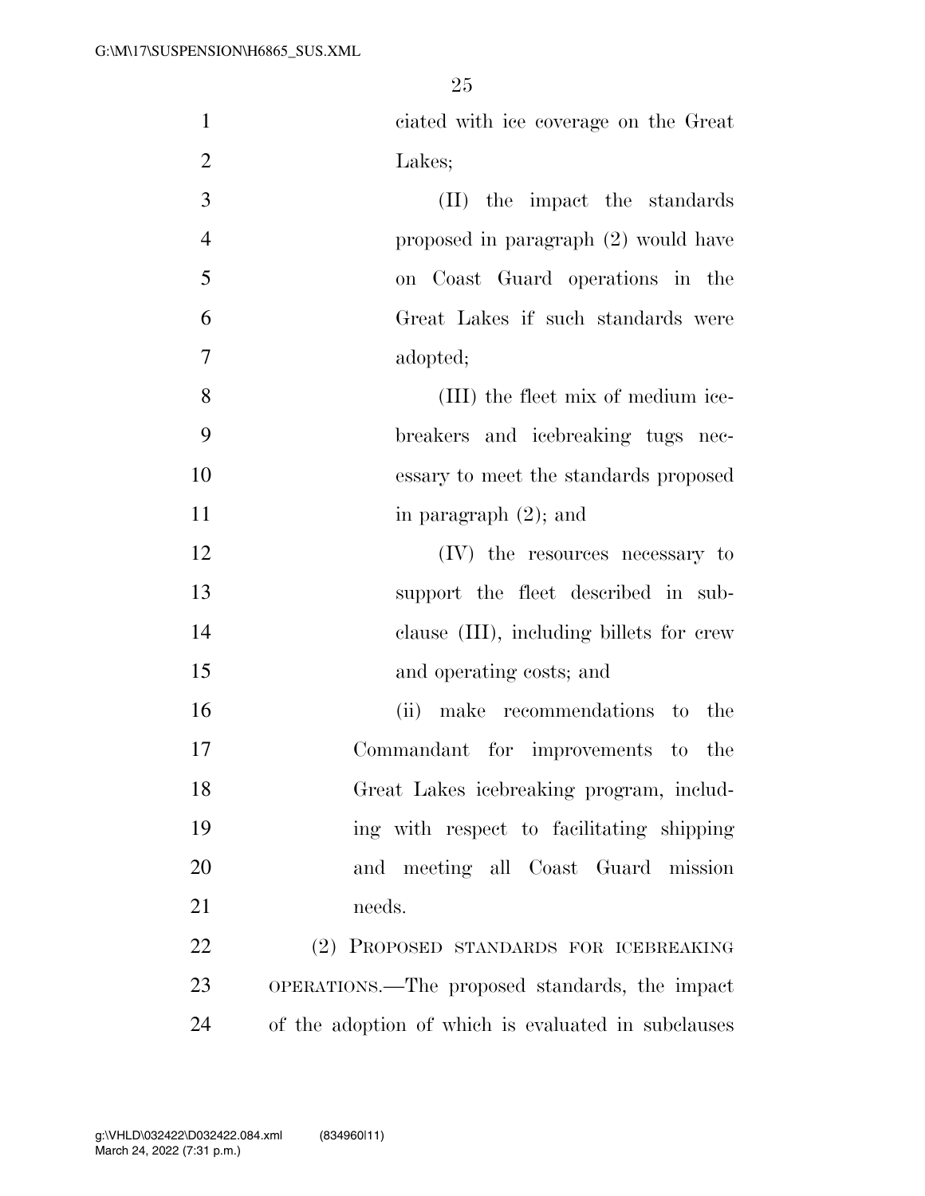ciated with ice coverage on the Great Lakes;

(II) the impact the standards proposed in paragraph (2) would have on Coast Guard operations in the Great Lakes if such standards were adopted;

(III) the fleet mix of medium icebreakers and icebreaking tugs necessary to meet the standards proposed in paragraph (2); and

(IV) the resources necessary to support the fleet described in subclause (III), including billets for crew and operating costs; and

(ii) make recommendations to the Commandant for improvements to the Great Lakes icebreaking program, including with respect to facilitating shipping and meeting all Coast Guard mission needs.

(2) PROPOSED STANDARDS FOR ICEBREAKING OPERATIONS.—The proposed standards, the impact of the adoption of which is evaluated in subclauses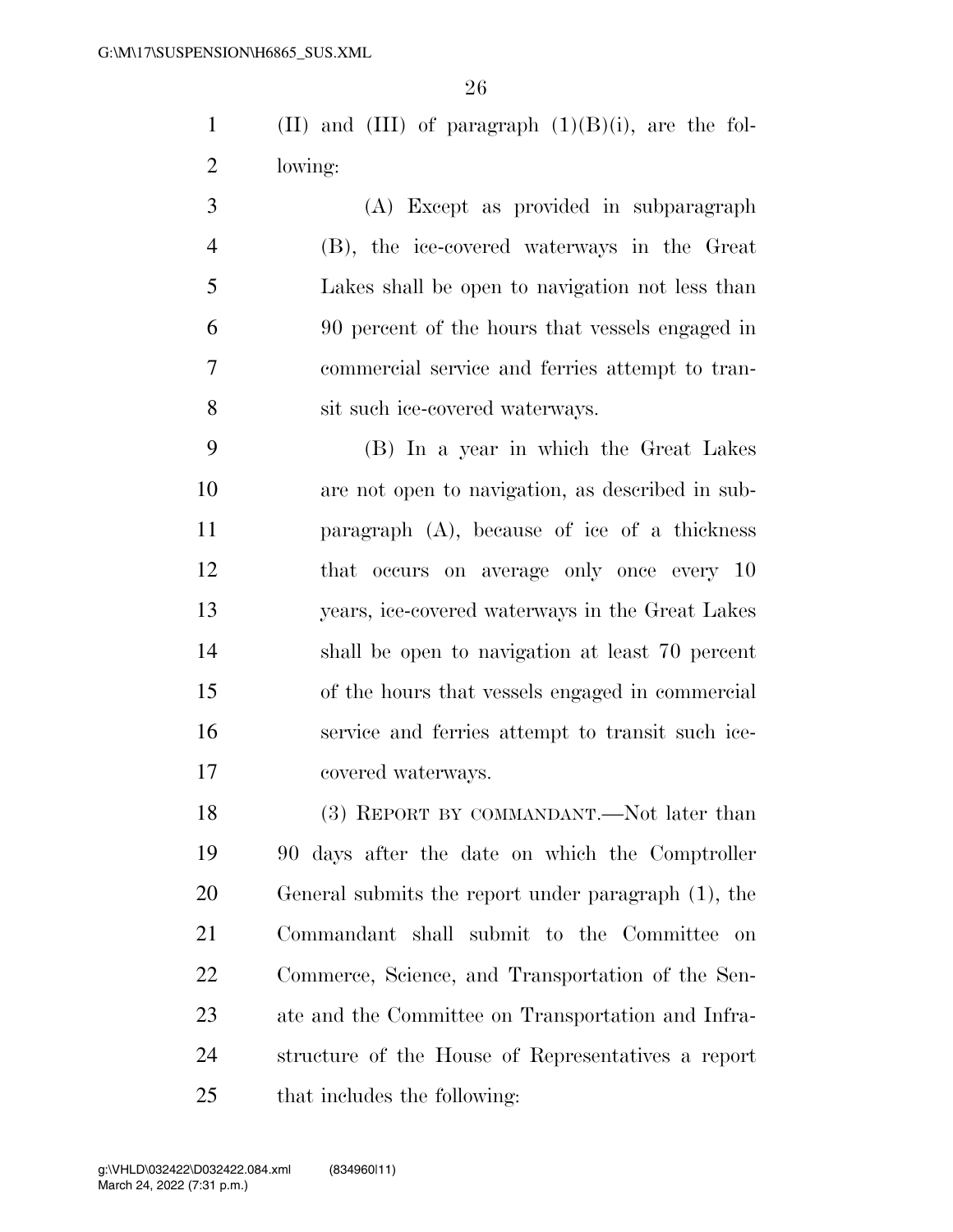(II) and (III) of paragraph (1)(B)(i), are the following:

(A) Except as provided in subparagraph (B), the ice-covered waterways in the Great Lakes shall be open to navigation not less than 90 percent of the hours that vessels engaged in commercial service and ferries attempt to transit such ice-covered waterways.

(B) In a year in which the Great Lakes are not open to navigation, as described in subparagraph (A), because of ice of a thickness that occurs on average only once every 10 years, ice-covered waterways in the Great Lakes shall be open to navigation at least 70 percent of the hours that vessels engaged in commercial service and ferries attempt to transit such ice-covered waterways.

(3) REPORT BY COMMANDANT.—Not later than 90 days after the date on which the Comptroller General submits the report under paragraph (1), the Commandant shall submit to the Committee on Commerce, Science, and Transportation of the Senate and the Committee on Transportation and Infrastructure of the House of Representatives a report that includes the following: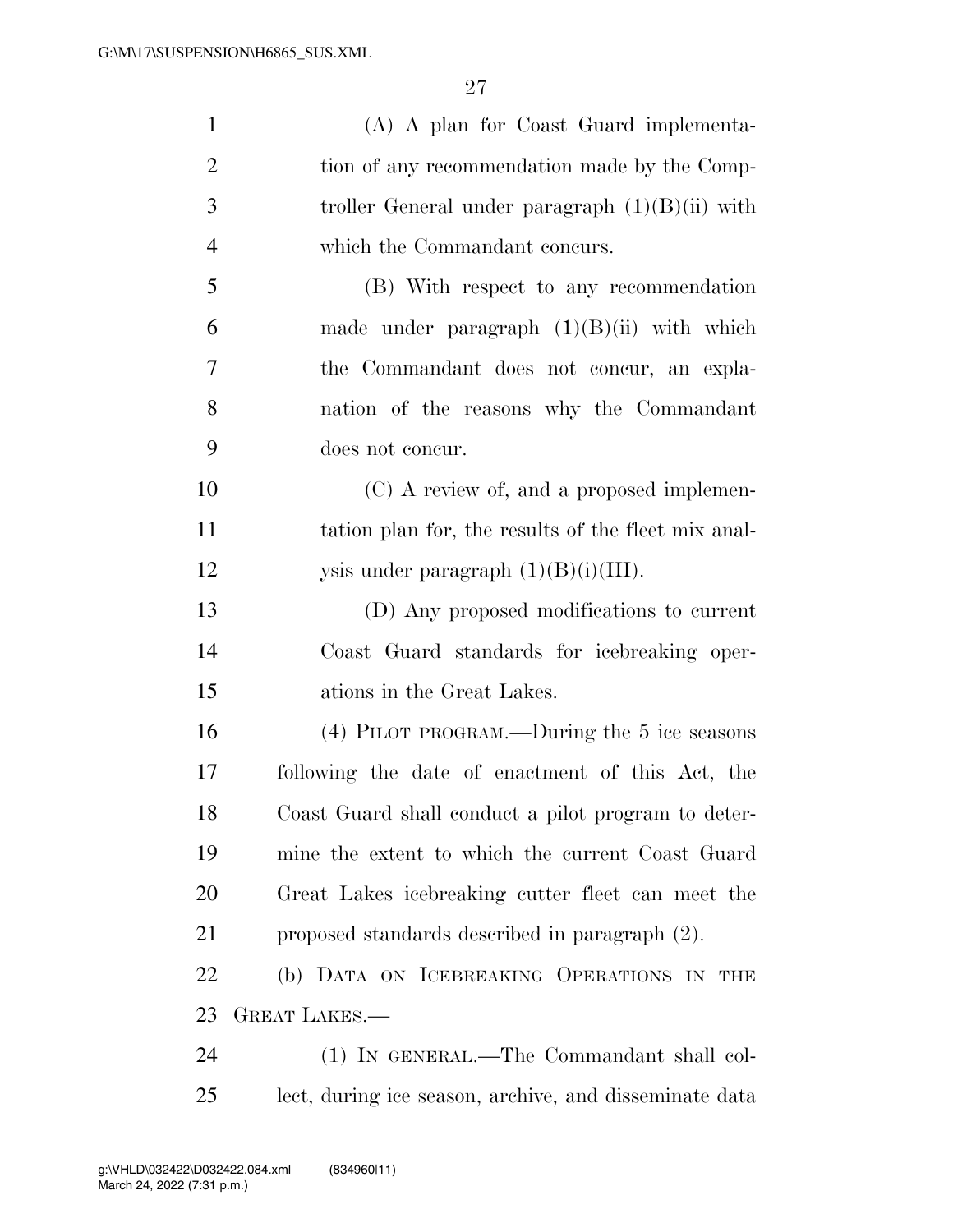(A) A plan for Coast Guard implementation of any recommendation made by the Comptroller General under paragraph (1)(B)(ii) with which the Commandant concurs.

(B) With respect to any recommendation made under paragraph (1)(B)(ii) with which the Commandant does not concur, an explanation of the reasons why the Commandant does not concur.

(C) A review of, and a proposed implementation plan for, the results of the fleet mix analysis under paragraph (1)(B)(i)(III).

(D) Any proposed modifications to current Coast Guard standards for icebreaking operations in the Great Lakes.

(4) PILOT PROGRAM.—During the 5 ice seasons following the date of enactment of this Act, the Coast Guard shall conduct a pilot program to determine the extent to which the current Coast Guard Great Lakes icebreaking cutter fleet can meet the proposed standards described in paragraph (2).

(b) DATA ON ICEBREAKING OPERATIONS IN THE GREAT LAKES.—

(1) IN GENERAL.—The Commandant shall collect, during ice season, archive, and disseminate data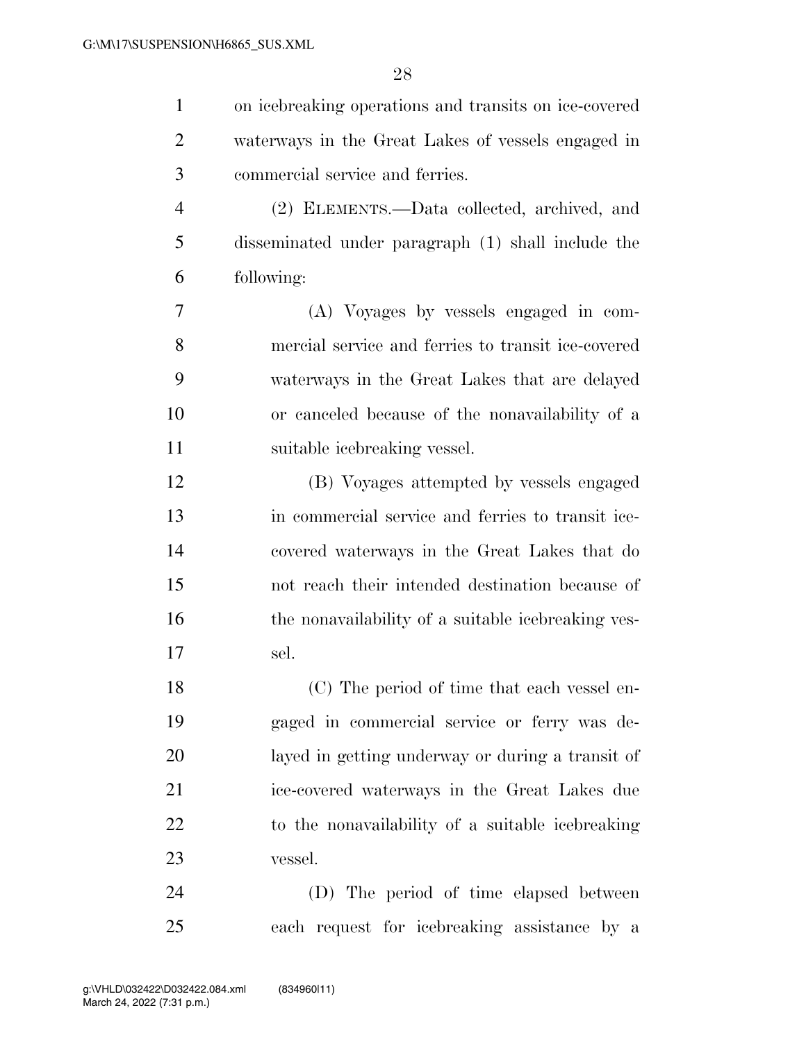on icebreaking operations and transits on ice-covered waterways in the Great Lakes of vessels engaged in commercial service and ferries.

(2) ELEMENTS.—Data collected, archived, and disseminated under paragraph (1) shall include the following:

(A) Voyages by vessels engaged in commercial service and ferries to transit ice-covered waterways in the Great Lakes that are delayed or canceled because of the nonavailability of a suitable icebreaking vessel.

(B) Voyages attempted by vessels engaged in commercial service and ferries to transit ice-covered waterways in the Great Lakes that do not reach their intended destination because of the nonavailability of a suitable icebreaking vessel.

(C) The period of time that each vessel engaged in commercial service or ferry was delayed in getting underway or during a transit of ice-covered waterways in the Great Lakes due to the nonavailability of a suitable icebreaking vessel.

(D) The period of time elapsed between each request for icebreaking assistance by a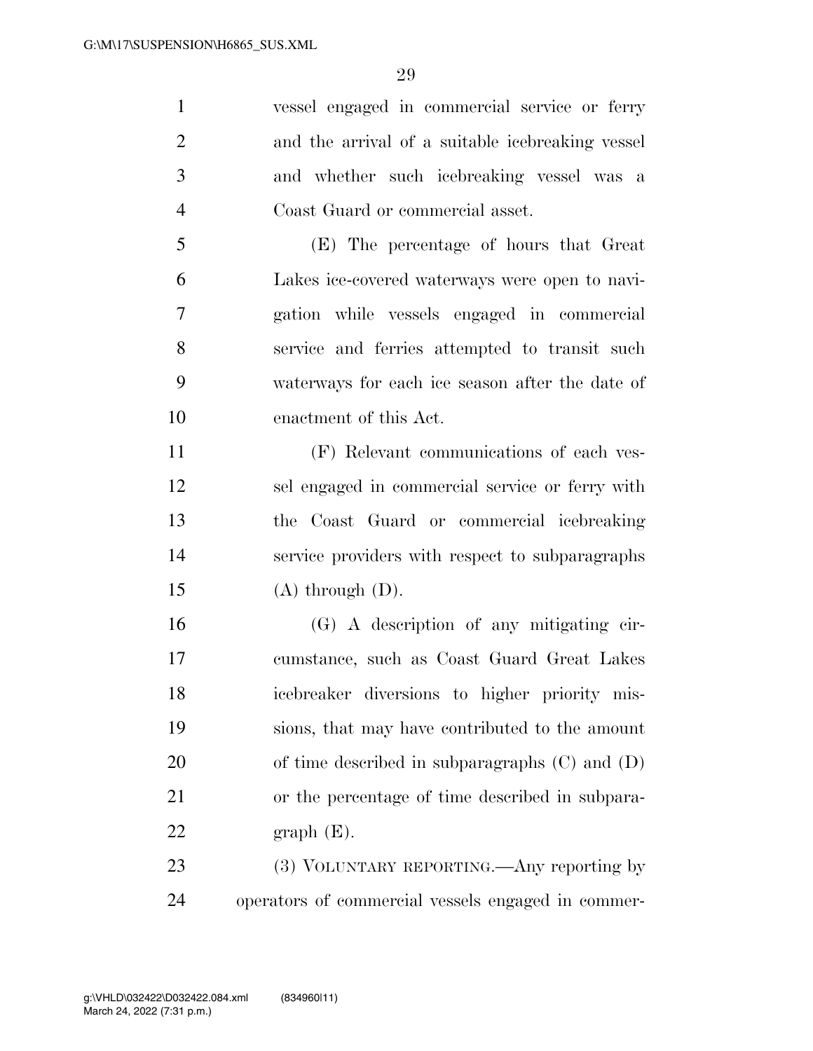vessel engaged in commercial service or ferry and the arrival of a suitable icebreaking vessel and whether such icebreaking vessel was a Coast Guard or commercial asset.

(E) The percentage of hours that Great Lakes ice-covered waterways were open to navigation while vessels engaged in commercial service and ferries attempted to transit such waterways for each ice season after the date of enactment of this Act.

(F) Relevant communications of each vessel engaged in commercial service or ferry with the Coast Guard or commercial icebreaking service providers with respect to subparagraphs (A) through (D).

(G) A description of any mitigating circumstance, such as Coast Guard Great Lakes icebreaker diversions to higher priority missions, that may have contributed to the amount of time described in subparagraphs (C) and (D) or the percentage of time described in subparagraph (E).

(3) VOLUNTARY REPORTING.—Any reporting by operators of commercial vessels engaged in commer-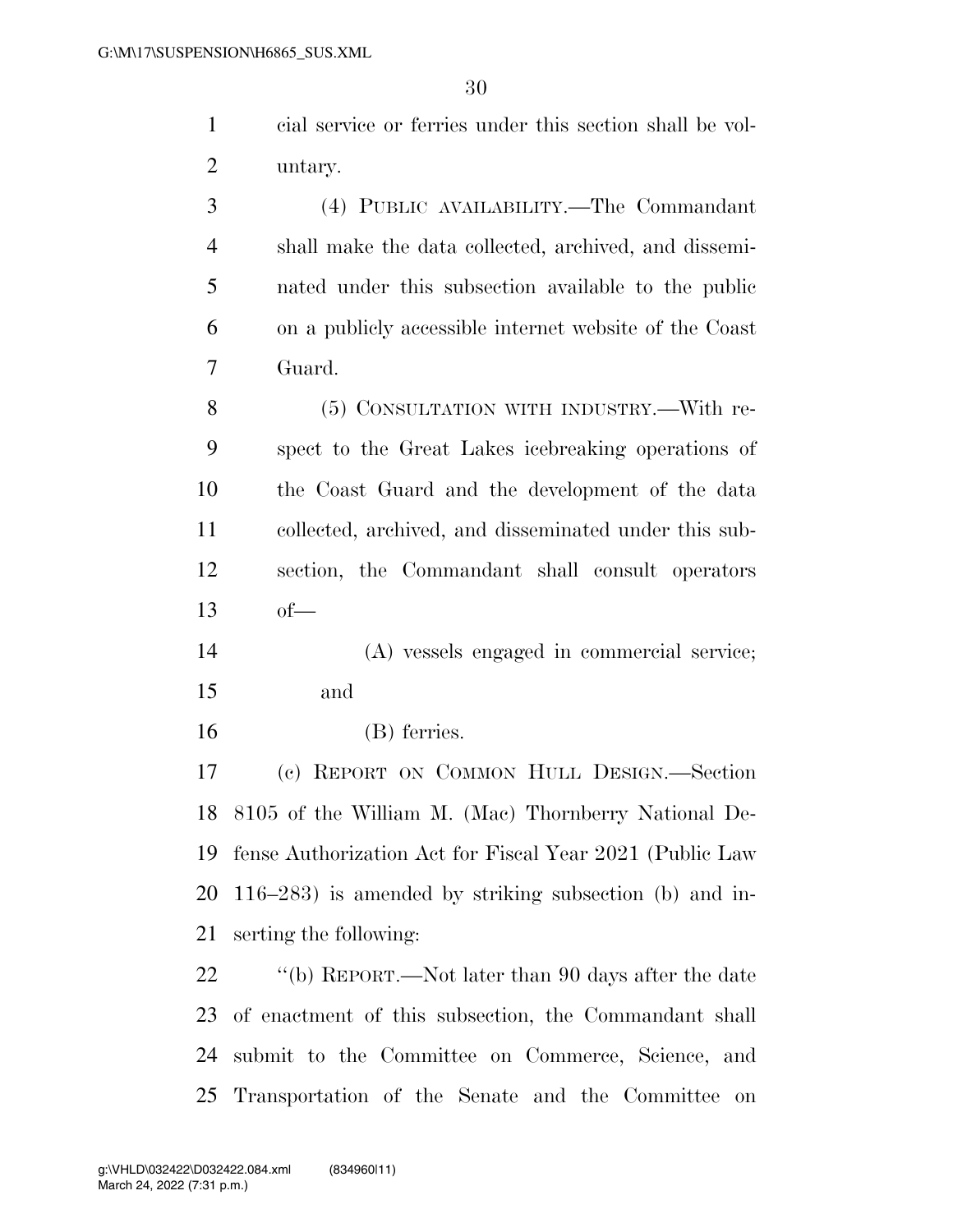cial service or ferries under this section shall be voluntary.

(4) PUBLIC AVAILABILITY.—The Commandant shall make the data collected, archived, and disseminated under this subsection available to the public on a publicly accessible internet website of the Coast Guard.

(5) CONSULTATION WITH INDUSTRY.—With respect to the Great Lakes icebreaking operations of the Coast Guard and the development of the data collected, archived, and disseminated under this subsection, the Commandant shall consult operators of—

(A) vessels engaged in commercial service; and

(B) ferries.

(c) REPORT ON COMMON HULL DESIGN.—Section 8105 of the William M. (Mac) Thornberry National Defense Authorization Act for Fiscal Year 2021 (Public Law 116–283) is amended by striking subsection (b) and inserting the following:

"(b) REPORT.—Not later than 90 days after the date of enactment of this subsection, the Commandant shall submit to the Committee on Commerce, Science, and Transportation of the Senate and the Committee on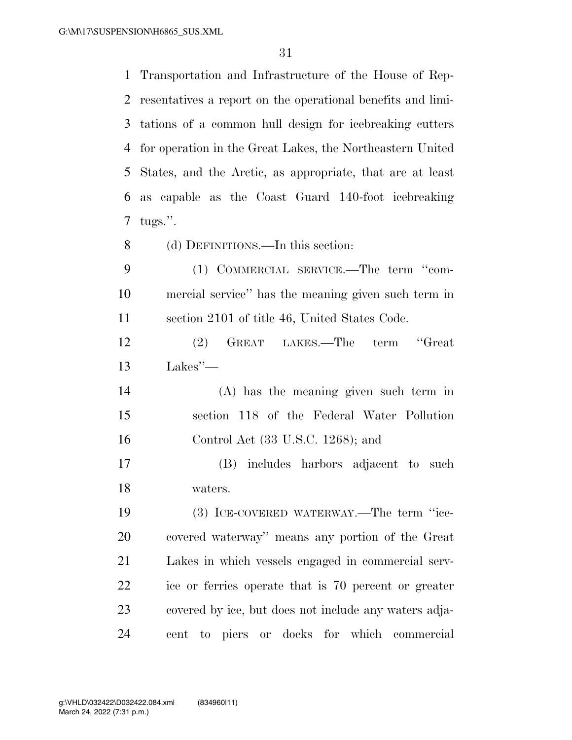Transportation and Infrastructure of the House of Representatives a report on the operational benefits and limitations of a common hull design for icebreaking cutters for operation in the Great Lakes, the Northeastern United States, and the Arctic, as appropriate, that are at least as capable as the Coast Guard 140-foot icebreaking tugs.''.

(d) DEFINITIONS.—In this section:

(1) COMMERCIAL SERVICE.—The term ''commercial service'' has the meaning given such term in section 2101 of title 46, United States Code.

(2) GREAT LAKES.—The term ''Great Lakes''—

(A) has the meaning given such term in section 118 of the Federal Water Pollution Control Act (33 U.S.C. 1268); and

(B) includes harbors adjacent to such waters.

(3) ICE-COVERED WATERWAY.—The term ''ice-covered waterway'' means any portion of the Great Lakes in which vessels engaged in commercial service or ferries operate that is 70 percent or greater covered by ice, but does not include any waters adjacent to piers or docks for which commercial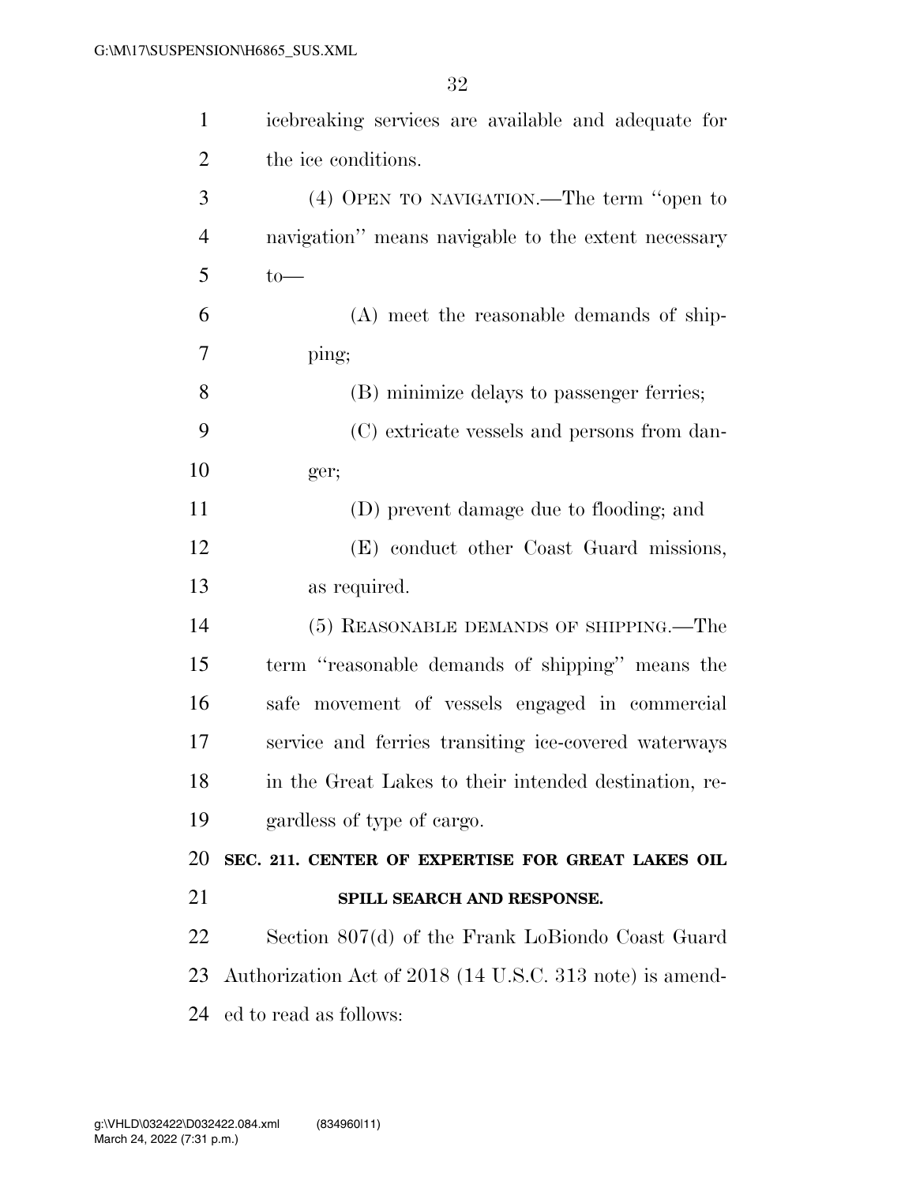icebreaking services are available and adequate for the ice conditions.

(4) OPEN TO NAVIGATION.—The term ''open to navigation'' means navigable to the extent necessary to—

(A) meet the reasonable demands of shipping;

(B) minimize delays to passenger ferries;

(C) extricate vessels and persons from danger;

(D) prevent damage due to flooding; and

(E) conduct other Coast Guard missions, as required.

(5) REASONABLE DEMANDS OF SHIPPING.—The term ''reasonable demands of shipping'' means the safe movement of vessels engaged in commercial service and ferries transiting ice-covered waterways in the Great Lakes to their intended destination, regardless of type of cargo.

**SEC. 211. CENTER OF EXPERTISE FOR GREAT LAKES OIL SPILL SEARCH AND RESPONSE.**

Section 807(d) of the Frank LoBiondo Coast Guard Authorization Act of 2018 (14 U.S.C. 313 note) is amended to read as follows: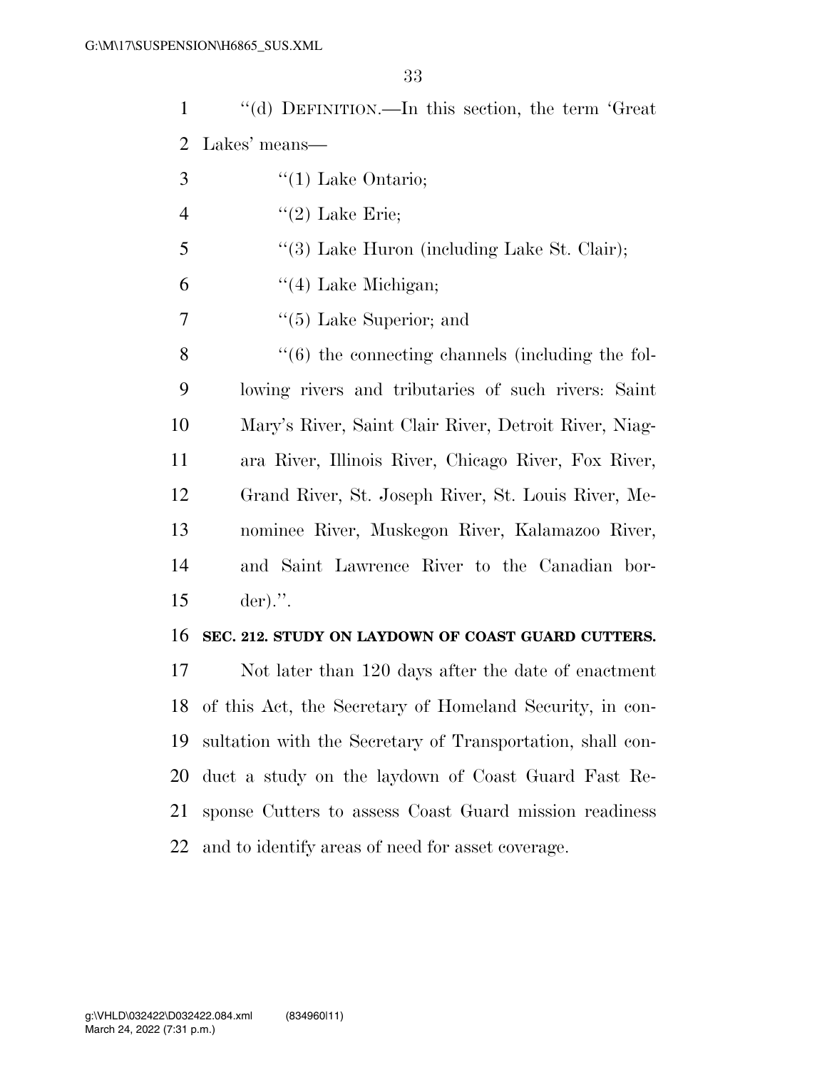''(d) DEFINITION.—In this section, the term 'Great Lakes' means—

''(1) Lake Ontario;

''(2) Lake Erie;

''(3) Lake Huron (including Lake St. Clair);

''(4) Lake Michigan;

''(5) Lake Superior; and

''(6) the connecting channels (including the following rivers and tributaries of such rivers: Saint Mary's River, Saint Clair River, Detroit River, Niagara River, Illinois River, Chicago River, Fox River, Grand River, St. Joseph River, St. Louis River, Menominee River, Muskegon River, Kalamazoo River, and Saint Lawrence River to the Canadian border).''.

**SEC. 212. STUDY ON LAYDOWN OF COAST GUARD CUTTERS.**

Not later than 120 days after the date of enactment of this Act, the Secretary of Homeland Security, in consultation with the Secretary of Transportation, shall conduct a study on the laydown of Coast Guard Fast Response Cutters to assess Coast Guard mission readiness and to identify areas of need for asset coverage.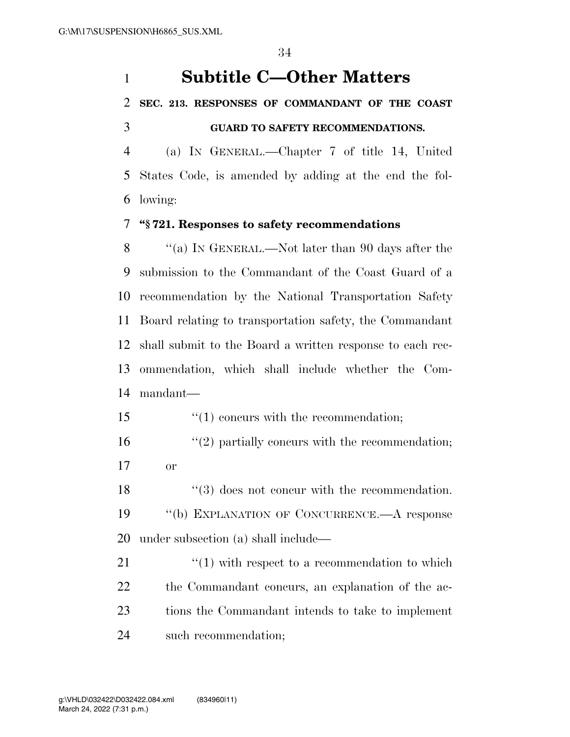# Subtitle C—Other Matters

**SEC. 213. RESPONSES OF COMMANDANT OF THE COAST GUARD TO SAFETY RECOMMENDATIONS.**

(a) IN GENERAL.—Chapter 7 of title 14, United States Code, is amended by adding at the end the following:

**"§ 721. Responses to safety recommendations**

"(a) IN GENERAL.—Not later than 90 days after the submission to the Commandant of the Coast Guard of a recommendation by the National Transportation Safety Board relating to transportation safety, the Commandant shall submit to the Board a written response to each recommendation, which shall include whether the Commandant—

"(1) concurs with the recommendation;

"(2) partially concurs with the recommendation; or

"(3) does not concur with the recommendation.

"(b) EXPLANATION OF CONCURRENCE.—A response under subsection (a) shall include—

"(1) with respect to a recommendation to which the Commandant concurs, an explanation of the actions the Commandant intends to take to implement such recommendation;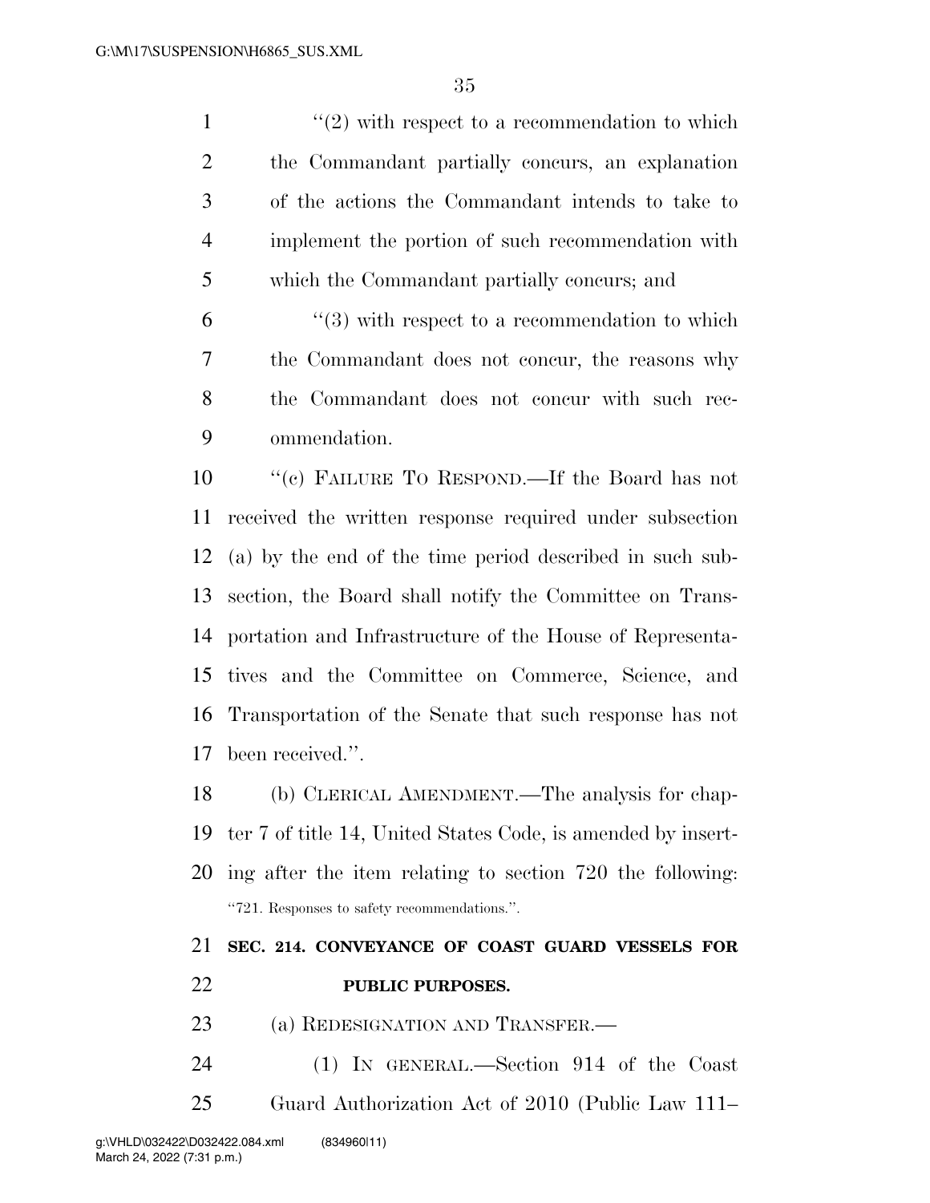"(2) with respect to a recommendation to which the Commandant partially concurs, an explanation of the actions the Commandant intends to take to implement the portion of such recommendation with which the Commandant partially concurs; and

"(3) with respect to a recommendation to which the Commandant does not concur, the reasons why the Commandant does not concur with such recommendation.

"(c) FAILURE TO RESPOND.—If the Board has not received the written response required under subsection (a) by the end of the time period described in such subsection, the Board shall notify the Committee on Transportation and Infrastructure of the House of Representatives and the Committee on Commerce, Science, and Transportation of the Senate that such response has not been received.".

(b) CLERICAL AMENDMENT.—The analysis for chapter 7 of title 14, United States Code, is amended by inserting after the item relating to section 720 the following:

"721. Responses to safety recommendations.".

**SEC. 214. CONVEYANCE OF COAST GUARD VESSELS FOR PUBLIC PURPOSES.**

(a) REDESIGNATION AND TRANSFER.—

(1) IN GENERAL.—Section 914 of the Coast Guard Authorization Act of 2010 (Public Law 111–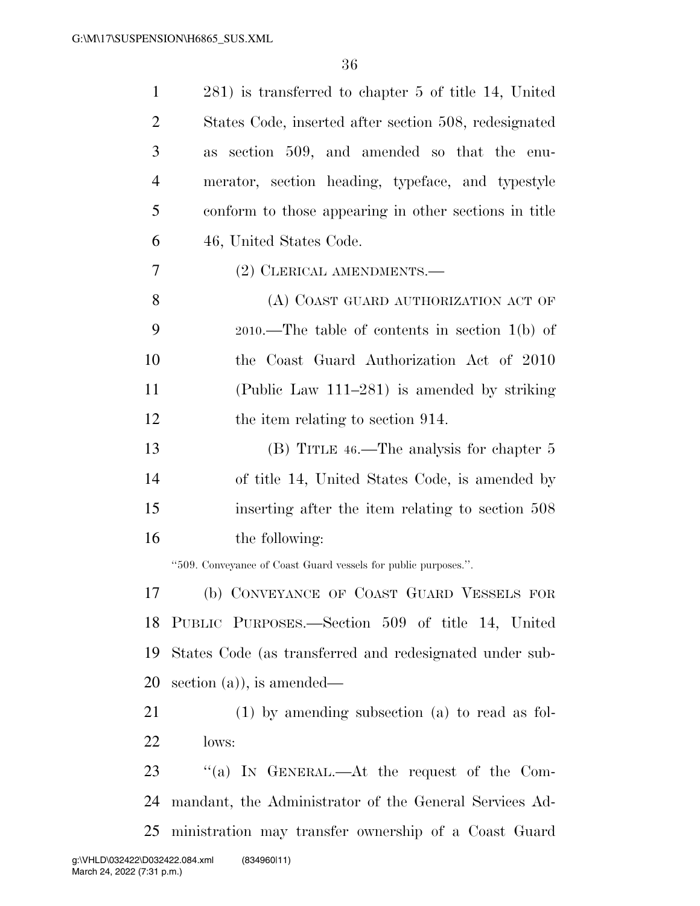281) is transferred to chapter 5 of title 14, United States Code, inserted after section 508, redesignated as section 509, and amended so that the enumerator, section heading, typeface, and typestyle conform to those appearing in other sections in title 46, United States Code.

(2) CLERICAL AMENDMENTS.—

(A) COAST GUARD AUTHORIZATION ACT OF 2010.—The table of contents in section 1(b) of the Coast Guard Authorization Act of 2010 (Public Law 111–281) is amended by striking the item relating to section 914.

(B) TITLE 46.—The analysis for chapter 5 of title 14, United States Code, is amended by inserting after the item relating to section 508 the following:

"509. Conveyance of Coast Guard vessels for public purposes.".

(b) CONVEYANCE OF COAST GUARD VESSELS FOR PUBLIC PURPOSES.—Section 509 of title 14, United States Code (as transferred and redesignated under subsection (a)), is amended—

(1) by amending subsection (a) to read as follows:

"(a) IN GENERAL.—At the request of the Commandant, the Administrator of the General Services Administration may transfer ownership of a Coast Guard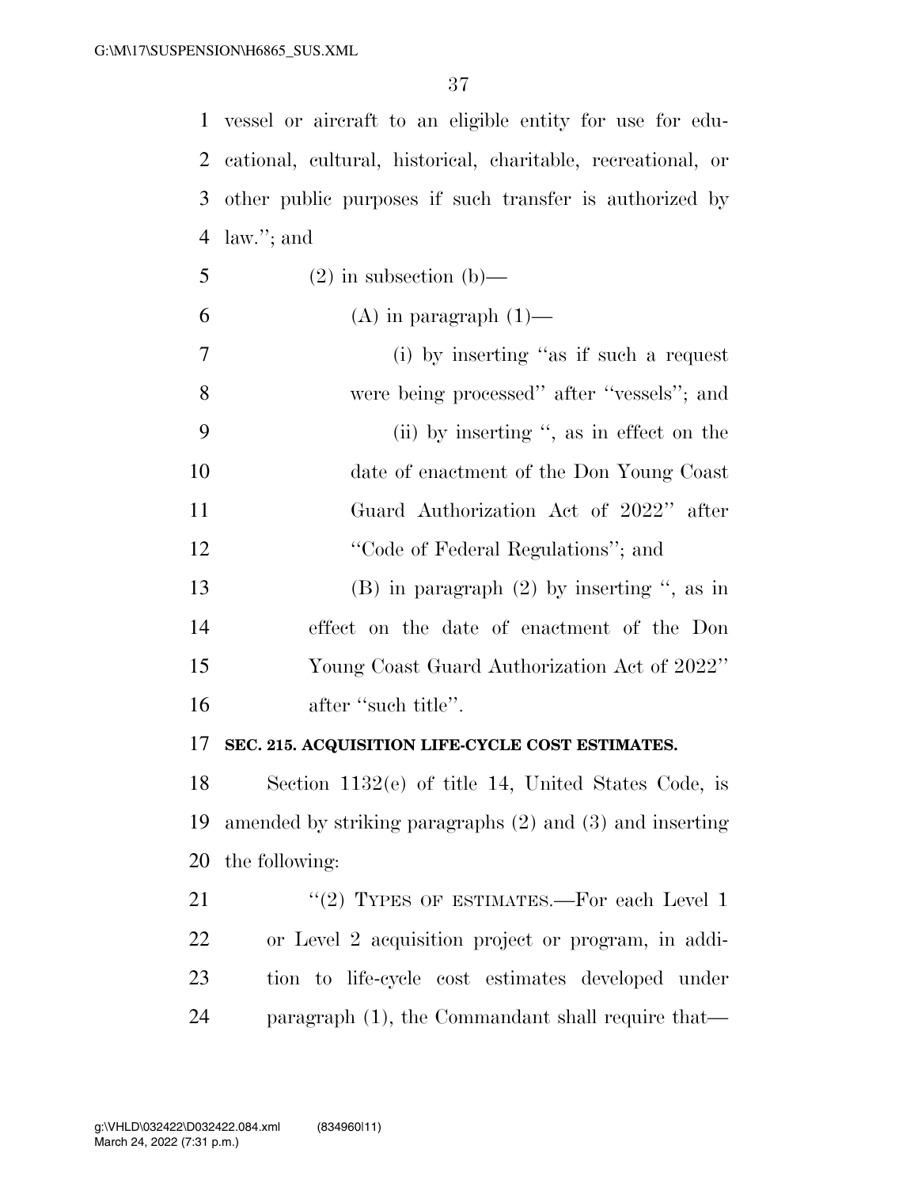vessel or aircraft to an eligible entity for use for educational, cultural, historical, charitable, recreational, or other public purposes if such transfer is authorized by law.''; and

(2) in subsection (b)—

(A) in paragraph (1)—

(i) by inserting ''as if such a request were being processed'' after ''vessels''; and

(ii) by inserting '', as in effect on the date of enactment of the Don Young Coast Guard Authorization Act of 2022'' after ''Code of Federal Regulations''; and

(B) in paragraph (2) by inserting '', as in effect on the date of enactment of the Don Young Coast Guard Authorization Act of 2022'' after ''such title''.

**SEC. 215. ACQUISITION LIFE-CYCLE COST ESTIMATES.**

Section 1132(e) of title 14, United States Code, is amended by striking paragraphs (2) and (3) and inserting the following:

''(2) TYPES OF ESTIMATES.—For each Level 1 or Level 2 acquisition project or program, in addition to life-cycle cost estimates developed under paragraph (1), the Commandant shall require that—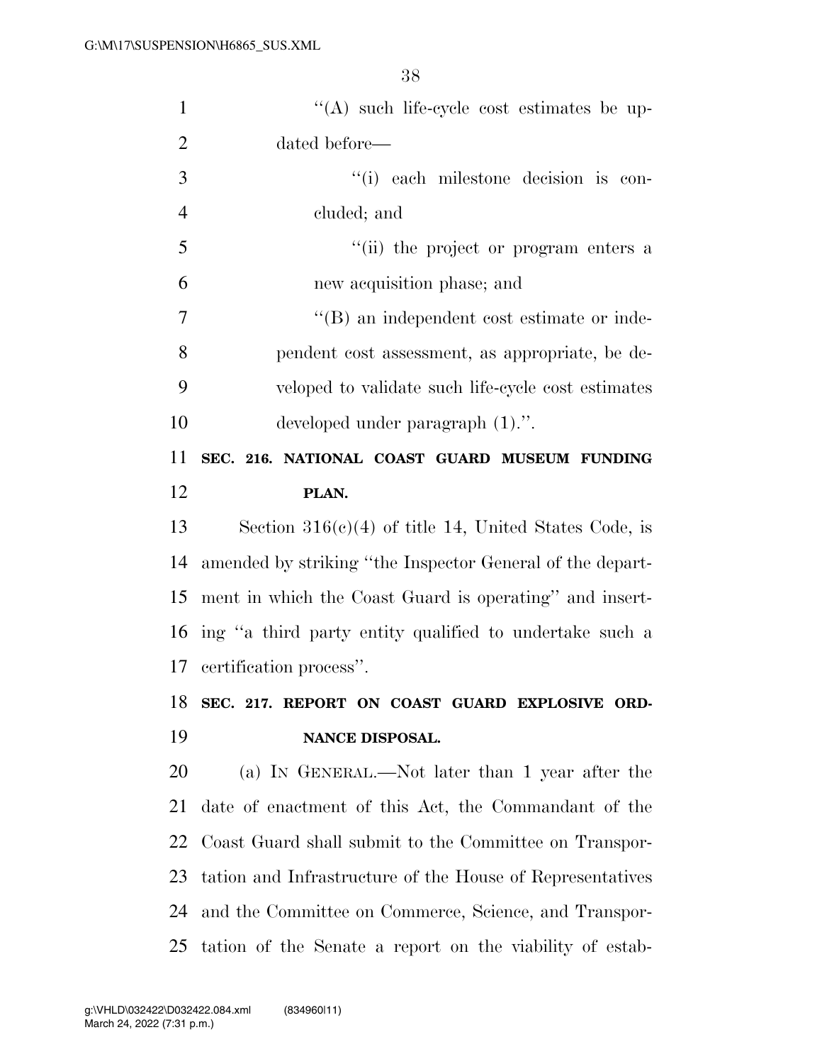''(A) such life-cycle cost estimates be updated before—

''(i) each milestone decision is concluded; and

''(ii) the project or program enters a new acquisition phase; and

''(B) an independent cost estimate or independent cost assessment, as appropriate, be developed to validate such life-cycle cost estimates developed under paragraph (1).''.

**SEC. 216. NATIONAL COAST GUARD MUSEUM FUNDING PLAN.**

Section 316(c)(4) of title 14, United States Code, is amended by striking ''the Inspector General of the department in which the Coast Guard is operating'' and inserting ''a third party entity qualified to undertake such a certification process''.

**SEC. 217. REPORT ON COAST GUARD EXPLOSIVE ORDNANCE DISPOSAL.**

(a) IN GENERAL.—Not later than 1 year after the date of enactment of this Act, the Commandant of the Coast Guard shall submit to the Committee on Transportation and Infrastructure of the House of Representatives and the Committee on Commerce, Science, and Transportation of the Senate a report on the viability of estab-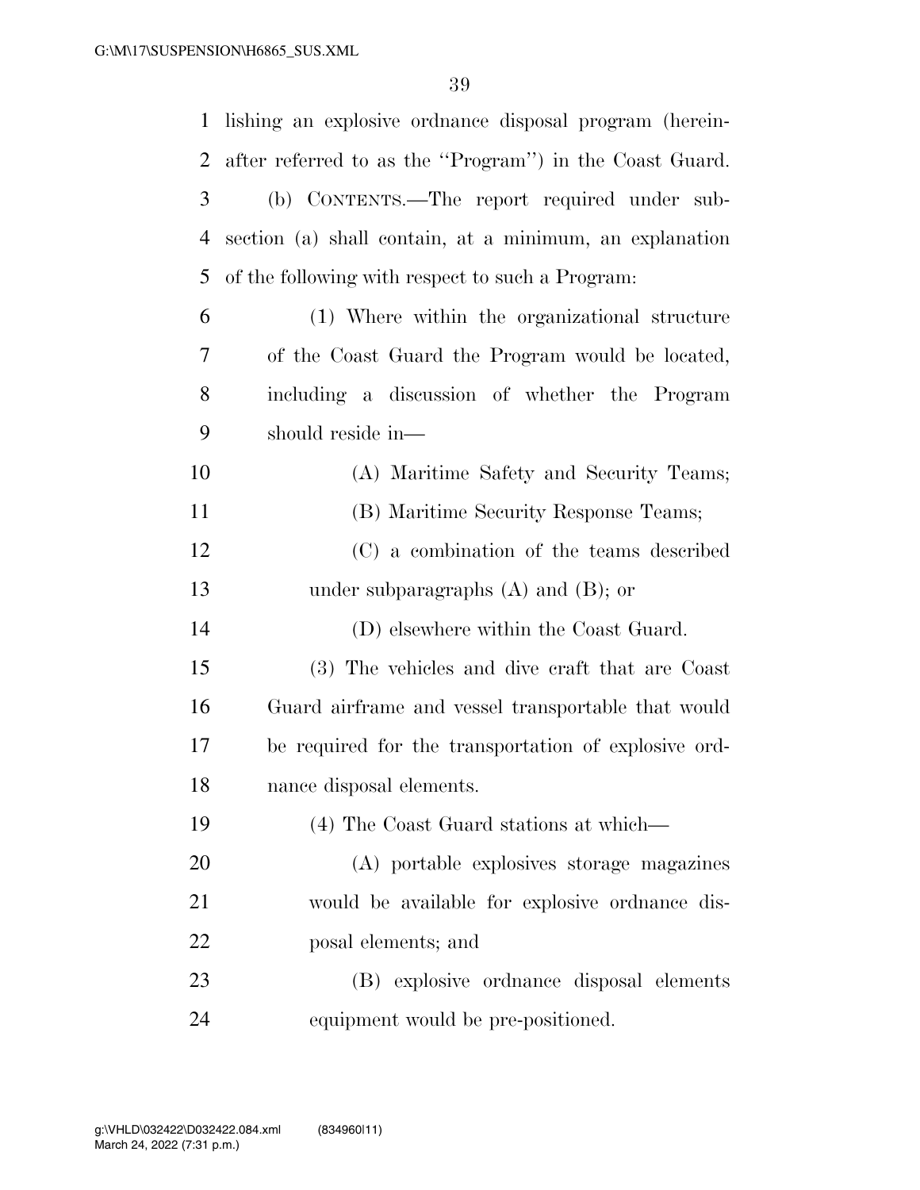lishing an explosive ordnance disposal program (hereinafter referred to as the ''Program'') in the Coast Guard.

(b) CONTENTS.—The report required under subsection (a) shall contain, at a minimum, an explanation of the following with respect to such a Program:

(1) Where within the organizational structure of the Coast Guard the Program would be located, including a discussion of whether the Program should reside in—

(A) Maritime Safety and Security Teams;

(B) Maritime Security Response Teams;

(C) a combination of the teams described under subparagraphs (A) and (B); or

(D) elsewhere within the Coast Guard.

(3) The vehicles and dive craft that are Coast Guard airframe and vessel transportable that would be required for the transportation of explosive ordnance disposal elements.

(4) The Coast Guard stations at which—

(A) portable explosives storage magazines would be available for explosive ordnance disposal elements; and

(B) explosive ordnance disposal elements equipment would be pre-positioned.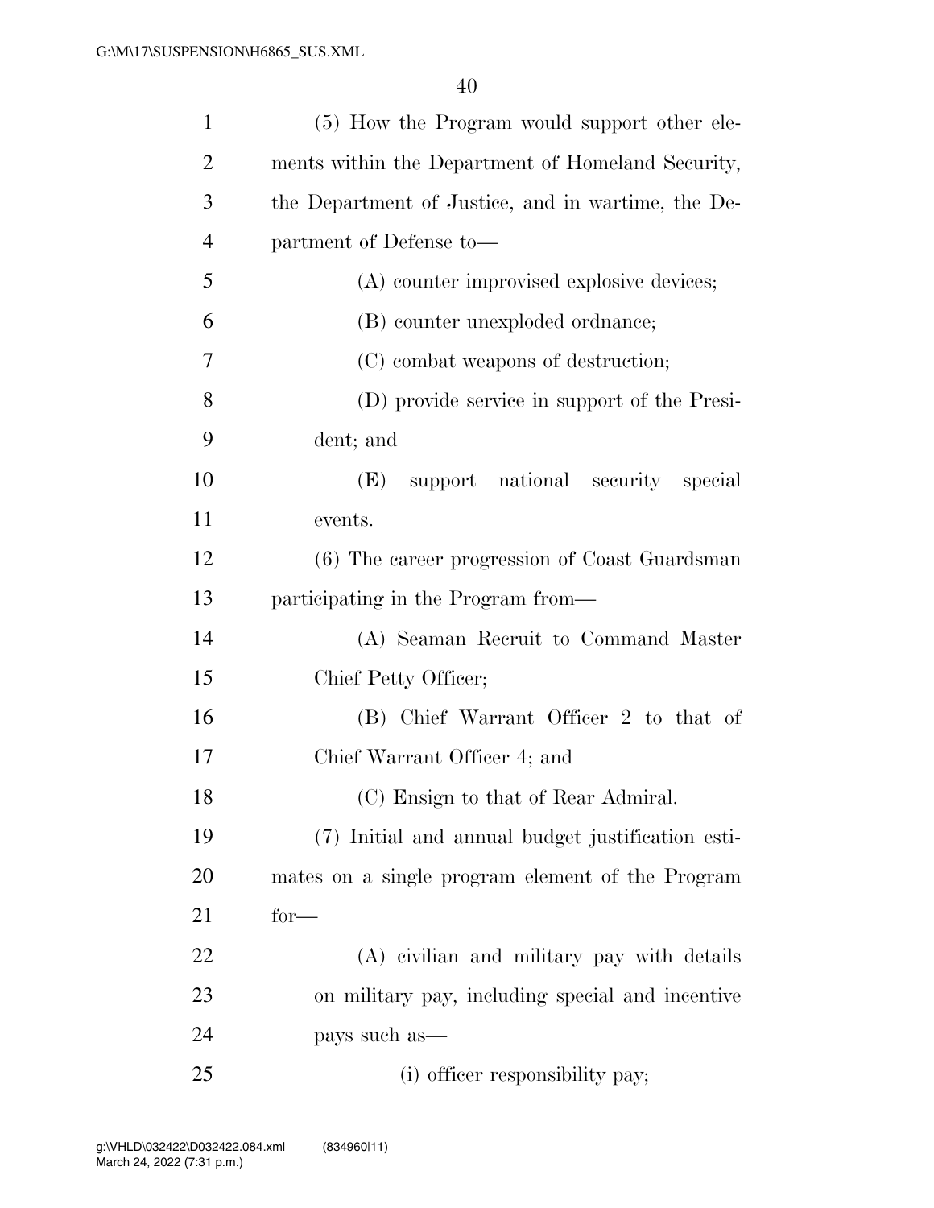(5) How the Program would support other elements within the Department of Homeland Security, the Department of Justice, and in wartime, the Department of Defense to—

(A) counter improvised explosive devices;

(B) counter unexploded ordnance;

(C) combat weapons of destruction;

(D) provide service in support of the President; and

(E) support national security special events.

(6) The career progression of Coast Guardsman participating in the Program from—

(A) Seaman Recruit to Command Master Chief Petty Officer;

(B) Chief Warrant Officer 2 to that of Chief Warrant Officer 4; and

(C) Ensign to that of Rear Admiral.

(7) Initial and annual budget justification estimates on a single program element of the Program for—

(A) civilian and military pay with details on military pay, including special and incentive pays such as—

(i) officer responsibility pay;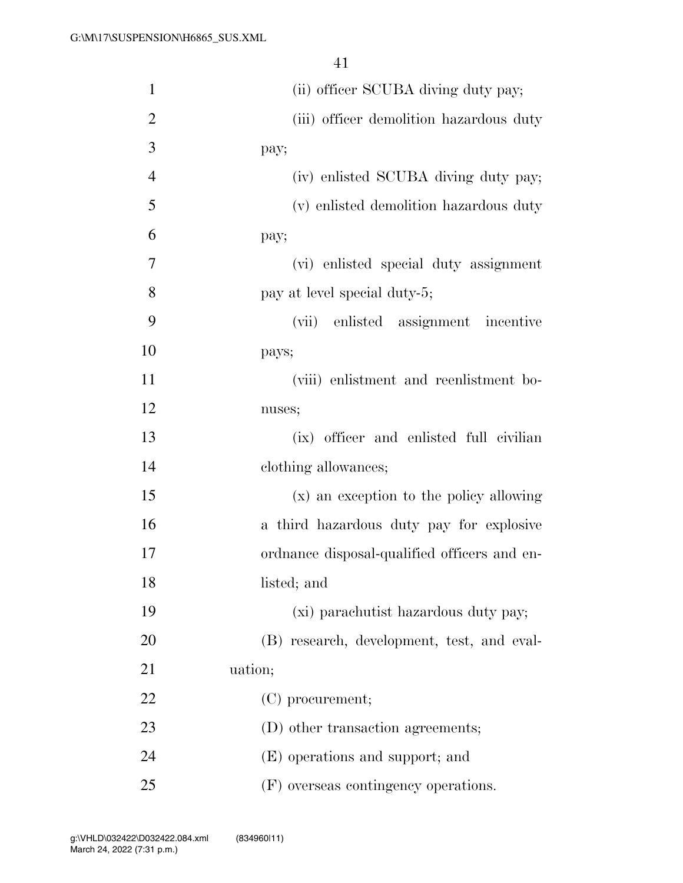(ii) officer SCUBA diving duty pay;

(iii) officer demolition hazardous duty pay;

(iv) enlisted SCUBA diving duty pay;

(v) enlisted demolition hazardous duty pay;

(vi) enlisted special duty assignment pay at level special duty-5;

(vii) enlisted assignment incentive pays;

(viii) enlistment and reenlistment bonuses;

(ix) officer and enlisted full civilian clothing allowances;

(x) an exception to the policy allowing a third hazardous duty pay for explosive ordnance disposal-qualified officers and enlisted; and

(xi) parachutist hazardous duty pay;

(B) research, development, test, and evaluation;

(C) procurement;

(D) other transaction agreements;

(E) operations and support; and

(F) overseas contingency operations.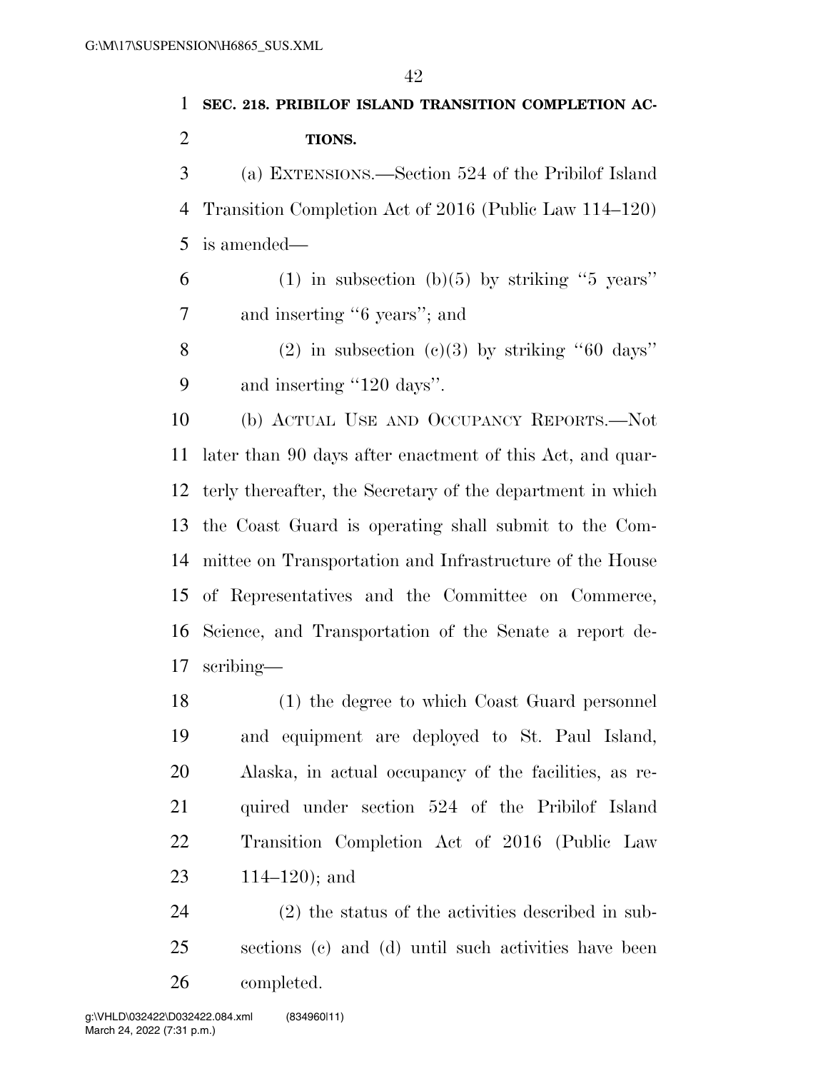**SEC. 218. PRIBILOF ISLAND TRANSITION COMPLETION ACTIONS.**

(a) EXTENSIONS.—Section 524 of the Pribilof Island Transition Completion Act of 2016 (Public Law 114–120) is amended—

(1) in subsection (b)(5) by striking "5 years" and inserting "6 years"; and

(2) in subsection (c)(3) by striking "60 days" and inserting "120 days".

(b) ACTUAL USE AND OCCUPANCY REPORTS.—Not later than 90 days after enactment of this Act, and quarterly thereafter, the Secretary of the department in which the Coast Guard is operating shall submit to the Committee on Transportation and Infrastructure of the House of Representatives and the Committee on Commerce, Science, and Transportation of the Senate a report describing—

(1) the degree to which Coast Guard personnel and equipment are deployed to St. Paul Island, Alaska, in actual occupancy of the facilities, as required under section 524 of the Pribilof Island Transition Completion Act of 2016 (Public Law 114–120); and

(2) the status of the activities described in subsections (c) and (d) until such activities have been completed.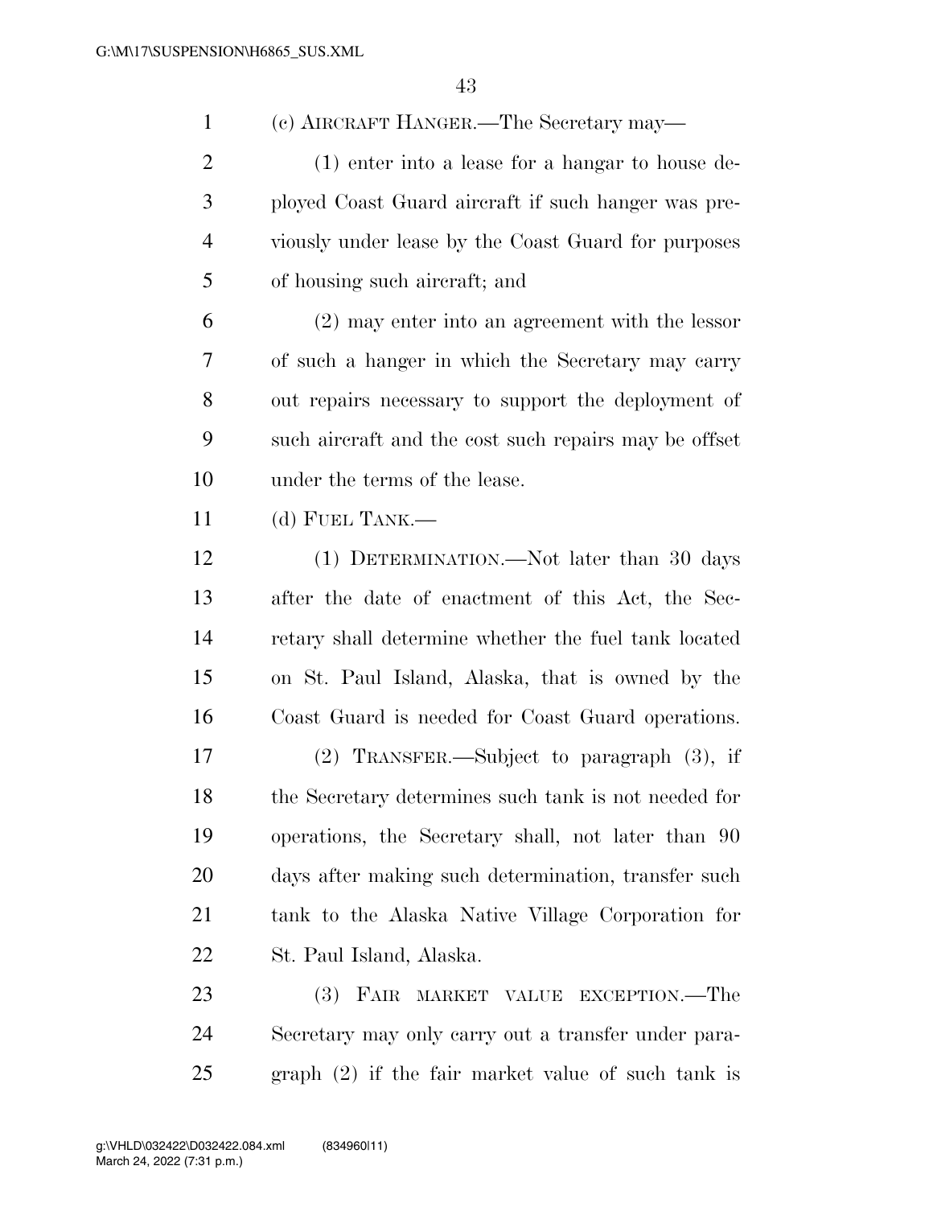(c) Aircraft Hanger.—The Secretary may—

(1) enter into a lease for a hangar to house deployed Coast Guard aircraft if such hanger was previously under lease by the Coast Guard for purposes of housing such aircraft; and

(2) may enter into an agreement with the lessor of such a hanger in which the Secretary may carry out repairs necessary to support the deployment of such aircraft and the cost such repairs may be offset under the terms of the lease.

(d) Fuel Tank.—

(1) Determination.—Not later than 30 days after the date of enactment of this Act, the Secretary shall determine whether the fuel tank located on St. Paul Island, Alaska, that is owned by the Coast Guard is needed for Coast Guard operations.

(2) Transfer.—Subject to paragraph (3), if the Secretary determines such tank is not needed for operations, the Secretary shall, not later than 90 days after making such determination, transfer such tank to the Alaska Native Village Corporation for St. Paul Island, Alaska.

(3) Fair market value exception.—The Secretary may only carry out a transfer under paragraph (2) if the fair market value of such tank is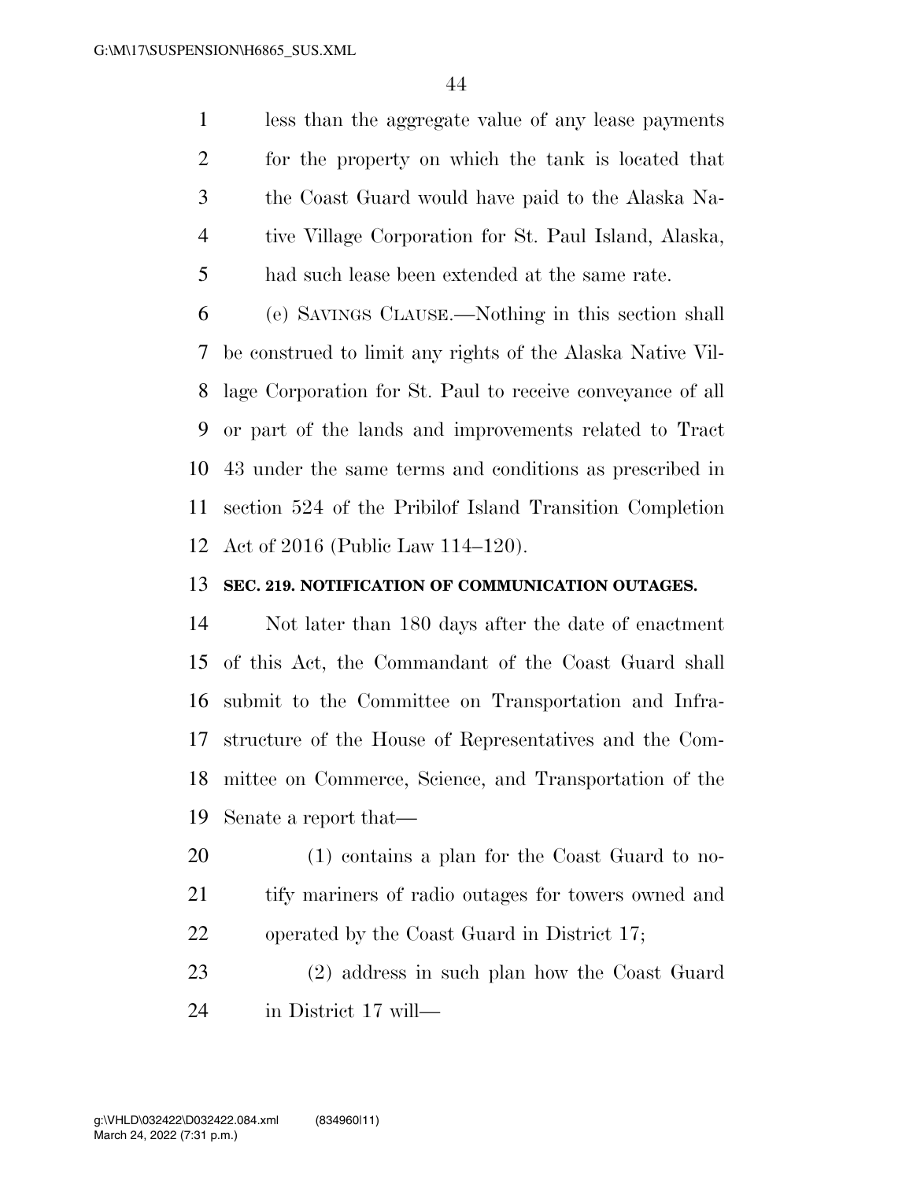less than the aggregate value of any lease payments for the property on which the tank is located that the Coast Guard would have paid to the Alaska Native Village Corporation for St. Paul Island, Alaska, had such lease been extended at the same rate.

(e) SAVINGS CLAUSE.—Nothing in this section shall be construed to limit any rights of the Alaska Native Village Corporation for St. Paul to receive conveyance of all or part of the lands and improvements related to Tract 43 under the same terms and conditions as prescribed in section 524 of the Pribilof Island Transition Completion Act of 2016 (Public Law 114–120).

**SEC. 219. NOTIFICATION OF COMMUNICATION OUTAGES.**

Not later than 180 days after the date of enactment of this Act, the Commandant of the Coast Guard shall submit to the Committee on Transportation and Infrastructure of the House of Representatives and the Committee on Commerce, Science, and Transportation of the Senate a report that—

(1) contains a plan for the Coast Guard to notify mariners of radio outages for towers owned and operated by the Coast Guard in District 17;

(2) address in such plan how the Coast Guard in District 17 will—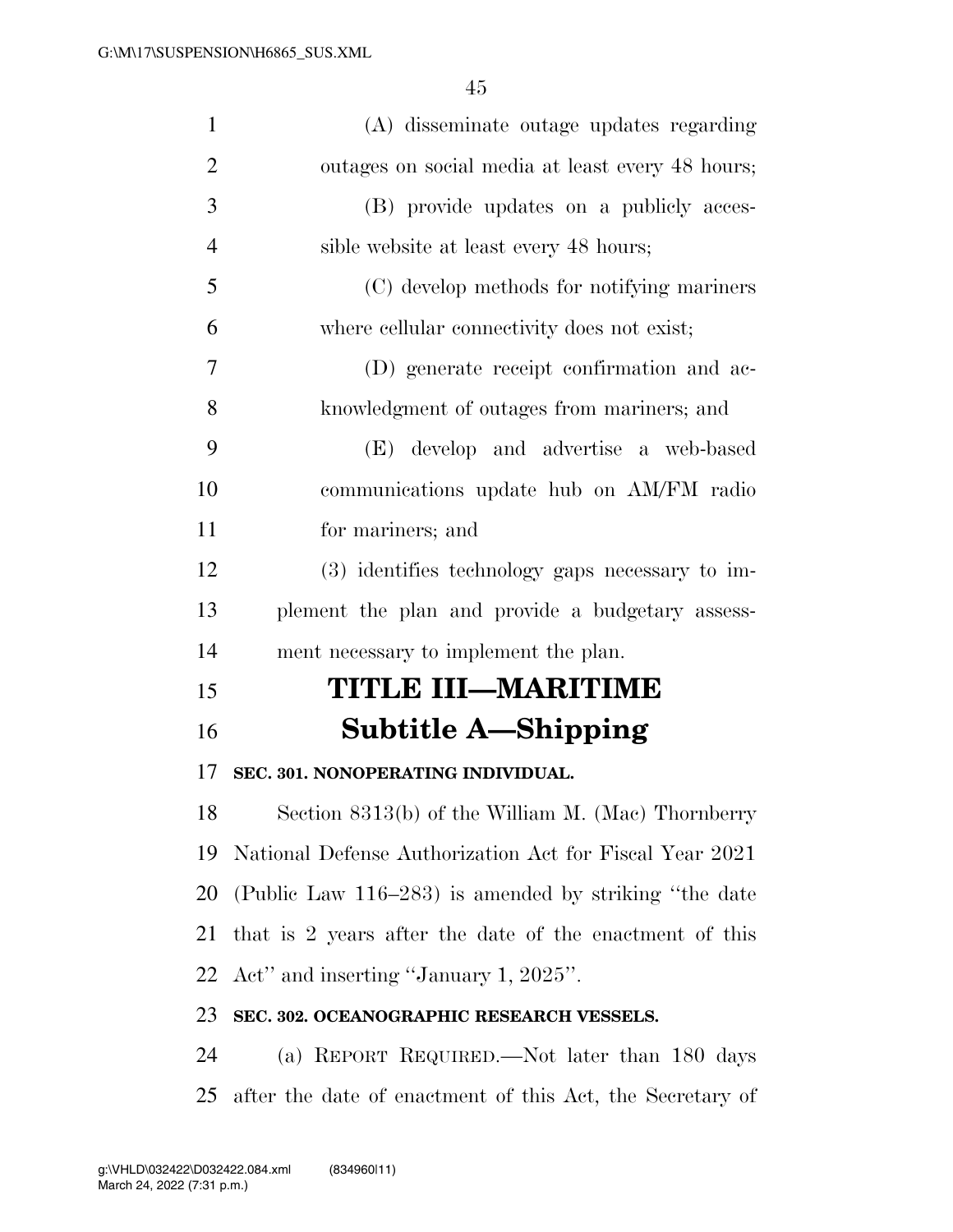(A) disseminate outage updates regarding outages on social media at least every 48 hours;

(B) provide updates on a publicly accessible website at least every 48 hours;

(C) develop methods for notifying mariners where cellular connectivity does not exist;

(D) generate receipt confirmation and acknowledgment of outages from mariners; and

(E) develop and advertise a web-based communications update hub on AM/FM radio for mariners; and

(3) identifies technology gaps necessary to implement the plan and provide a budgetary assessment necessary to implement the plan.

# TITLE III—MARITIME

## Subtitle A—Shipping

### SEC. 301. NONOPERATING INDIVIDUAL.

Section 8313(b) of the William M. (Mac) Thornberry National Defense Authorization Act for Fiscal Year 2021 (Public Law 116–283) is amended by striking ‘‘the date that is 2 years after the date of the enactment of this Act’’ and inserting ‘‘January 1, 2025’’.

### SEC. 302. OCEANOGRAPHIC RESEARCH VESSELS.

(a) REPORT REQUIRED.—Not later than 180 days after the date of enactment of this Act, the Secretary of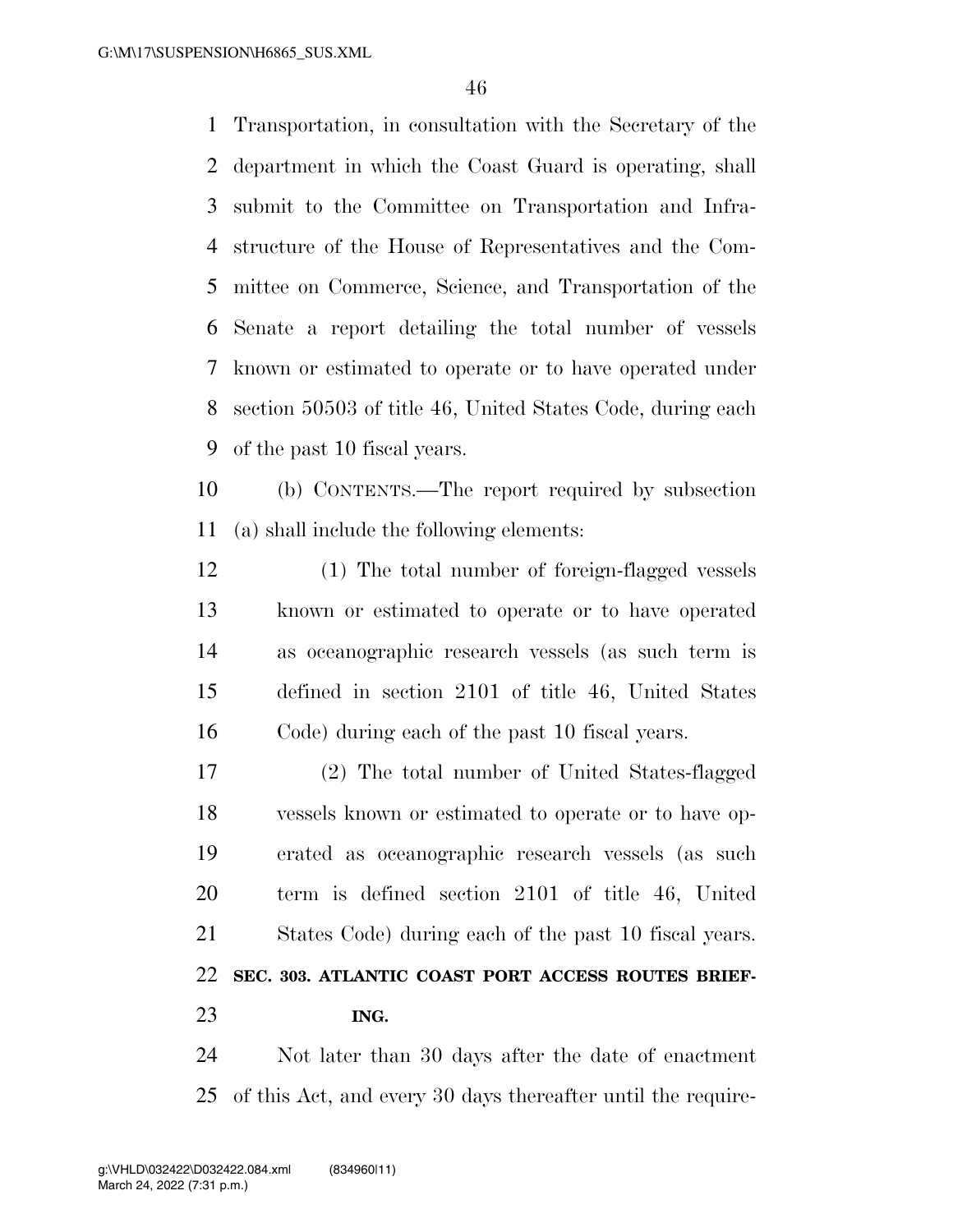Transportation, in consultation with the Secretary of the department in which the Coast Guard is operating, shall submit to the Committee on Transportation and Infrastructure of the House of Representatives and the Committee on Commerce, Science, and Transportation of the Senate a report detailing the total number of vessels known or estimated to operate or to have operated under section 50503 of title 46, United States Code, during each of the past 10 fiscal years.

(b) CONTENTS.—The report required by subsection (a) shall include the following elements:

(1) The total number of foreign-flagged vessels known or estimated to operate or to have operated as oceanographic research vessels (as such term is defined in section 2101 of title 46, United States Code) during each of the past 10 fiscal years.

(2) The total number of United States-flagged vessels known or estimated to operate or to have operated as oceanographic research vessels (as such term is defined section 2101 of title 46, United States Code) during each of the past 10 fiscal years.

**SEC. 303. ATLANTIC COAST PORT ACCESS ROUTES BRIEFING.**

Not later than 30 days after the date of enactment of this Act, and every 30 days thereafter until the require-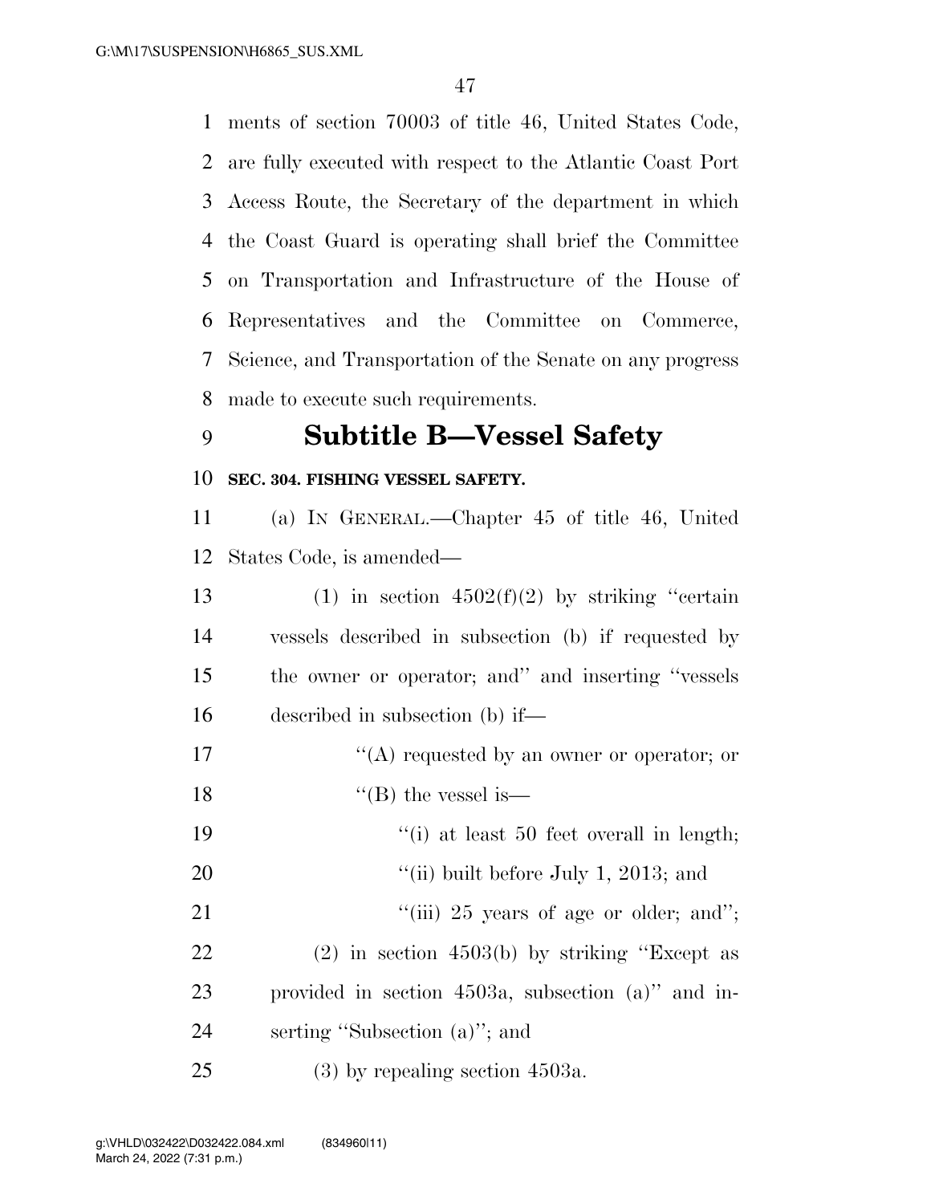ments of section 70003 of title 46, United States Code, are fully executed with respect to the Atlantic Coast Port Access Route, the Secretary of the department in which the Coast Guard is operating shall brief the Committee on Transportation and Infrastructure of the House of Representatives and the Committee on Commerce, Science, and Transportation of the Senate on any progress made to execute such requirements.

## Subtitle B—Vessel Safety

**SEC. 304. FISHING VESSEL SAFETY.**

(a) IN GENERAL.—Chapter 45 of title 46, United States Code, is amended—

(1) in section 4502(f)(2) by striking ''certain vessels described in subsection (b) if requested by the owner or operator; and'' and inserting ''vessels described in subsection (b) if—

''(A) requested by an owner or operator; or

''(B) the vessel is—

''(i) at least 50 feet overall in length;

''(ii) built before July 1, 2013; and

''(iii) 25 years of age or older; and'';

(2) in section 4503(b) by striking ''Except as provided in section 4503a, subsection (a)'' and inserting ''Subsection (a)''; and

(3) by repealing section 4503a.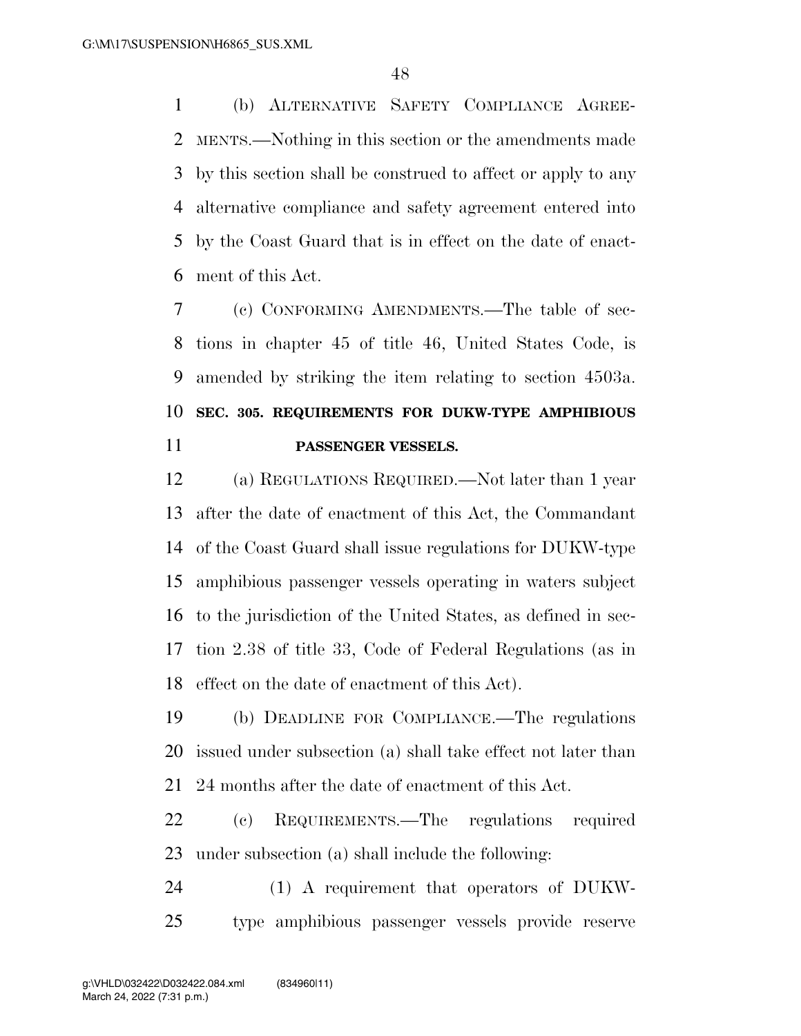(b) ALTERNATIVE SAFETY COMPLIANCE AGREEMENTS.—Nothing in this section or the amendments made by this section shall be construed to affect or apply to any alternative compliance and safety agreement entered into by the Coast Guard that is in effect on the date of enactment of this Act.

(c) CONFORMING AMENDMENTS.—The table of sections in chapter 45 of title 46, United States Code, is amended by striking the item relating to section 4503a.

**SEC. 305. REQUIREMENTS FOR DUKW-TYPE AMPHIBIOUS PASSENGER VESSELS.**

(a) REGULATIONS REQUIRED.—Not later than 1 year after the date of enactment of this Act, the Commandant of the Coast Guard shall issue regulations for DUKW-type amphibious passenger vessels operating in waters subject to the jurisdiction of the United States, as defined in section 2.38 of title 33, Code of Federal Regulations (as in effect on the date of enactment of this Act).

(b) DEADLINE FOR COMPLIANCE.—The regulations issued under subsection (a) shall take effect not later than 24 months after the date of enactment of this Act.

(c) REQUIREMENTS.—The regulations required under subsection (a) shall include the following:

(1) A requirement that operators of DUKW-type amphibious passenger vessels provide reserve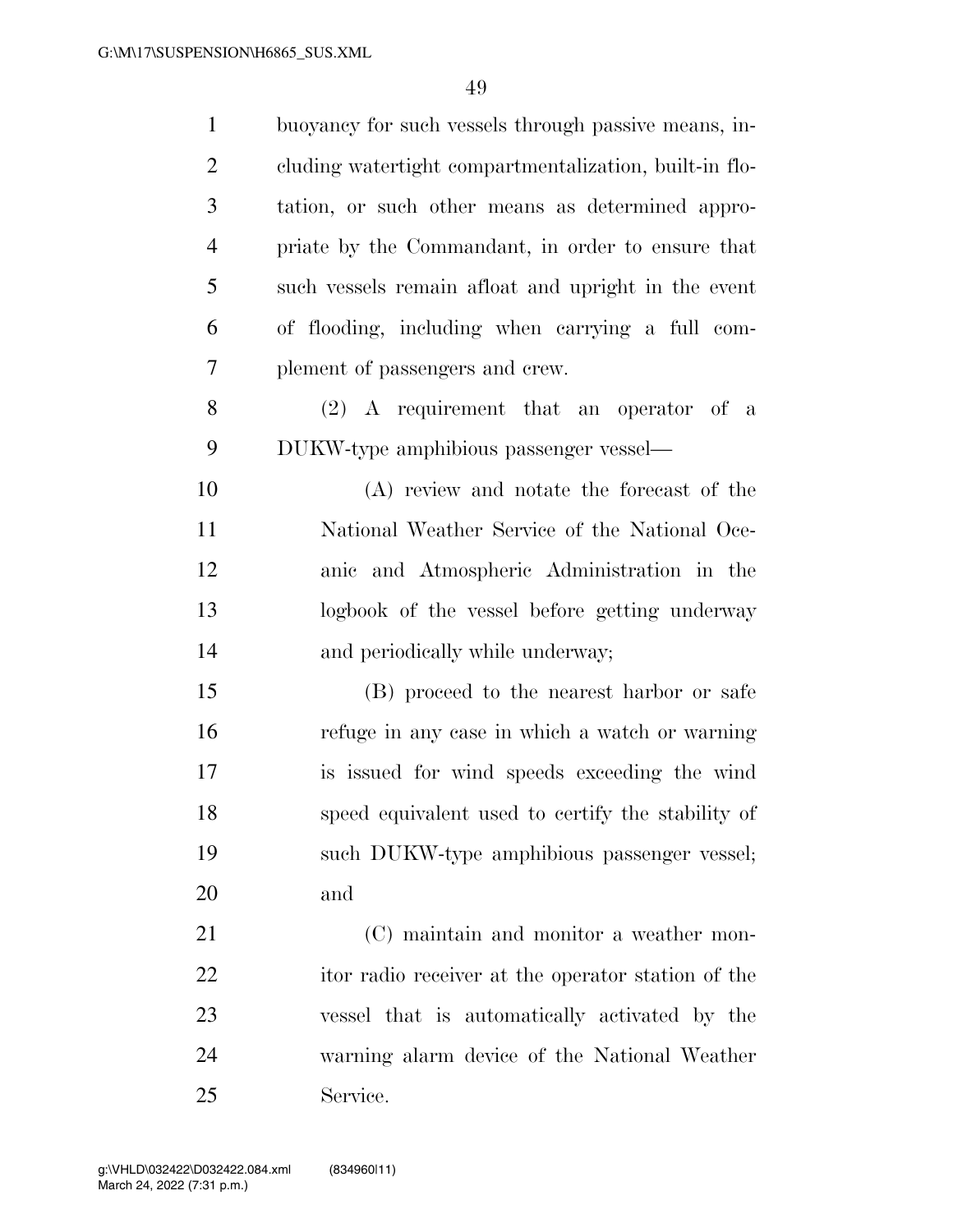buoyancy for such vessels through passive means, including watertight compartmentalization, built-in flotation, or such other means as determined appropriate by the Commandant, in order to ensure that such vessels remain afloat and upright in the event of flooding, including when carrying a full complement of passengers and crew.

(2) A requirement that an operator of a DUKW-type amphibious passenger vessel—

(A) review and notate the forecast of the National Weather Service of the National Oceanic and Atmospheric Administration in the logbook of the vessel before getting underway and periodically while underway;

(B) proceed to the nearest harbor or safe refuge in any case in which a watch or warning is issued for wind speeds exceeding the wind speed equivalent used to certify the stability of such DUKW-type amphibious passenger vessel; and

(C) maintain and monitor a weather monitor radio receiver at the operator station of the vessel that is automatically activated by the warning alarm device of the National Weather Service.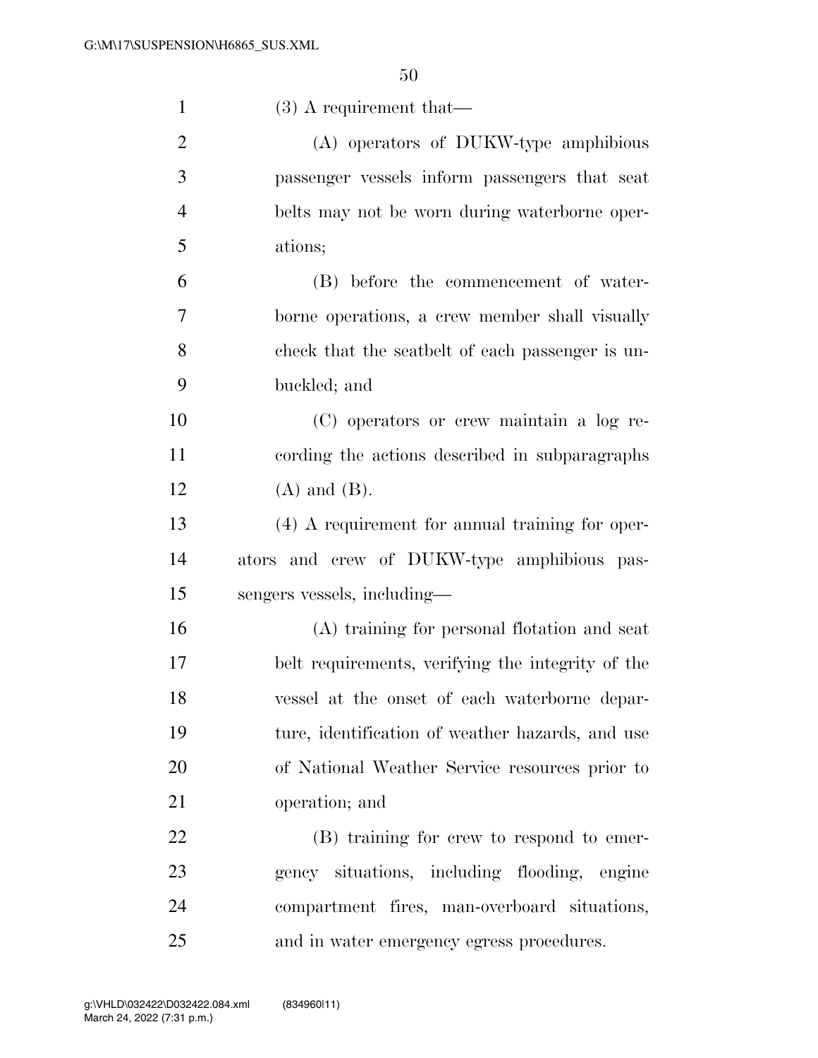(3) A requirement that—

(A) operators of DUKW-type amphibious passenger vessels inform passengers that seat belts may not be worn during waterborne operations;

(B) before the commencement of waterborne operations, a crew member shall visually check that the seatbelt of each passenger is unbuckled; and

(C) operators or crew maintain a log recording the actions described in subparagraphs (A) and (B).

(4) A requirement for annual training for operators and crew of DUKW-type amphibious passengers vessels, including—

(A) training for personal flotation and seat belt requirements, verifying the integrity of the vessel at the onset of each waterborne departure, identification of weather hazards, and use of National Weather Service resources prior to operation; and

(B) training for crew to respond to emergency situations, including flooding, engine compartment fires, man-overboard situations, and in water emergency egress procedures.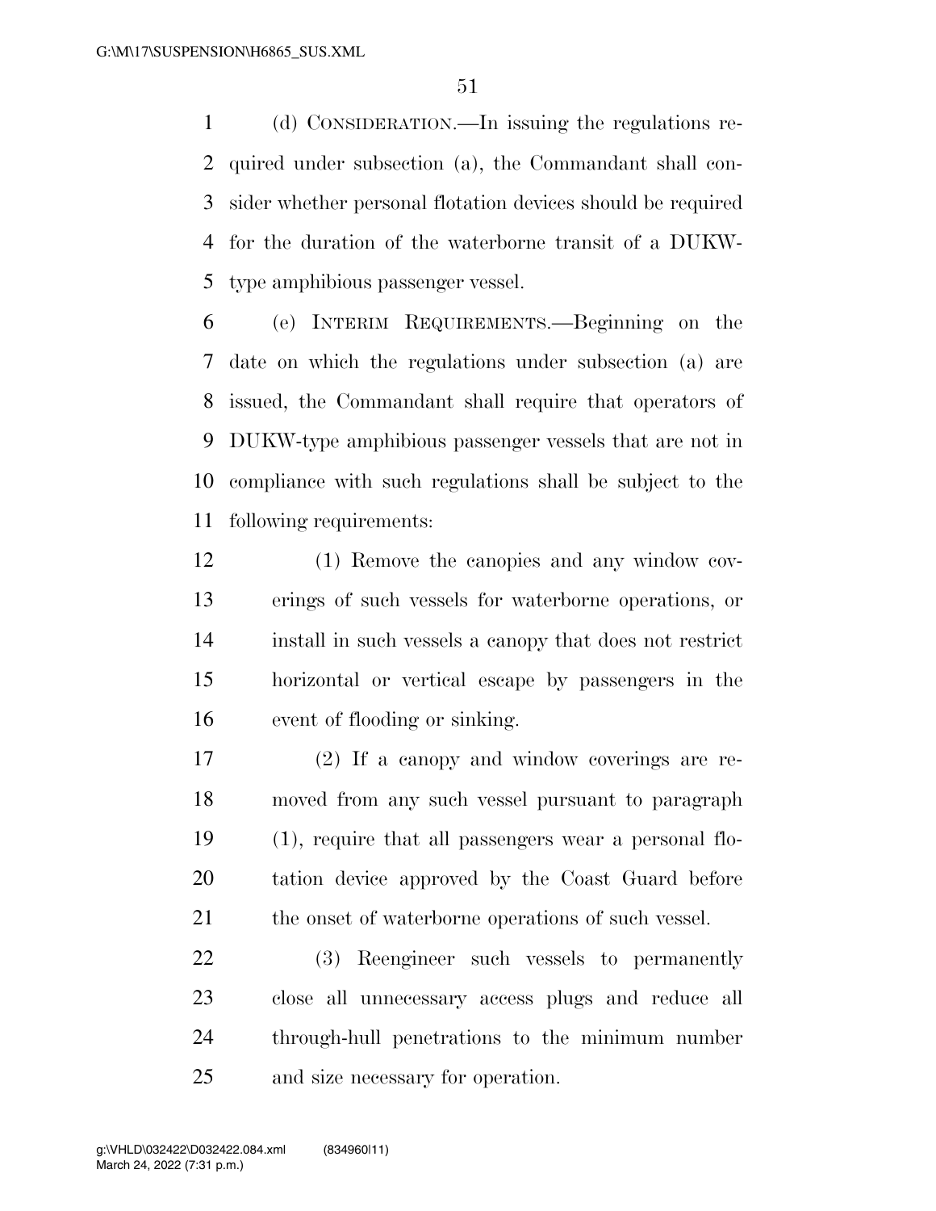(d) CONSIDERATION.—In issuing the regulations required under subsection (a), the Commandant shall consider whether personal flotation devices should be required for the duration of the waterborne transit of a DUKW-type amphibious passenger vessel.

(e) INTERIM REQUIREMENTS.—Beginning on the date on which the regulations under subsection (a) are issued, the Commandant shall require that operators of DUKW-type amphibious passenger vessels that are not in compliance with such regulations shall be subject to the following requirements:

(1) Remove the canopies and any window coverings of such vessels for waterborne operations, or install in such vessels a canopy that does not restrict horizontal or vertical escape by passengers in the event of flooding or sinking.

(2) If a canopy and window coverings are removed from any such vessel pursuant to paragraph (1), require that all passengers wear a personal flotation device approved by the Coast Guard before the onset of waterborne operations of such vessel.

(3) Reengineer such vessels to permanently close all unnecessary access plugs and reduce all through-hull penetrations to the minimum number and size necessary for operation.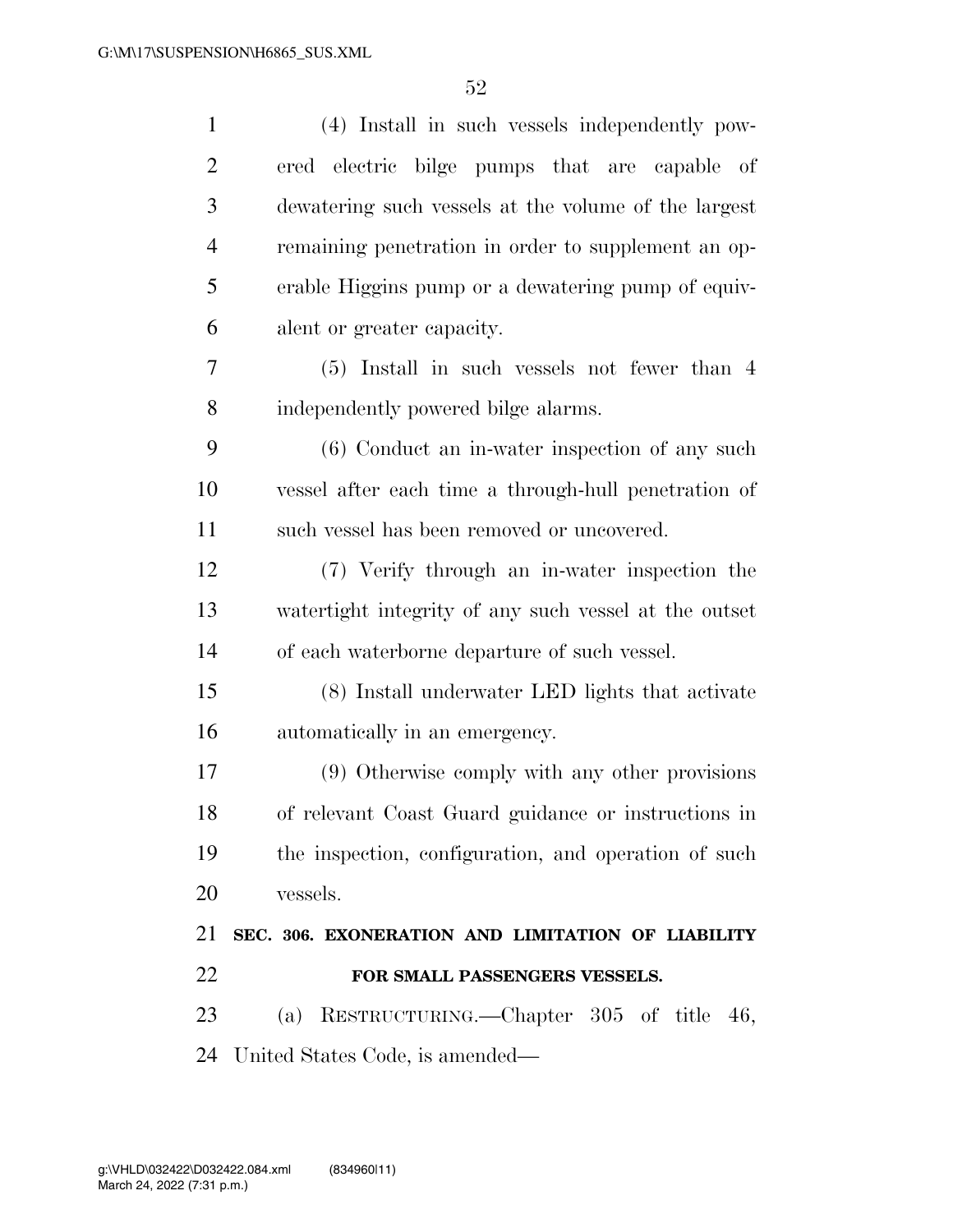(4) Install in such vessels independently powered electric bilge pumps that are capable of dewatering such vessels at the volume of the largest remaining penetration in order to supplement an operable Higgins pump or a dewatering pump of equivalent or greater capacity.

(5) Install in such vessels not fewer than 4 independently powered bilge alarms.

(6) Conduct an in-water inspection of any such vessel after each time a through-hull penetration of such vessel has been removed or uncovered.

(7) Verify through an in-water inspection the watertight integrity of any such vessel at the outset of each waterborne departure of such vessel.

(8) Install underwater LED lights that activate automatically in an emergency.

(9) Otherwise comply with any other provisions of relevant Coast Guard guidance or instructions in the inspection, configuration, and operation of such vessels.

## SEC. 306. EXONERATION AND LIMITATION OF LIABILITY FOR SMALL PASSENGERS VESSELS.

(a) RESTRUCTURING.—Chapter 305 of title 46, United States Code, is amended—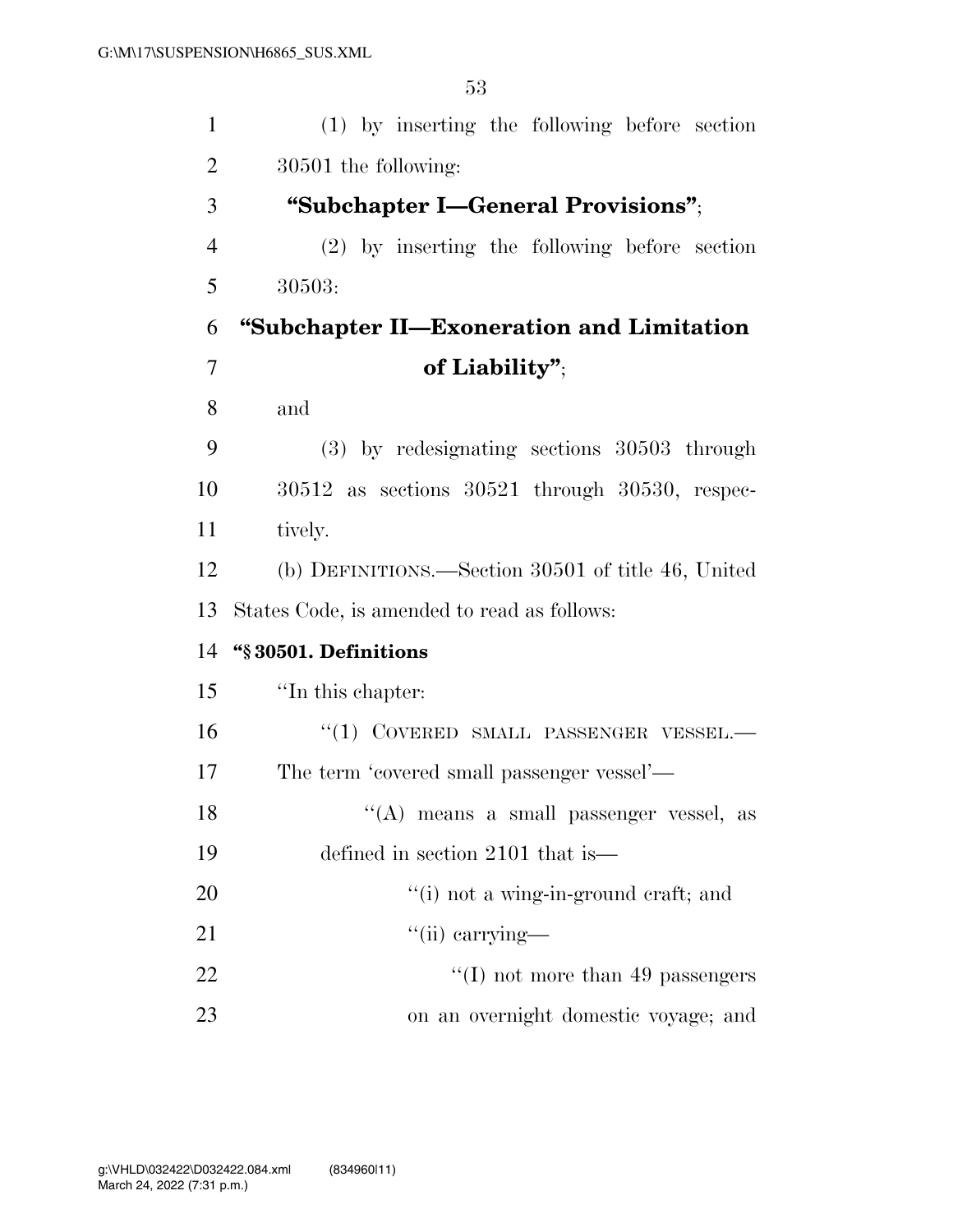(1) by inserting the following before section 30501 the following:

**"Subchapter I—General Provisions"**;

(2) by inserting the following before section 30503:

**"Subchapter II—Exoneration and Limitation of Liability"**;

and

(3) by redesignating sections 30503 through 30512 as sections 30521 through 30530, respectively.

(b) DEFINITIONS.—Section 30501 of title 46, United States Code, is amended to read as follows:

**"§ 30501. Definitions**

"In this chapter:

"(1) COVERED SMALL PASSENGER VESSEL.—The term 'covered small passenger vessel'—

"(A) means a small passenger vessel, as defined in section 2101 that is—

"(i) not a wing-in-ground craft; and

"(ii) carrying—

"(I) not more than 49 passengers on an overnight domestic voyage; and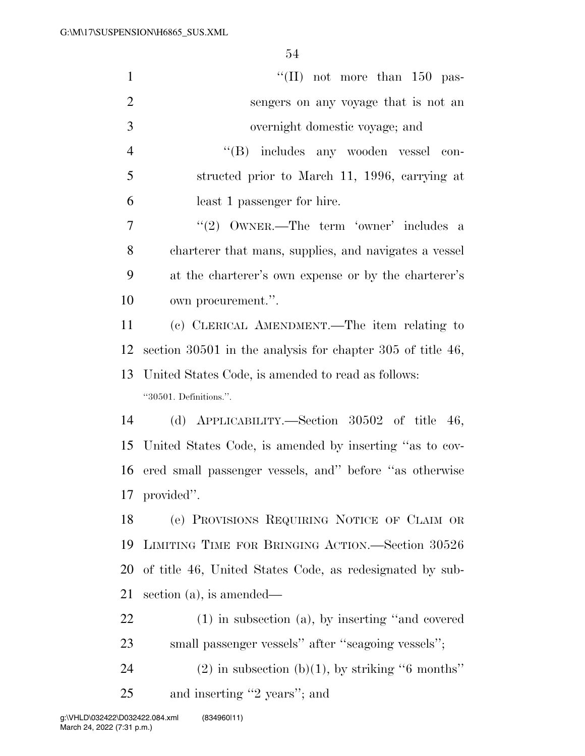"(II) not more than 150 passengers on any voyage that is not an overnight domestic voyage; and

"(B) includes any wooden vessel constructed prior to March 11, 1996, carrying at least 1 passenger for hire.

"(2) OWNER.—The term 'owner' includes a charterer that mans, supplies, and navigates a vessel at the charterer's own expense or by the charterer's own procurement.".

(c) CLERICAL AMENDMENT.—The item relating to section 30501 in the analysis for chapter 305 of title 46, United States Code, is amended to read as follows:

"30501. Definitions.".

(d) APPLICABILITY.—Section 30502 of title 46, United States Code, is amended by inserting "as to covered small passenger vessels, and" before "as otherwise provided".

(e) PROVISIONS REQUIRING NOTICE OF CLAIM OR LIMITING TIME FOR BRINGING ACTION.—Section 30526 of title 46, United States Code, as redesignated by subsection (a), is amended—

(1) in subsection (a), by inserting "and covered small passenger vessels" after "seagoing vessels";

(2) in subsection (b)(1), by striking "6 months" and inserting "2 years"; and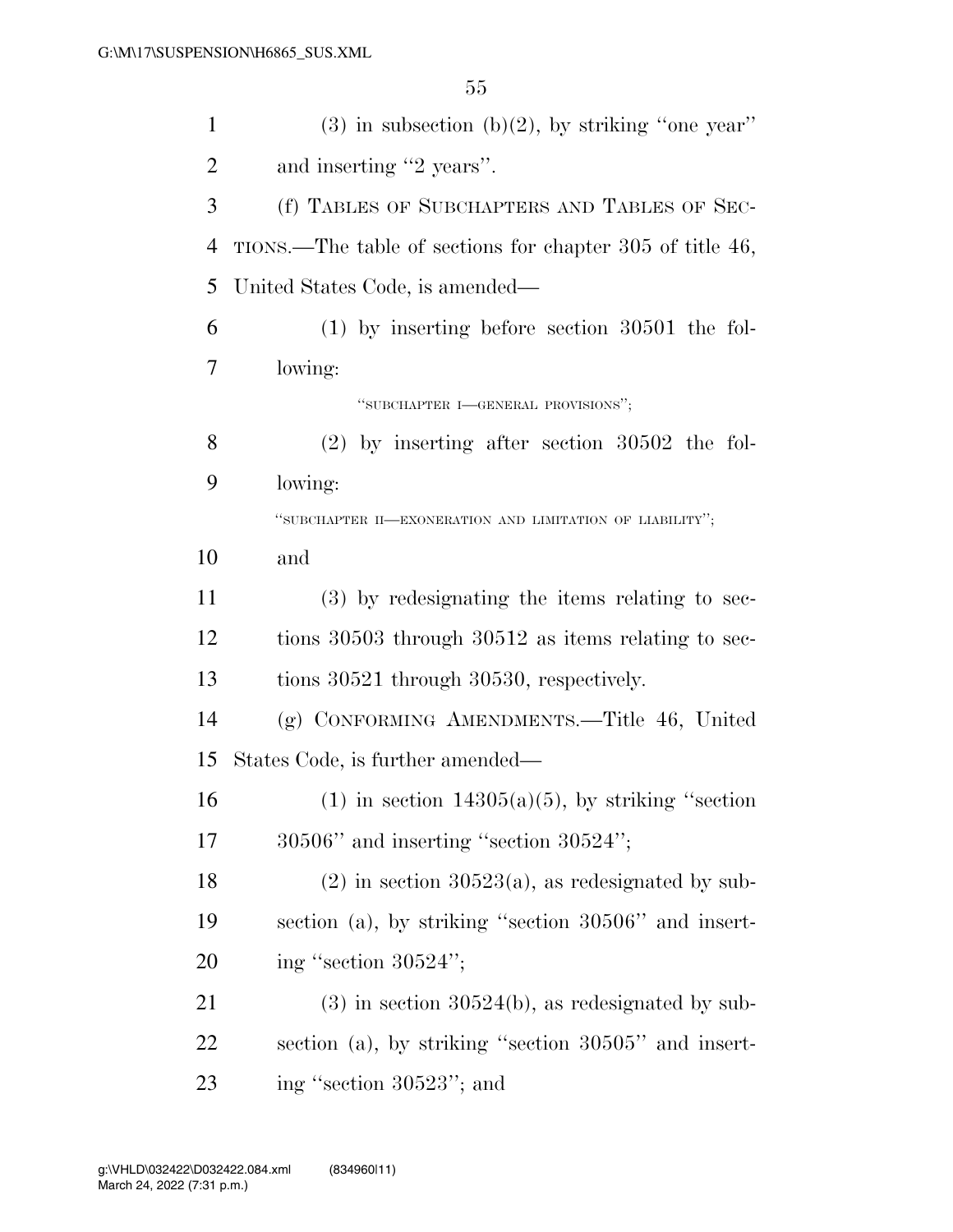(3) in subsection (b)(2), by striking ''one year'' and inserting ''2 years''.

(f) TABLES OF SUBCHAPTERS AND TABLES OF SECTIONS.—The table of sections for chapter 305 of title 46, United States Code, is amended—

(1) by inserting before section 30501 the following:

''SUBCHAPTER I—GENERAL PROVISIONS'';

(2) by inserting after section 30502 the following:

''SUBCHAPTER II—EXONERATION AND LIMITATION OF LIABILITY'';

and

(3) by redesignating the items relating to sections 30503 through 30512 as items relating to sections 30521 through 30530, respectively.

(g) CONFORMING AMENDMENTS.—Title 46, United States Code, is further amended—

(1) in section 14305(a)(5), by striking ''section 30506'' and inserting ''section 30524'';

(2) in section 30523(a), as redesignated by subsection (a), by striking ''section 30506'' and inserting ''section 30524'';

(3) in section 30524(b), as redesignated by subsection (a), by striking ''section 30505'' and inserting ''section 30523''; and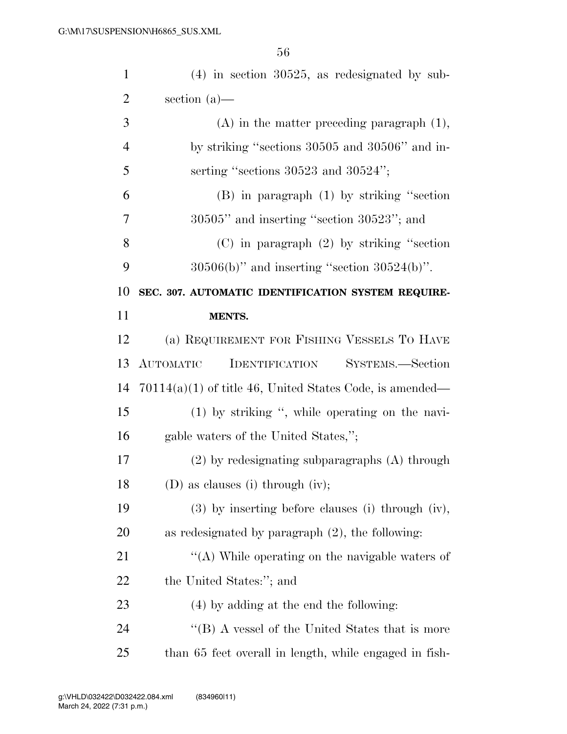(4) in section 30525, as redesignated by subsection (a)—

(A) in the matter preceding paragraph (1), by striking "sections 30505 and 30506" and inserting "sections 30523 and 30524";

(B) in paragraph (1) by striking "section 30505" and inserting "section 30523"; and

(C) in paragraph (2) by striking "section 30506(b)" and inserting "section 30524(b)".

**SEC. 307. AUTOMATIC IDENTIFICATION SYSTEM REQUIREMENTS.**

(a) REQUIREMENT FOR FISHING VESSELS TO HAVE AUTOMATIC IDENTIFICATION SYSTEMS.—Section 70114(a)(1) of title 46, United States Code, is amended—

(1) by striking ", while operating on the navigable waters of the United States,";

(2) by redesignating subparagraphs (A) through (D) as clauses (i) through (iv);

(3) by inserting before clauses (i) through (iv), as redesignated by paragraph (2), the following:

"(A) While operating on the navigable waters of the United States:"; and

(4) by adding at the end the following:

"(B) A vessel of the United States that is more than 65 feet overall in length, while engaged in fish-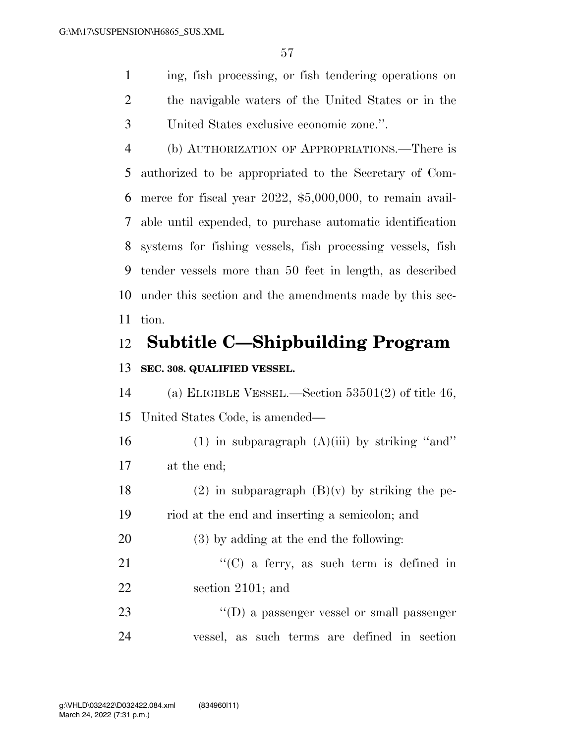ing, fish processing, or fish tendering operations on the navigable waters of the United States or in the United States exclusive economic zone.''.

(b) AUTHORIZATION OF APPROPRIATIONS.—There is authorized to be appropriated to the Secretary of Commerce for fiscal year 2022, $5,000,000, to remain available until expended, to purchase automatic identification systems for fishing vessels, fish processing vessels, fish tender vessels more than 50 feet in length, as described under this section and the amendments made by this section.

## Subtitle C—Shipbuilding Program

**SEC. 308. QUALIFIED VESSEL.**

(a) ELIGIBLE VESSEL.—Section 53501(2) of title 46, United States Code, is amended—

(1) in subparagraph (A)(iii) by striking ''and'' at the end;

(2) in subparagraph (B)(v) by striking the period at the end and inserting a semicolon; and

(3) by adding at the end the following:

''(C) a ferry, as such term is defined in section 2101; and

''(D) a passenger vessel or small passenger vessel, as such terms are defined in section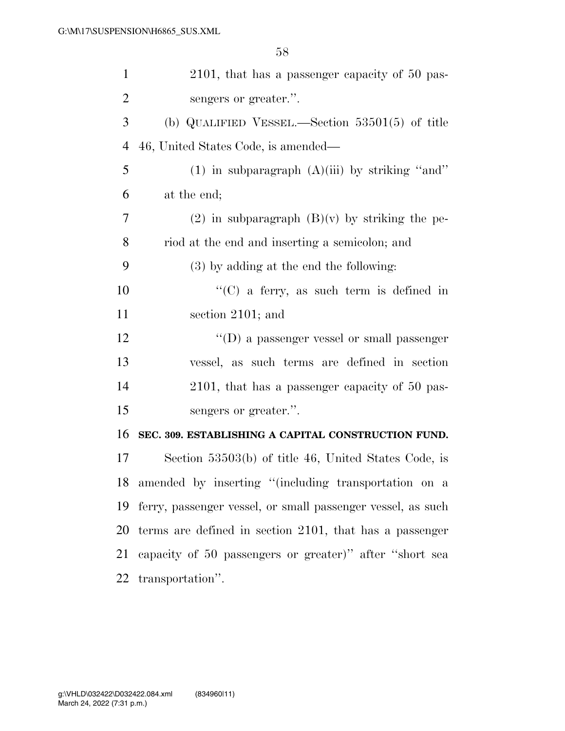2101, that has a passenger capacity of 50 passengers or greater.''.

(b) QUALIFIED VESSEL.—Section 53501(5) of title 46, United States Code, is amended—

(1) in subparagraph (A)(iii) by striking ''and'' at the end;

(2) in subparagraph (B)(v) by striking the period at the end and inserting a semicolon; and

(3) by adding at the end the following:

''(C) a ferry, as such term is defined in section 2101; and

''(D) a passenger vessel or small passenger vessel, as such terms are defined in section 2101, that has a passenger capacity of 50 passengers or greater.''.

**SEC. 309. ESTABLISHING A CAPITAL CONSTRUCTION FUND.**

Section 53503(b) of title 46, United States Code, is amended by inserting ''(including transportation on a ferry, passenger vessel, or small passenger vessel, as such terms are defined in section 2101, that has a passenger capacity of 50 passengers or greater)'' after ''short sea transportation''.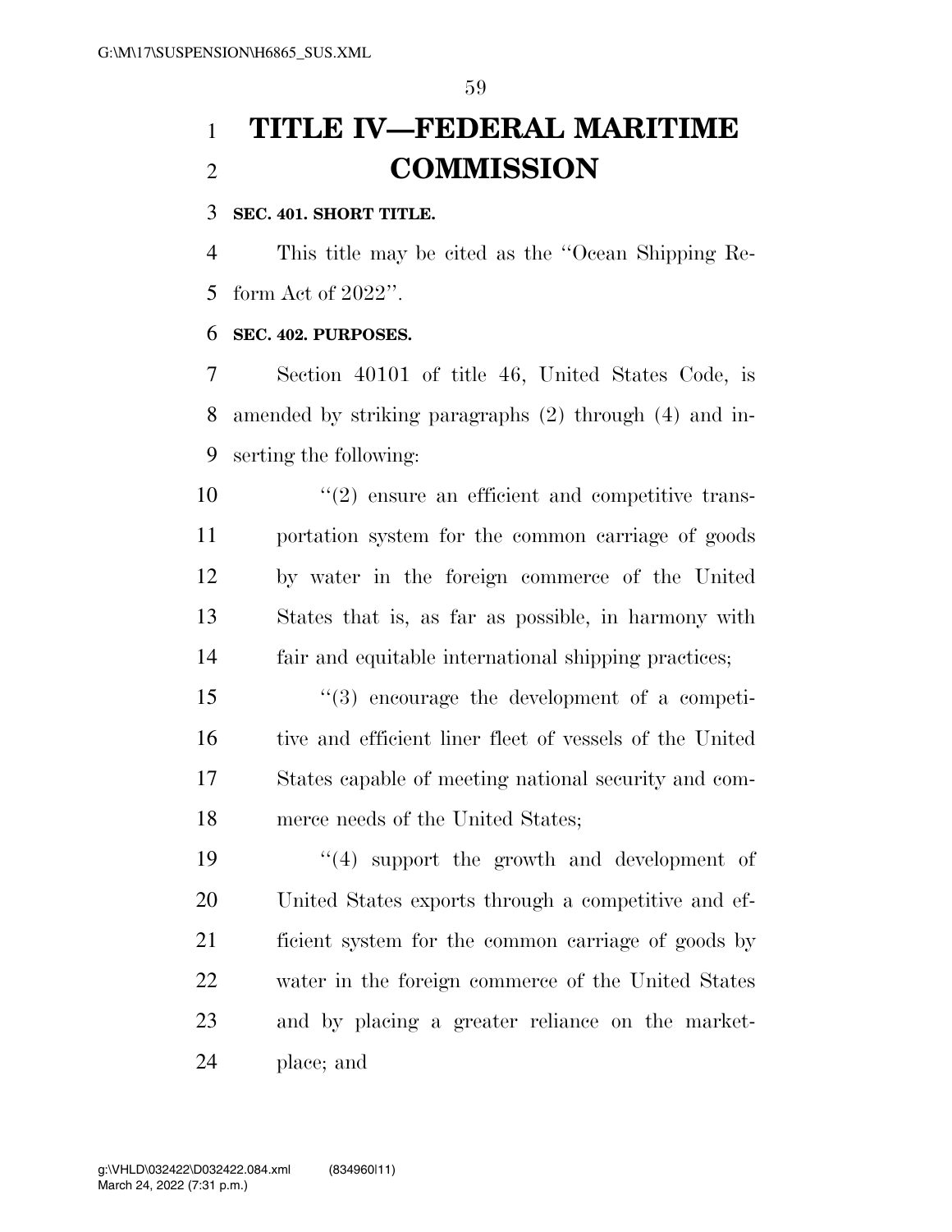# TITLE IV—FEDERAL MARITIME COMMISSION

**SEC. 401. SHORT TITLE.**

This title may be cited as the ''Ocean Shipping Reform Act of 2022''.

**SEC. 402. PURPOSES.**

Section 40101 of title 46, United States Code, is amended by striking paragraphs (2) through (4) and inserting the following:

''(2) ensure an efficient and competitive transportation system for the common carriage of goods by water in the foreign commerce of the United States that is, as far as possible, in harmony with fair and equitable international shipping practices;

''(3) encourage the development of a competitive and efficient liner fleet of vessels of the United States capable of meeting national security and commerce needs of the United States;

''(4) support the growth and development of United States exports through a competitive and efficient system for the common carriage of goods by water in the foreign commerce of the United States and by placing a greater reliance on the marketplace; and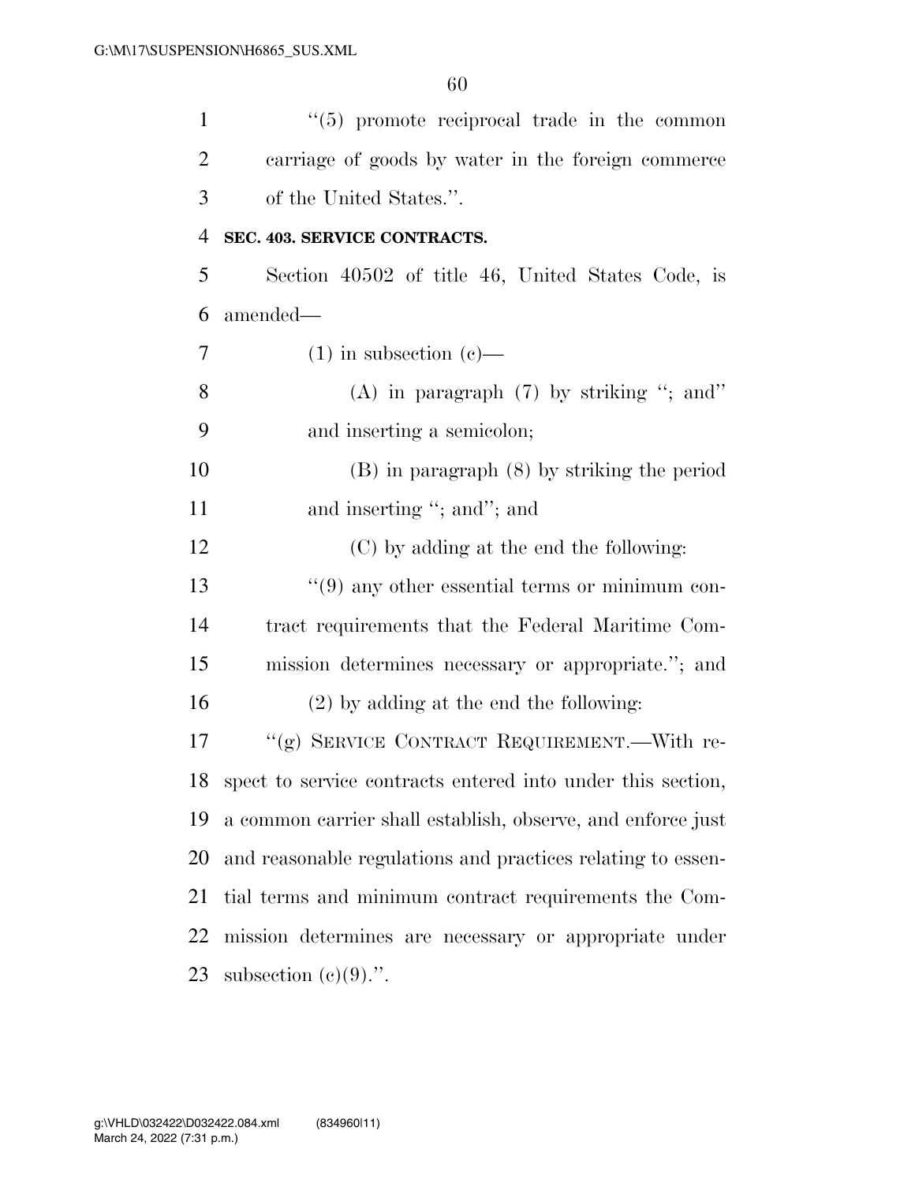''(5) promote reciprocal trade in the common carriage of goods by water in the foreign commerce of the United States.''.

**SEC. 403. SERVICE CONTRACTS.**

Section 40502 of title 46, United States Code, is amended—

(1) in subsection (c)—

(A) in paragraph (7) by striking ''; and'' and inserting a semicolon;

(B) in paragraph (8) by striking the period and inserting ''; and''; and

(C) by adding at the end the following:

''(9) any other essential terms or minimum contract requirements that the Federal Maritime Commission determines necessary or appropriate.''; and

(2) by adding at the end the following:

''(g) SERVICE CONTRACT REQUIREMENT.—With respect to service contracts entered into under this section, a common carrier shall establish, observe, and enforce just and reasonable regulations and practices relating to essential terms and minimum contract requirements the Commission determines are necessary or appropriate under subsection (c)(9).''.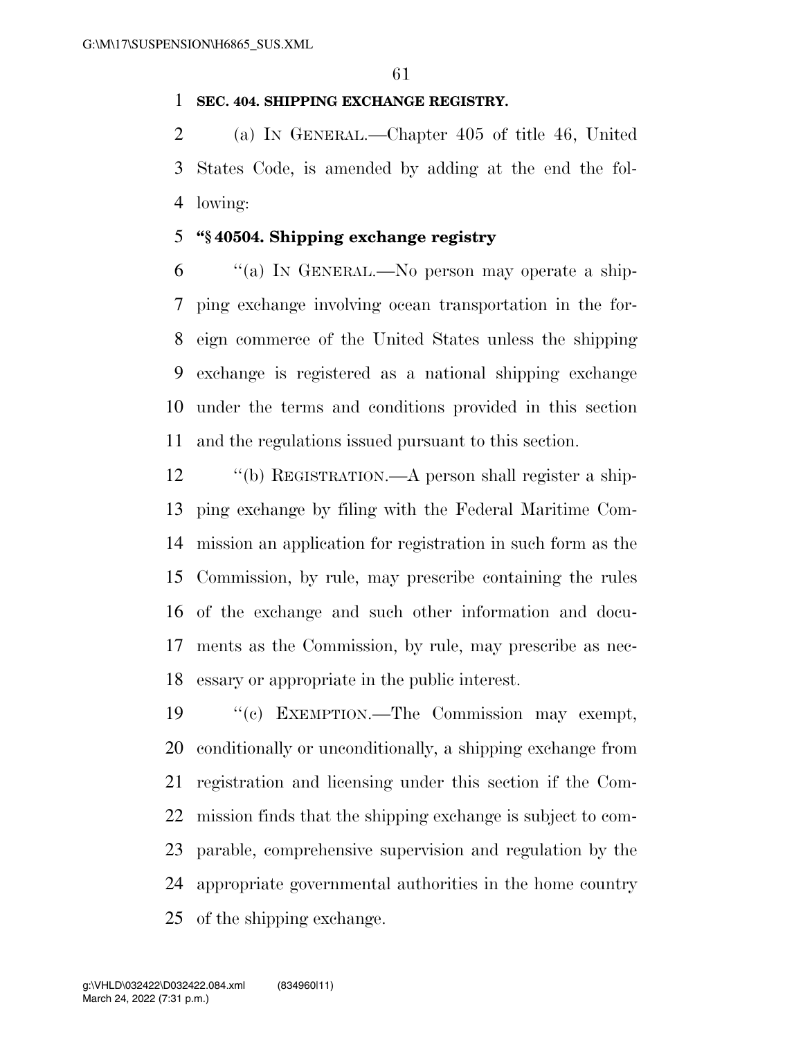**SEC. 404. SHIPPING EXCHANGE REGISTRY.**

(a) IN GENERAL.—Chapter 405 of title 46, United States Code, is amended by adding at the end the following:

**"§ 40504. Shipping exchange registry**

"(a) IN GENERAL.—No person may operate a shipping exchange involving ocean transportation in the foreign commerce of the United States unless the shipping exchange is registered as a national shipping exchange under the terms and conditions provided in this section and the regulations issued pursuant to this section.

"(b) REGISTRATION.—A person shall register a shipping exchange by filing with the Federal Maritime Commission an application for registration in such form as the Commission, by rule, may prescribe containing the rules of the exchange and such other information and documents as the Commission, by rule, may prescribe as necessary or appropriate in the public interest.

"(c) EXEMPTION.—The Commission may exempt, conditionally or unconditionally, a shipping exchange from registration and licensing under this section if the Commission finds that the shipping exchange is subject to comparable, comprehensive supervision and regulation by the appropriate governmental authorities in the home country of the shipping exchange.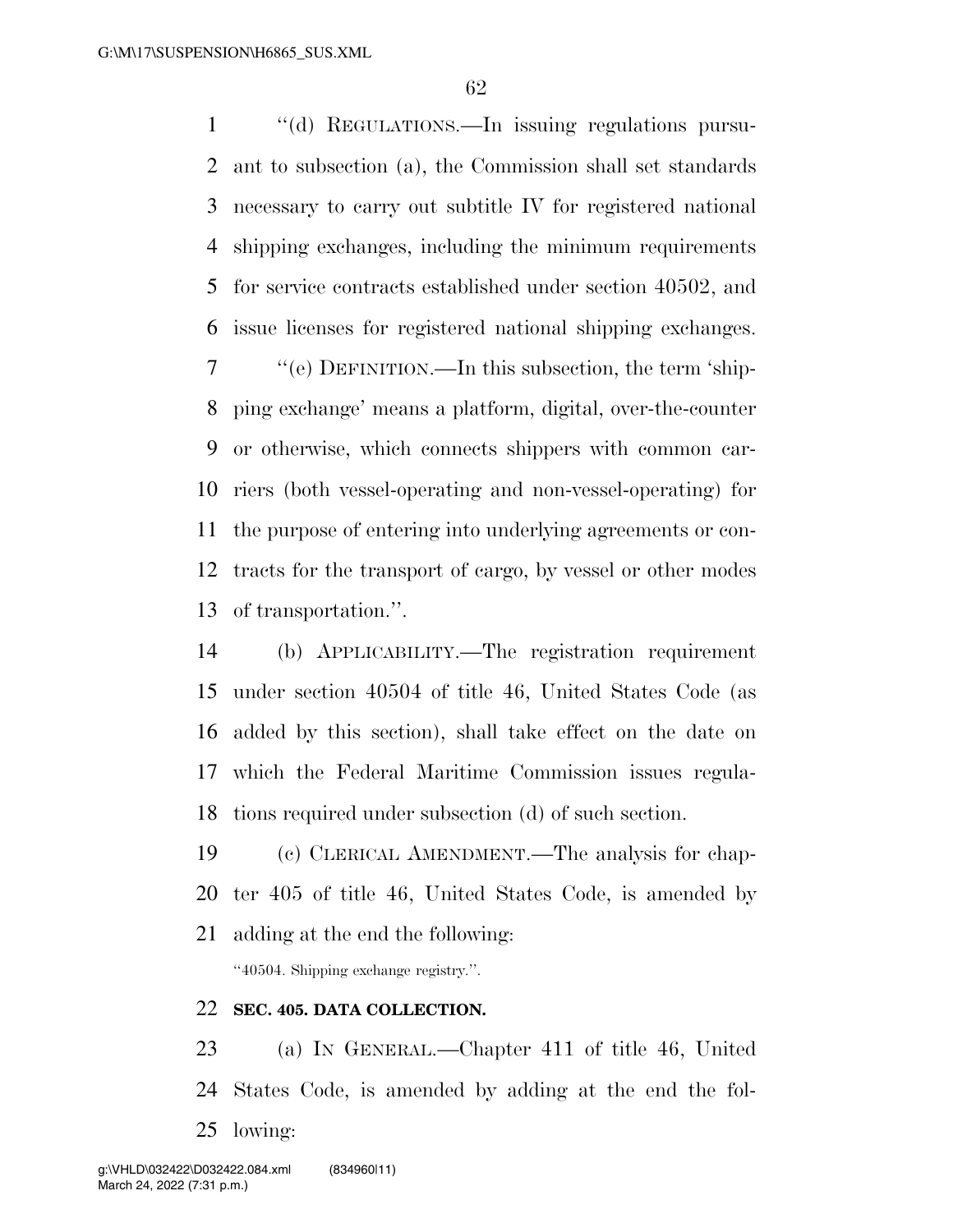"(d) REGULATIONS.—In issuing regulations pursuant to subsection (a), the Commission shall set standards necessary to carry out subtitle IV for registered national shipping exchanges, including the minimum requirements for service contracts established under section 40502, and issue licenses for registered national shipping exchanges.

"(e) DEFINITION.—In this subsection, the term 'shipping exchange' means a platform, digital, over-the-counter or otherwise, which connects shippers with common carriers (both vessel-operating and non-vessel-operating) for the purpose of entering into underlying agreements or contracts for the transport of cargo, by vessel or other modes of transportation.".

(b) APPLICABILITY.—The registration requirement under section 40504 of title 46, United States Code (as added by this section), shall take effect on the date on which the Federal Maritime Commission issues regulations required under subsection (d) of such section.

(c) CLERICAL AMENDMENT.—The analysis for chapter 405 of title 46, United States Code, is amended by adding at the end the following:

"40504. Shipping exchange registry.".

**SEC. 405. DATA COLLECTION.**

(a) IN GENERAL.—Chapter 411 of title 46, United States Code, is amended by adding at the end the following: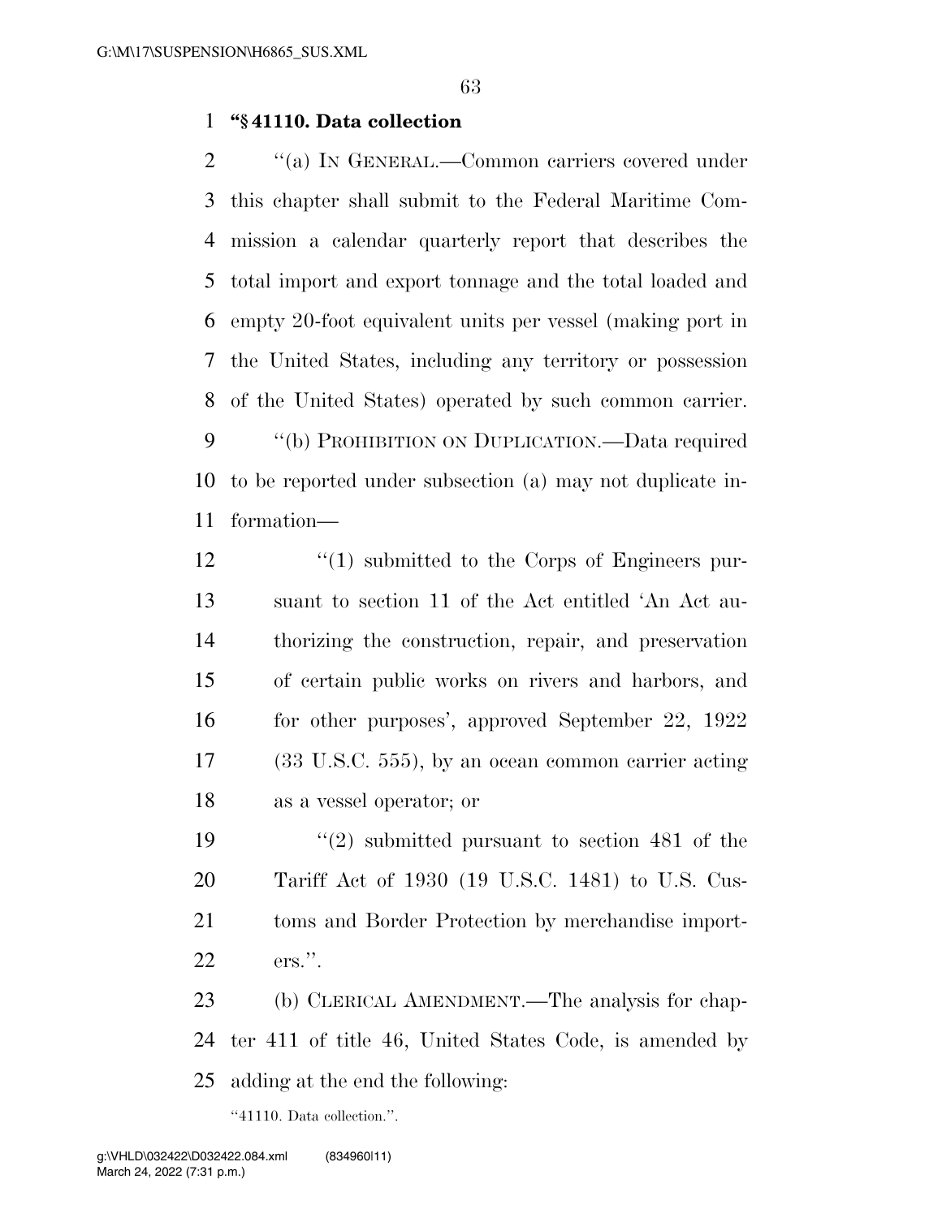**"§ 41110. Data collection**

"(a) IN GENERAL.—Common carriers covered under this chapter shall submit to the Federal Maritime Commission a calendar quarterly report that describes the total import and export tonnage and the total loaded and empty 20-foot equivalent units per vessel (making port in the United States, including any territory or possession of the United States) operated by such common carrier.

"(b) PROHIBITION ON DUPLICATION.—Data required to be reported under subsection (a) may not duplicate information—

"(1) submitted to the Corps of Engineers pursuant to section 11 of the Act entitled 'An Act authorizing the construction, repair, and preservation of certain public works on rivers and harbors, and for other purposes', approved September 22, 1922 (33 U.S.C. 555), by an ocean common carrier acting as a vessel operator; or

"(2) submitted pursuant to section 481 of the Tariff Act of 1930 (19 U.S.C. 1481) to U.S. Customs and Border Protection by merchandise importers.".

(b) CLERICAL AMENDMENT.—The analysis for chapter 411 of title 46, United States Code, is amended by adding at the end the following:

"41110. Data collection.".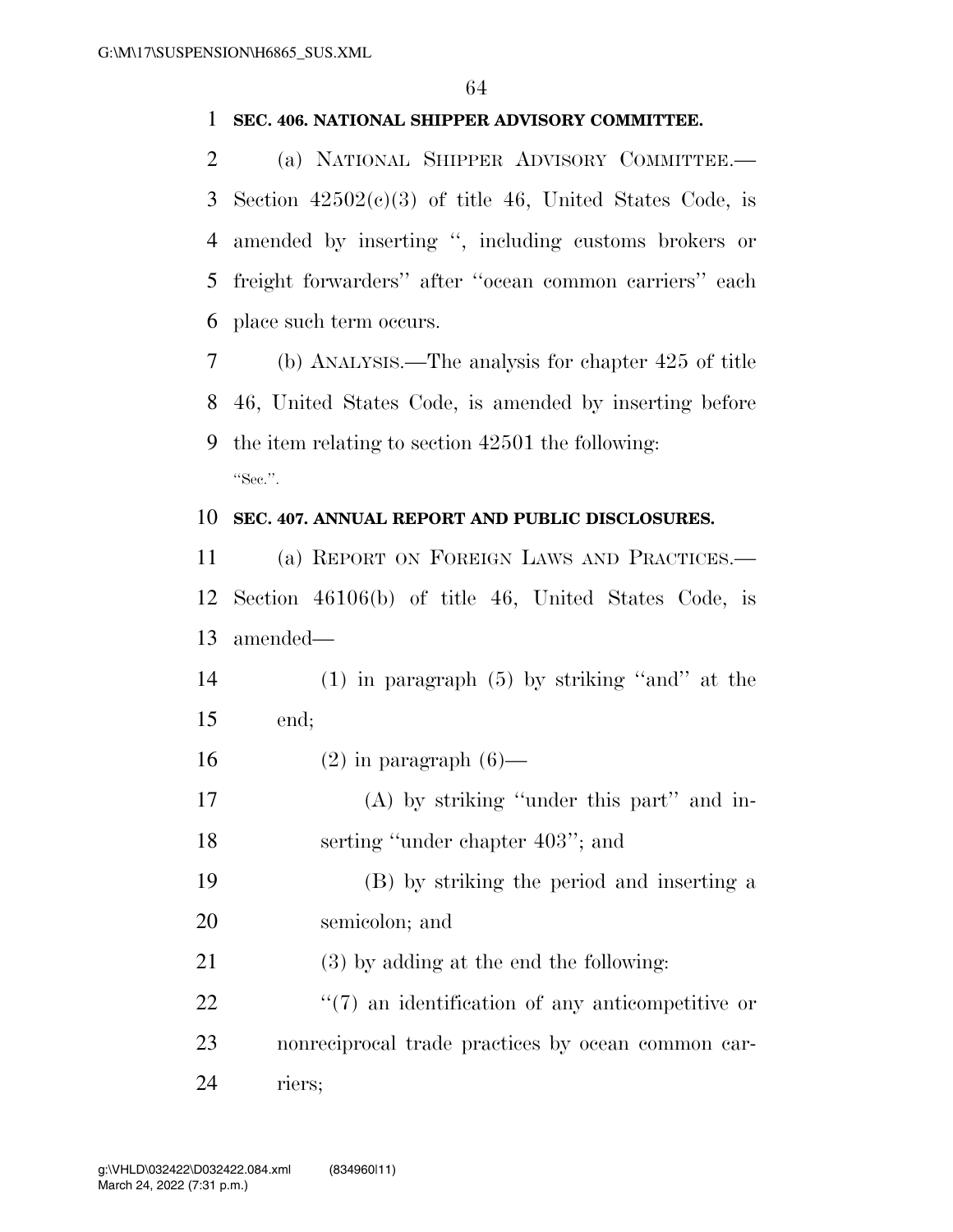**SEC. 406. NATIONAL SHIPPER ADVISORY COMMITTEE.**

(a) NATIONAL SHIPPER ADVISORY COMMITTEE.—Section 42502(c)(3) of title 46, United States Code, is amended by inserting ", including customs brokers or freight forwarders" after "ocean common carriers" each place such term occurs.

(b) ANALYSIS.—The analysis for chapter 425 of title 46, United States Code, is amended by inserting before the item relating to section 42501 the following:

"Sec.".

**SEC. 407. ANNUAL REPORT AND PUBLIC DISCLOSURES.**

(a) REPORT ON FOREIGN LAWS AND PRACTICES.—Section 46106(b) of title 46, United States Code, is amended—

(1) in paragraph (5) by striking "and" at the end;

(2) in paragraph (6)—

(A) by striking "under this part" and inserting "under chapter 403"; and

(B) by striking the period and inserting a semicolon; and

(3) by adding at the end the following:

"(7) an identification of any anticompetitive or nonreciprocal trade practices by ocean common carriers;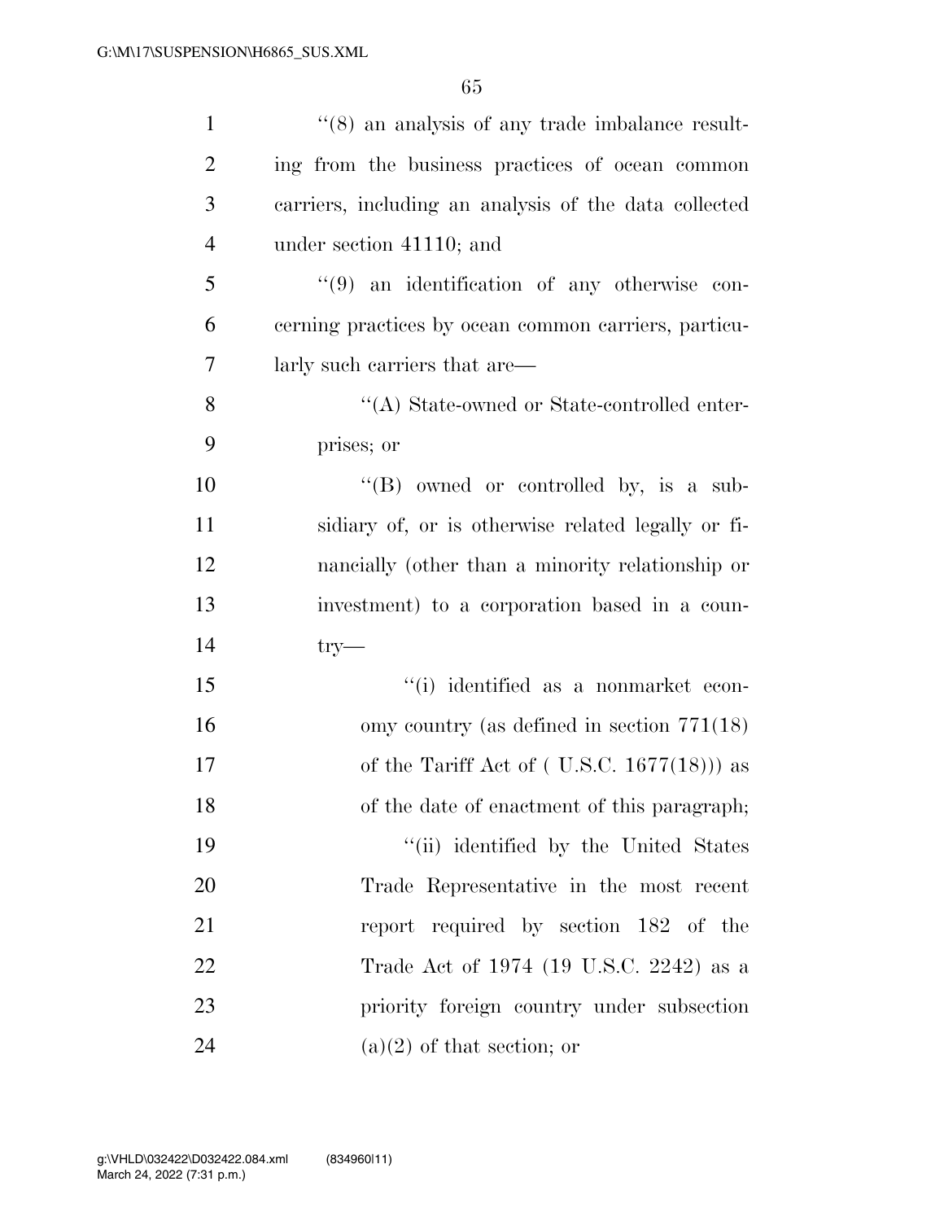''(8) an analysis of any trade imbalance resulting from the business practices of ocean common carriers, including an analysis of the data collected under section 41110; and

''(9) an identification of any otherwise concerning practices by ocean common carriers, particularly such carriers that are—

''(A) State-owned or State-controlled enterprises; or

''(B) owned or controlled by, is a subsidiary of, or is otherwise related legally or financially (other than a minority relationship or investment) to a corporation based in a country—

''(i) identified as a nonmarket economy country (as defined in section 771(18) of the Tariff Act of ( U.S.C. 1677(18))) as of the date of enactment of this paragraph;

''(ii) identified by the United States Trade Representative in the most recent report required by section 182 of the Trade Act of 1974 (19 U.S.C. 2242) as a priority foreign country under subsection (a)(2) of that section; or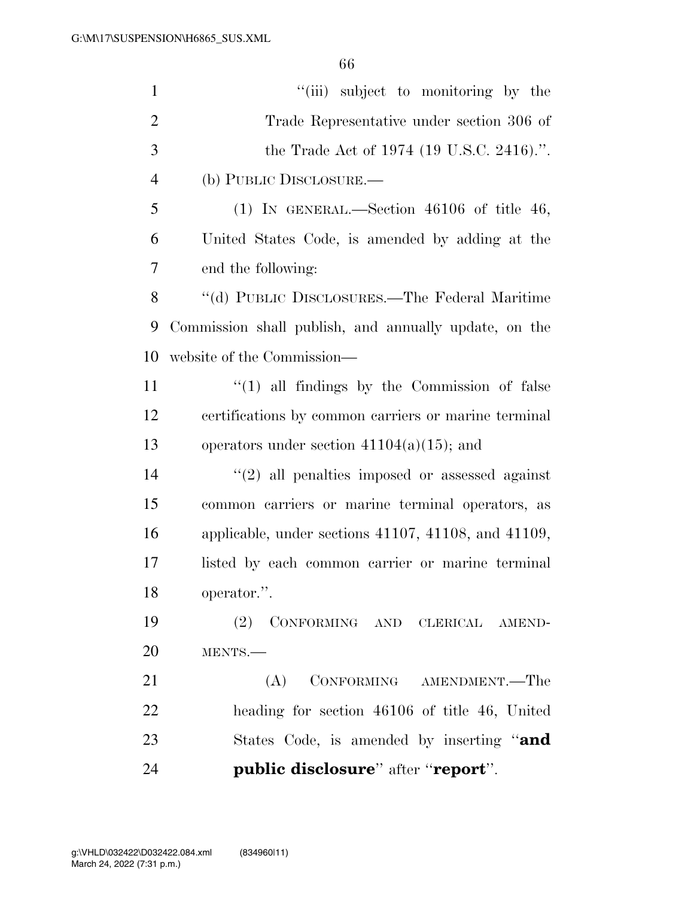"(iii) subject to monitoring by the Trade Representative under section 306 of the Trade Act of 1974 (19 U.S.C. 2416).".

(b) PUBLIC DISCLOSURE.—

(1) IN GENERAL.—Section 46106 of title 46, United States Code, is amended by adding at the end the following:

"(d) PUBLIC DISCLOSURES.—The Federal Maritime Commission shall publish, and annually update, on the website of the Commission—

"(1) all findings by the Commission of false certifications by common carriers or marine terminal operators under section 41104(a)(15); and

"(2) all penalties imposed or assessed against common carriers or marine terminal operators, as applicable, under sections 41107, 41108, and 41109, listed by each common carrier or marine terminal operator.".

(2) CONFORMING AND CLERICAL AMENDMENTS.—

(A) CONFORMING AMENDMENT.—The heading for section 46106 of title 46, United States Code, is amended by inserting "**and public disclosure**" after "**report**".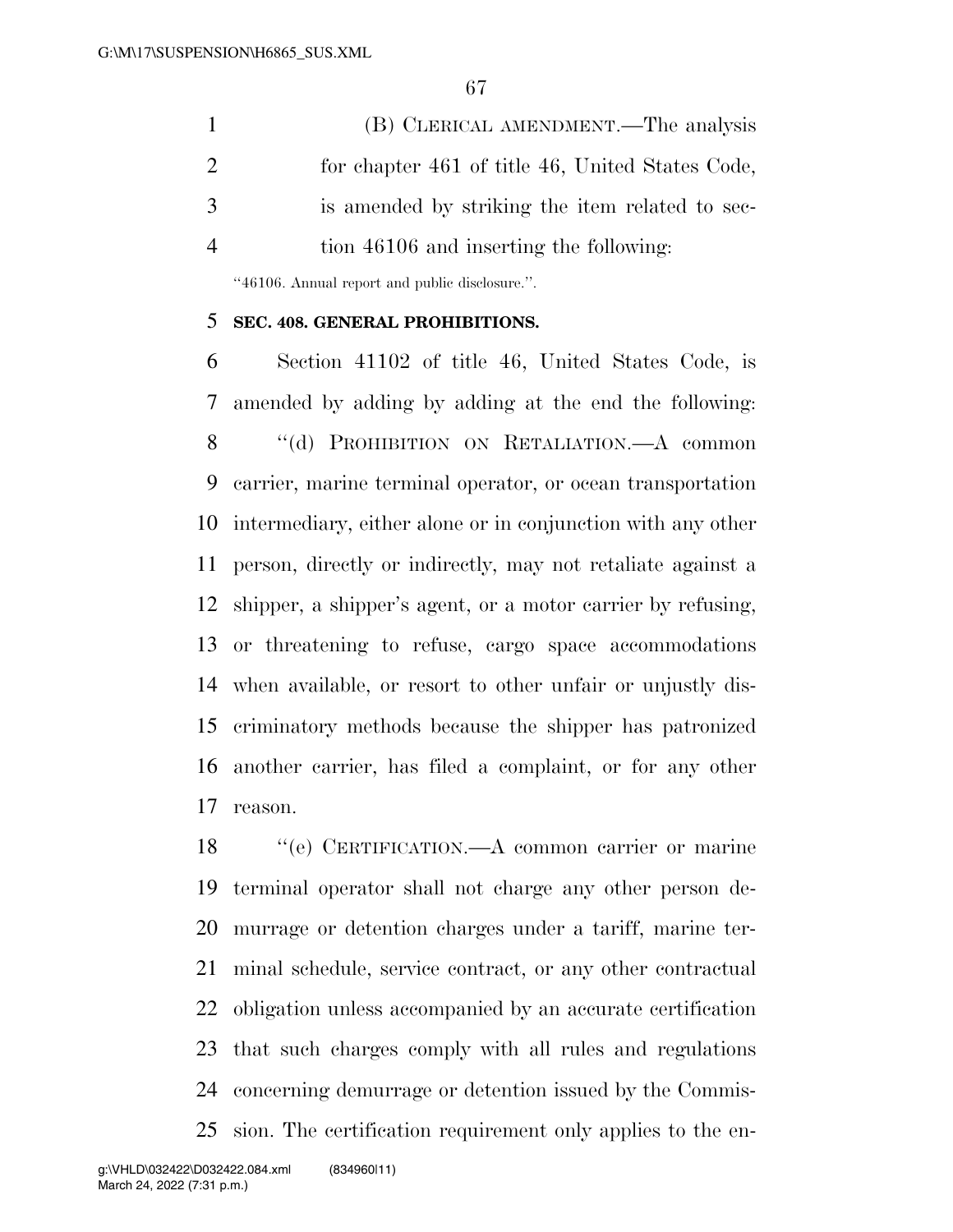(B) CLERICAL AMENDMENT.—The analysis for chapter 461 of title 46, United States Code, is amended by striking the item related to section 46106 and inserting the following:

"46106. Annual report and public disclosure.".

**SEC. 408. GENERAL PROHIBITIONS.**

Section 41102 of title 46, United States Code, is amended by adding by adding at the end the following:

"(d) PROHIBITION ON RETALIATION.—A common carrier, marine terminal operator, or ocean transportation intermediary, either alone or in conjunction with any other person, directly or indirectly, may not retaliate against a shipper, a shipper's agent, or a motor carrier by refusing, or threatening to refuse, cargo space accommodations when available, or resort to other unfair or unjustly discriminatory methods because the shipper has patronized another carrier, has filed a complaint, or for any other reason.

"(e) CERTIFICATION.—A common carrier or marine terminal operator shall not charge any other person demurrage or detention charges under a tariff, marine terminal schedule, service contract, or any other contractual obligation unless accompanied by an accurate certification that such charges comply with all rules and regulations concerning demurrage or detention issued by the Commission. The certification requirement only applies to the en-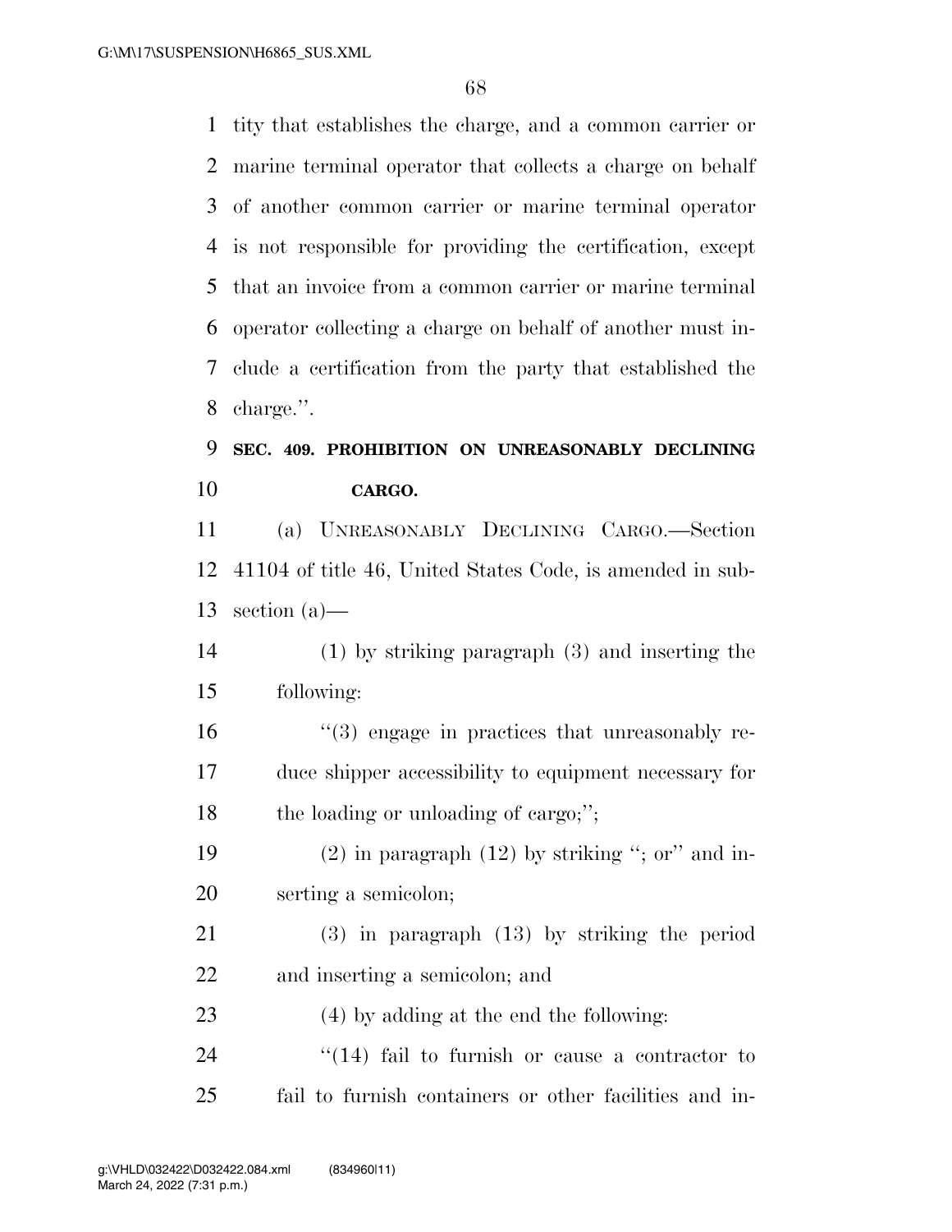tity that establishes the charge, and a common carrier or marine terminal operator that collects a charge on behalf of another common carrier or marine terminal operator is not responsible for providing the certification, except that an invoice from a common carrier or marine terminal operator collecting a charge on behalf of another must include a certification from the party that established the charge.''.

**SEC. 409. PROHIBITION ON UNREASONABLY DECLINING CARGO.**

(a) UNREASONABLY DECLINING CARGO.—Section 41104 of title 46, United States Code, is amended in subsection (a)—

(1) by striking paragraph (3) and inserting the following:

''(3) engage in practices that unreasonably reduce shipper accessibility to equipment necessary for the loading or unloading of cargo;'';

(2) in paragraph (12) by striking ''; or'' and inserting a semicolon;

(3) in paragraph (13) by striking the period and inserting a semicolon; and

(4) by adding at the end the following:

''(14) fail to furnish or cause a contractor to fail to furnish containers or other facilities and in-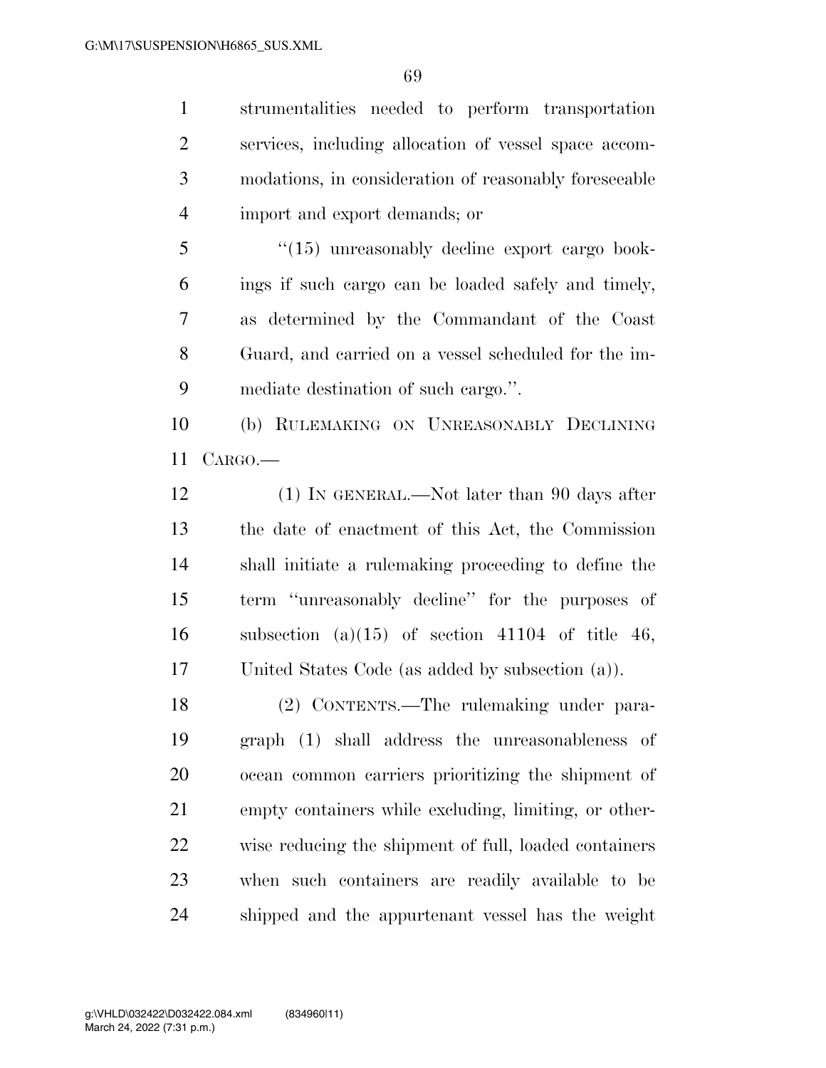strumentalities needed to perform transportation services, including allocation of vessel space accommodations, in consideration of reasonably foreseeable import and export demands; or

"(15) unreasonably decline export cargo bookings if such cargo can be loaded safely and timely, as determined by the Commandant of the Coast Guard, and carried on a vessel scheduled for the immediate destination of such cargo.".

(b) RULEMAKING ON UNREASONABLY DECLINING CARGO.—

(1) IN GENERAL.—Not later than 90 days after the date of enactment of this Act, the Commission shall initiate a rulemaking proceeding to define the term "unreasonably decline" for the purposes of subsection (a)(15) of section 41104 of title 46, United States Code (as added by subsection (a)).

(2) CONTENTS.—The rulemaking under paragraph (1) shall address the unreasonableness of ocean common carriers prioritizing the shipment of empty containers while excluding, limiting, or otherwise reducing the shipment of full, loaded containers when such containers are readily available to be shipped and the appurtenant vessel has the weight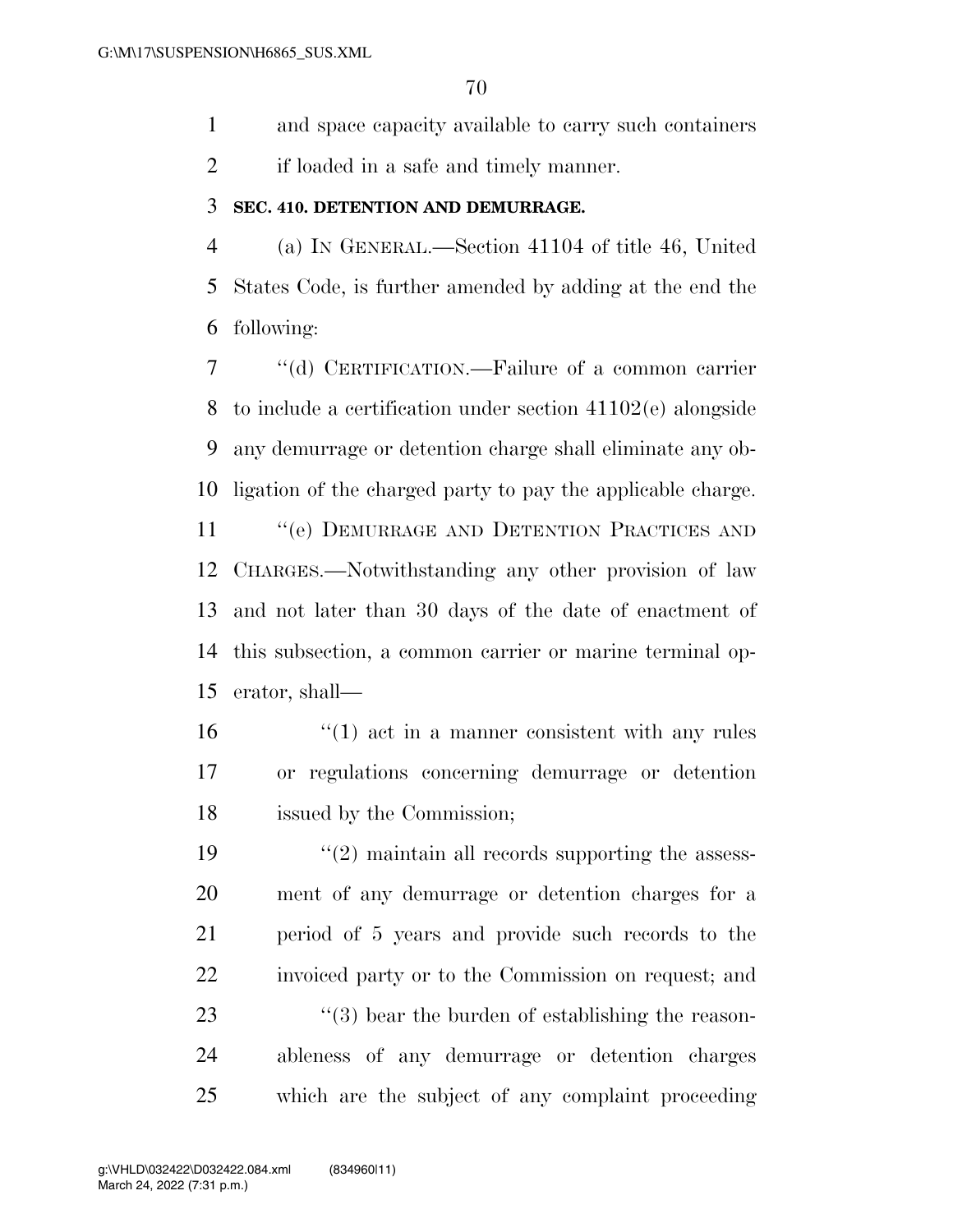and space capacity available to carry such containers if loaded in a safe and timely manner.

**SEC. 410. DETENTION AND DEMURRAGE.**

(a) IN GENERAL.—Section 41104 of title 46, United States Code, is further amended by adding at the end the following:

"(d) CERTIFICATION.—Failure of a common carrier to include a certification under section 41102(e) alongside any demurrage or detention charge shall eliminate any obligation of the charged party to pay the applicable charge.

"(e) DEMURRAGE AND DETENTION PRACTICES AND CHARGES.—Notwithstanding any other provision of law and not later than 30 days of the date of enactment of this subsection, a common carrier or marine terminal operator, shall—

"(1) act in a manner consistent with any rules or regulations concerning demurrage or detention issued by the Commission;

"(2) maintain all records supporting the assessment of any demurrage or detention charges for a period of 5 years and provide such records to the invoiced party or to the Commission on request; and

"(3) bear the burden of establishing the reasonableness of any demurrage or detention charges which are the subject of any complaint proceeding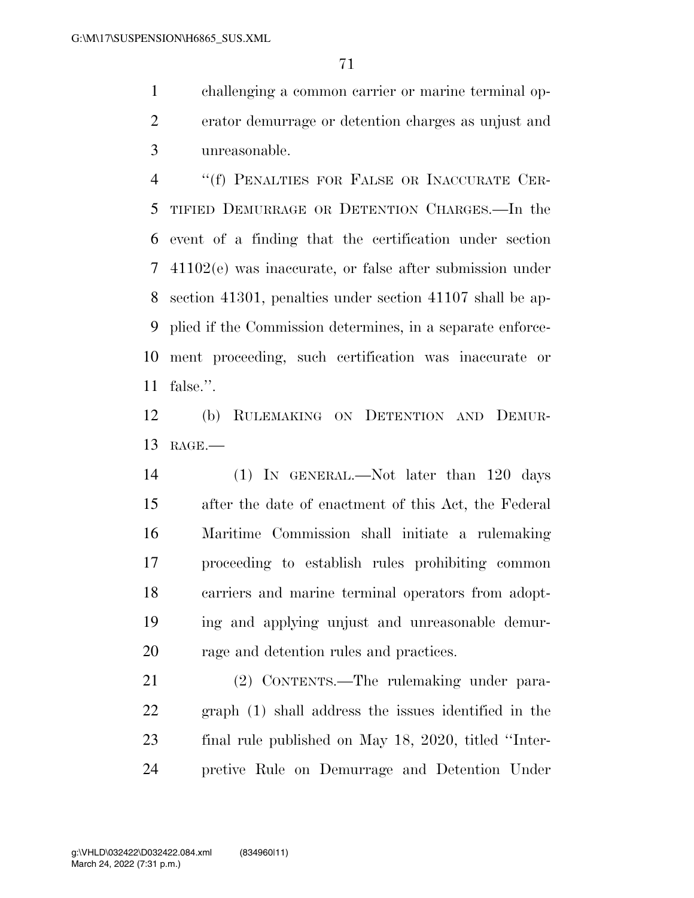challenging a common carrier or marine terminal operator demurrage or detention charges as unjust and unreasonable.

"(f) PENALTIES FOR FALSE OR INACCURATE CERTIFIED DEMURRAGE OR DETENTION CHARGES.—In the event of a finding that the certification under section 41102(e) was inaccurate, or false after submission under section 41301, penalties under section 41107 shall be applied if the Commission determines, in a separate enforcement proceeding, such certification was inaccurate or false.".

(b) RULEMAKING ON DETENTION AND DEMURRAGE.—

(1) IN GENERAL.—Not later than 120 days after the date of enactment of this Act, the Federal Maritime Commission shall initiate a rulemaking proceeding to establish rules prohibiting common carriers and marine terminal operators from adopting and applying unjust and unreasonable demurrage and detention rules and practices.

(2) CONTENTS.—The rulemaking under paragraph (1) shall address the issues identified in the final rule published on May 18, 2020, titled "Interpretive Rule on Demurrage and Detention Under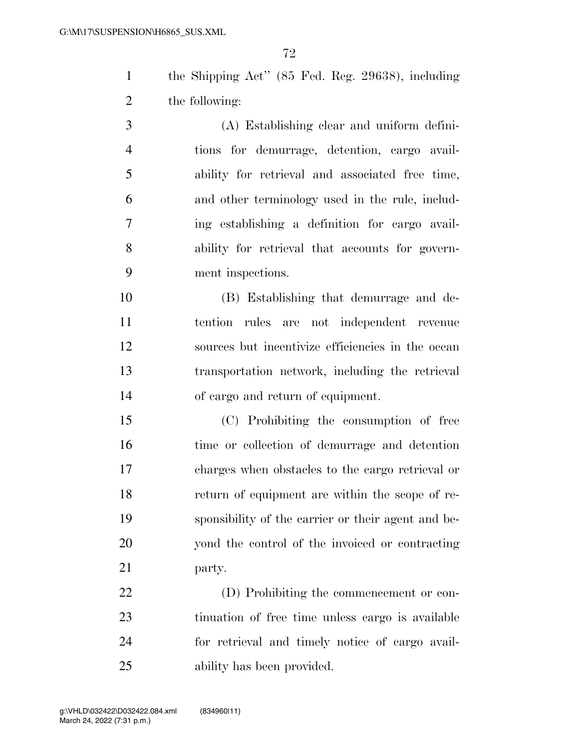the Shipping Act'' (85 Fed. Reg. 29638), including the following:

(A) Establishing clear and uniform definitions for demurrage, detention, cargo availability for retrieval and associated free time, and other terminology used in the rule, including establishing a definition for cargo availability for retrieval that accounts for government inspections.

(B) Establishing that demurrage and detention rules are not independent revenue sources but incentivize efficiencies in the ocean transportation network, including the retrieval of cargo and return of equipment.

(C) Prohibiting the consumption of free time or collection of demurrage and detention charges when obstacles to the cargo retrieval or return of equipment are within the scope of responsibility of the carrier or their agent and beyond the control of the invoiced or contracting party.

(D) Prohibiting the commencement or continuation of free time unless cargo is available for retrieval and timely notice of cargo availability has been provided.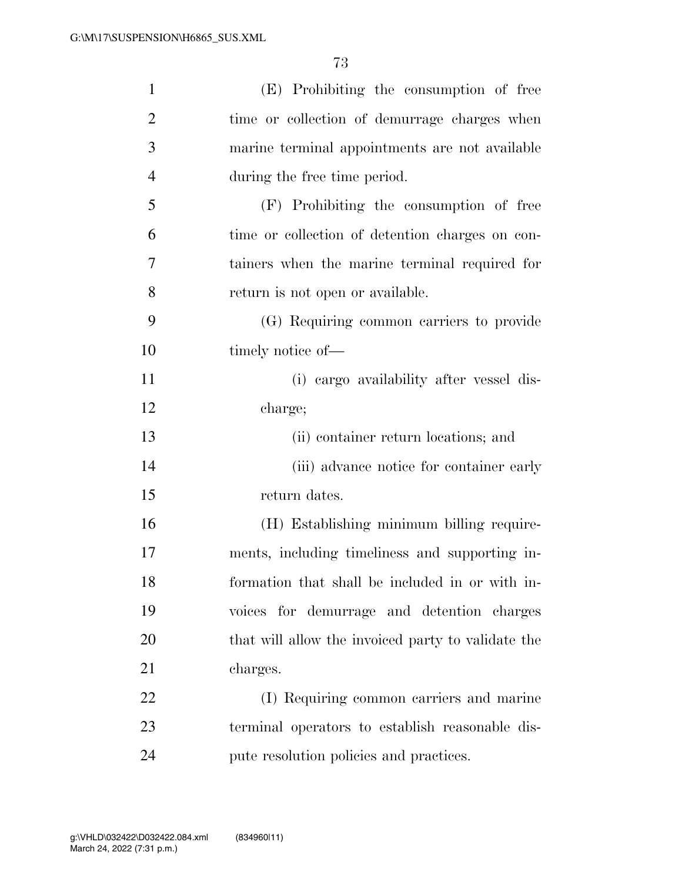(E) Prohibiting the consumption of free time or collection of demurrage charges when marine terminal appointments are not available during the free time period.

(F) Prohibiting the consumption of free time or collection of detention charges on containers when the marine terminal required for return is not open or available.

(G) Requiring common carriers to provide timely notice of—

(i) cargo availability after vessel discharge;

(ii) container return locations; and

(iii) advance notice for container early return dates.

(H) Establishing minimum billing requirements, including timeliness and supporting information that shall be included in or with invoices for demurrage and detention charges that will allow the invoiced party to validate the charges.

(I) Requiring common carriers and marine terminal operators to establish reasonable dispute resolution policies and practices.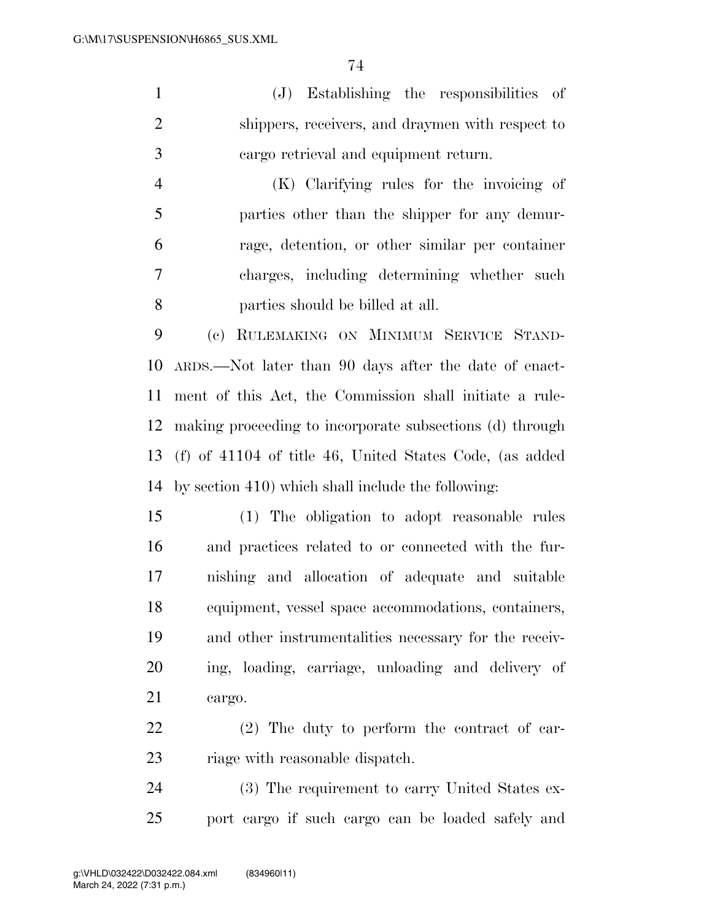(J) Establishing the responsibilities of shippers, receivers, and draymen with respect to cargo retrieval and equipment return.

(K) Clarifying rules for the invoicing of parties other than the shipper for any demurrage, detention, or other similar per container charges, including determining whether such parties should be billed at all.

(c) RULEMAKING ON MINIMUM SERVICE STANDARDS.—Not later than 90 days after the date of enactment of this Act, the Commission shall initiate a rulemaking proceeding to incorporate subsections (d) through (f) of 41104 of title 46, United States Code, (as added by section 410) which shall include the following:

(1) The obligation to adopt reasonable rules and practices related to or connected with the furnishing and allocation of adequate and suitable equipment, vessel space accommodations, containers, and other instrumentalities necessary for the receiving, loading, carriage, unloading and delivery of cargo.

(2) The duty to perform the contract of carriage with reasonable dispatch.

(3) The requirement to carry United States export cargo if such cargo can be loaded safely and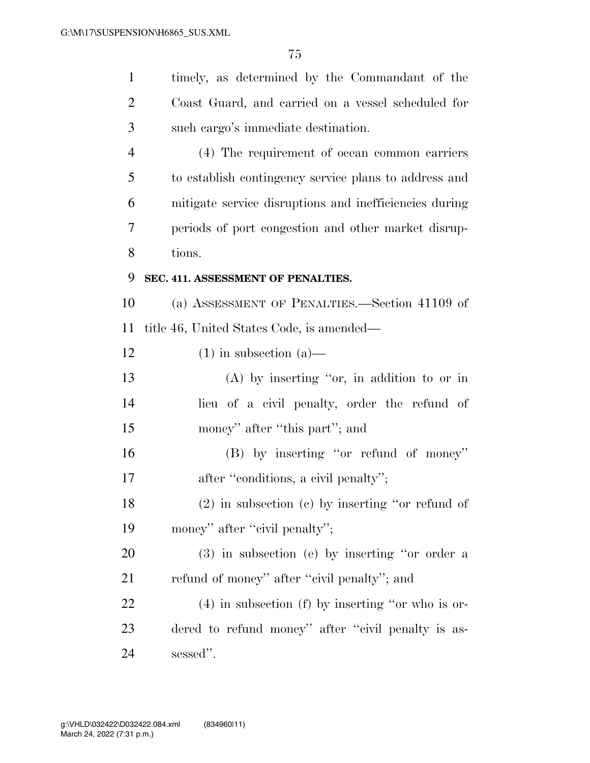timely, as determined by the Commandant of the Coast Guard, and carried on a vessel scheduled for such cargo's immediate destination.

(4) The requirement of ocean common carriers to establish contingency service plans to address and mitigate service disruptions and inefficiencies during periods of port congestion and other market disruptions.

**SEC. 411. ASSESSMENT OF PENALTIES.**

(a) ASSESSMENT OF PENALTIES.—Section 41109 of title 46, United States Code, is amended—

(1) in subsection (a)—

(A) by inserting ''or, in addition to or in lieu of a civil penalty, order the refund of money'' after ''this part''; and

(B) by inserting ''or refund of money'' after ''conditions, a civil penalty'';

(2) in subsection (c) by inserting ''or refund of money'' after ''civil penalty'';

(3) in subsection (e) by inserting ''or order a refund of money'' after ''civil penalty''; and

(4) in subsection (f) by inserting ''or who is ordered to refund money'' after ''civil penalty is assessed''.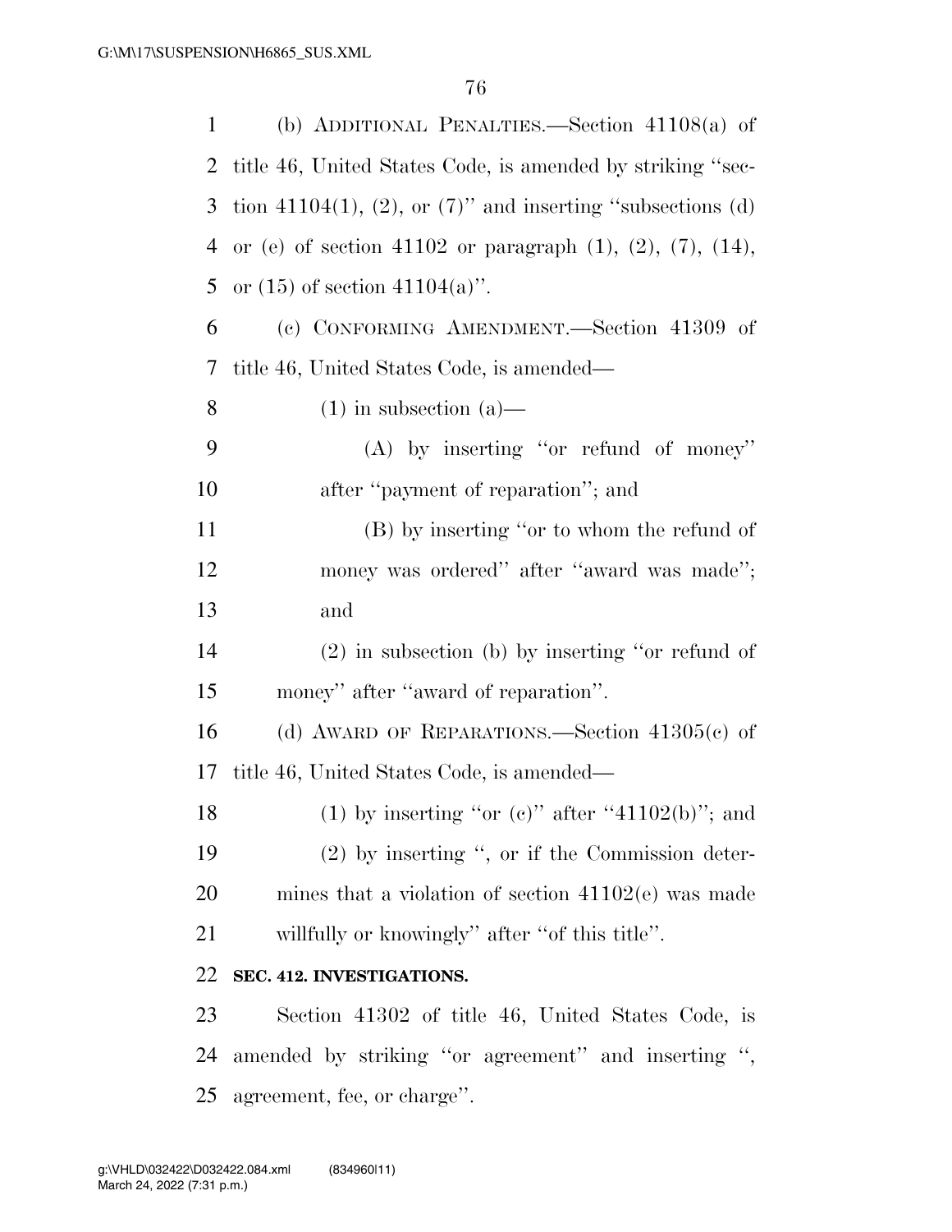(b) ADDITIONAL PENALTIES.—Section 41108(a) of title 46, United States Code, is amended by striking "section 41104(1), (2), or (7)" and inserting "subsections (d) or (e) of section 41102 or paragraph (1), (2), (7), (14), or (15) of section 41104(a)".

(c) CONFORMING AMENDMENT.—Section 41309 of title 46, United States Code, is amended—

(1) in subsection (a)—

(A) by inserting "or refund of money" after "payment of reparation"; and

(B) by inserting "or to whom the refund of money was ordered" after "award was made"; and

(2) in subsection (b) by inserting "or refund of money" after "award of reparation".

(d) AWARD OF REPARATIONS.—Section 41305(c) of title 46, United States Code, is amended—

(1) by inserting "or (c)" after "41102(b)"; and

(2) by inserting ", or if the Commission determines that a violation of section 41102(c) was made willfully or knowingly" after "of this title".

**SEC. 412. INVESTIGATIONS.**

Section 41302 of title 46, United States Code, is amended by striking "or agreement" and inserting ", agreement, fee, or charge".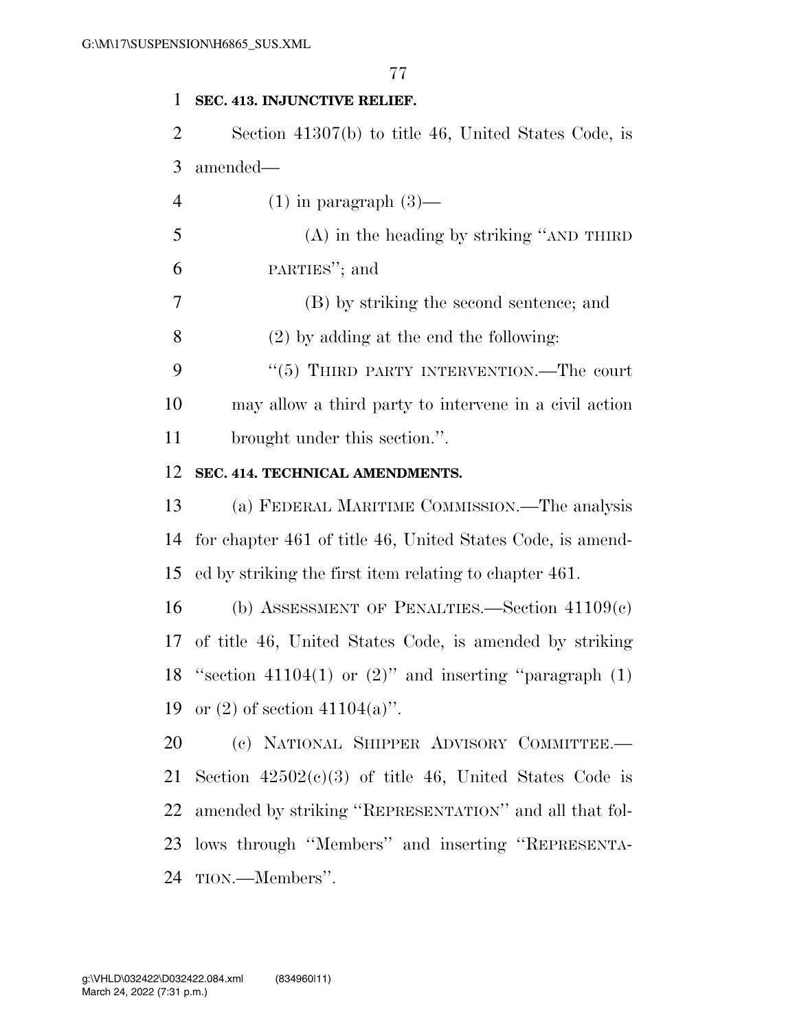**SEC. 413. INJUNCTIVE RELIEF.**

Section 41307(b) to title 46, United States Code, is amended—

(1) in paragraph (3)—

(A) in the heading by striking ''AND THIRD PARTIES''; and

(B) by striking the second sentence; and

(2) by adding at the end the following:

''(5) THIRD PARTY INTERVENTION.—The court may allow a third party to intervene in a civil action brought under this section.''.

**SEC. 414. TECHNICAL AMENDMENTS.**

(a) FEDERAL MARITIME COMMISSION.—The analysis for chapter 461 of title 46, United States Code, is amended by striking the first item relating to chapter 461.

(b) ASSESSMENT OF PENALTIES.—Section 41109(c) of title 46, United States Code, is amended by striking ''section 41104(1) or (2)'' and inserting ''paragraph (1) or (2) of section 41104(a)''.

(c) NATIONAL SHIPPER ADVISORY COMMITTEE.—Section 42502(c)(3) of title 46, United States Code is amended by striking ''REPRESENTATION'' and all that follows through ''Members'' and inserting ''REPRESENTATION.—Members''.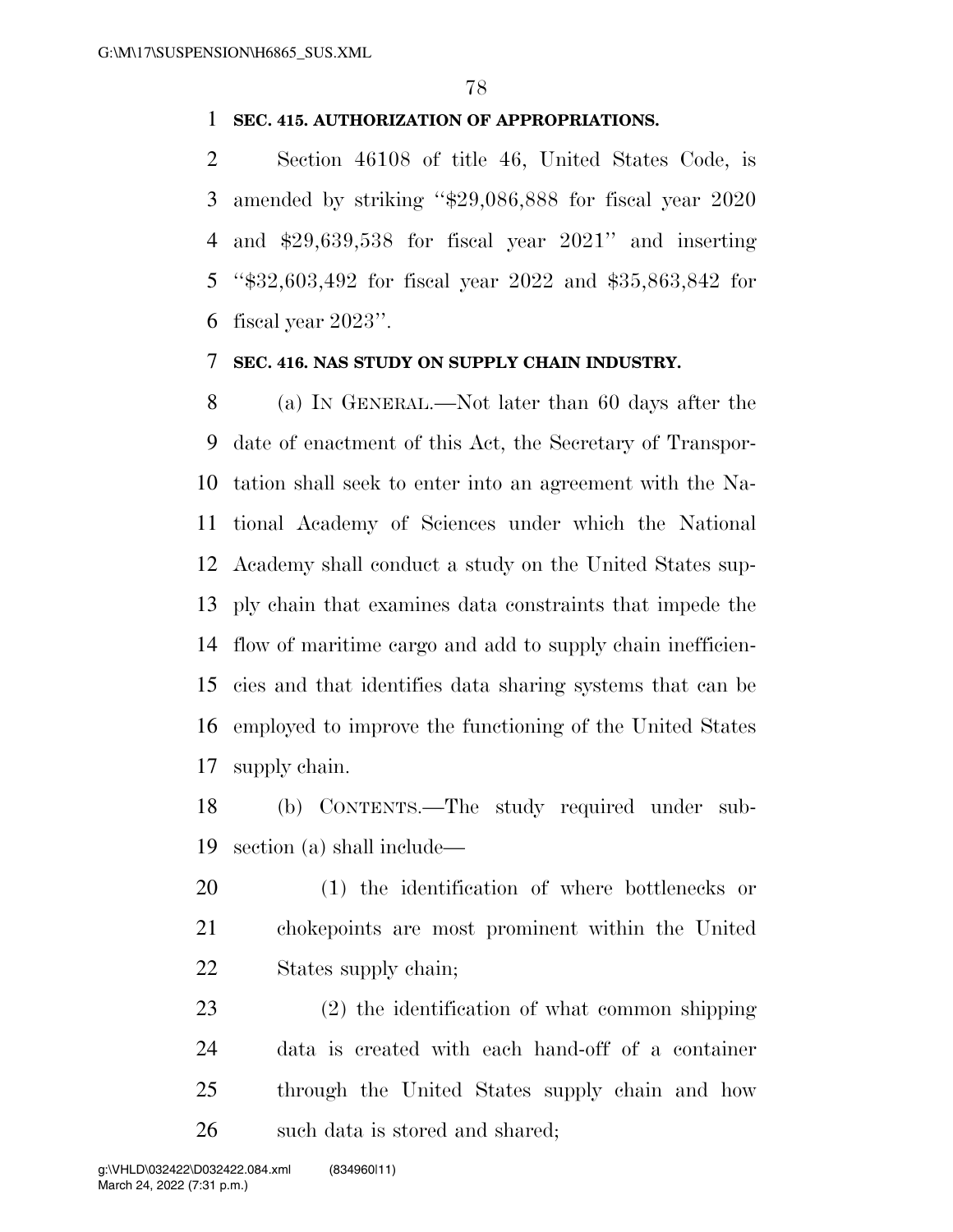**SEC. 415. AUTHORIZATION OF APPROPRIATIONS.**

Section 46108 of title 46, United States Code, is amended by striking "$29,086,888 for fiscal year 2020 and $29,639,538 for fiscal year 2021" and inserting "$32,603,492 for fiscal year 2022 and $35,863,842 for fiscal year 2023".

**SEC. 416. NAS STUDY ON SUPPLY CHAIN INDUSTRY.**

(a) IN GENERAL.—Not later than 60 days after the date of enactment of this Act, the Secretary of Transportation shall seek to enter into an agreement with the National Academy of Sciences under which the National Academy shall conduct a study on the United States supply chain that examines data constraints that impede the flow of maritime cargo and add to supply chain inefficiencies and that identifies data sharing systems that can be employed to improve the functioning of the United States supply chain.

(b) CONTENTS.—The study required under subsection (a) shall include—

(1) the identification of where bottlenecks or chokepoints are most prominent within the United States supply chain;

(2) the identification of what common shipping data is created with each hand-off of a container through the United States supply chain and how such data is stored and shared;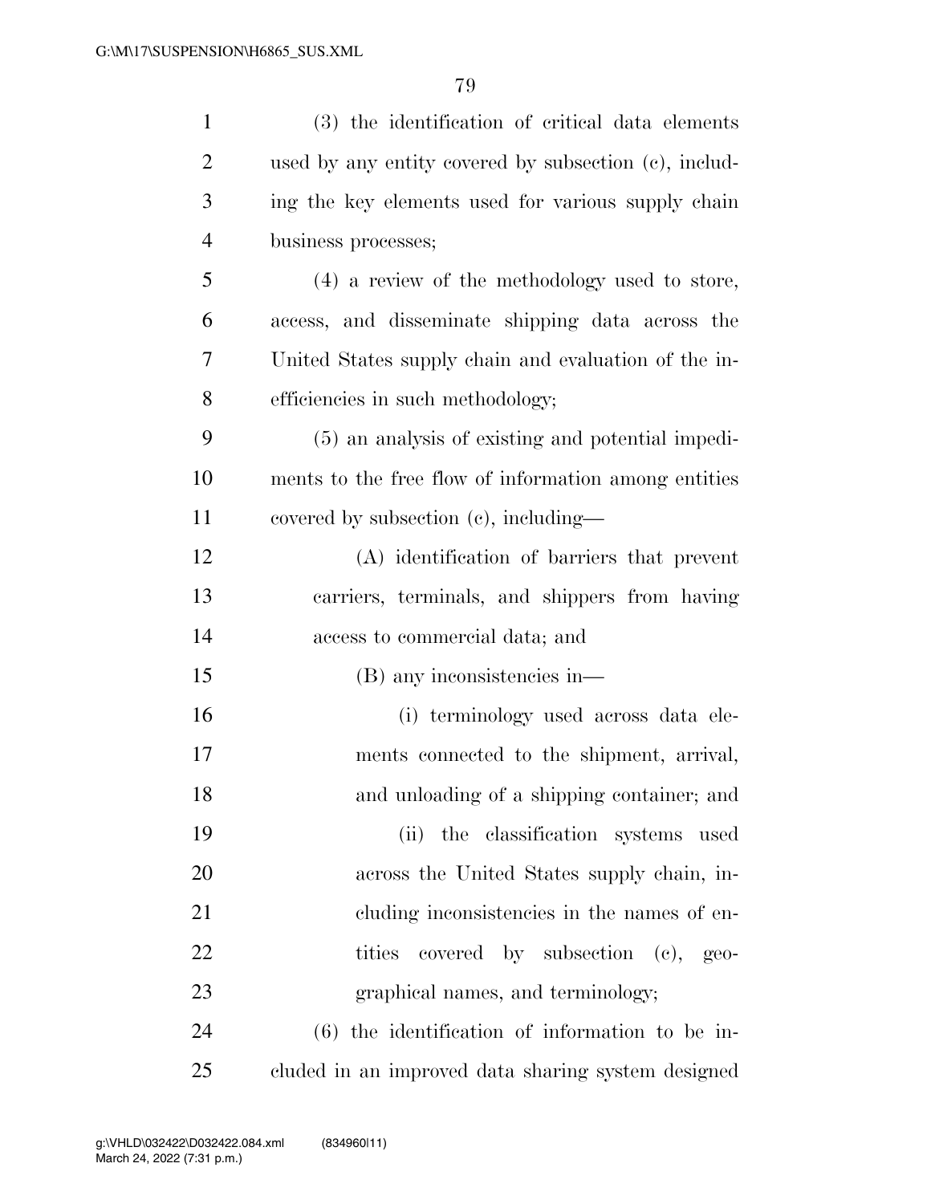(3) the identification of critical data elements used by any entity covered by subsection (c), including the key elements used for various supply chain business processes;

(4) a review of the methodology used to store, access, and disseminate shipping data across the United States supply chain and evaluation of the inefficiencies in such methodology;

(5) an analysis of existing and potential impediments to the free flow of information among entities covered by subsection (c), including—

(A) identification of barriers that prevent carriers, terminals, and shippers from having access to commercial data; and

(B) any inconsistencies in—

(i) terminology used across data elements connected to the shipment, arrival, and unloading of a shipping container; and

(ii) the classification systems used across the United States supply chain, including inconsistencies in the names of entities covered by subsection (c), geographical names, and terminology;

(6) the identification of information to be included in an improved data sharing system designed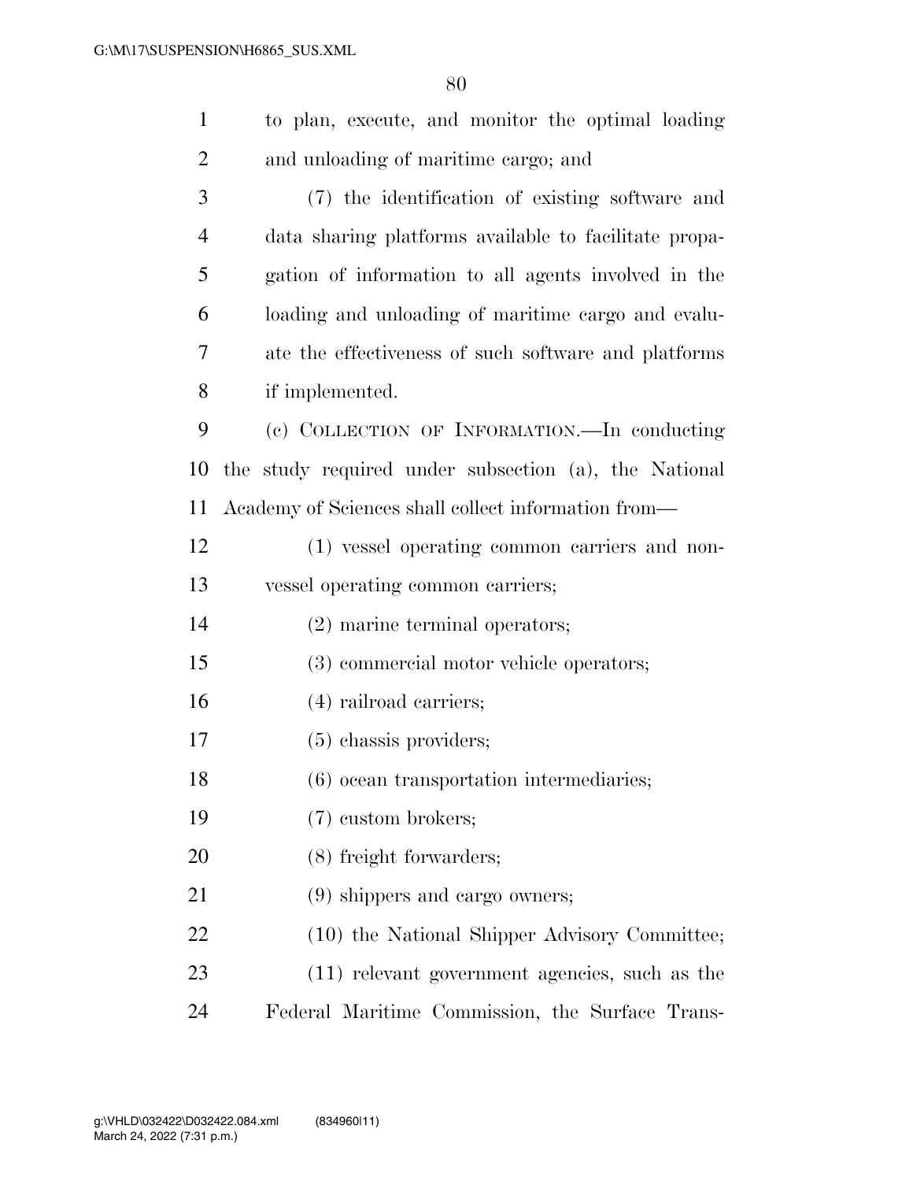to plan, execute, and monitor the optimal loading and unloading of maritime cargo; and

(7) the identification of existing software and data sharing platforms available to facilitate propagation of information to all agents involved in the loading and unloading of maritime cargo and evaluate the effectiveness of such software and platforms if implemented.

(c) COLLECTION OF INFORMATION.—In conducting the study required under subsection (a), the National Academy of Sciences shall collect information from—

(1) vessel operating common carriers and non-vessel operating common carriers;

(2) marine terminal operators;

(3) commercial motor vehicle operators;

(4) railroad carriers;

(5) chassis providers;

(6) ocean transportation intermediaries;

(7) custom brokers;

(8) freight forwarders;

(9) shippers and cargo owners;

(10) the National Shipper Advisory Committee;

(11) relevant government agencies, such as the Federal Maritime Commission, the Surface Trans-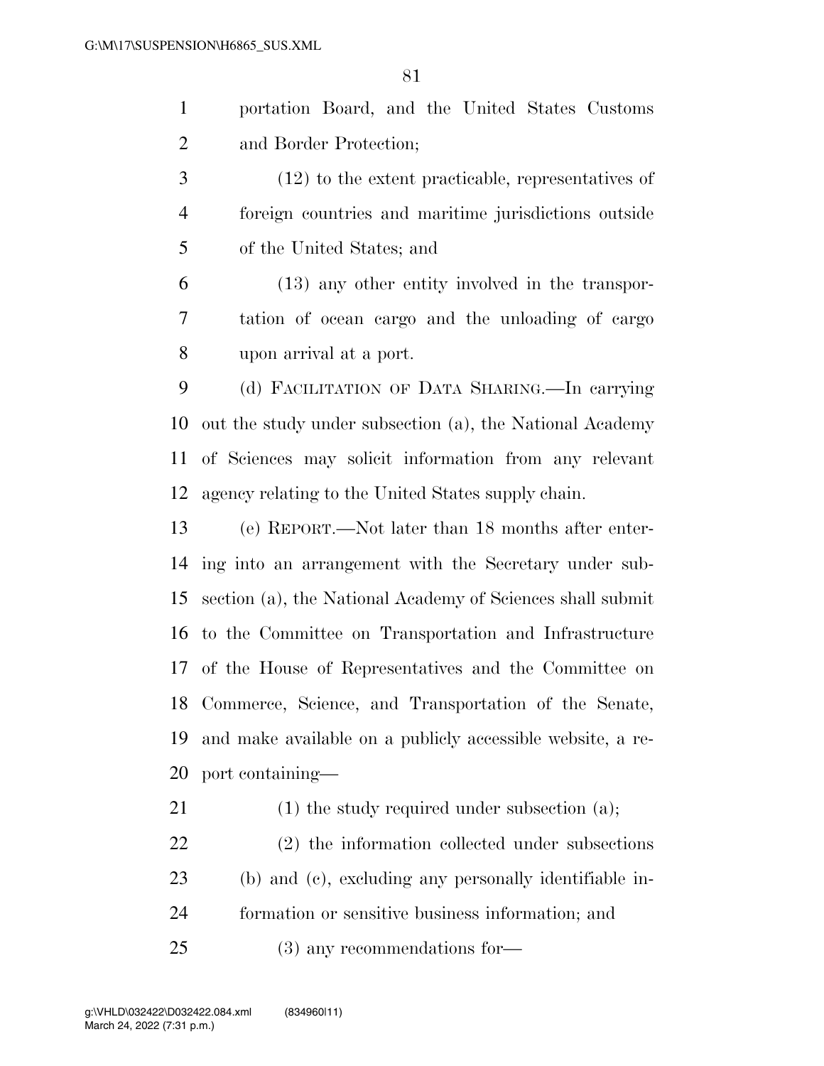portation Board, and the United States Customs and Border Protection;

(12) to the extent practicable, representatives of foreign countries and maritime jurisdictions outside of the United States; and

(13) any other entity involved in the transportation of ocean cargo and the unloading of cargo upon arrival at a port.

(d) FACILITATION OF DATA SHARING.—In carrying out the study under subsection (a), the National Academy of Sciences may solicit information from any relevant agency relating to the United States supply chain.

(e) REPORT.—Not later than 18 months after entering into an arrangement with the Secretary under subsection (a), the National Academy of Sciences shall submit to the Committee on Transportation and Infrastructure of the House of Representatives and the Committee on Commerce, Science, and Transportation of the Senate, and make available on a publicly accessible website, a report containing—

(1) the study required under subsection (a);

(2) the information collected under subsections (b) and (c), excluding any personally identifiable information or sensitive business information; and

(3) any recommendations for—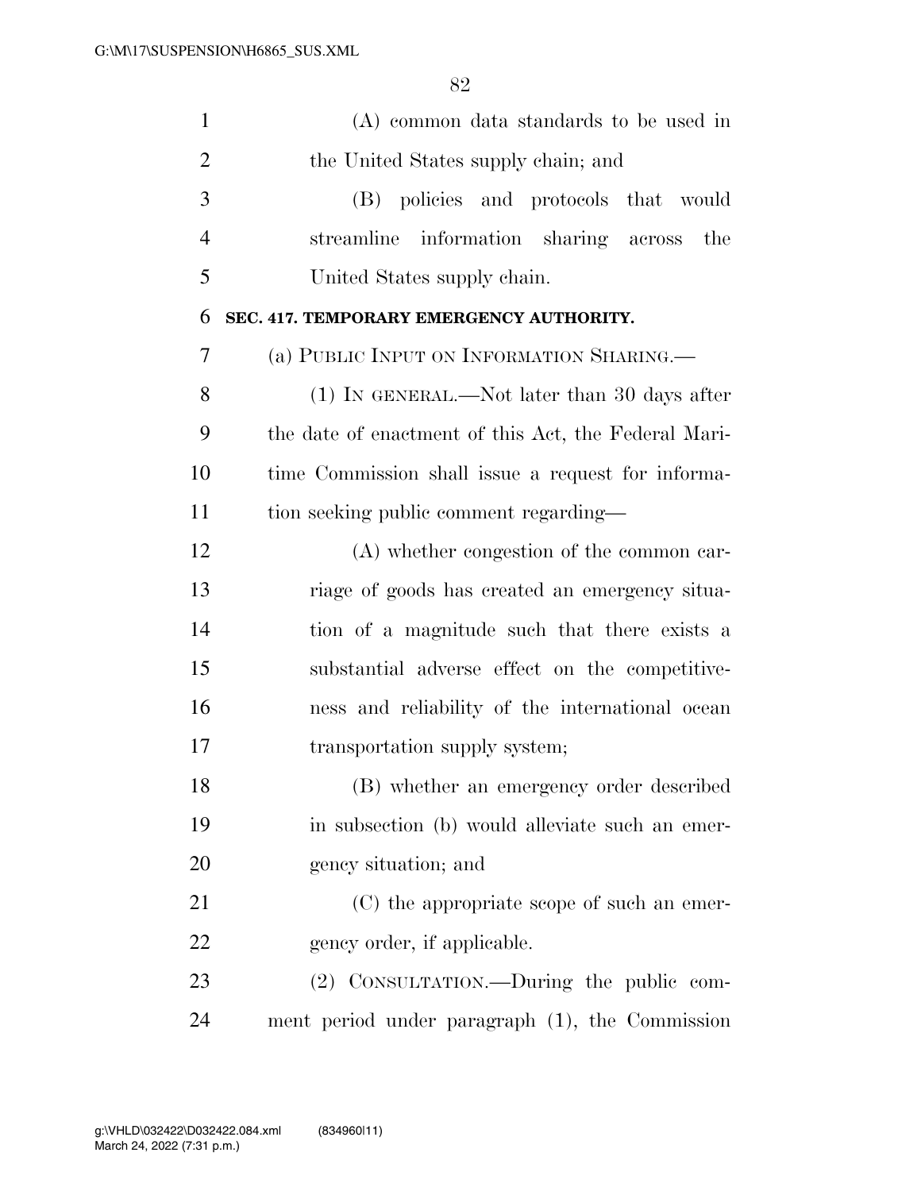(A) common data standards to be used in the United States supply chain; and

(B) policies and protocols that would streamline information sharing across the United States supply chain.

### SEC. 417. TEMPORARY EMERGENCY AUTHORITY.

(a) PUBLIC INPUT ON INFORMATION SHARING.—

(1) IN GENERAL.—Not later than 30 days after the date of enactment of this Act, the Federal Maritime Commission shall issue a request for information seeking public comment regarding—

(A) whether congestion of the common carriage of goods has created an emergency situation of a magnitude such that there exists a substantial adverse effect on the competitiveness and reliability of the international ocean transportation supply system;

(B) whether an emergency order described in subsection (b) would alleviate such an emergency situation; and

(C) the appropriate scope of such an emergency order, if applicable.

(2) CONSULTATION.—During the public comment period under paragraph (1), the Commission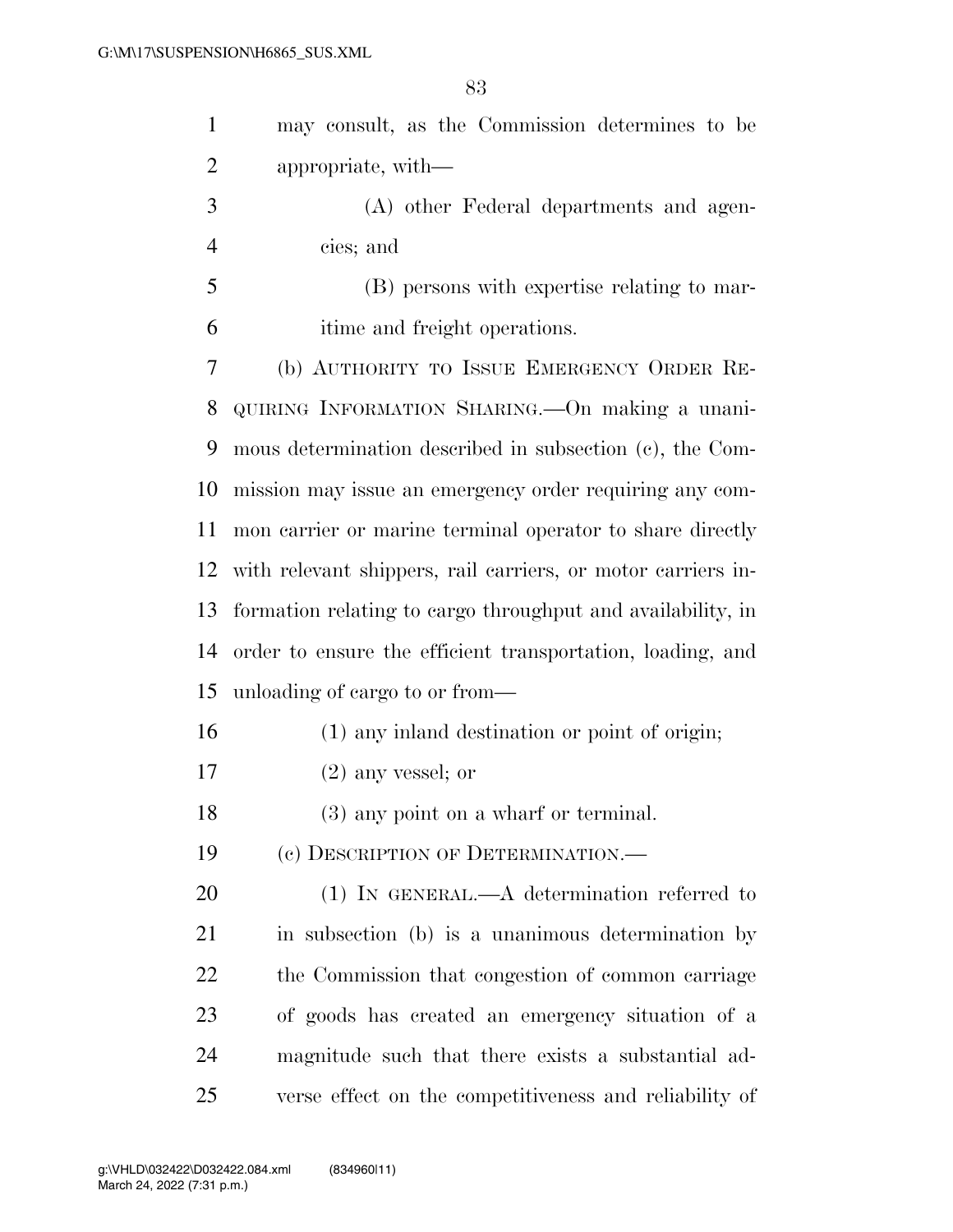may consult, as the Commission determines to be appropriate, with—

(A) other Federal departments and agencies; and

(B) persons with expertise relating to maritime and freight operations.

(b) AUTHORITY TO ISSUE EMERGENCY ORDER REQUIRING INFORMATION SHARING.—On making a unanimous determination described in subsection (c), the Commission may issue an emergency order requiring any common carrier or marine terminal operator to share directly with relevant shippers, rail carriers, or motor carriers information relating to cargo throughput and availability, in order to ensure the efficient transportation, loading, and unloading of cargo to or from—

(1) any inland destination or point of origin;

(2) any vessel; or

(3) any point on a wharf or terminal.

(c) DESCRIPTION OF DETERMINATION.—

(1) IN GENERAL.—A determination referred to in subsection (b) is a unanimous determination by the Commission that congestion of common carriage of goods has created an emergency situation of a magnitude such that there exists a substantial adverse effect on the competitiveness and reliability of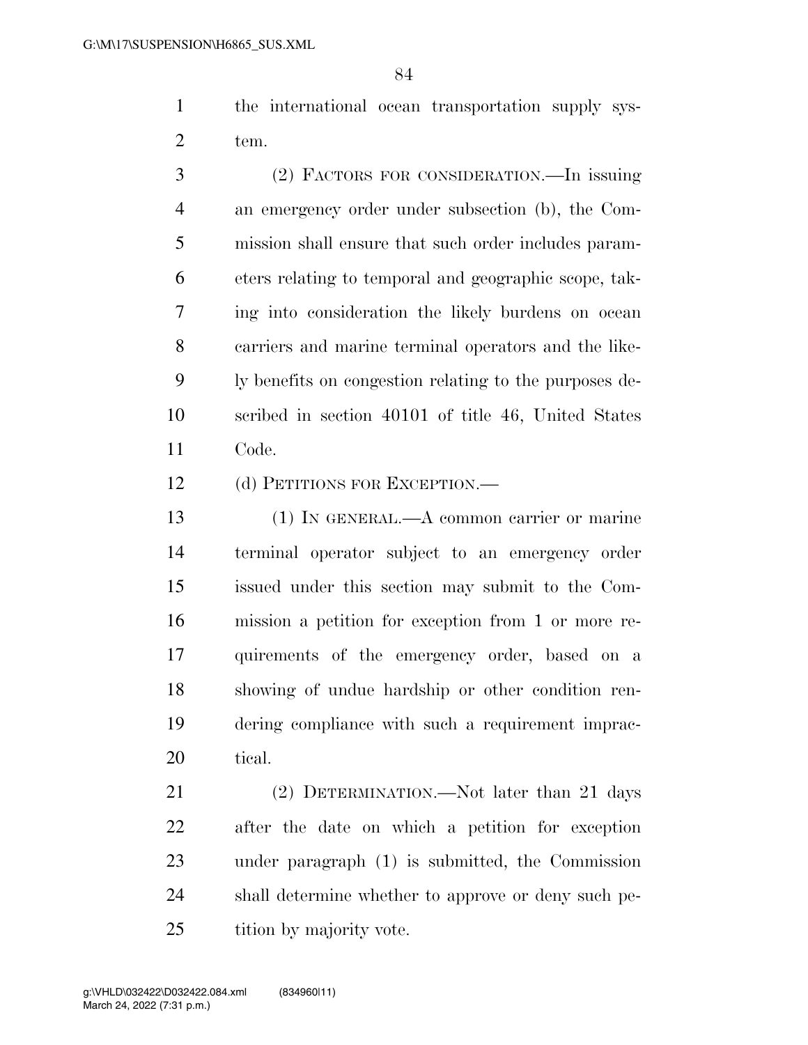the international ocean transportation supply system.

(2) FACTORS FOR CONSIDERATION.—In issuing an emergency order under subsection (b), the Commission shall ensure that such order includes parameters relating to temporal and geographic scope, taking into consideration the likely burdens on ocean carriers and marine terminal operators and the likely benefits on congestion relating to the purposes described in section 40101 of title 46, United States Code.

(d) PETITIONS FOR EXCEPTION.—

(1) IN GENERAL.—A common carrier or marine terminal operator subject to an emergency order issued under this section may submit to the Commission a petition for exception from 1 or more requirements of the emergency order, based on a showing of undue hardship or other condition rendering compliance with such a requirement impractical.

(2) DETERMINATION.—Not later than 21 days after the date on which a petition for exception under paragraph (1) is submitted, the Commission shall determine whether to approve or deny such petition by majority vote.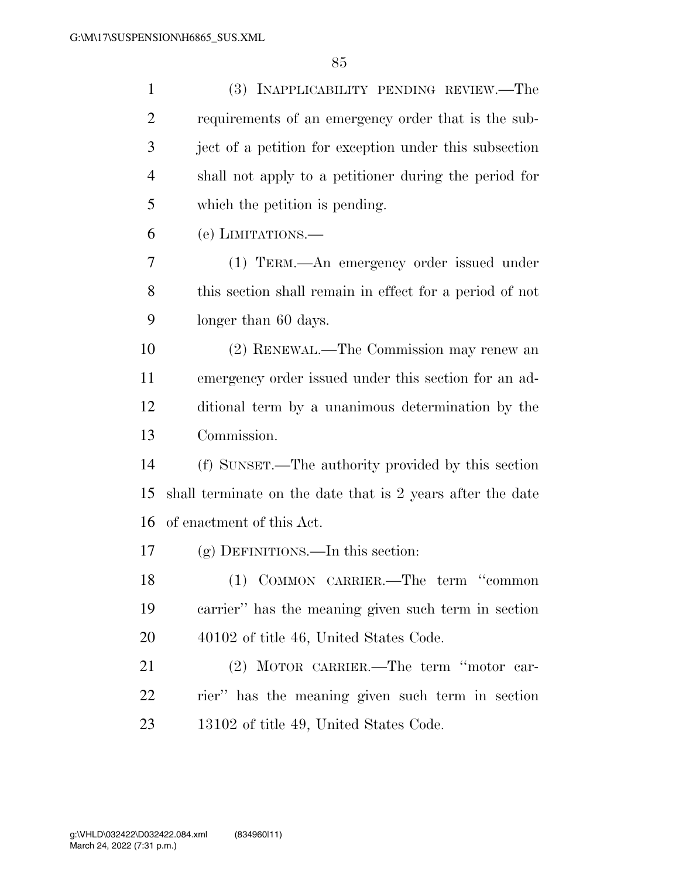(3) INAPPLICABILITY PENDING REVIEW.—The requirements of an emergency order that is the subject of a petition for exception under this subsection shall not apply to a petitioner during the period for which the petition is pending.

(e) LIMITATIONS.—

(1) TERM.—An emergency order issued under this section shall remain in effect for a period of not longer than 60 days.

(2) RENEWAL.—The Commission may renew an emergency order issued under this section for an additional term by a unanimous determination by the Commission.

(f) SUNSET.—The authority provided by this section shall terminate on the date that is 2 years after the date of enactment of this Act.

(g) DEFINITIONS.—In this section:

(1) COMMON CARRIER.—The term "common carrier" has the meaning given such term in section 40102 of title 46, United States Code.

(2) MOTOR CARRIER.—The term "motor carrier" has the meaning given such term in section 13102 of title 49, United States Code.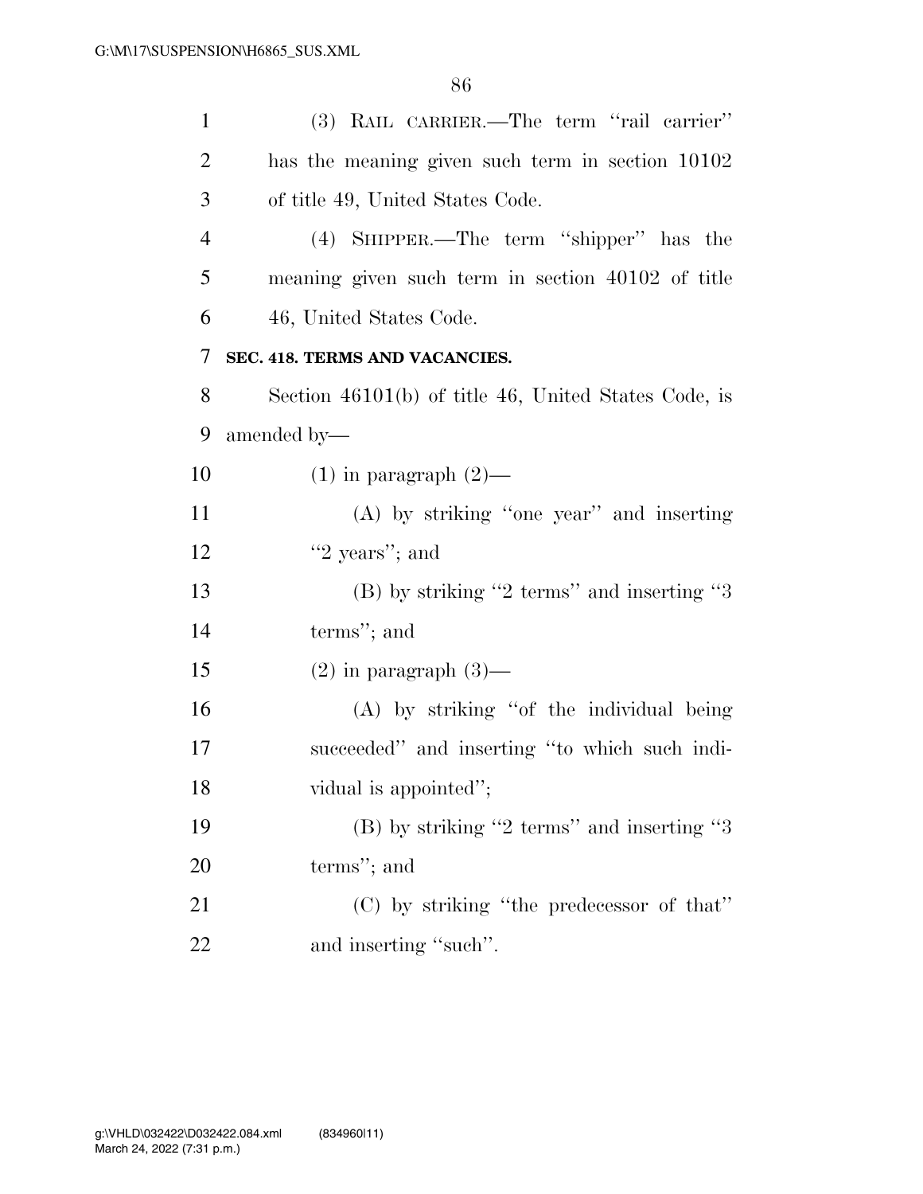(3) RAIL CARRIER.—The term "rail carrier" has the meaning given such term in section 10102 of title 49, United States Code.

(4) SHIPPER.—The term "shipper" has the meaning given such term in section 40102 of title 46, United States Code.

**SEC. 418. TERMS AND VACANCIES.**

Section 46101(b) of title 46, United States Code, is amended by—

(1) in paragraph (2)—

(A) by striking "one year" and inserting "2 years"; and

(B) by striking "2 terms" and inserting "3 terms"; and

(2) in paragraph (3)—

(A) by striking "of the individual being succeeded" and inserting "to which such individual is appointed";

(B) by striking "2 terms" and inserting "3 terms"; and

(C) by striking "the predecessor of that" and inserting "such".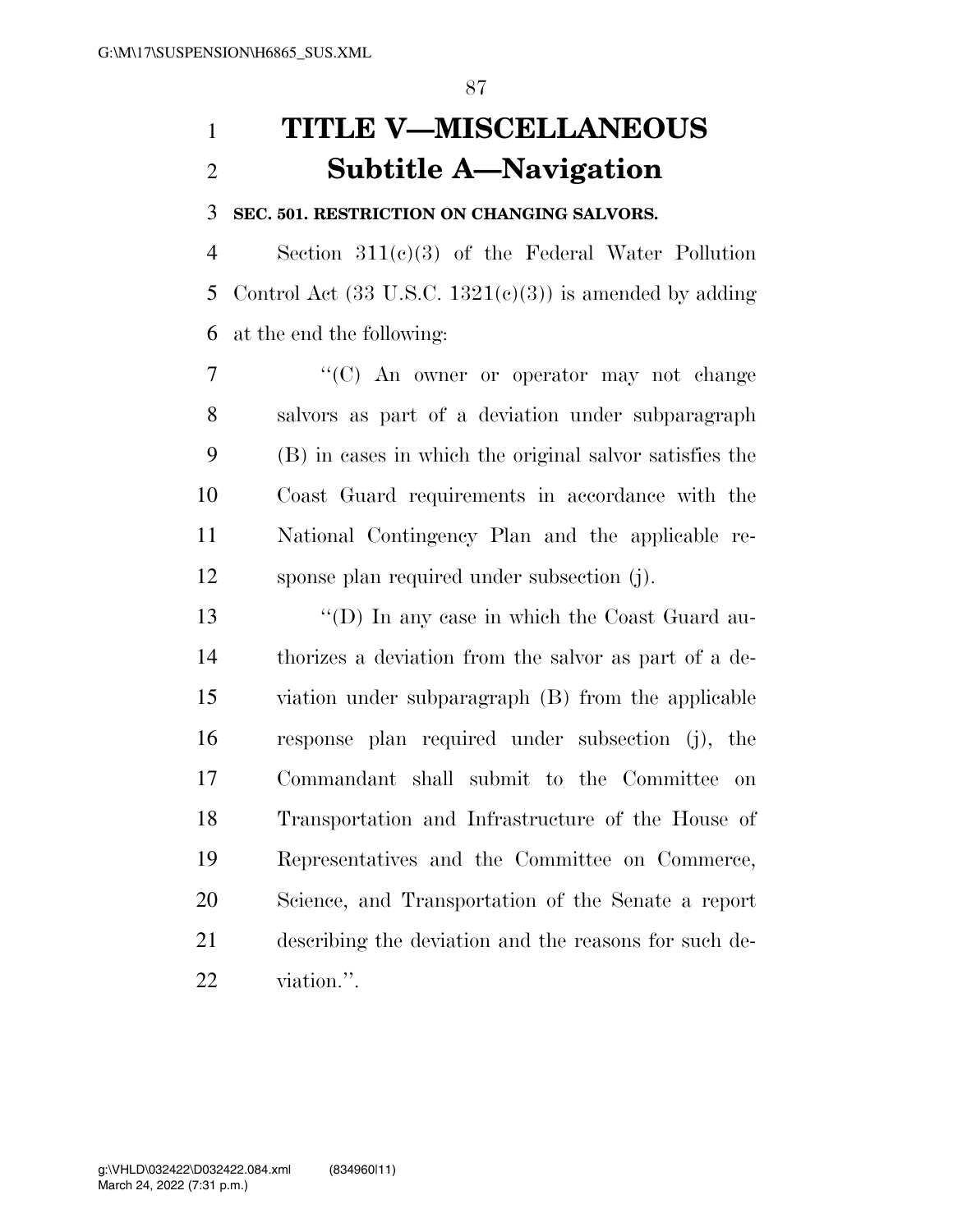# TITLE V—MISCELLANEOUS

## Subtitle A—Navigation

### SEC. 501. RESTRICTION ON CHANGING SALVORS.

Section 311(c)(3) of the Federal Water Pollution Control Act (33 U.S.C. 1321(c)(3)) is amended by adding at the end the following:

> ''(C) An owner or operator may not change salvors as part of a deviation under subparagraph (B) in cases in which the original salvor satisfies the Coast Guard requirements in accordance with the National Contingency Plan and the applicable response plan required under subsection (j).
>
> ''(D) In any case in which the Coast Guard authorizes a deviation from the salvor as part of a deviation under subparagraph (B) from the applicable response plan required under subsection (j), the Commandant shall submit to the Committee on Transportation and Infrastructure of the House of Representatives and the Committee on Commerce, Science, and Transportation of the Senate a report describing the deviation and the reasons for such deviation.''.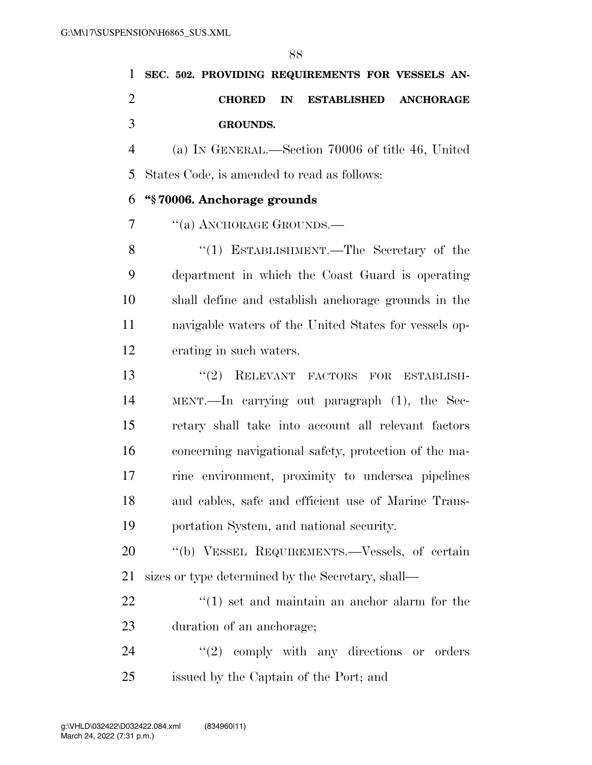**SEC. 502. PROVIDING REQUIREMENTS FOR VESSELS ANCHORED IN ESTABLISHED ANCHORAGE GROUNDS.**

(a) IN GENERAL.—Section 70006 of title 46, United States Code, is amended to read as follows:

**"§ 70006. Anchorage grounds**

"(a) ANCHORAGE GROUNDS.—

"(1) ESTABLISHMENT.—The Secretary of the department in which the Coast Guard is operating shall define and establish anchorage grounds in the navigable waters of the United States for vessels operating in such waters.

"(2) RELEVANT FACTORS FOR ESTABLISHMENT.—In carrying out paragraph (1), the Secretary shall take into account all relevant factors concerning navigational safety, protection of the marine environment, proximity to undersea pipelines and cables, safe and efficient use of Marine Transportation System, and national security.

"(b) VESSEL REQUIREMENTS.—Vessels, of certain sizes or type determined by the Secretary, shall—

"(1) set and maintain an anchor alarm for the duration of an anchorage;

"(2) comply with any directions or orders issued by the Captain of the Port; and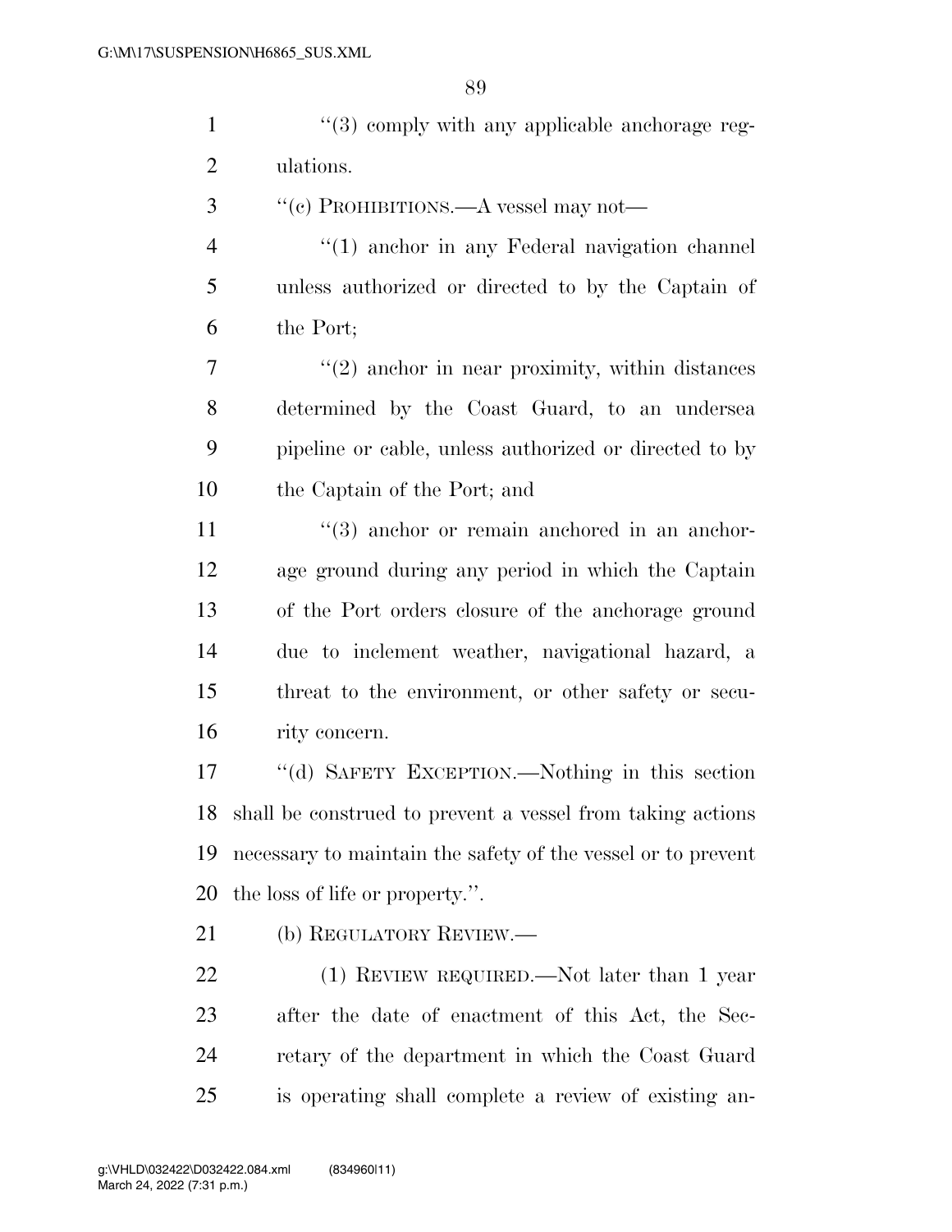"(3) comply with any applicable anchorage regulations.

"(c) PROHIBITIONS.—A vessel may not—

"(1) anchor in any Federal navigation channel unless authorized or directed to by the Captain of the Port;

"(2) anchor in near proximity, within distances determined by the Coast Guard, to an undersea pipeline or cable, unless authorized or directed to by the Captain of the Port; and

"(3) anchor or remain anchored in an anchorage ground during any period in which the Captain of the Port orders closure of the anchorage ground due to inclement weather, navigational hazard, a threat to the environment, or other safety or security concern.

"(d) SAFETY EXCEPTION.—Nothing in this section shall be construed to prevent a vessel from taking actions necessary to maintain the safety of the vessel or to prevent the loss of life or property.".

(b) REGULATORY REVIEW.—

(1) REVIEW REQUIRED.—Not later than 1 year after the date of enactment of this Act, the Secretary of the department in which the Coast Guard is operating shall complete a review of existing an-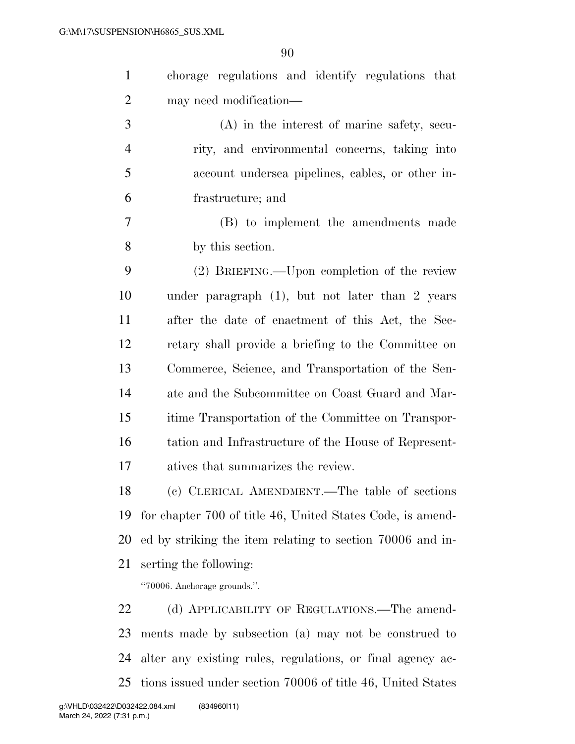chorage regulations and identify regulations that may need modification—

(A) in the interest of marine safety, security, and environmental concerns, taking into account undersea pipelines, cables, or other infrastructure; and

(B) to implement the amendments made by this section.

(2) BRIEFING.—Upon completion of the review under paragraph (1), but not later than 2 years after the date of enactment of this Act, the Secretary shall provide a briefing to the Committee on Commerce, Science, and Transportation of the Senate and the Subcommittee on Coast Guard and Maritime Transportation of the Committee on Transportation and Infrastructure of the House of Representatives that summarizes the review.

(c) CLERICAL AMENDMENT.—The table of sections for chapter 700 of title 46, United States Code, is amended by striking the item relating to section 70006 and inserting the following:

"70006. Anchorage grounds.".

(d) APPLICABILITY OF REGULATIONS.—The amendments made by subsection (a) may not be construed to alter any existing rules, regulations, or final agency actions issued under section 70006 of title 46, United States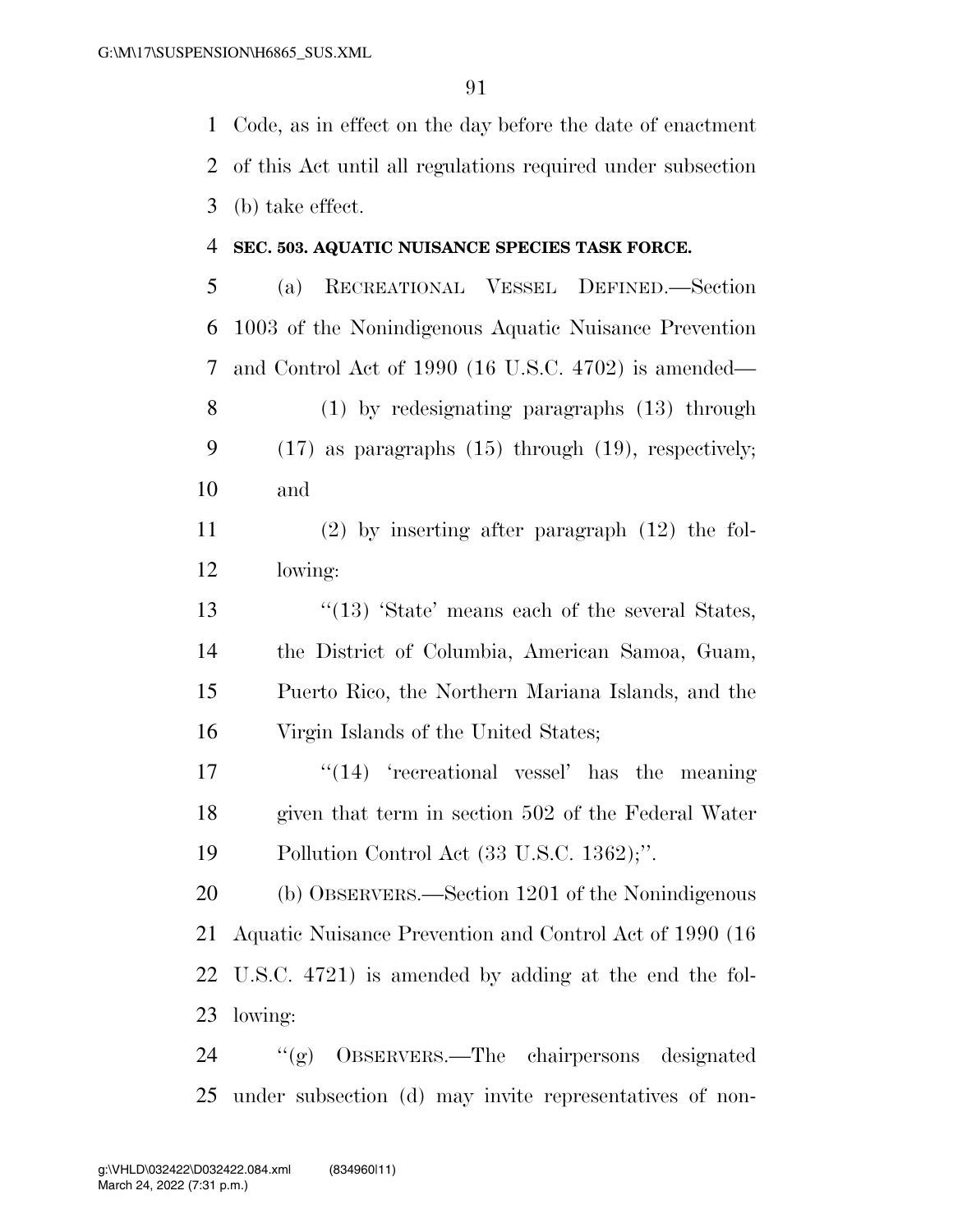Code, as in effect on the day before the date of enactment of this Act until all regulations required under subsection (b) take effect.

**SEC. 503. AQUATIC NUISANCE SPECIES TASK FORCE.**

(a) RECREATIONAL VESSEL DEFINED.—Section 1003 of the Nonindigenous Aquatic Nuisance Prevention and Control Act of 1990 (16 U.S.C. 4702) is amended—

(1) by redesignating paragraphs (13) through (17) as paragraphs (15) through (19), respectively; and

(2) by inserting after paragraph (12) the following:

''(13) 'State' means each of the several States, the District of Columbia, American Samoa, Guam, Puerto Rico, the Northern Mariana Islands, and the Virgin Islands of the United States;

''(14) 'recreational vessel' has the meaning given that term in section 502 of the Federal Water Pollution Control Act (33 U.S.C. 1362);''.

(b) OBSERVERS.—Section 1201 of the Nonindigenous Aquatic Nuisance Prevention and Control Act of 1990 (16 U.S.C. 4721) is amended by adding at the end the following:

''(g) OBSERVERS.—The chairpersons designated under subsection (d) may invite representatives of non-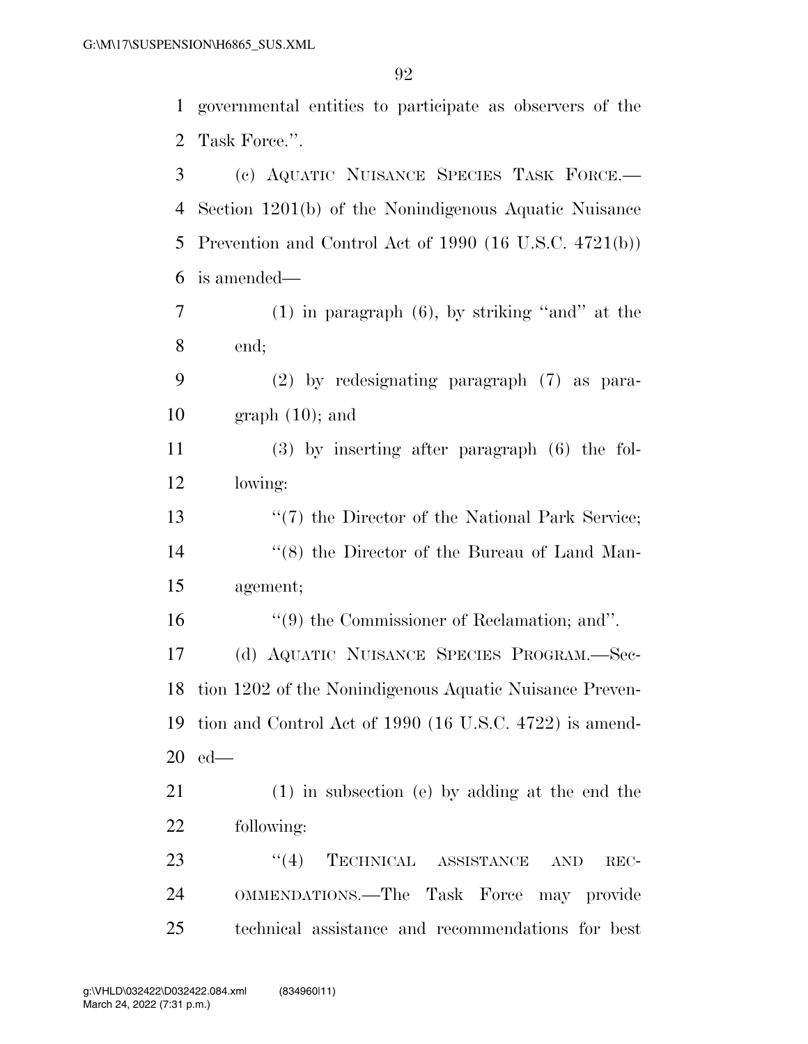governmental entities to participate as observers of the Task Force.''.

(c) AQUATIC NUISANCE SPECIES TASK FORCE.—Section 1201(b) of the Nonindigenous Aquatic Nuisance Prevention and Control Act of 1990 (16 U.S.C. 4721(b)) is amended—

(1) in paragraph (6), by striking ''and'' at the end;

(2) by redesignating paragraph (7) as paragraph (10); and

(3) by inserting after paragraph (6) the following:

''(7) the Director of the National Park Service;

''(8) the Director of the Bureau of Land Management;

''(9) the Commissioner of Reclamation; and''.

(d) AQUATIC NUISANCE SPECIES PROGRAM.—Section 1202 of the Nonindigenous Aquatic Nuisance Prevention and Control Act of 1990 (16 U.S.C. 4722) is amended—

(1) in subsection (e) by adding at the end the following:

''(4) TECHNICAL ASSISTANCE AND RECOMMENDATIONS.—The Task Force may provide technical assistance and recommendations for best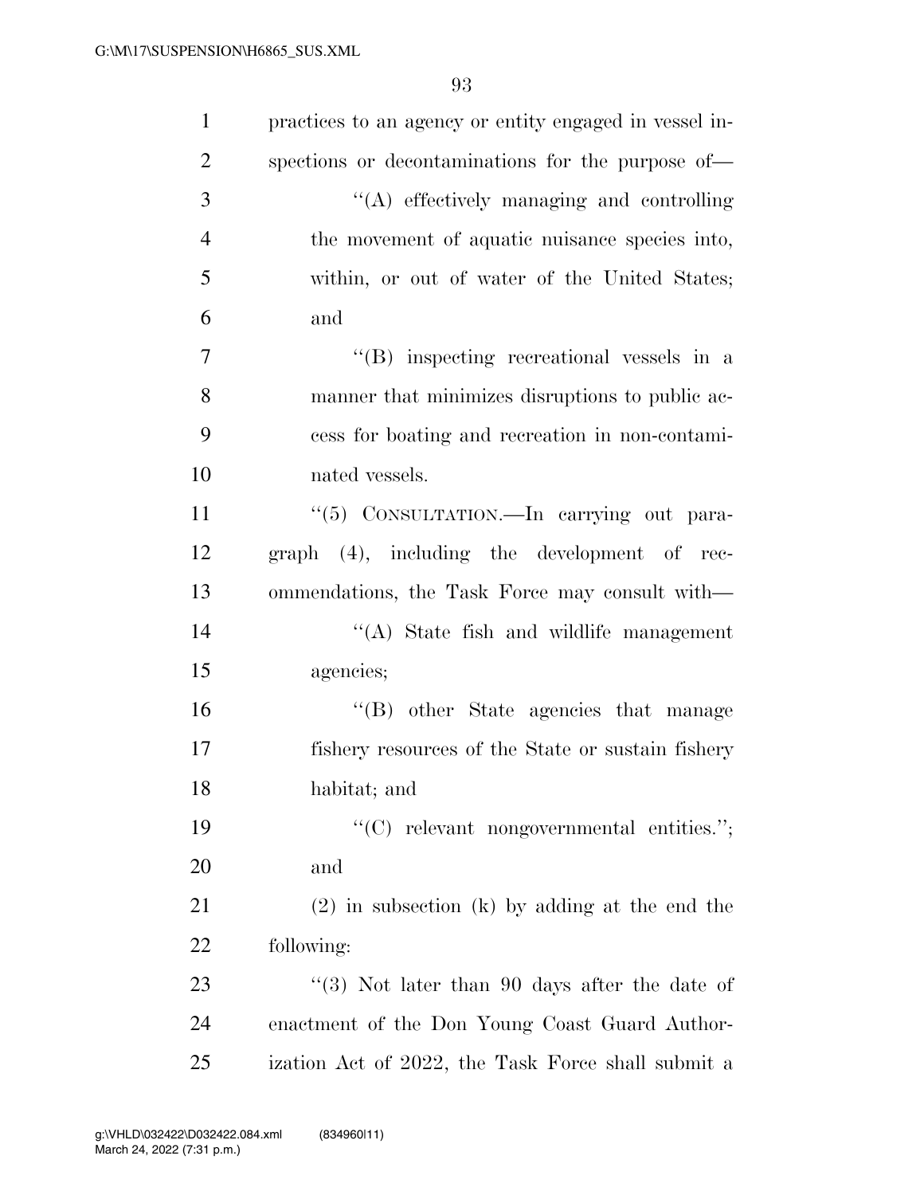practices to an agency or entity engaged in vessel inspections or decontaminations for the purpose of—

"(A) effectively managing and controlling the movement of aquatic nuisance species into, within, or out of water of the United States; and

"(B) inspecting recreational vessels in a manner that minimizes disruptions to public access for boating and recreation in non-contaminated vessels.

"(5) CONSULTATION.—In carrying out paragraph (4), including the development of recommendations, the Task Force may consult with—

"(A) State fish and wildlife management agencies;

"(B) other State agencies that manage fishery resources of the State or sustain fishery habitat; and

"(C) relevant nongovernmental entities."; and

(2) in subsection (k) by adding at the end the following:

"(3) Not later than 90 days after the date of enactment of the Don Young Coast Guard Authorization Act of 2022, the Task Force shall submit a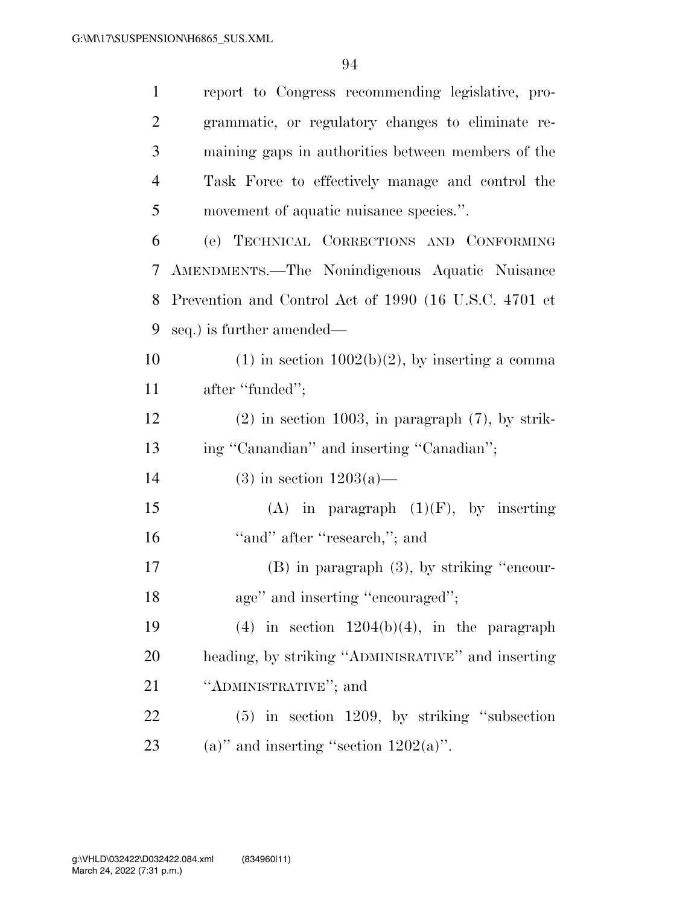report to Congress recommending legislative, programmatic, or regulatory changes to eliminate remaining gaps in authorities between members of the Task Force to effectively manage and control the movement of aquatic nuisance species.''.

(e) TECHNICAL CORRECTIONS AND CONFORMING AMENDMENTS.—The Nonindigenous Aquatic Nuisance Prevention and Control Act of 1990 (16 U.S.C. 4701 et seq.) is further amended—

(1) in section 1002(b)(2), by inserting a comma after ''funded'';

(2) in section 1003, in paragraph (7), by striking ''Canandian'' and inserting ''Canadian'';

(3) in section 1203(a)—

(A) in paragraph (1)(F), by inserting ''and'' after ''research,''; and

(B) in paragraph (3), by striking ''encourage'' and inserting ''encouraged'';

(4) in section 1204(b)(4), in the paragraph heading, by striking ''ADMINISRATIVE'' and inserting ''ADMINISTRATIVE''; and

(5) in section 1209, by striking ''subsection (a)'' and inserting ''section 1202(a)''.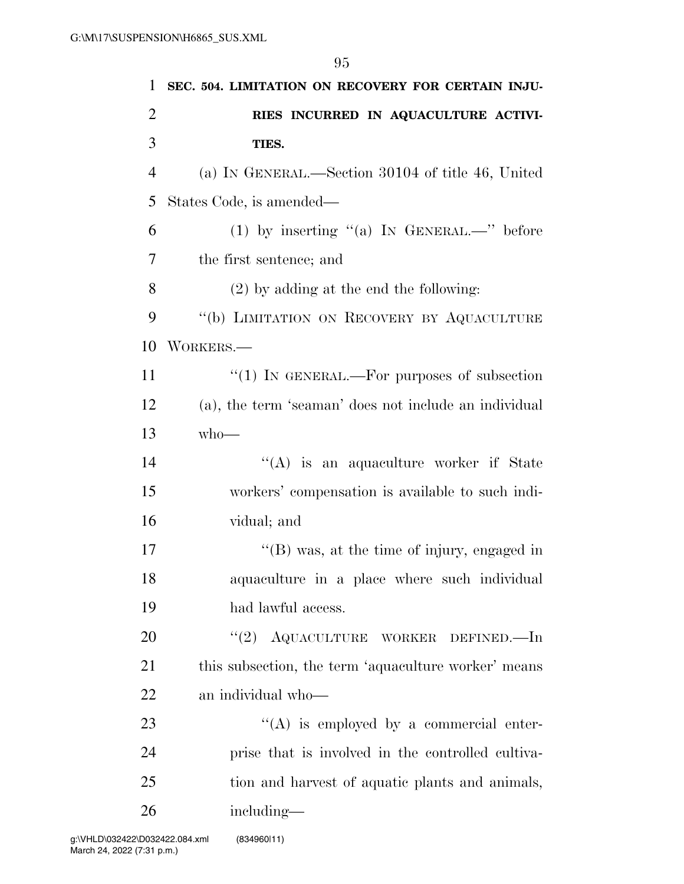**SEC. 504. LIMITATION ON RECOVERY FOR CERTAIN INJURIES INCURRED IN AQUACULTURE ACTIVITIES.**

(a) IN GENERAL.—Section 30104 of title 46, United States Code, is amended—

(1) by inserting "(a) IN GENERAL.—" before the first sentence; and

(2) by adding at the end the following:

"(b) LIMITATION ON RECOVERY BY AQUACULTURE WORKERS.—

"(1) IN GENERAL.—For purposes of subsection (a), the term 'seaman' does not include an individual who—

"(A) is an aquaculture worker if State workers' compensation is available to such individual; and

"(B) was, at the time of injury, engaged in aquaculture in a place where such individual had lawful access.

"(2) AQUACULTURE WORKER DEFINED.—In this subsection, the term 'aquaculture worker' means an individual who—

"(A) is employed by a commercial enterprise that is involved in the controlled cultivation and harvest of aquatic plants and animals, including—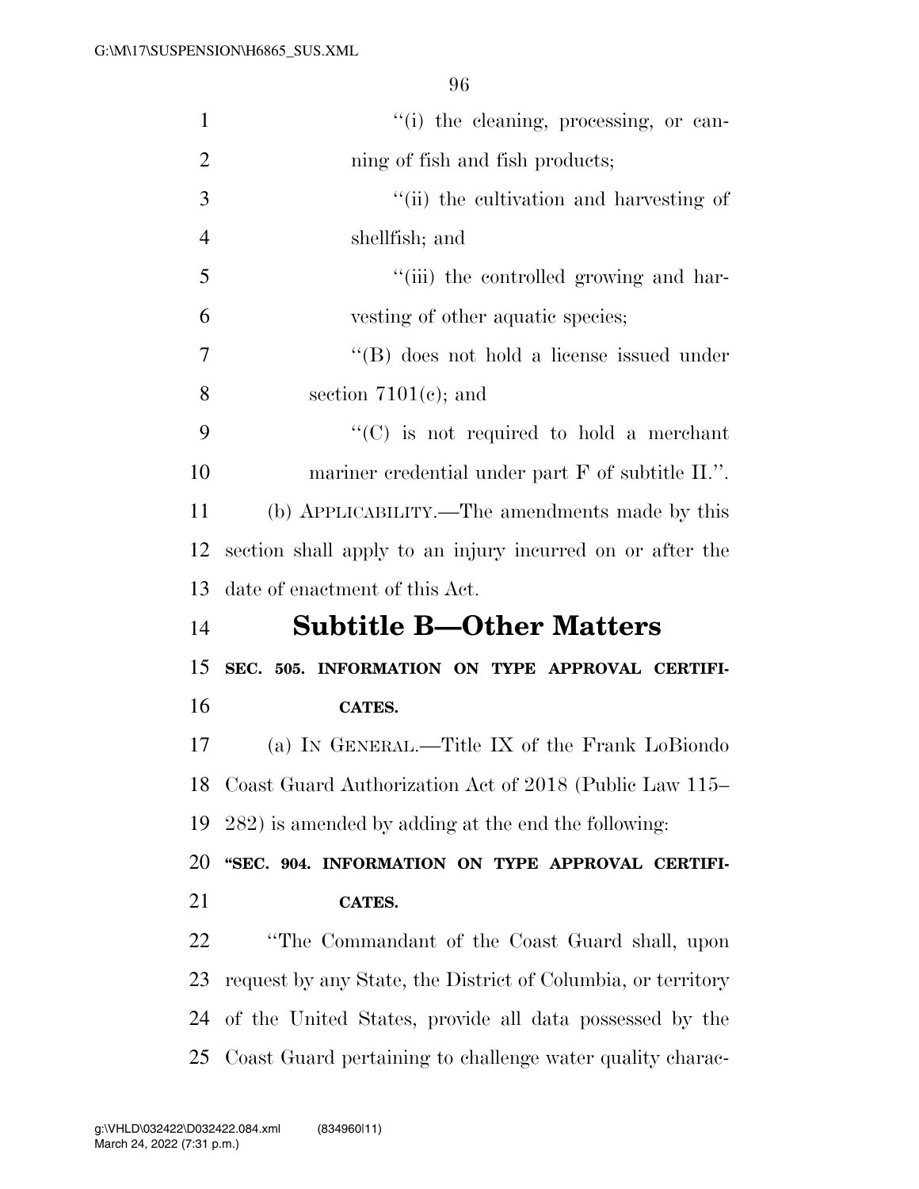"(i) the cleaning, processing, or canning of fish and fish products;

"(ii) the cultivation and harvesting of shellfish; and

"(iii) the controlled growing and harvesting of other aquatic species;

"(B) does not hold a license issued under section 7101(c); and

"(C) is not required to hold a merchant mariner credential under part F of subtitle II.".

(b) APPLICABILITY.—The amendments made by this section shall apply to an injury incurred on or after the date of enactment of this Act.

## Subtitle B—Other Matters

**SEC. 505. INFORMATION ON TYPE APPROVAL CERTIFICATES.**

(a) IN GENERAL.—Title IX of the Frank LoBiondo Coast Guard Authorization Act of 2018 (Public Law 115–282) is amended by adding at the end the following:

**"SEC. 904. INFORMATION ON TYPE APPROVAL CERTIFICATES.**

"The Commandant of the Coast Guard shall, upon request by any State, the District of Columbia, or territory of the United States, provide all data possessed by the Coast Guard pertaining to challenge water quality charac-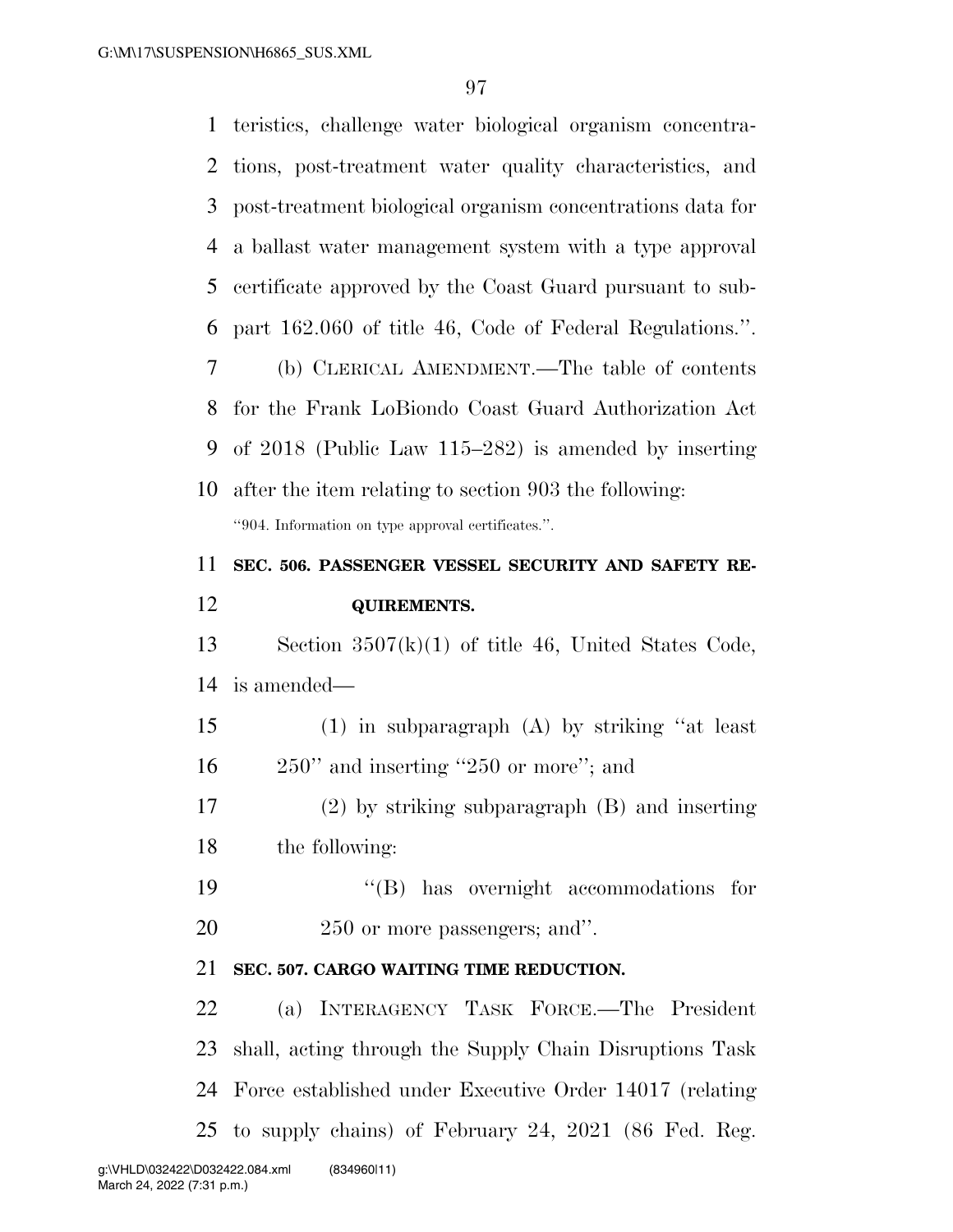teristics, challenge water biological organism concentrations, post-treatment water quality characteristics, and post-treatment biological organism concentrations data for a ballast water management system with a type approval certificate approved by the Coast Guard pursuant to subpart 162.060 of title 46, Code of Federal Regulations.''.

(b) CLERICAL AMENDMENT.—The table of contents for the Frank LoBiondo Coast Guard Authorization Act of 2018 (Public Law 115–282) is amended by inserting after the item relating to section 903 the following:

''904. Information on type approval certificates.''.

**SEC. 506. PASSENGER VESSEL SECURITY AND SAFETY REQUIREMENTS.**

Section 3507(k)(1) of title 46, United States Code, is amended—

(1) in subparagraph (A) by striking ''at least 250'' and inserting ''250 or more''; and

(2) by striking subparagraph (B) and inserting the following:

''(B) has overnight accommodations for 250 or more passengers; and''.

**SEC. 507. CARGO WAITING TIME REDUCTION.**

(a) INTERAGENCY TASK FORCE.—The President shall, acting through the Supply Chain Disruptions Task Force established under Executive Order 14017 (relating to supply chains) of February 24, 2021 (86 Fed. Reg.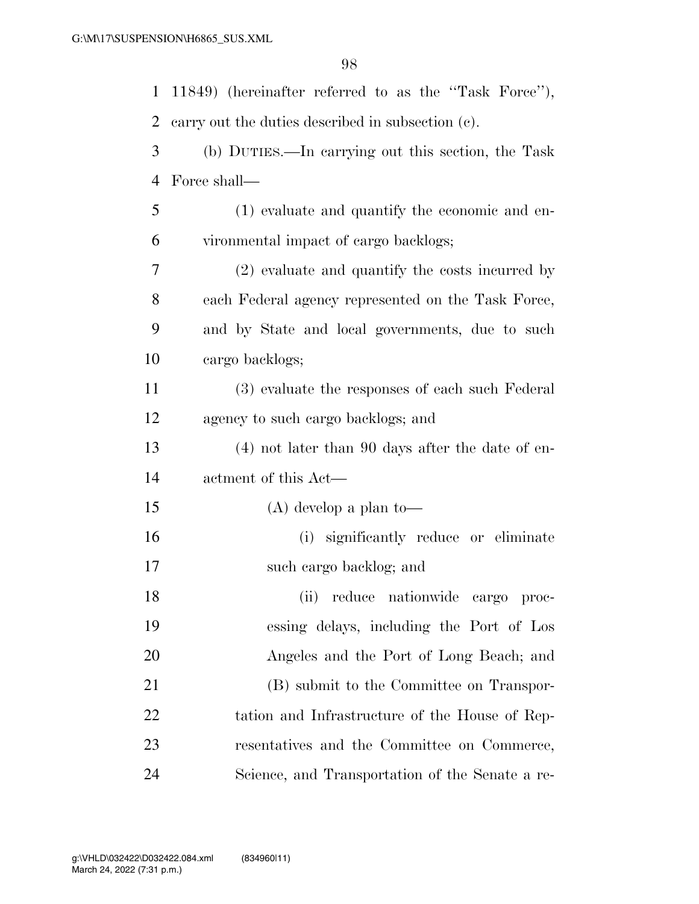11849) (hereinafter referred to as the "Task Force"), carry out the duties described in subsection (c).

(b) DUTIES.—In carrying out this section, the Task Force shall—

(1) evaluate and quantify the economic and environmental impact of cargo backlogs;

(2) evaluate and quantify the costs incurred by each Federal agency represented on the Task Force, and by State and local governments, due to such cargo backlogs;

(3) evaluate the responses of each such Federal agency to such cargo backlogs; and

(4) not later than 90 days after the date of enactment of this Act—

(A) develop a plan to—

(i) significantly reduce or eliminate such cargo backlog; and

(ii) reduce nationwide cargo processing delays, including the Port of Los Angeles and the Port of Long Beach; and

(B) submit to the Committee on Transportation and Infrastructure of the House of Representatives and the Committee on Commerce, Science, and Transportation of the Senate a re-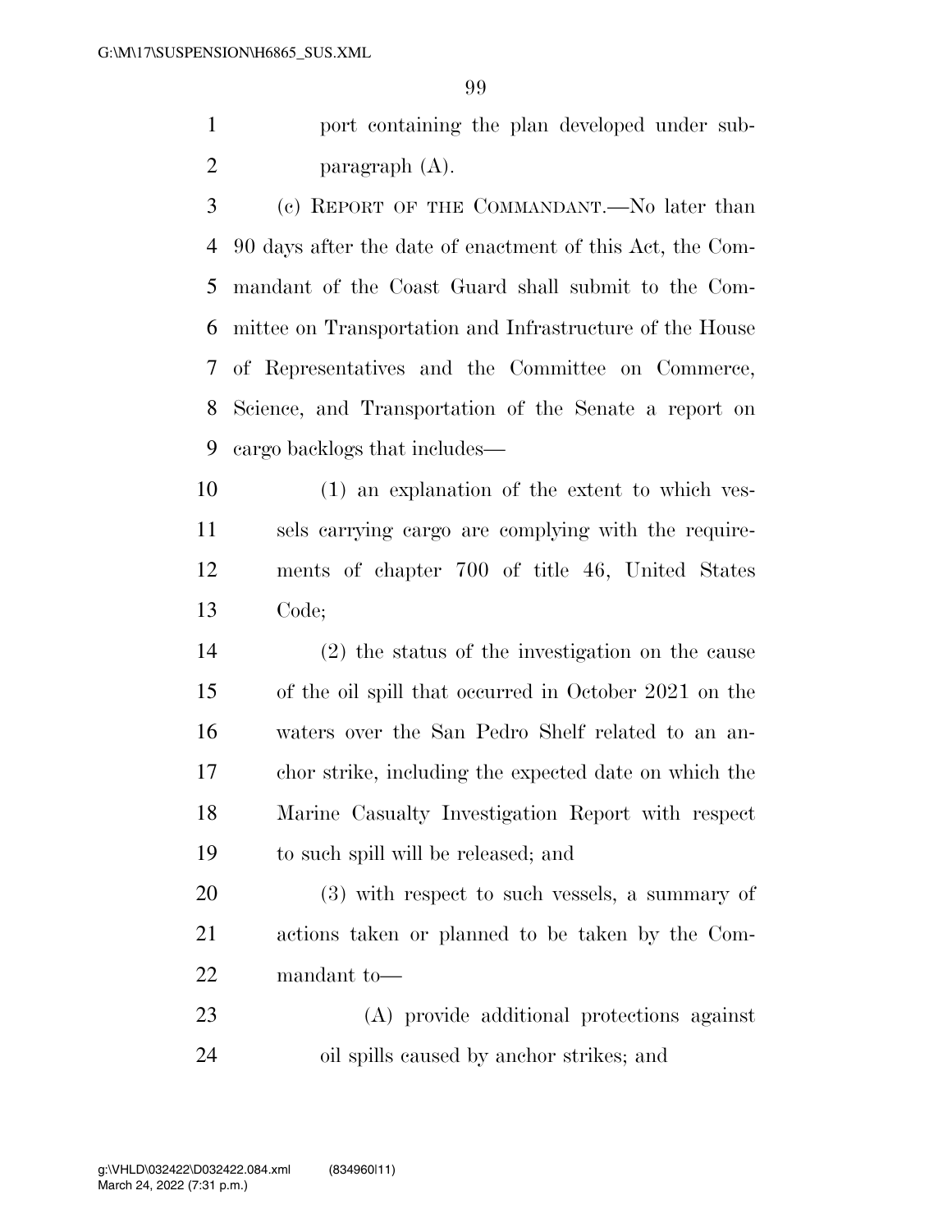port containing the plan developed under subparagraph (A).

(c) REPORT OF THE COMMANDANT.—No later than 90 days after the date of enactment of this Act, the Commandant of the Coast Guard shall submit to the Committee on Transportation and Infrastructure of the House of Representatives and the Committee on Commerce, Science, and Transportation of the Senate a report on cargo backlogs that includes—

(1) an explanation of the extent to which vessels carrying cargo are complying with the requirements of chapter 700 of title 46, United States Code;

(2) the status of the investigation on the cause of the oil spill that occurred in October 2021 on the waters over the San Pedro Shelf related to an anchor strike, including the expected date on which the Marine Casualty Investigation Report with respect to such spill will be released; and

(3) with respect to such vessels, a summary of actions taken or planned to be taken by the Commandant to—

(A) provide additional protections against oil spills caused by anchor strikes; and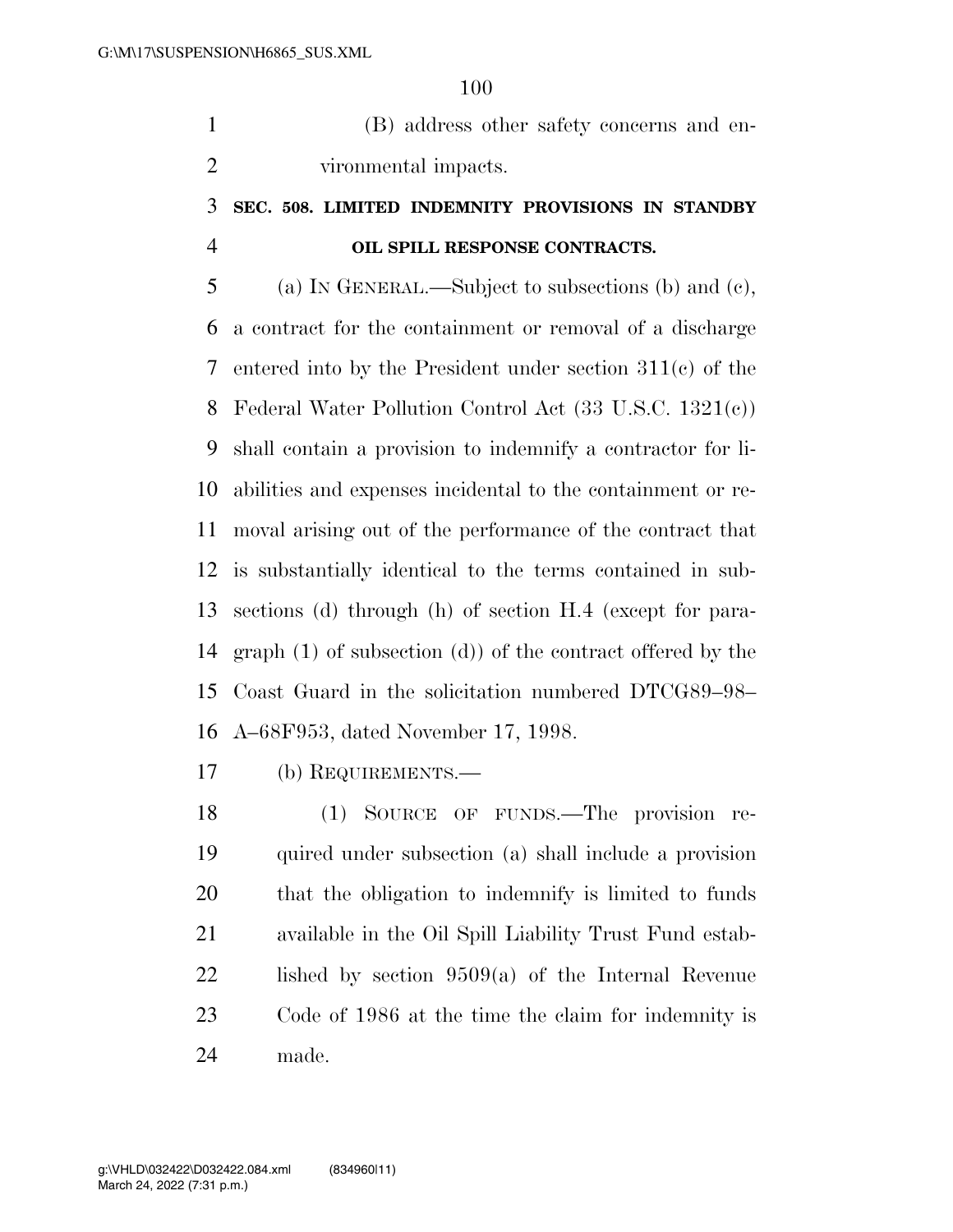(B) address other safety concerns and environmental impacts.

### SEC. 508. LIMITED INDEMNITY PROVISIONS IN STANDBY OIL SPILL RESPONSE CONTRACTS.

(a) IN GENERAL.—Subject to subsections (b) and (c), a contract for the containment or removal of a discharge entered into by the President under section 311(c) of the Federal Water Pollution Control Act (33 U.S.C. 1321(c)) shall contain a provision to indemnify a contractor for liabilities and expenses incidental to the containment or removal arising out of the performance of the contract that is substantially identical to the terms contained in subsections (d) through (h) of section H.4 (except for paragraph (1) of subsection (d)) of the contract offered by the Coast Guard in the solicitation numbered DTCG89–98–A–68F953, dated November 17, 1998.

(b) REQUIREMENTS.—

(1) SOURCE OF FUNDS.—The provision required under subsection (a) shall include a provision that the obligation to indemnify is limited to funds available in the Oil Spill Liability Trust Fund established by section 9509(a) of the Internal Revenue Code of 1986 at the time the claim for indemnity is made.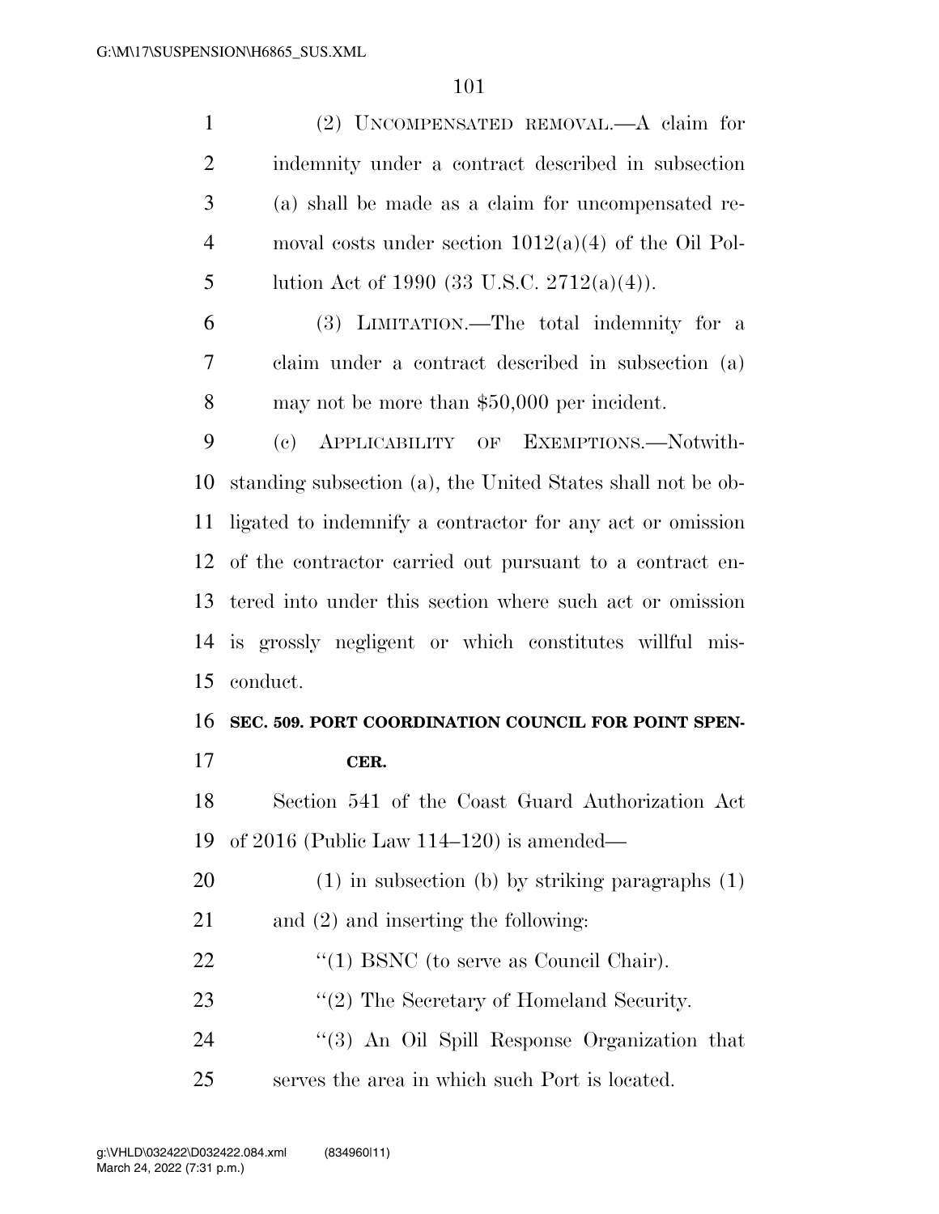(2) UNCOMPENSATED REMOVAL.—A claim for indemnity under a contract described in subsection (a) shall be made as a claim for uncompensated removal costs under section 1012(a)(4) of the Oil Pollution Act of 1990 (33 U.S.C. 2712(a)(4)).

(3) LIMITATION.—The total indemnity for a claim under a contract described in subsection (a) may not be more than $50,000 per incident.

(c) APPLICABILITY OF EXEMPTIONS.—Notwithstanding subsection (a), the United States shall not be obligated to indemnify a contractor for any act or omission of the contractor carried out pursuant to a contract entered into under this section where such act or omission is grossly negligent or which constitutes willful misconduct.

**SEC. 509. PORT COORDINATION COUNCIL FOR POINT SPENCER.**

Section 541 of the Coast Guard Authorization Act of 2016 (Public Law 114–120) is amended—

(1) in subsection (b) by striking paragraphs (1) and (2) and inserting the following:

''(1) BSNC (to serve as Council Chair).

''(2) The Secretary of Homeland Security.

''(3) An Oil Spill Response Organization that serves the area in which such Port is located.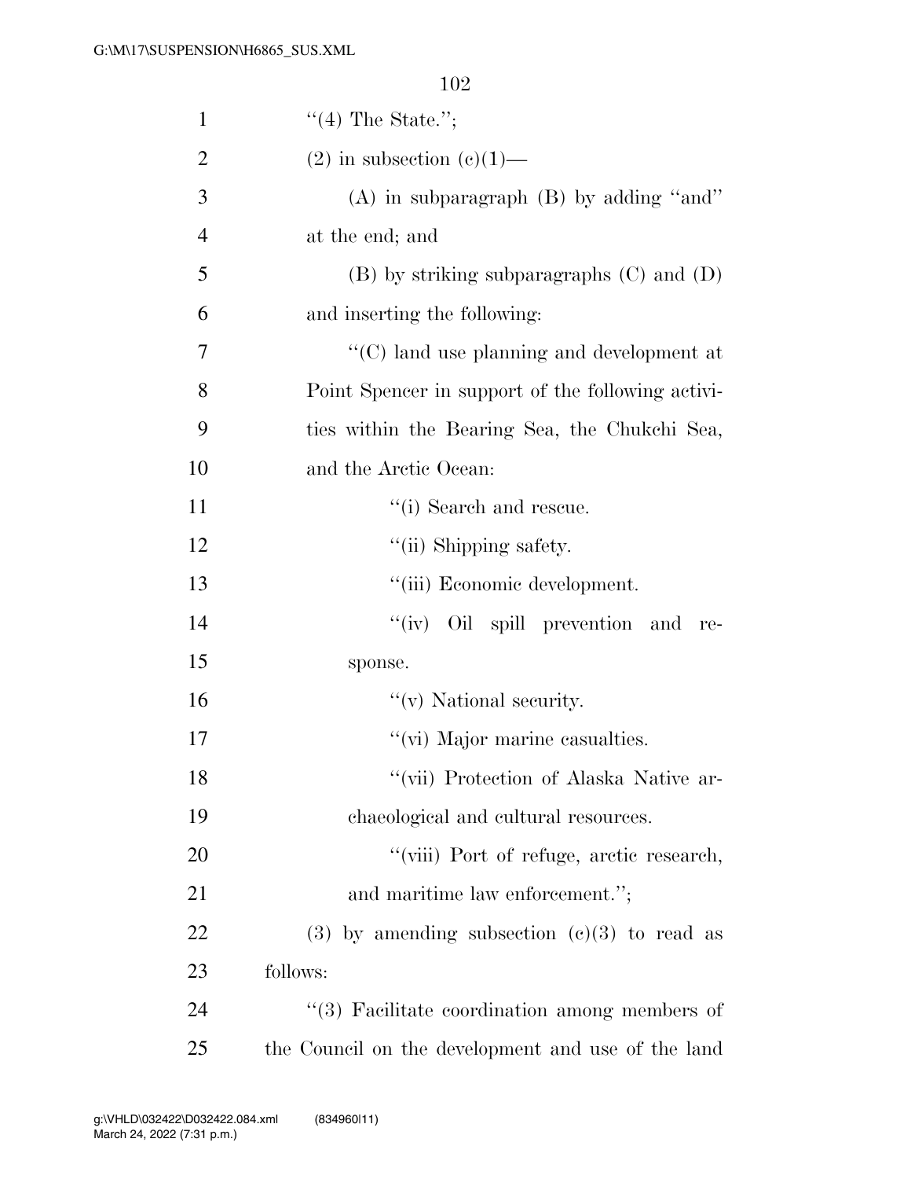''(4) The State.'';

(2) in subsection (c)(1)—

(A) in subparagraph (B) by adding ''and'' at the end; and

(B) by striking subparagraphs (C) and (D) and inserting the following:

''(C) land use planning and development at Point Spencer in support of the following activities within the Bearing Sea, the Chukchi Sea, and the Arctic Ocean:

''(i) Search and rescue.

''(ii) Shipping safety.

''(iii) Economic development.

''(iv) Oil spill prevention and response.

''(v) National security.

''(vi) Major marine casualties.

''(vii) Protection of Alaska Native archaeological and cultural resources.

''(viii) Port of refuge, arctic research, and maritime law enforcement.'';

(3) by amending subsection (c)(3) to read as follows:

''(3) Facilitate coordination among members of the Council on the development and use of the land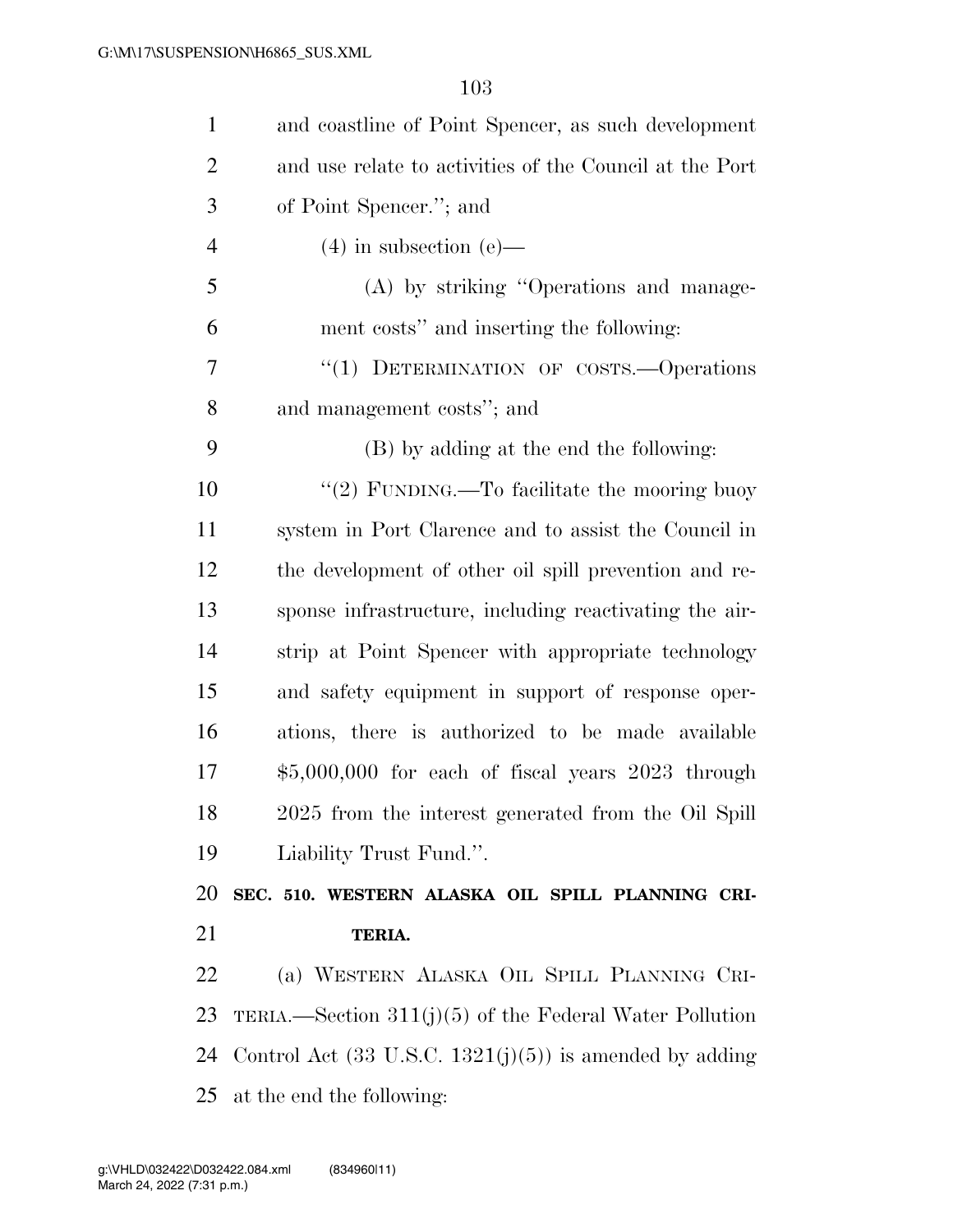and coastline of Point Spencer, as such development and use relate to activities of the Council at the Port of Point Spencer.''; and

(4) in subsection (e)—

(A) by striking ''Operations and management costs'' and inserting the following:

''(1) DETERMINATION OF COSTS.—Operations and management costs''; and

(B) by adding at the end the following:

''(2) FUNDING.—To facilitate the mooring buoy system in Port Clarence and to assist the Council in the development of other oil spill prevention and response infrastructure, including reactivating the airstrip at Point Spencer with appropriate technology and safety equipment in support of response operations, there is authorized to be made available $5,000,000 for each of fiscal years 2023 through 2025 from the interest generated from the Oil Spill Liability Trust Fund.''.

**SEC. 510. WESTERN ALASKA OIL SPILL PLANNING CRITERIA.**

(a) WESTERN ALASKA OIL SPILL PLANNING CRITERIA.—Section 311(j)(5) of the Federal Water Pollution Control Act (33 U.S.C. 1321(j)(5)) is amended by adding at the end the following: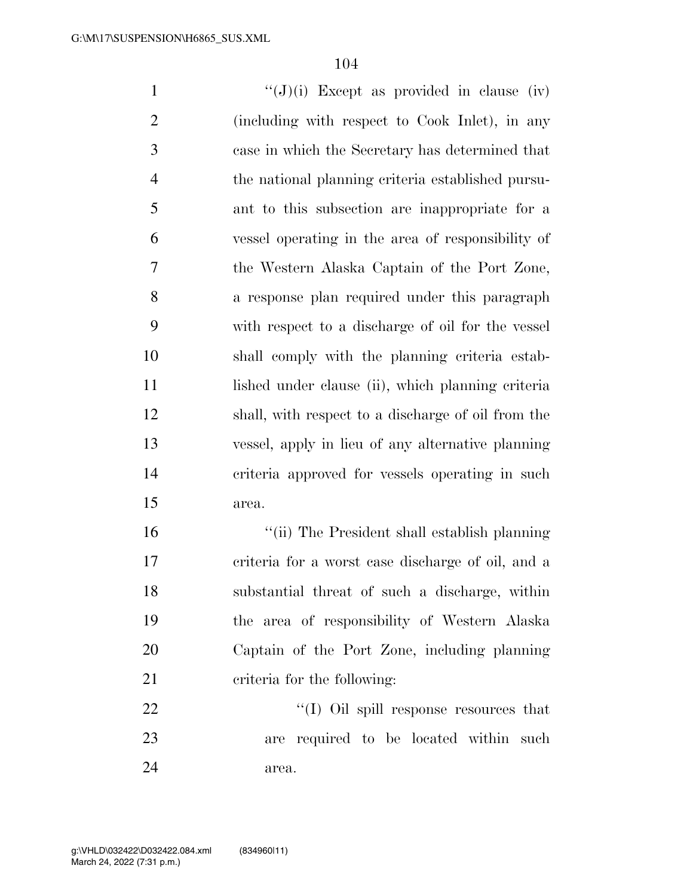''(J)(i) Except as provided in clause (iv) (including with respect to Cook Inlet), in any case in which the Secretary has determined that the national planning criteria established pursuant to this subsection are inappropriate for a vessel operating in the area of responsibility of the Western Alaska Captain of the Port Zone, a response plan required under this paragraph with respect to a discharge of oil for the vessel shall comply with the planning criteria established under clause (ii), which planning criteria shall, with respect to a discharge of oil from the vessel, apply in lieu of any alternative planning criteria approved for vessels operating in such area.

''(ii) The President shall establish planning criteria for a worst case discharge of oil, and a substantial threat of such a discharge, within the area of responsibility of Western Alaska Captain of the Port Zone, including planning criteria for the following:

''(I) Oil spill response resources that are required to be located within such area.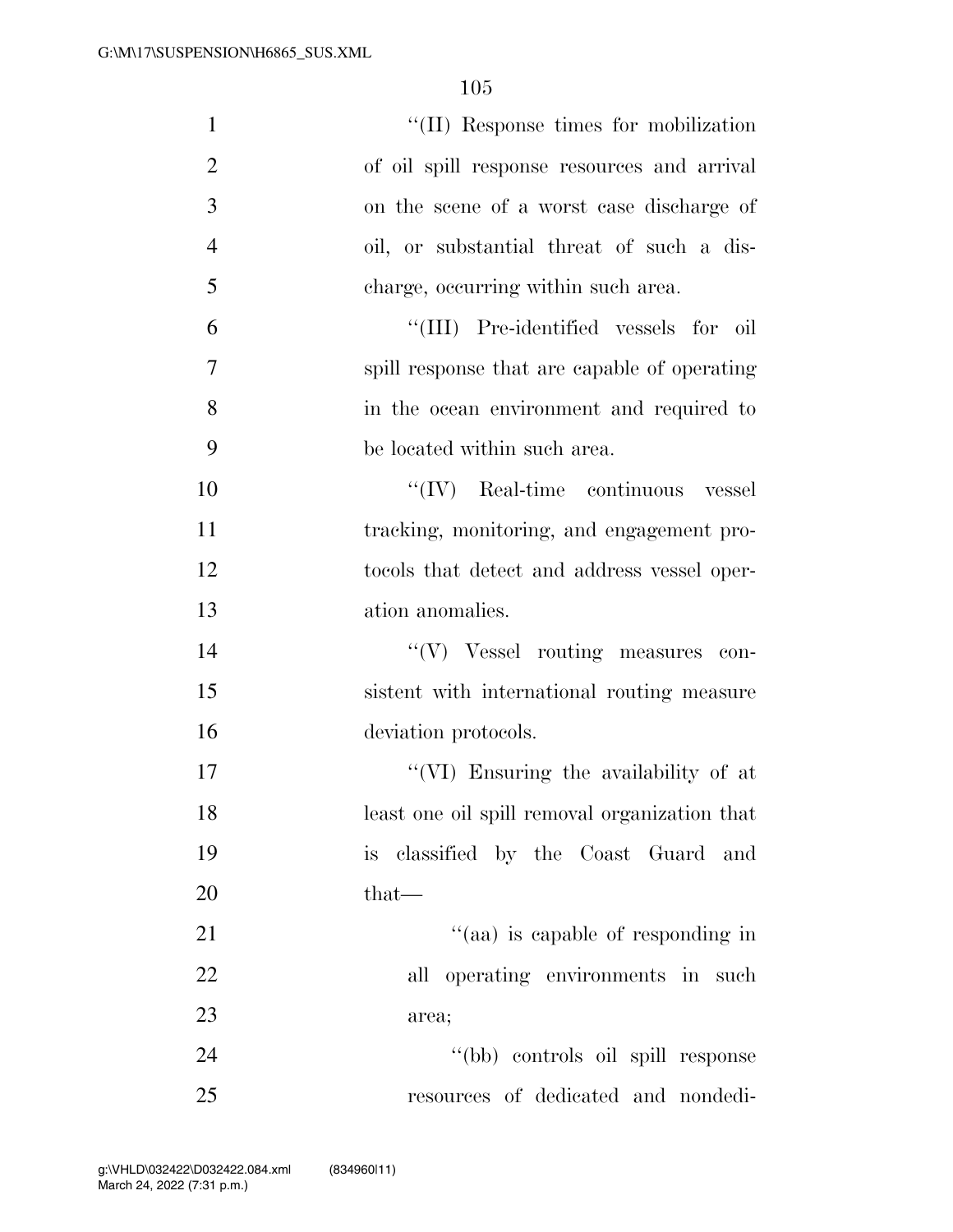"(II) Response times for mobilization of oil spill response resources and arrival on the scene of a worst case discharge of oil, or substantial threat of such a discharge, occurring within such area.

"(III) Pre-identified vessels for oil spill response that are capable of operating in the ocean environment and required to be located within such area.

"(IV) Real-time continuous vessel tracking, monitoring, and engagement protocols that detect and address vessel operation anomalies.

"(V) Vessel routing measures consistent with international routing measure deviation protocols.

"(VI) Ensuring the availability of at least one oil spill removal organization that is classified by the Coast Guard and that—

"(aa) is capable of responding in all operating environments in such area;

"(bb) controls oil spill response resources of dedicated and nondedi-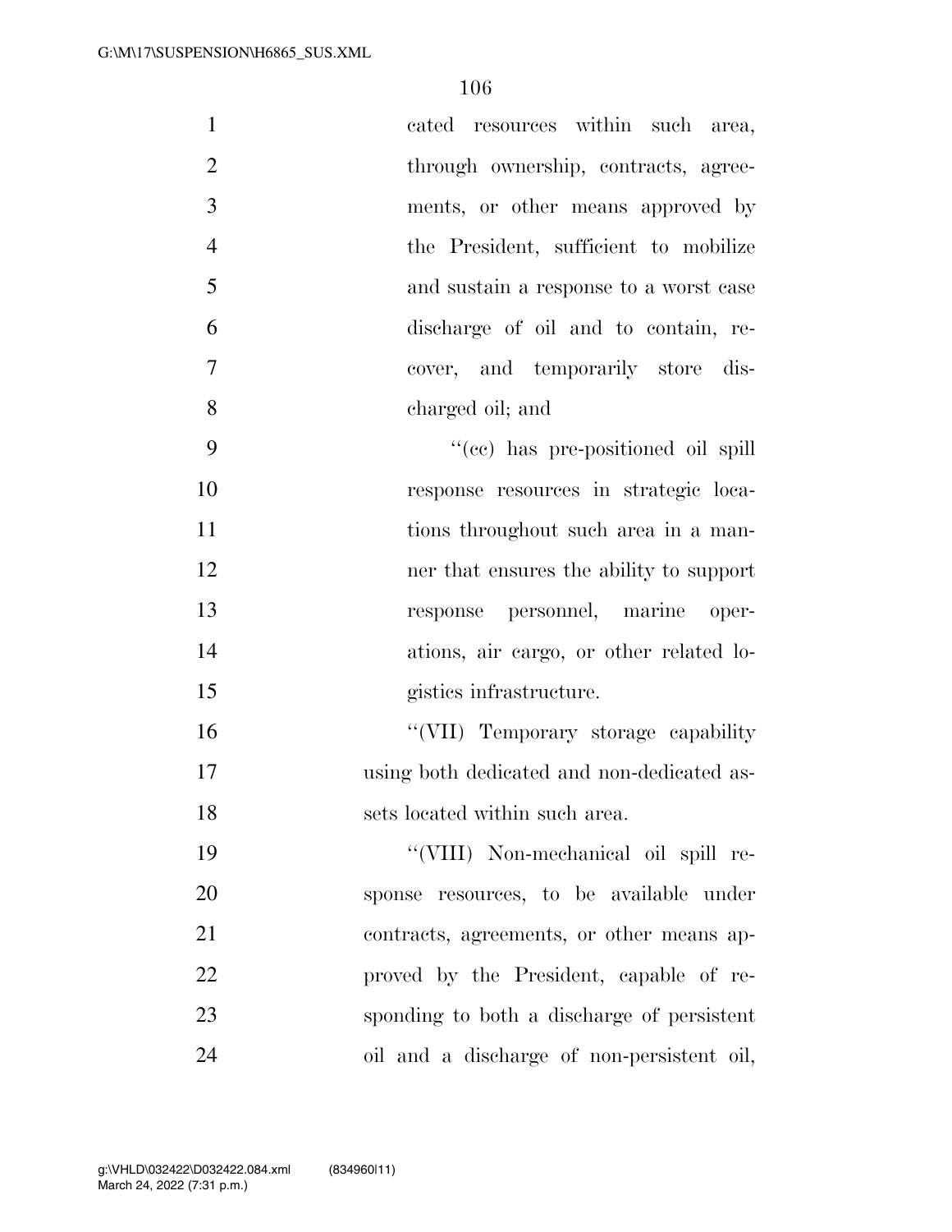cated resources within such area, through ownership, contracts, agreements, or other means approved by the President, sufficient to mobilize and sustain a response to a worst case discharge of oil and to contain, recover, and temporarily store discharged oil; and

"(cc) has pre-positioned oil spill response resources in strategic locations throughout such area in a manner that ensures the ability to support response personnel, marine operations, air cargo, or other related logistics infrastructure.

"(VII) Temporary storage capability using both dedicated and non-dedicated assets located within such area.

"(VIII) Non-mechanical oil spill response resources, to be available under contracts, agreements, or other means approved by the President, capable of responding to both a discharge of persistent oil and a discharge of non-persistent oil,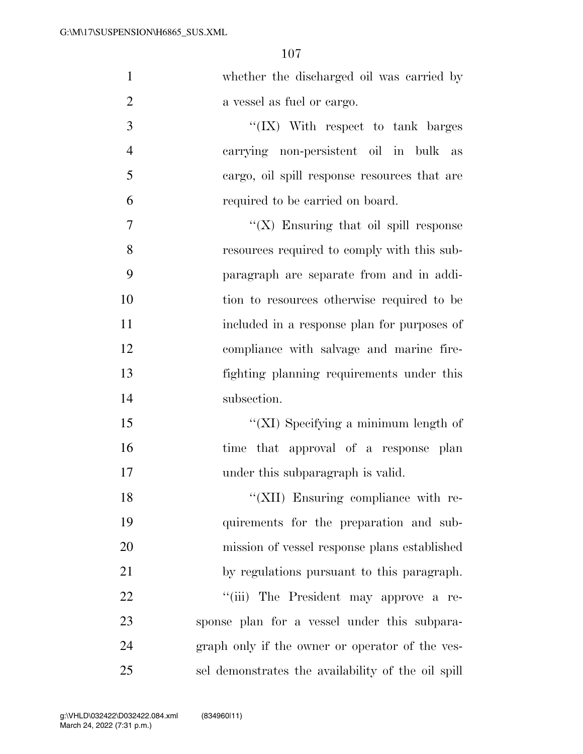whether the discharged oil was carried by a vessel as fuel or cargo.

''(IX) With respect to tank barges carrying non-persistent oil in bulk as cargo, oil spill response resources that are required to be carried on board.

''(X) Ensuring that oil spill response resources required to comply with this subparagraph are separate from and in addition to resources otherwise required to be included in a response plan for purposes of compliance with salvage and marine firefighting planning requirements under this subsection.

''(XI) Specifying a minimum length of time that approval of a response plan under this subparagraph is valid.

''(XII) Ensuring compliance with requirements for the preparation and submission of vessel response plans established by regulations pursuant to this paragraph.

''(iii) The President may approve a response plan for a vessel under this subparagraph only if the owner or operator of the vessel demonstrates the availability of the oil spill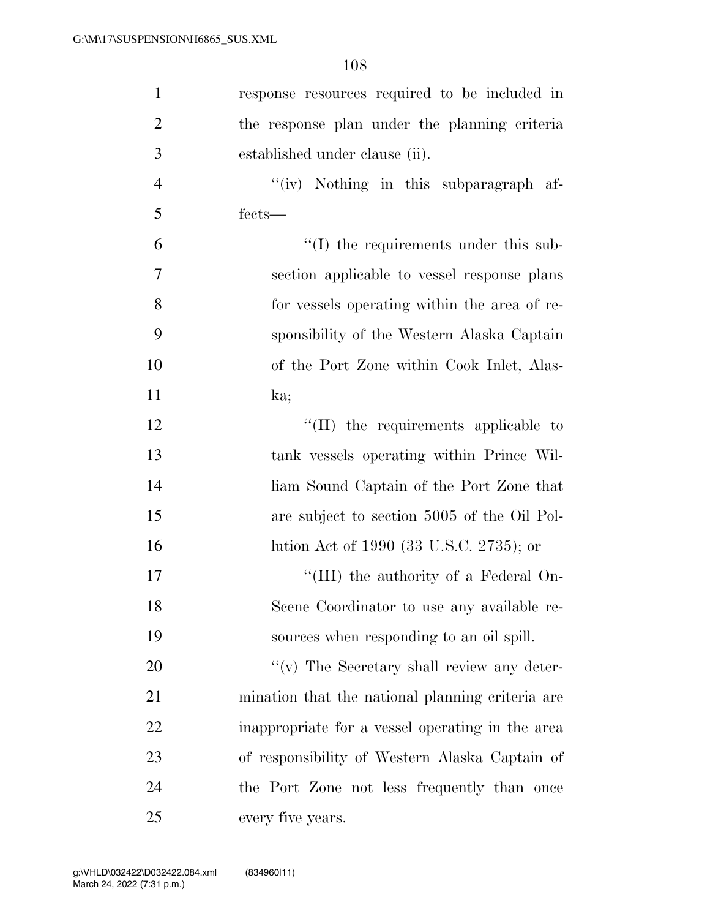response resources required to be included in the response plan under the planning criteria established under clause (ii).

"(iv) Nothing in this subparagraph affects—

"(I) the requirements under this subsection applicable to vessel response plans for vessels operating within the area of responsibility of the Western Alaska Captain of the Port Zone within Cook Inlet, Alaska;

"(II) the requirements applicable to tank vessels operating within Prince William Sound Captain of the Port Zone that are subject to section 5005 of the Oil Pollution Act of 1990 (33 U.S.C. 2735); or

"(III) the authority of a Federal On-Scene Coordinator to use any available resources when responding to an oil spill.

"(v) The Secretary shall review any determination that the national planning criteria are inappropriate for a vessel operating in the area of responsibility of Western Alaska Captain of the Port Zone not less frequently than once every five years.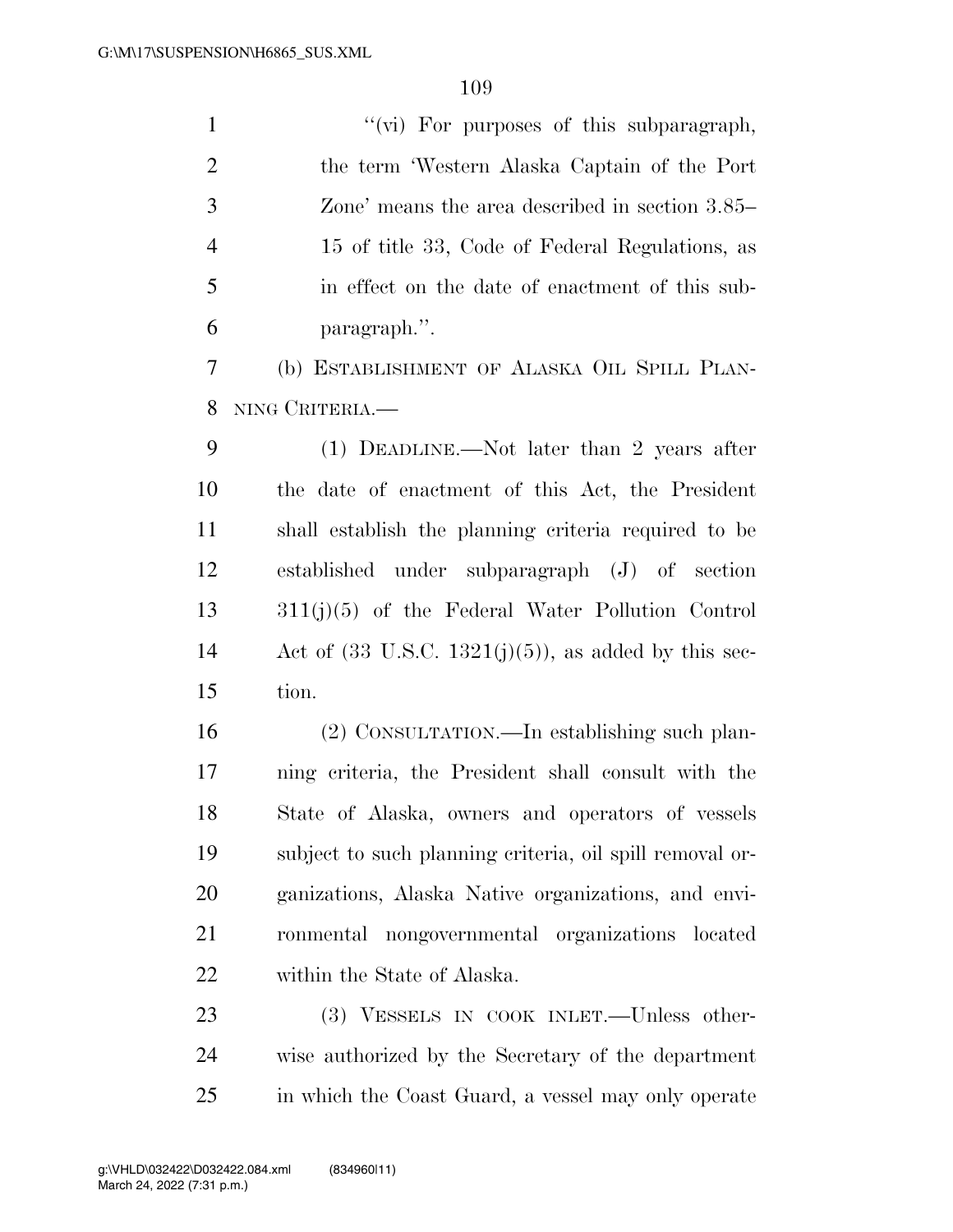"(vi) For purposes of this subparagraph, the term 'Western Alaska Captain of the Port Zone' means the area described in section 3.85–15 of title 33, Code of Federal Regulations, as in effect on the date of enactment of this subparagraph.".

(b) ESTABLISHMENT OF ALASKA OIL SPILL PLANNING CRITERIA.—

(1) DEADLINE.—Not later than 2 years after the date of enactment of this Act, the President shall establish the planning criteria required to be established under subparagraph (J) of section 311(j)(5) of the Federal Water Pollution Control Act of (33 U.S.C. 1321(j)(5)), as added by this section.

(2) CONSULTATION.—In establishing such planning criteria, the President shall consult with the State of Alaska, owners and operators of vessels subject to such planning criteria, oil spill removal organizations, Alaska Native organizations, and environmental nongovernmental organizations located within the State of Alaska.

(3) VESSELS IN COOK INLET.—Unless otherwise authorized by the Secretary of the department in which the Coast Guard, a vessel may only operate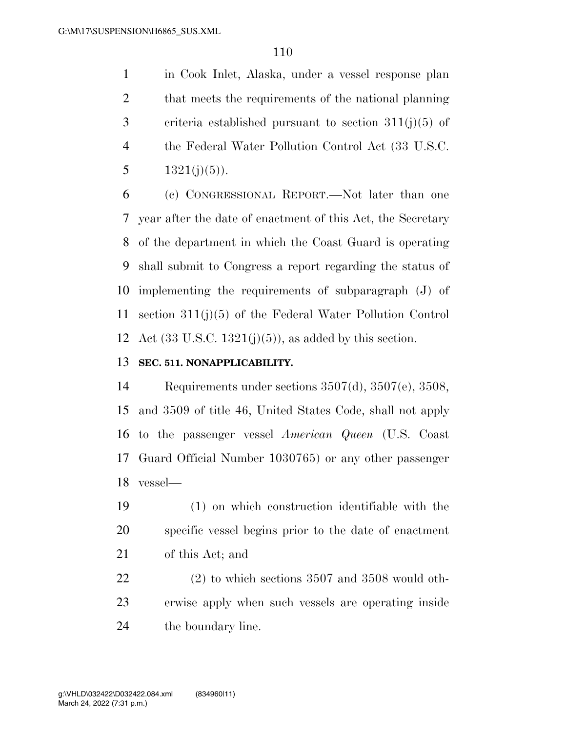in Cook Inlet, Alaska, under a vessel response plan that meets the requirements of the national planning criteria established pursuant to section 311(j)(5) of the Federal Water Pollution Control Act (33 U.S.C. 1321(j)(5)).

(c) CONGRESSIONAL REPORT.—Not later than one year after the date of enactment of this Act, the Secretary of the department in which the Coast Guard is operating shall submit to Congress a report regarding the status of implementing the requirements of subparagraph (J) of section 311(j)(5) of the Federal Water Pollution Control Act (33 U.S.C. 1321(j)(5)), as added by this section.

**SEC. 511. NONAPPLICABILITY.**

Requirements under sections 3507(d), 3507(e), 3508, and 3509 of title 46, United States Code, shall not apply to the passenger vessel *American Queen* (U.S. Coast Guard Official Number 1030765) or any other passenger vessel—

(1) on which construction identifiable with the specific vessel begins prior to the date of enactment of this Act; and

(2) to which sections 3507 and 3508 would otherwise apply when such vessels are operating inside the boundary line.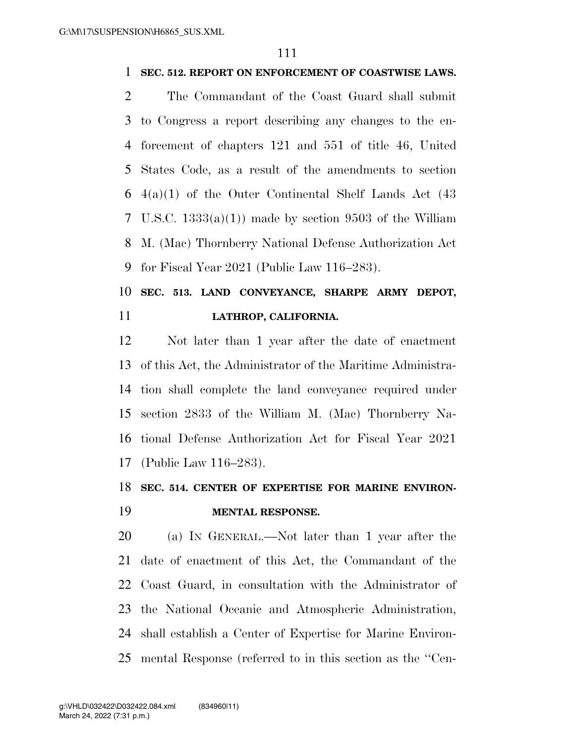**SEC. 512. REPORT ON ENFORCEMENT OF COASTWISE LAWS.**

The Commandant of the Coast Guard shall submit to Congress a report describing any changes to the enforcement of chapters 121 and 551 of title 46, United States Code, as a result of the amendments to section 4(a)(1) of the Outer Continental Shelf Lands Act (43 U.S.C. 1333(a)(1)) made by section 9503 of the William M. (Mac) Thornberry National Defense Authorization Act for Fiscal Year 2021 (Public Law 116–283).

**SEC. 513. LAND CONVEYANCE, SHARPE ARMY DEPOT, LATHROP, CALIFORNIA.**

Not later than 1 year after the date of enactment of this Act, the Administrator of the Maritime Administration shall complete the land conveyance required under section 2833 of the William M. (Mac) Thornberry National Defense Authorization Act for Fiscal Year 2021 (Public Law 116–283).

**SEC. 514. CENTER OF EXPERTISE FOR MARINE ENVIRONMENTAL RESPONSE.**

(a) IN GENERAL.—Not later than 1 year after the date of enactment of this Act, the Commandant of the Coast Guard, in consultation with the Administrator of the National Oceanic and Atmospheric Administration, shall establish a Center of Expertise for Marine Environmental Response (referred to in this section as the ''Cen-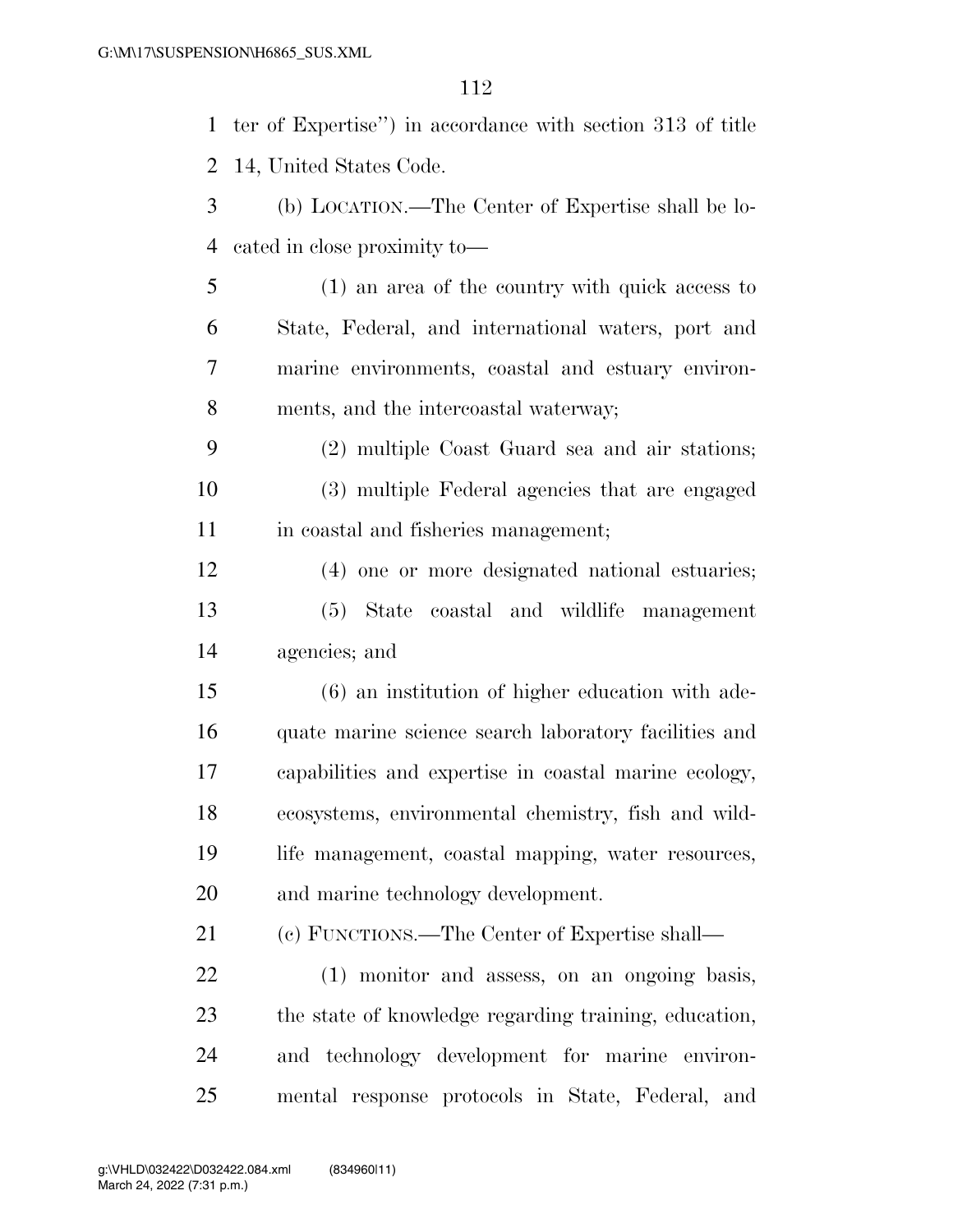ter of Expertise'') in accordance with section 313 of title 14, United States Code.

(b) LOCATION.—The Center of Expertise shall be located in close proximity to—

(1) an area of the country with quick access to State, Federal, and international waters, port and marine environments, coastal and estuary environments, and the intercoastal waterway;

(2) multiple Coast Guard sea and air stations;

(3) multiple Federal agencies that are engaged in coastal and fisheries management;

(4) one or more designated national estuaries;

(5) State coastal and wildlife management agencies; and

(6) an institution of higher education with adequate marine science search laboratory facilities and capabilities and expertise in coastal marine ecology, ecosystems, environmental chemistry, fish and wildlife management, coastal mapping, water resources, and marine technology development.

(c) FUNCTIONS.—The Center of Expertise shall—

(1) monitor and assess, on an ongoing basis, the state of knowledge regarding training, education, and technology development for marine environmental response protocols in State, Federal, and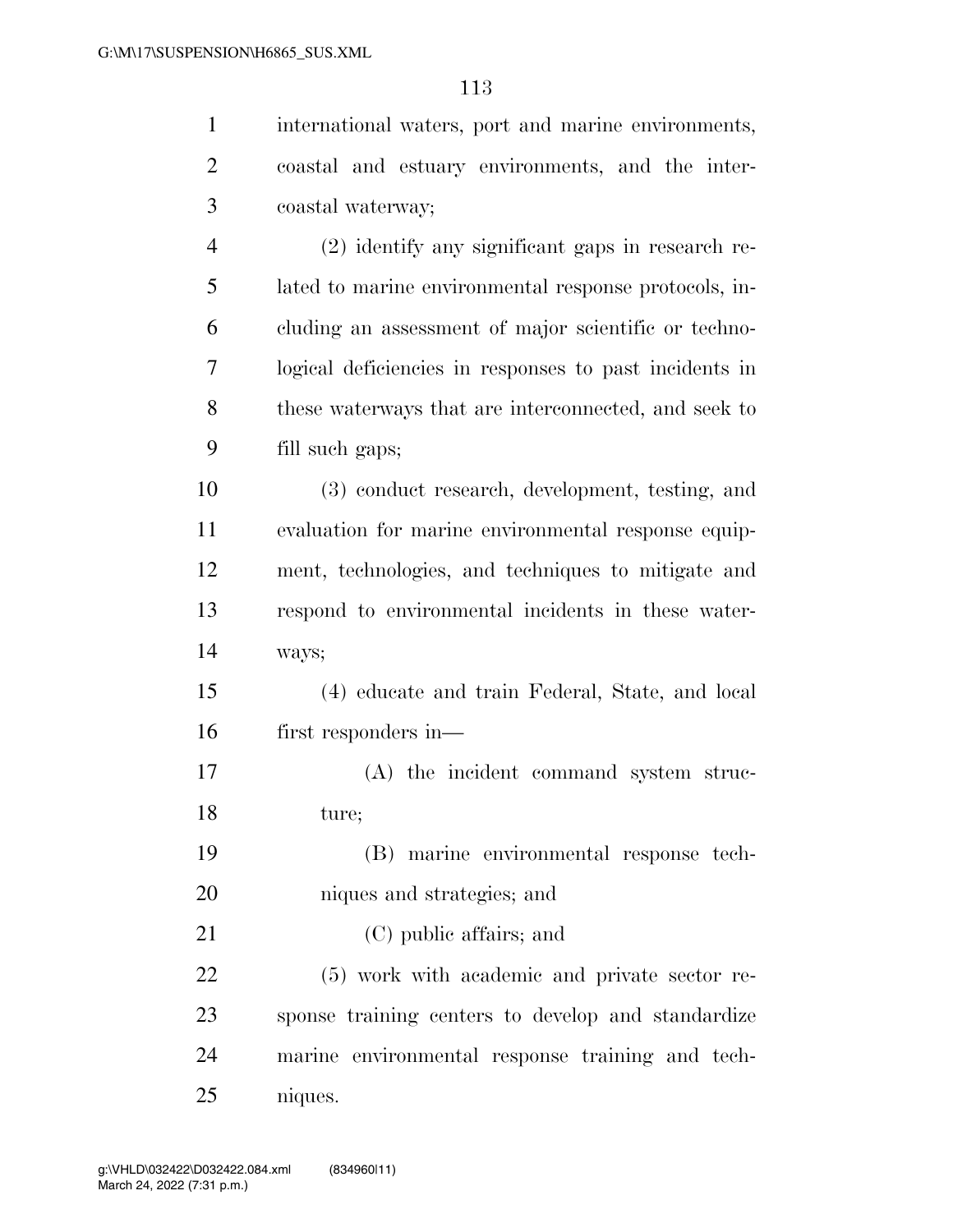international waters, port and marine environments, coastal and estuary environments, and the intercoastal waterway;

(2) identify any significant gaps in research related to marine environmental response protocols, including an assessment of major scientific or technological deficiencies in responses to past incidents in these waterways that are interconnected, and seek to fill such gaps;

(3) conduct research, development, testing, and evaluation for marine environmental response equipment, technologies, and techniques to mitigate and respond to environmental incidents in these waterways;

(4) educate and train Federal, State, and local first responders in—

(A) the incident command system structure;

(B) marine environmental response techniques and strategies; and

(C) public affairs; and

(5) work with academic and private sector response training centers to develop and standardize marine environmental response training and techniques.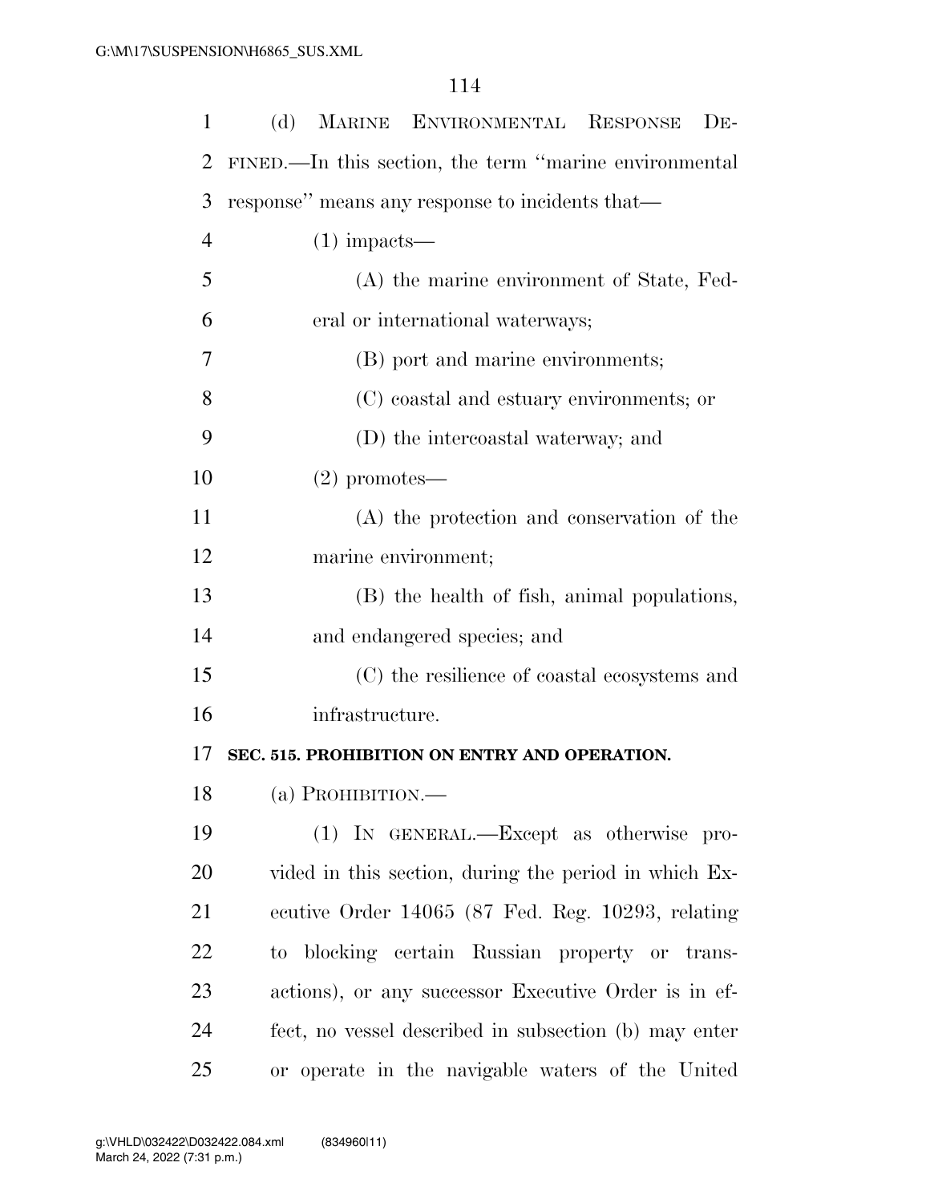(d) MARINE ENVIRONMENTAL RESPONSE DEFINED.—In this section, the term ''marine environmental response'' means any response to incidents that—

(1) impacts—

(A) the marine environment of State, Federal or international waterways;

(B) port and marine environments;

(C) coastal and estuary environments; or

(D) the intercoastal waterway; and

(2) promotes—

(A) the protection and conservation of the marine environment;

(B) the health of fish, animal populations, and endangered species; and

(C) the resilience of coastal ecosystems and infrastructure.

**SEC. 515. PROHIBITION ON ENTRY AND OPERATION.**

(a) PROHIBITION.—

(1) IN GENERAL.—Except as otherwise provided in this section, during the period in which Executive Order 14065 (87 Fed. Reg. 10293, relating to blocking certain Russian property or transactions), or any successor Executive Order is in effect, no vessel described in subsection (b) may enter or operate in the navigable waters of the United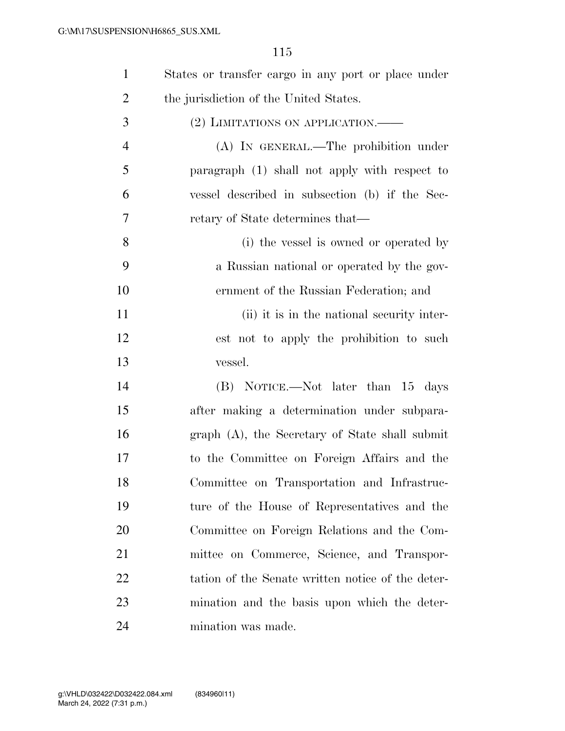States or transfer cargo in any port or place under the jurisdiction of the United States.

(2) LIMITATIONS ON APPLICATION.——

(A) IN GENERAL.—The prohibition under paragraph (1) shall not apply with respect to vessel described in subsection (b) if the Secretary of State determines that—

(i) the vessel is owned or operated by a Russian national or operated by the government of the Russian Federation; and

(ii) it is in the national security interest not to apply the prohibition to such vessel.

(B) NOTICE.—Not later than 15 days after making a determination under subparagraph (A), the Secretary of State shall submit to the Committee on Foreign Affairs and the Committee on Transportation and Infrastructure of the House of Representatives and the Committee on Foreign Relations and the Committee on Commerce, Science, and Transportation of the Senate written notice of the determination and the basis upon which the determination was made.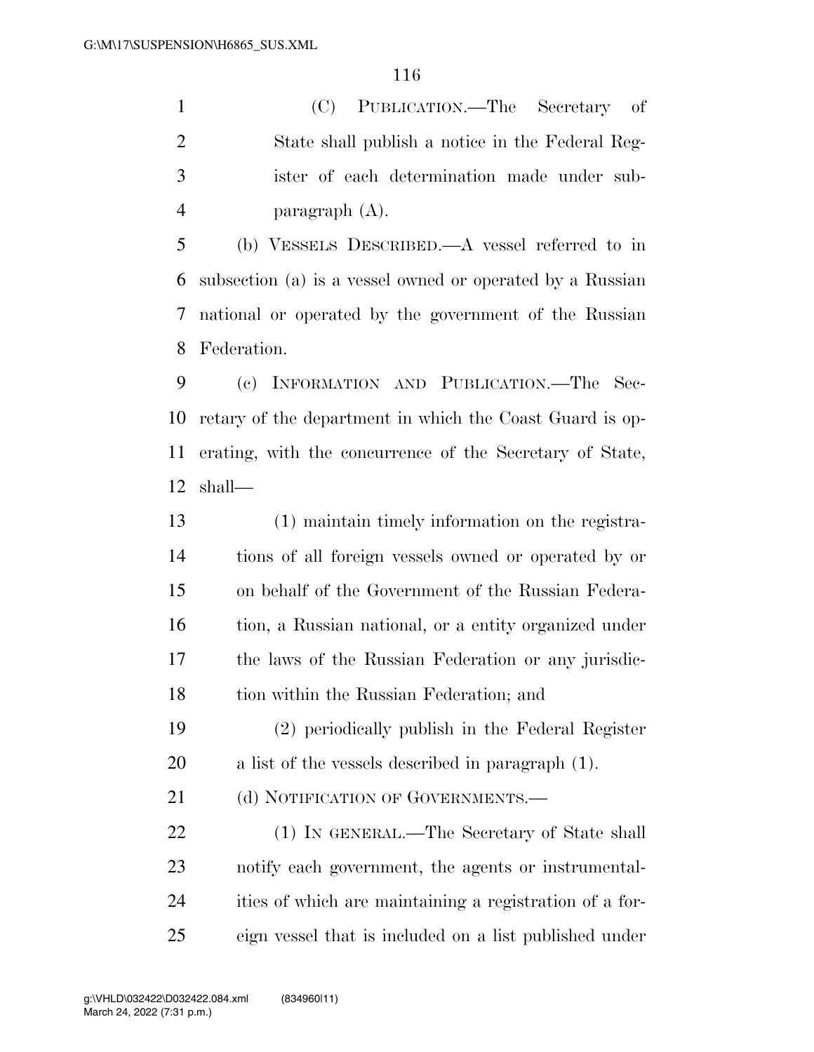(C) PUBLICATION.—The Secretary of State shall publish a notice in the Federal Register of each determination made under subparagraph (A).

(b) VESSELS DESCRIBED.—A vessel referred to in subsection (a) is a vessel owned or operated by a Russian national or operated by the government of the Russian Federation.

(c) INFORMATION AND PUBLICATION.—The Secretary of the department in which the Coast Guard is operating, with the concurrence of the Secretary of State, shall—

(1) maintain timely information on the registrations of all foreign vessels owned or operated by or on behalf of the Government of the Russian Federation, a Russian national, or a entity organized under the laws of the Russian Federation or any jurisdiction within the Russian Federation; and

(2) periodically publish in the Federal Register a list of the vessels described in paragraph (1).

(d) NOTIFICATION OF GOVERNMENTS.—

(1) IN GENERAL.—The Secretary of State shall notify each government, the agents or instrumentalities of which are maintaining a registration of a foreign vessel that is included on a list published under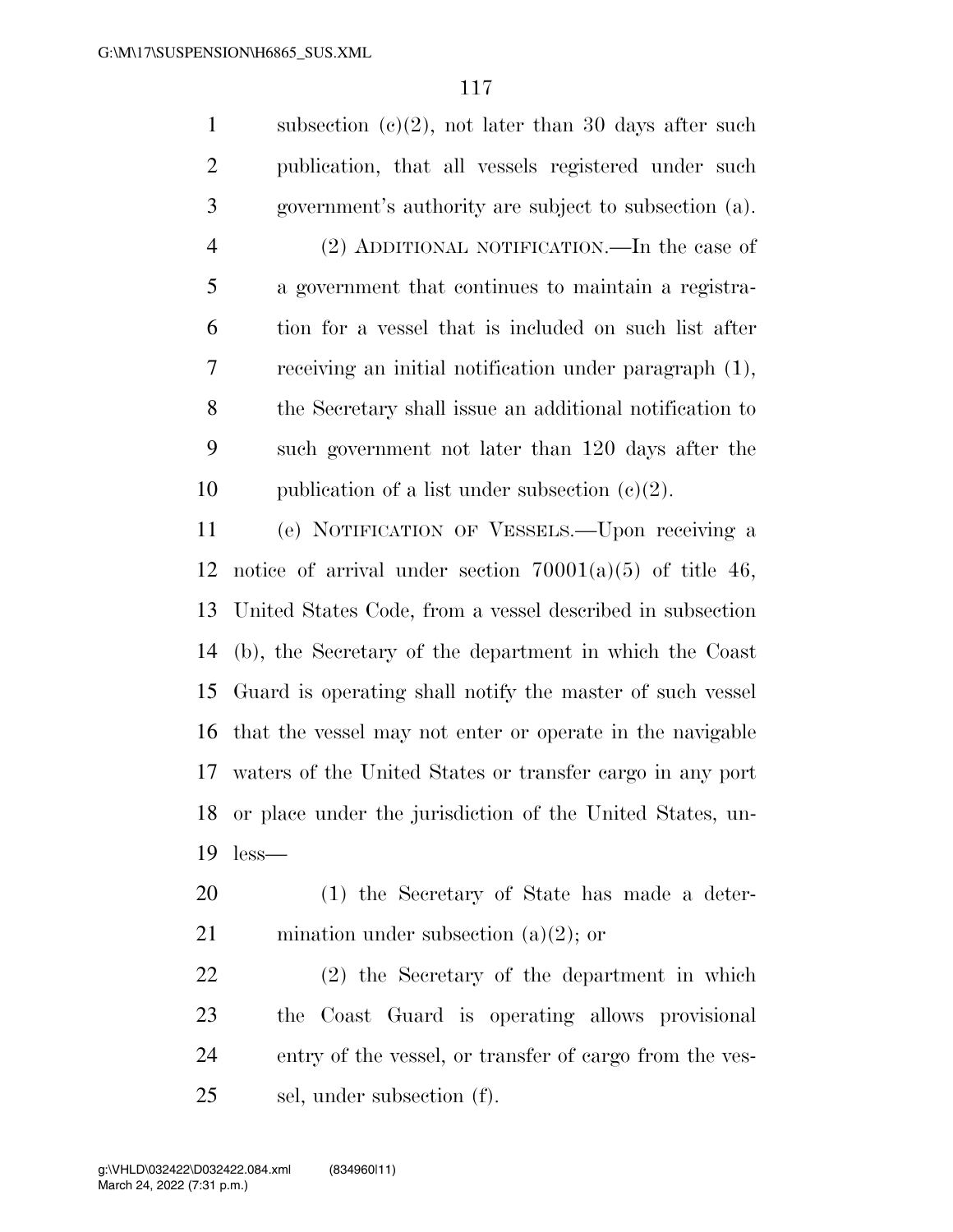subsection (c)(2), not later than 30 days after such publication, that all vessels registered under such government's authority are subject to subsection (a).

(2) ADDITIONAL NOTIFICATION.—In the case of a government that continues to maintain a registration for a vessel that is included on such list after receiving an initial notification under paragraph (1), the Secretary shall issue an additional notification to such government not later than 120 days after the publication of a list under subsection (c)(2).

(e) NOTIFICATION OF VESSELS.—Upon receiving a notice of arrival under section 70001(a)(5) of title 46, United States Code, from a vessel described in subsection (b), the Secretary of the department in which the Coast Guard is operating shall notify the master of such vessel that the vessel may not enter or operate in the navigable waters of the United States or transfer cargo in any port or place under the jurisdiction of the United States, unless—

(1) the Secretary of State has made a determination under subsection (a)(2); or

(2) the Secretary of the department in which the Coast Guard is operating allows provisional entry of the vessel, or transfer of cargo from the vessel, under subsection (f).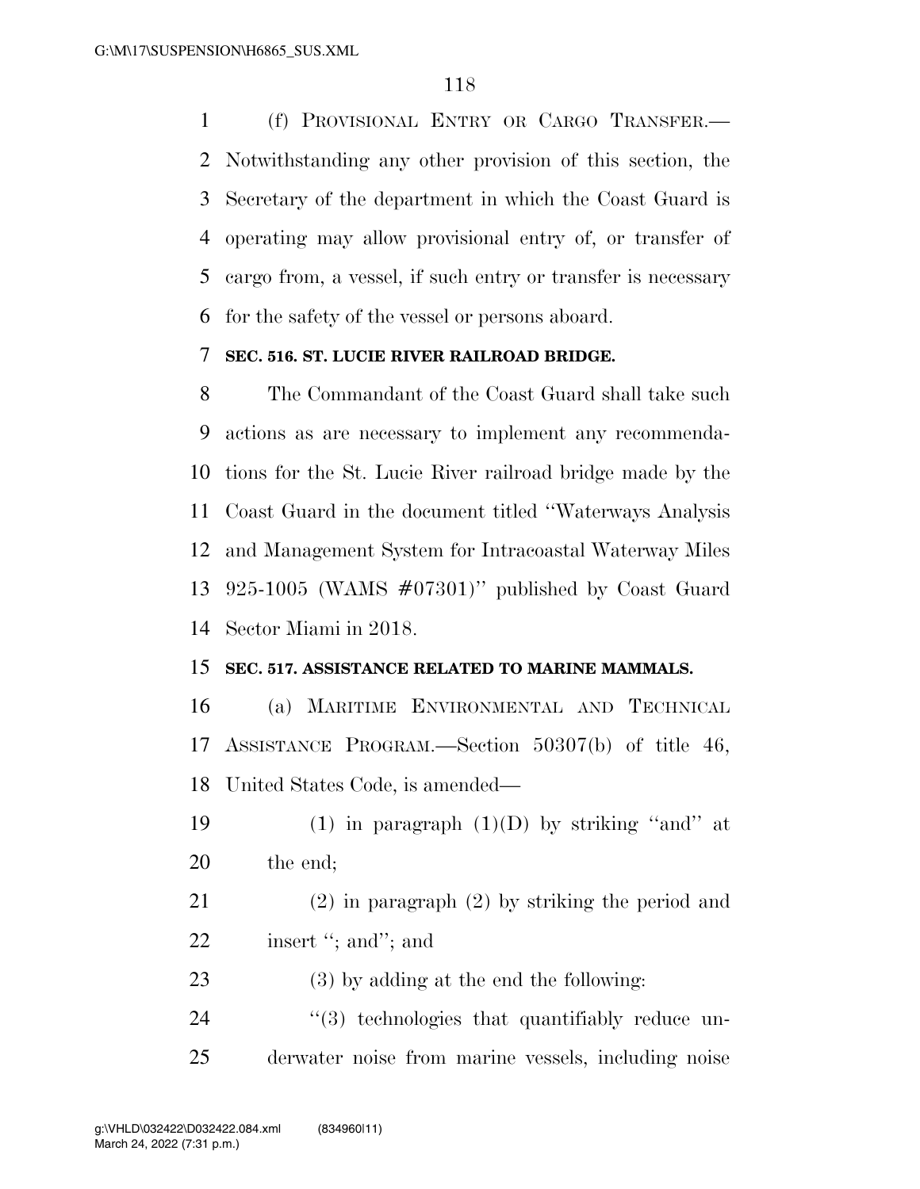(f) PROVISIONAL ENTRY OR CARGO TRANSFER.—Notwithstanding any other provision of this section, the Secretary of the department in which the Coast Guard is operating may allow provisional entry of, or transfer of cargo from, a vessel, if such entry or transfer is necessary for the safety of the vessel or persons aboard.

**SEC. 516. ST. LUCIE RIVER RAILROAD BRIDGE.**

The Commandant of the Coast Guard shall take such actions as are necessary to implement any recommendations for the St. Lucie River railroad bridge made by the Coast Guard in the document titled ''Waterways Analysis and Management System for Intracoastal Waterway Miles 925-1005 (WAMS #07301)'' published by Coast Guard Sector Miami in 2018.

**SEC. 517. ASSISTANCE RELATED TO MARINE MAMMALS.**

(a) MARITIME ENVIRONMENTAL AND TECHNICAL ASSISTANCE PROGRAM.—Section 50307(b) of title 46, United States Code, is amended—

(1) in paragraph (1)(D) by striking ''and'' at the end;

(2) in paragraph (2) by striking the period and insert ''; and''; and

(3) by adding at the end the following:

''(3) technologies that quantifiably reduce underwater noise from marine vessels, including noise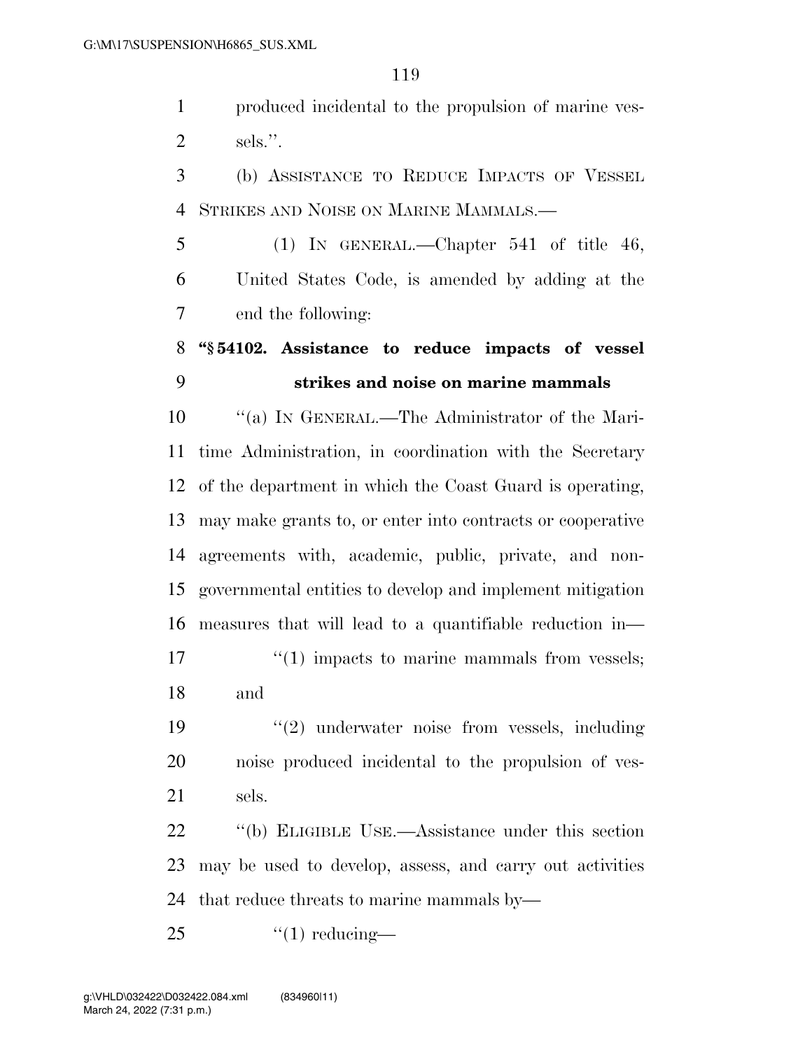produced incidental to the propulsion of marine vessels.''.

(b) ASSISTANCE TO REDUCE IMPACTS OF VESSEL STRIKES AND NOISE ON MARINE MAMMALS.—

(1) IN GENERAL.—Chapter 541 of title 46, United States Code, is amended by adding at the end the following:

**''§ 54102. Assistance to reduce impacts of vessel strikes and noise on marine mammals**

''(a) IN GENERAL.—The Administrator of the Maritime Administration, in coordination with the Secretary of the department in which the Coast Guard is operating, may make grants to, or enter into contracts or cooperative agreements with, academic, public, private, and nongovernmental entities to develop and implement mitigation measures that will lead to a quantifiable reduction in—

''(1) impacts to marine mammals from vessels; and

''(2) underwater noise from vessels, including noise produced incidental to the propulsion of vessels.

''(b) ELIGIBLE USE.—Assistance under this section may be used to develop, assess, and carry out activities that reduce threats to marine mammals by—

''(1) reducing—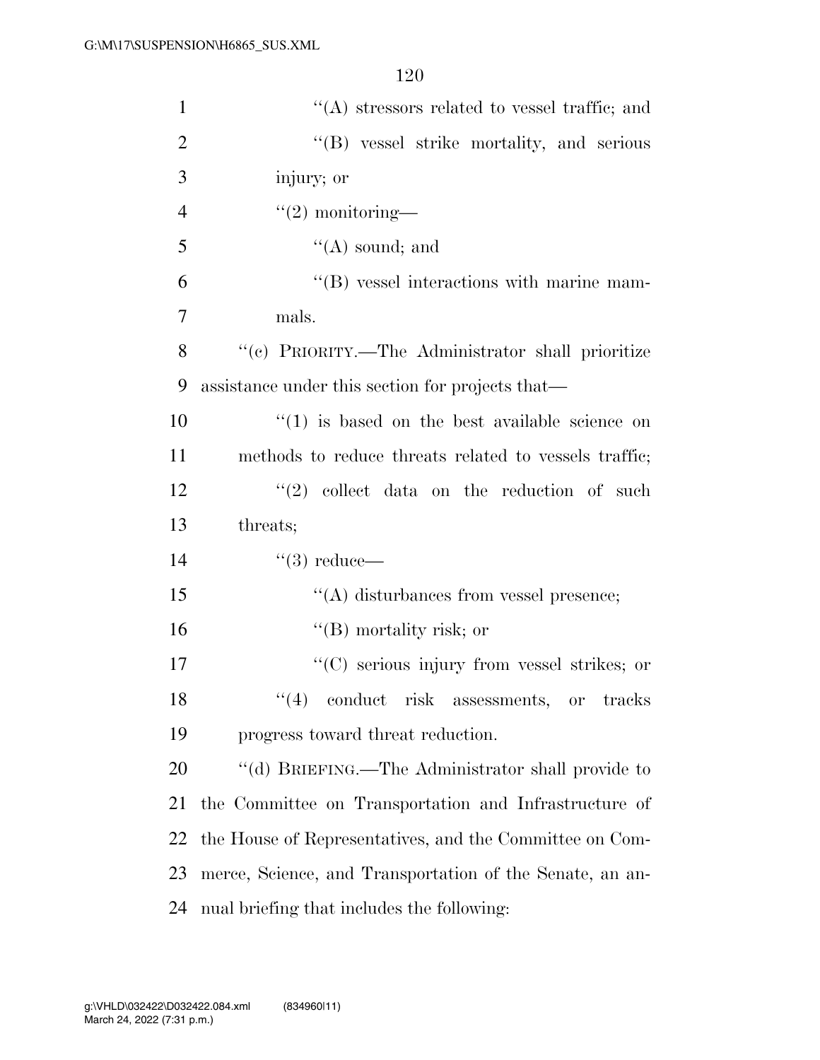''(A) stressors related to vessel traffic; and

''(B) vessel strike mortality, and serious injury; or

''(2) monitoring—

''(A) sound; and

''(B) vessel interactions with marine mammals.

''(c) PRIORITY.—The Administrator shall prioritize assistance under this section for projects that—

''(1) is based on the best available science on methods to reduce threats related to vessels traffic;

''(2) collect data on the reduction of such threats;

''(3) reduce—

''(A) disturbances from vessel presence;

''(B) mortality risk; or

''(C) serious injury from vessel strikes; or

''(4) conduct risk assessments, or tracks progress toward threat reduction.

''(d) BRIEFING.—The Administrator shall provide to the Committee on Transportation and Infrastructure of the House of Representatives, and the Committee on Commerce, Science, and Transportation of the Senate, an annual briefing that includes the following: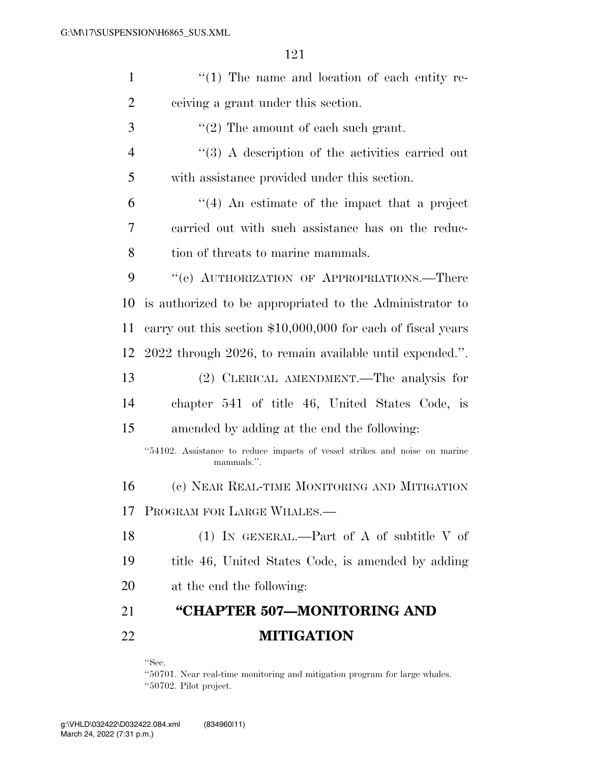"(1) The name and location of each entity receiving a grant under this section.

"(2) The amount of each such grant.

"(3) A description of the activities carried out with assistance provided under this section.

"(4) An estimate of the impact that a project carried out with such assistance has on the reduction of threats to marine mammals.

"(e) AUTHORIZATION OF APPROPRIATIONS.—There is authorized to be appropriated to the Administrator to carry out this section $10,000,000 for each of fiscal years 2022 through 2026, to remain available until expended.".

(2) CLERICAL AMENDMENT.—The analysis for chapter 541 of title 46, United States Code, is amended by adding at the end the following:

"54102. Assistance to reduce impacts of vessel strikes and noise on marine mammals.".

(c) NEAR REAL-TIME MONITORING AND MITIGATION PROGRAM FOR LARGE WHALES.—

(1) IN GENERAL.—Part of A of subtitle V of title 46, United States Code, is amended by adding at the end the following:

## "CHAPTER 507—MONITORING AND MITIGATION

"Sec.
"50701. Near real-time monitoring and mitigation program for large whales.
"50702. Pilot project.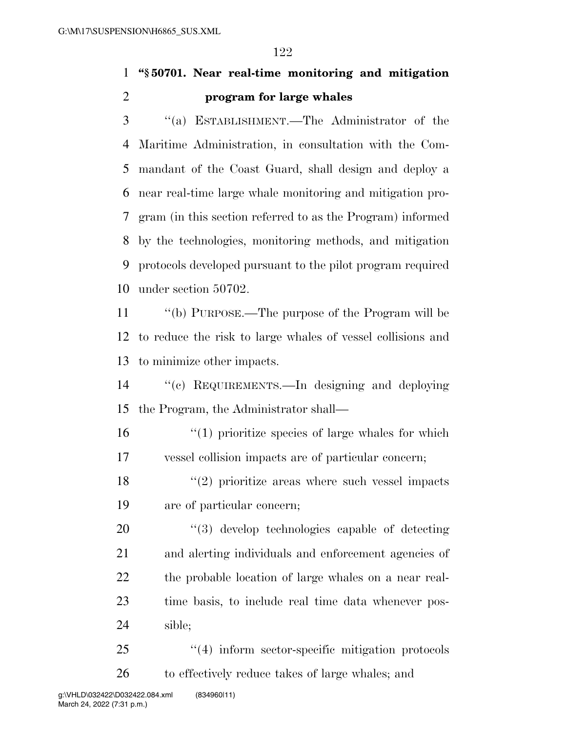**"§ 50701. Near real-time monitoring and mitigation program for large whales**

"(a) ESTABLISHMENT.—The Administrator of the Maritime Administration, in consultation with the Commandant of the Coast Guard, shall design and deploy a near real-time large whale monitoring and mitigation program (in this section referred to as the Program) informed by the technologies, monitoring methods, and mitigation protocols developed pursuant to the pilot program required under section 50702.

"(b) PURPOSE.—The purpose of the Program will be to reduce the risk to large whales of vessel collisions and to minimize other impacts.

"(c) REQUIREMENTS.—In designing and deploying the Program, the Administrator shall—

"(1) prioritize species of large whales for which vessel collision impacts are of particular concern;

"(2) prioritize areas where such vessel impacts are of particular concern;

"(3) develop technologies capable of detecting and alerting individuals and enforcement agencies of the probable location of large whales on a near real-time basis, to include real time data whenever possible;

"(4) inform sector-specific mitigation protocols to effectively reduce takes of large whales; and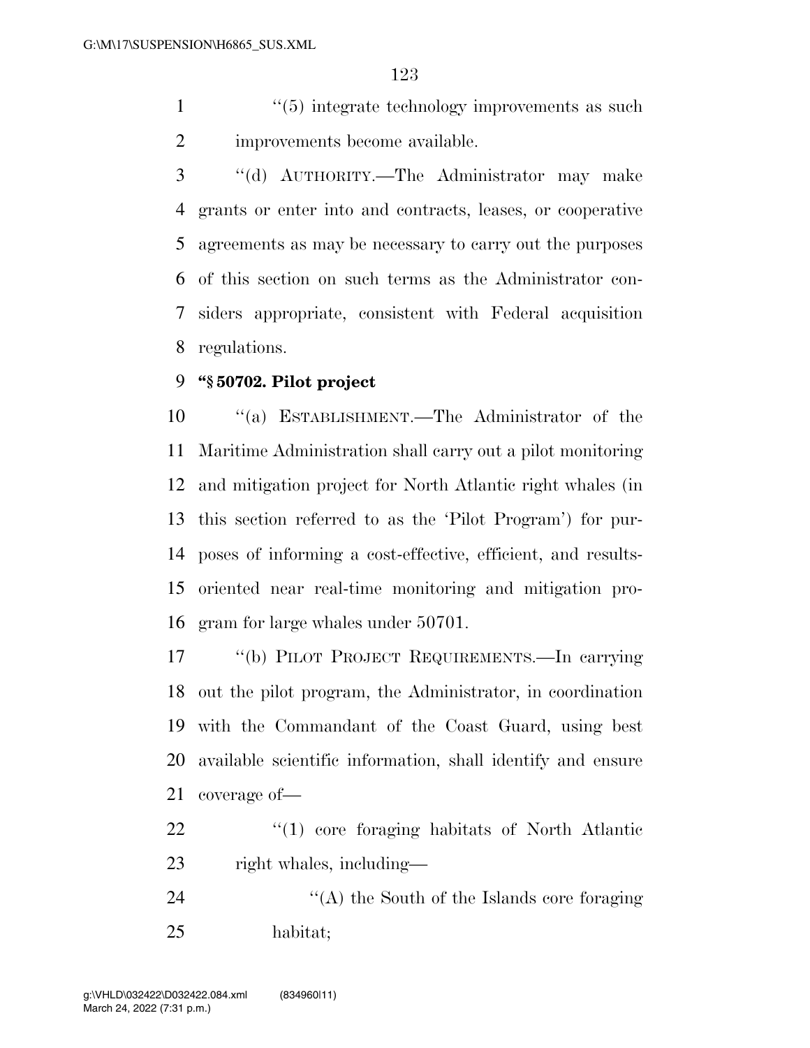''(5) integrate technology improvements as such improvements become available.

''(d) AUTHORITY.—The Administrator may make grants or enter into and contracts, leases, or cooperative agreements as may be necessary to carry out the purposes of this section on such terms as the Administrator considers appropriate, consistent with Federal acquisition regulations.

**''§ 50702. Pilot project**

''(a) ESTABLISHMENT.—The Administrator of the Maritime Administration shall carry out a pilot monitoring and mitigation project for North Atlantic right whales (in this section referred to as the 'Pilot Program') for purposes of informing a cost-effective, efficient, and results-oriented near real-time monitoring and mitigation program for large whales under 50701.

''(b) PILOT PROJECT REQUIREMENTS.—In carrying out the pilot program, the Administrator, in coordination with the Commandant of the Coast Guard, using best available scientific information, shall identify and ensure coverage of—

''(1) core foraging habitats of North Atlantic right whales, including—

''(A) the South of the Islands core foraging habitat;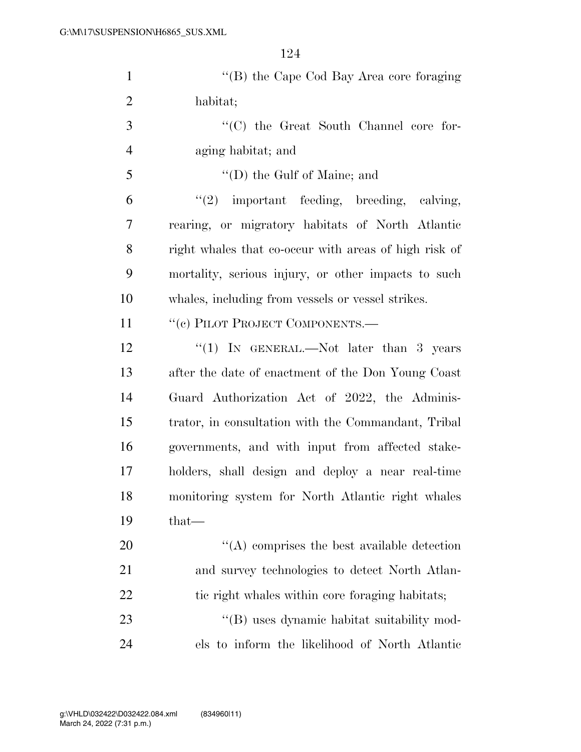"(B) the Cape Cod Bay Area core foraging habitat;

"(C) the Great South Channel core foraging habitat; and

"(D) the Gulf of Maine; and

"(2) important feeding, breeding, calving, rearing, or migratory habitats of North Atlantic right whales that co-occur with areas of high risk of mortality, serious injury, or other impacts to such whales, including from vessels or vessel strikes.

"(c) PILOT PROJECT COMPONENTS.—

"(1) IN GENERAL.—Not later than 3 years after the date of enactment of the Don Young Coast Guard Authorization Act of 2022, the Administrator, in consultation with the Commandant, Tribal governments, and with input from affected stakeholders, shall design and deploy a near real-time monitoring system for North Atlantic right whales that—

"(A) comprises the best available detection and survey technologies to detect North Atlantic right whales within core foraging habitats;

"(B) uses dynamic habitat suitability models to inform the likelihood of North Atlantic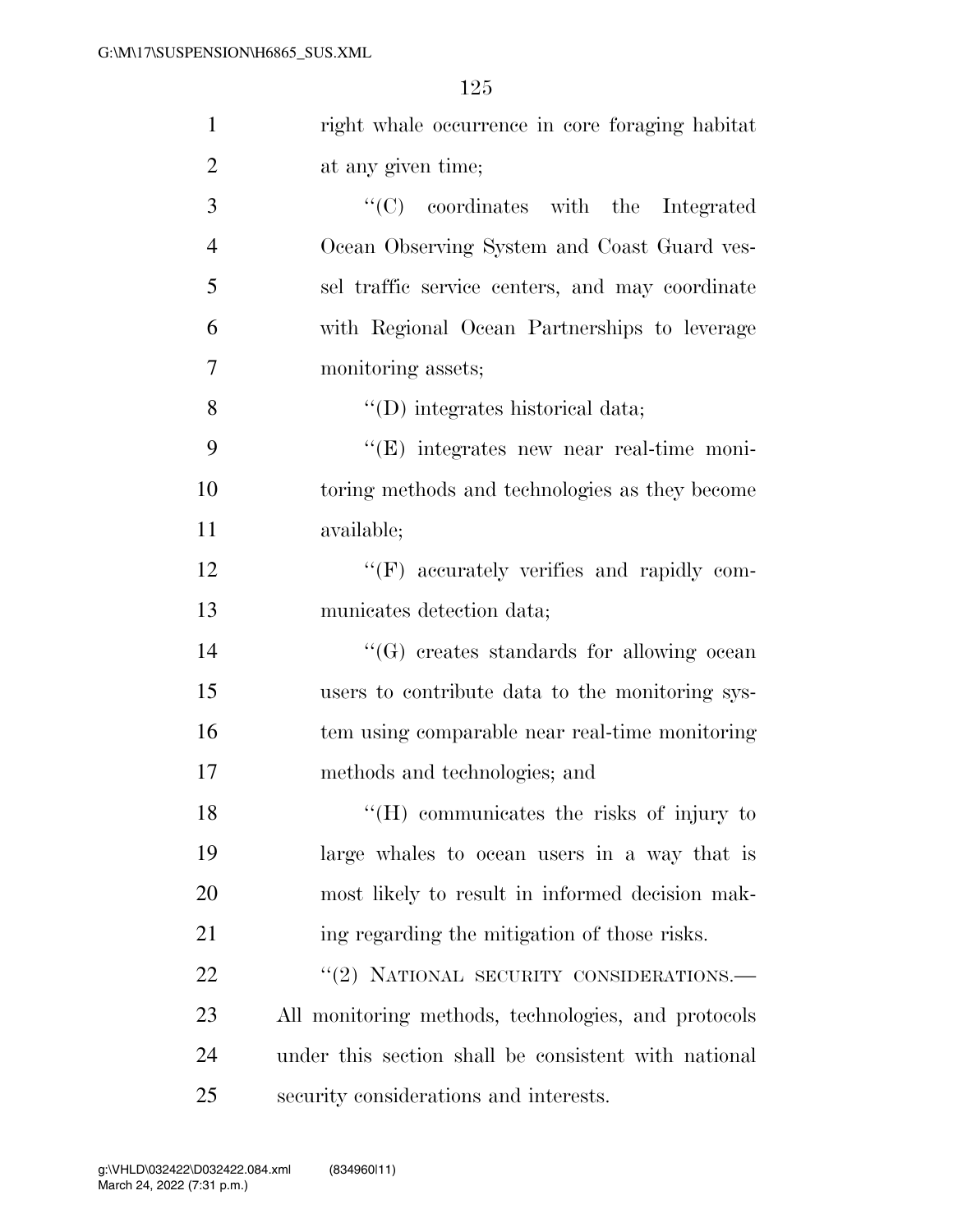right whale occurrence in core foraging habitat at any given time;

"(C) coordinates with the Integrated Ocean Observing System and Coast Guard vessel traffic service centers, and may coordinate with Regional Ocean Partnerships to leverage monitoring assets;

"(D) integrates historical data;

"(E) integrates new near real-time monitoring methods and technologies as they become available;

"(F) accurately verifies and rapidly communicates detection data;

"(G) creates standards for allowing ocean users to contribute data to the monitoring system using comparable near real-time monitoring methods and technologies; and

"(H) communicates the risks of injury to large whales to ocean users in a way that is most likely to result in informed decision making regarding the mitigation of those risks.

"(2) NATIONAL SECURITY CONSIDERATIONS.—All monitoring methods, technologies, and protocols under this section shall be consistent with national security considerations and interests.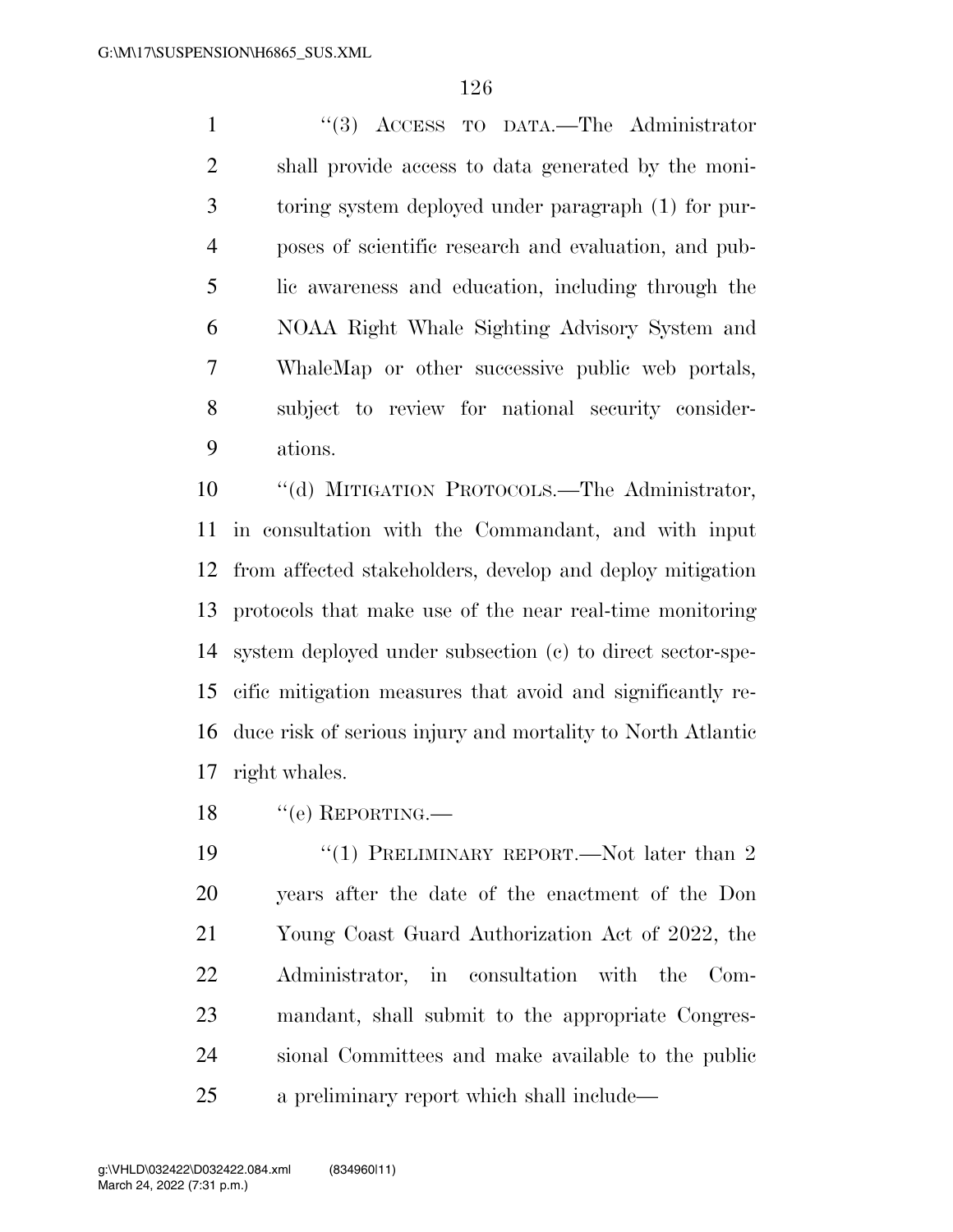"(3) ACCESS TO DATA.—The Administrator shall provide access to data generated by the monitoring system deployed under paragraph (1) for purposes of scientific research and evaluation, and public awareness and education, including through the NOAA Right Whale Sighting Advisory System and WhaleMap or other successive public web portals, subject to review for national security considerations.

"(d) MITIGATION PROTOCOLS.—The Administrator, in consultation with the Commandant, and with input from affected stakeholders, develop and deploy mitigation protocols that make use of the near real-time monitoring system deployed under subsection (c) to direct sector-specific mitigation measures that avoid and significantly reduce risk of serious injury and mortality to North Atlantic right whales.

"(e) REPORTING.—

"(1) PRELIMINARY REPORT.—Not later than 2 years after the date of the enactment of the Don Young Coast Guard Authorization Act of 2022, the Administrator, in consultation with the Commandant, shall submit to the appropriate Congressional Committees and make available to the public a preliminary report which shall include—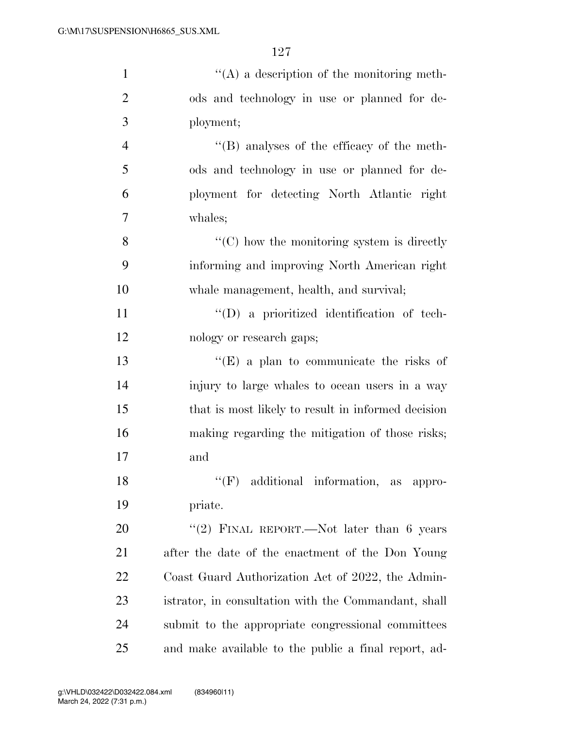''(A) a description of the monitoring methods and technology in use or planned for deployment;

''(B) analyses of the efficacy of the methods and technology in use or planned for deployment for detecting North Atlantic right whales;

''(C) how the monitoring system is directly informing and improving North American right whale management, health, and survival;

''(D) a prioritized identification of technology or research gaps;

''(E) a plan to communicate the risks of injury to large whales to ocean users in a way that is most likely to result in informed decision making regarding the mitigation of those risks; and

''(F) additional information, as appropriate.

''(2) FINAL REPORT.—Not later than 6 years after the date of the enactment of the Don Young Coast Guard Authorization Act of 2022, the Administrator, in consultation with the Commandant, shall submit to the appropriate congressional committees and make available to the public a final report, ad-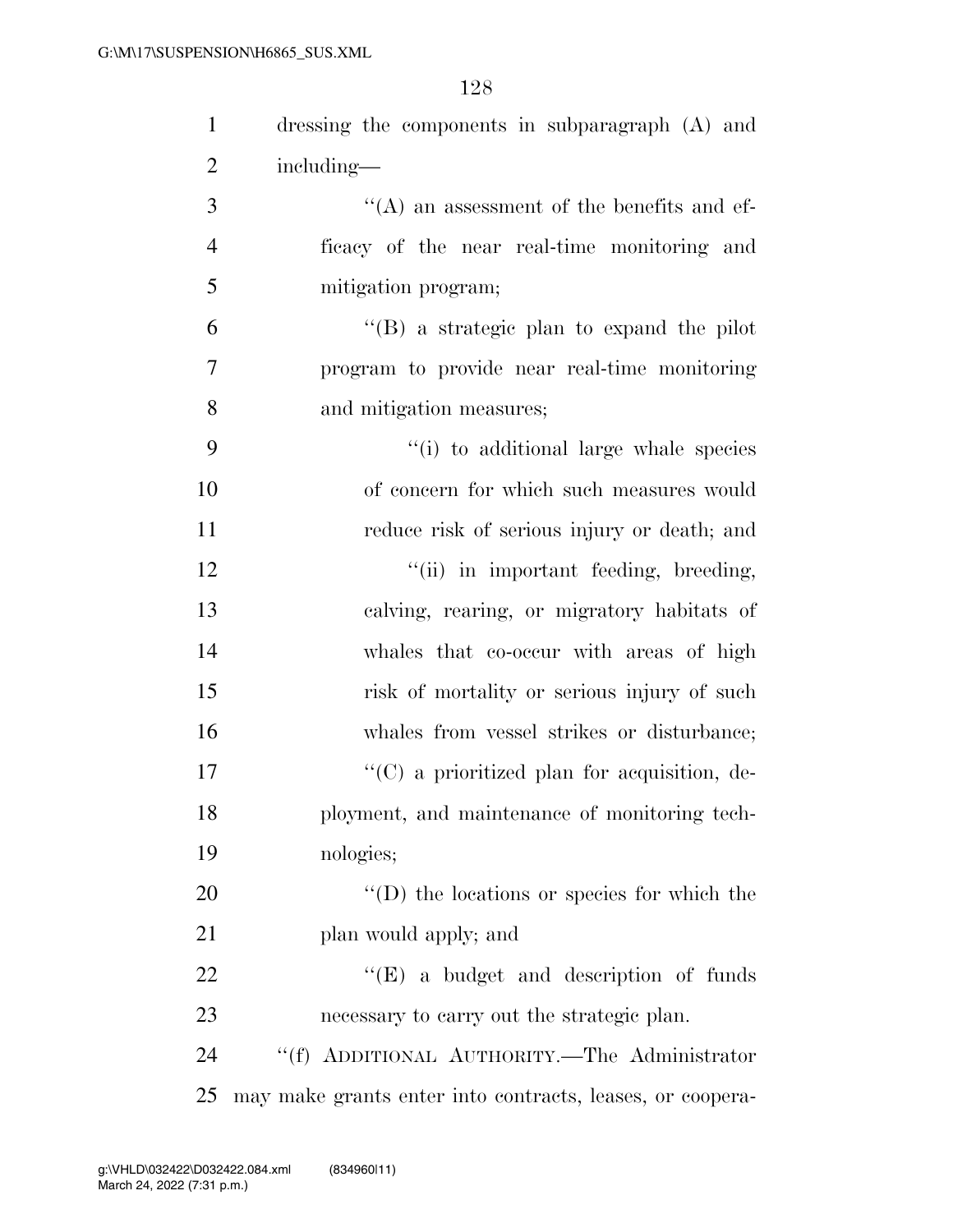dressing the components in subparagraph (A) and including—

''(A) an assessment of the benefits and efficacy of the near real-time monitoring and mitigation program;

''(B) a strategic plan to expand the pilot program to provide near real-time monitoring and mitigation measures;

''(i) to additional large whale species of concern for which such measures would reduce risk of serious injury or death; and

''(ii) in important feeding, breeding, calving, rearing, or migratory habitats of whales that co-occur with areas of high risk of mortality or serious injury of such whales from vessel strikes or disturbance;

''(C) a prioritized plan for acquisition, deployment, and maintenance of monitoring technologies;

''(D) the locations or species for which the plan would apply; and

''(E) a budget and description of funds necessary to carry out the strategic plan.

''(f) ADDITIONAL AUTHORITY.—The Administrator may make grants enter into contracts, leases, or coopera-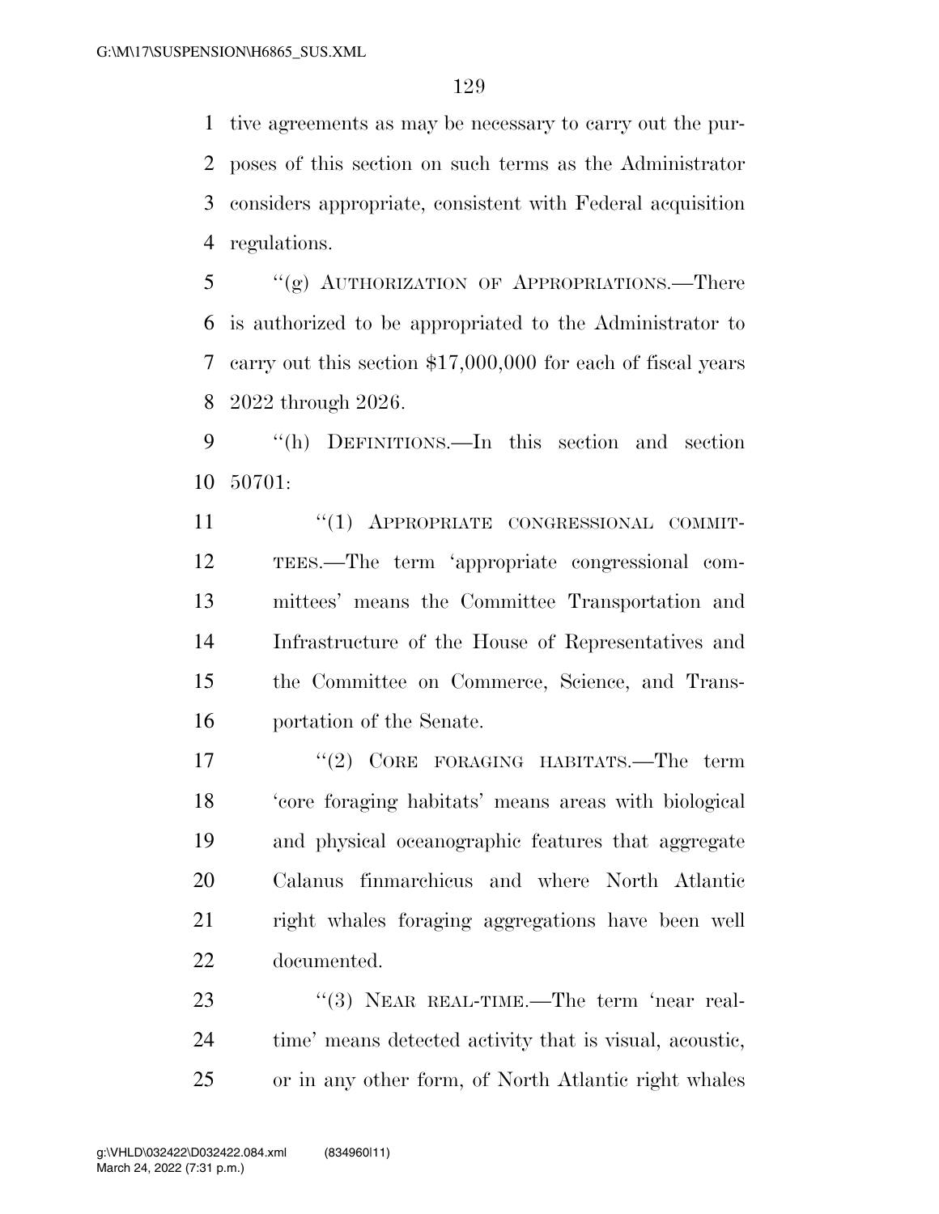tive agreements as may be necessary to carry out the purposes of this section on such terms as the Administrator considers appropriate, consistent with Federal acquisition regulations.

"(g) AUTHORIZATION OF APPROPRIATIONS.—There is authorized to be appropriated to the Administrator to carry out this section $17,000,000 for each of fiscal years 2022 through 2026.

"(h) DEFINITIONS.—In this section and section 50701:

"(1) APPROPRIATE CONGRESSIONAL COMMITTEES.—The term 'appropriate congressional committees' means the Committee Transportation and Infrastructure of the House of Representatives and the Committee on Commerce, Science, and Transportation of the Senate.

"(2) CORE FORAGING HABITATS.—The term 'core foraging habitats' means areas with biological and physical oceanographic features that aggregate Calanus finmarchicus and where North Atlantic right whales foraging aggregations have been well documented.

"(3) NEAR REAL-TIME.—The term 'near real-time' means detected activity that is visual, acoustic, or in any other form, of North Atlantic right whales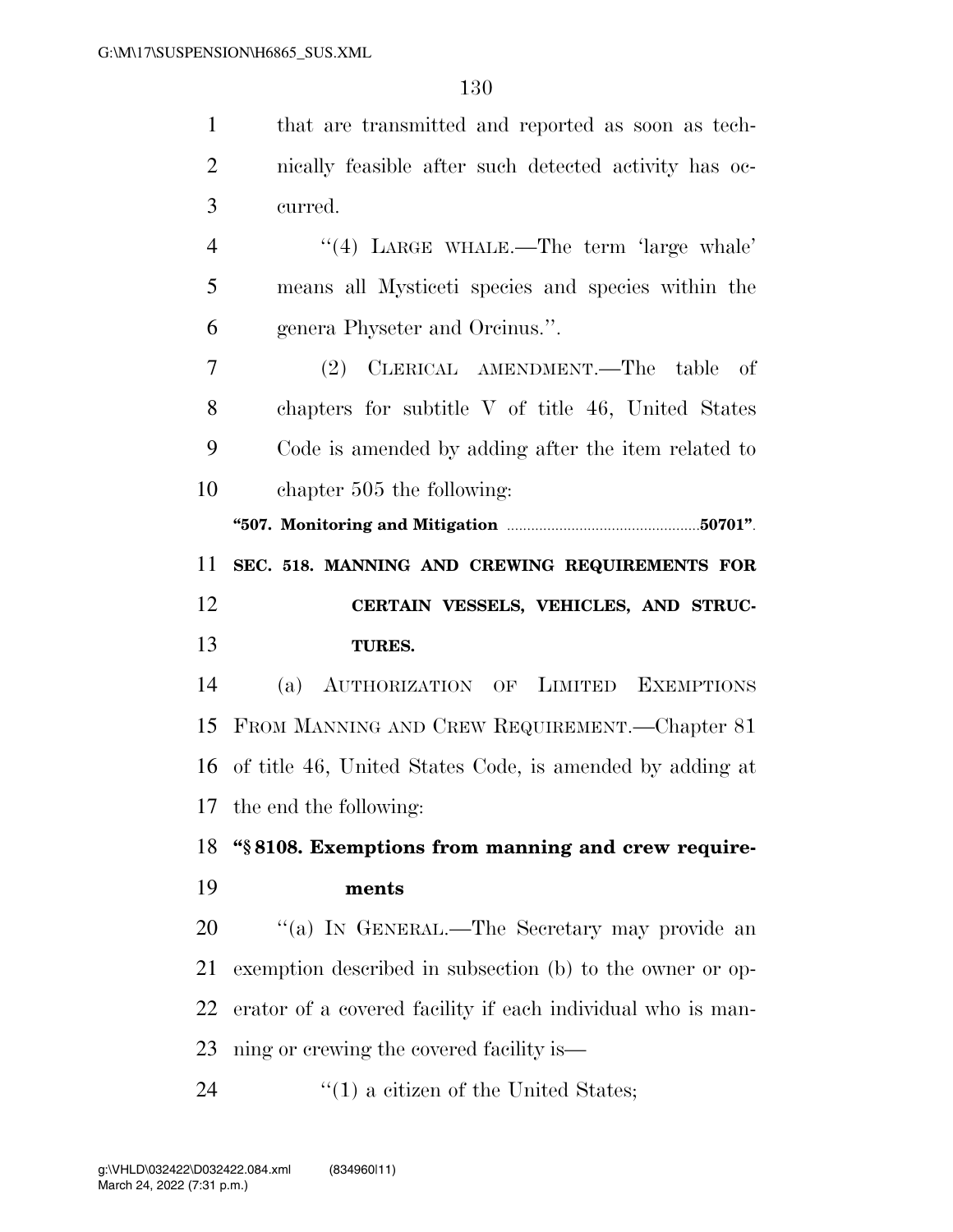that are transmitted and reported as soon as technically feasible after such detected activity has occurred.

"(4) LARGE WHALE.—The term 'large whale' means all Mysticeti species and species within the genera Physeter and Orcinus.".

(2) CLERICAL AMENDMENT.—The table of chapters for subtitle V of title 46, United States Code is amended by adding after the item related to chapter 505 the following:

**"507. Monitoring and Mitigation ....................50701"**.

**SEC. 518. MANNING AND CREWING REQUIREMENTS FOR CERTAIN VESSELS, VEHICLES, AND STRUCTURES.**

(a) AUTHORIZATION OF LIMITED EXEMPTIONS FROM MANNING AND CREW REQUIREMENT.—Chapter 81 of title 46, United States Code, is amended by adding at the end the following:

**"§ 8108. Exemptions from manning and crew requirements**

"(a) IN GENERAL.—The Secretary may provide an exemption described in subsection (b) to the owner or operator of a covered facility if each individual who is manning or crewing the covered facility is—

"(1) a citizen of the United States;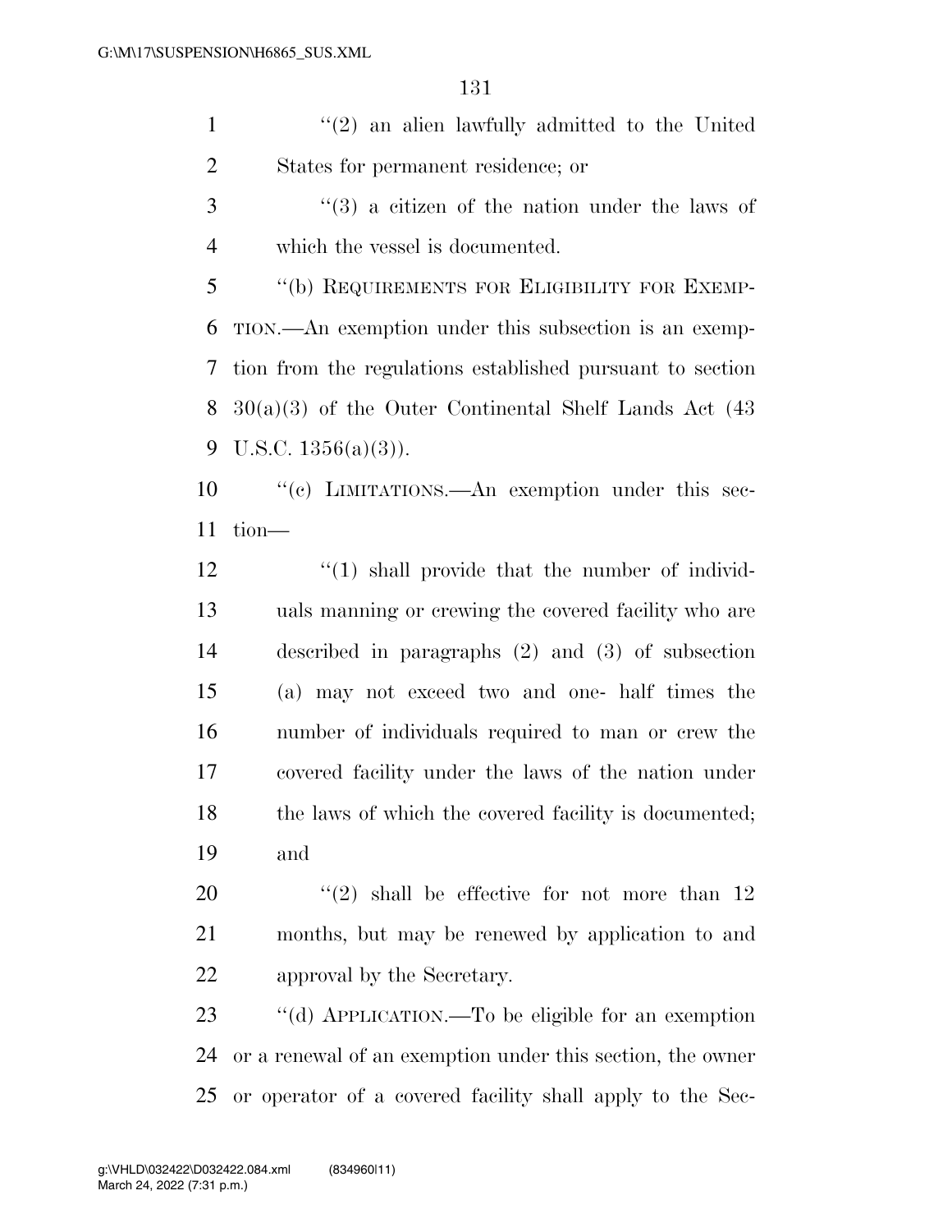''(2) an alien lawfully admitted to the United States for permanent residence; or

''(3) a citizen of the nation under the laws of which the vessel is documented.

''(b) REQUIREMENTS FOR ELIGIBILITY FOR EXEMPTION.—An exemption under this subsection is an exemption from the regulations established pursuant to section 30(a)(3) of the Outer Continental Shelf Lands Act (43 U.S.C. 1356(a)(3)).

''(c) LIMITATIONS.—An exemption under this section—

''(1) shall provide that the number of individuals manning or crewing the covered facility who are described in paragraphs (2) and (3) of subsection (a) may not exceed two and one- half times the number of individuals required to man or crew the covered facility under the laws of the nation under the laws of which the covered facility is documented; and

''(2) shall be effective for not more than 12 months, but may be renewed by application to and approval by the Secretary.

''(d) APPLICATION.—To be eligible for an exemption or a renewal of an exemption under this section, the owner or operator of a covered facility shall apply to the Sec-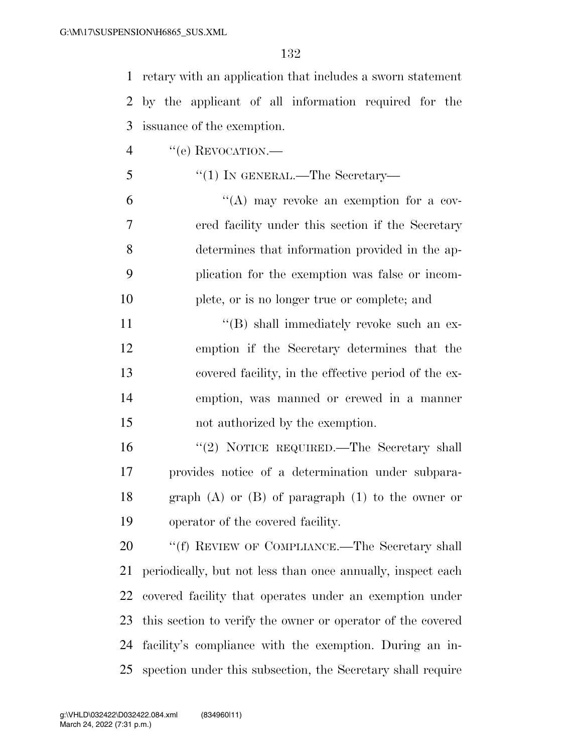retary with an application that includes a sworn statement by the applicant of all information required for the issuance of the exemption.

"(e) REVOCATION.—

"(1) IN GENERAL.—The Secretary—

"(A) may revoke an exemption for a covered facility under this section if the Secretary determines that information provided in the application for the exemption was false or incomplete, or is no longer true or complete; and

"(B) shall immediately revoke such an exemption if the Secretary determines that the covered facility, in the effective period of the exemption, was manned or crewed in a manner not authorized by the exemption.

"(2) NOTICE REQUIRED.—The Secretary shall provides notice of a determination under subparagraph (A) or (B) of paragraph (1) to the owner or operator of the covered facility.

"(f) REVIEW OF COMPLIANCE.—The Secretary shall periodically, but not less than once annually, inspect each covered facility that operates under an exemption under this section to verify the owner or operator of the covered facility's compliance with the exemption. During an inspection under this subsection, the Secretary shall require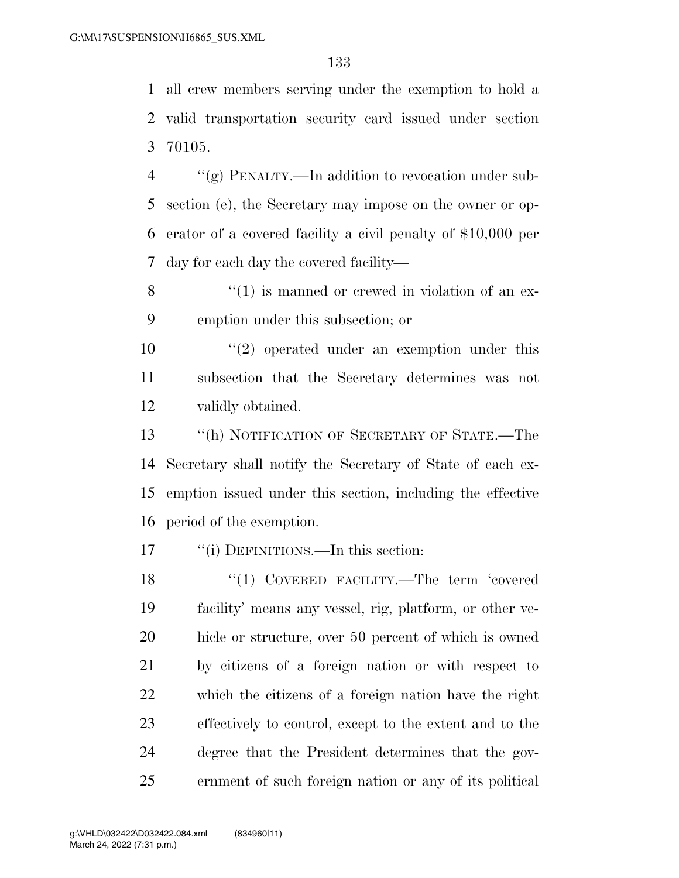all crew members serving under the exemption to hold a valid transportation security card issued under section 70105.

''(g) PENALTY.—In addition to revocation under subsection (e), the Secretary may impose on the owner or operator of a covered facility a civil penalty of $10,000 per day for each day the covered facility—

''(1) is manned or crewed in violation of an exemption under this subsection; or

''(2) operated under an exemption under this subsection that the Secretary determines was not validly obtained.

''(h) NOTIFICATION OF SECRETARY OF STATE.—The Secretary shall notify the Secretary of State of each exemption issued under this section, including the effective period of the exemption.

''(i) DEFINITIONS.—In this section:

''(1) COVERED FACILITY.—The term 'covered facility' means any vessel, rig, platform, or other vehicle or structure, over 50 percent of which is owned by citizens of a foreign nation or with respect to which the citizens of a foreign nation have the right effectively to control, except to the extent and to the degree that the President determines that the government of such foreign nation or any of its political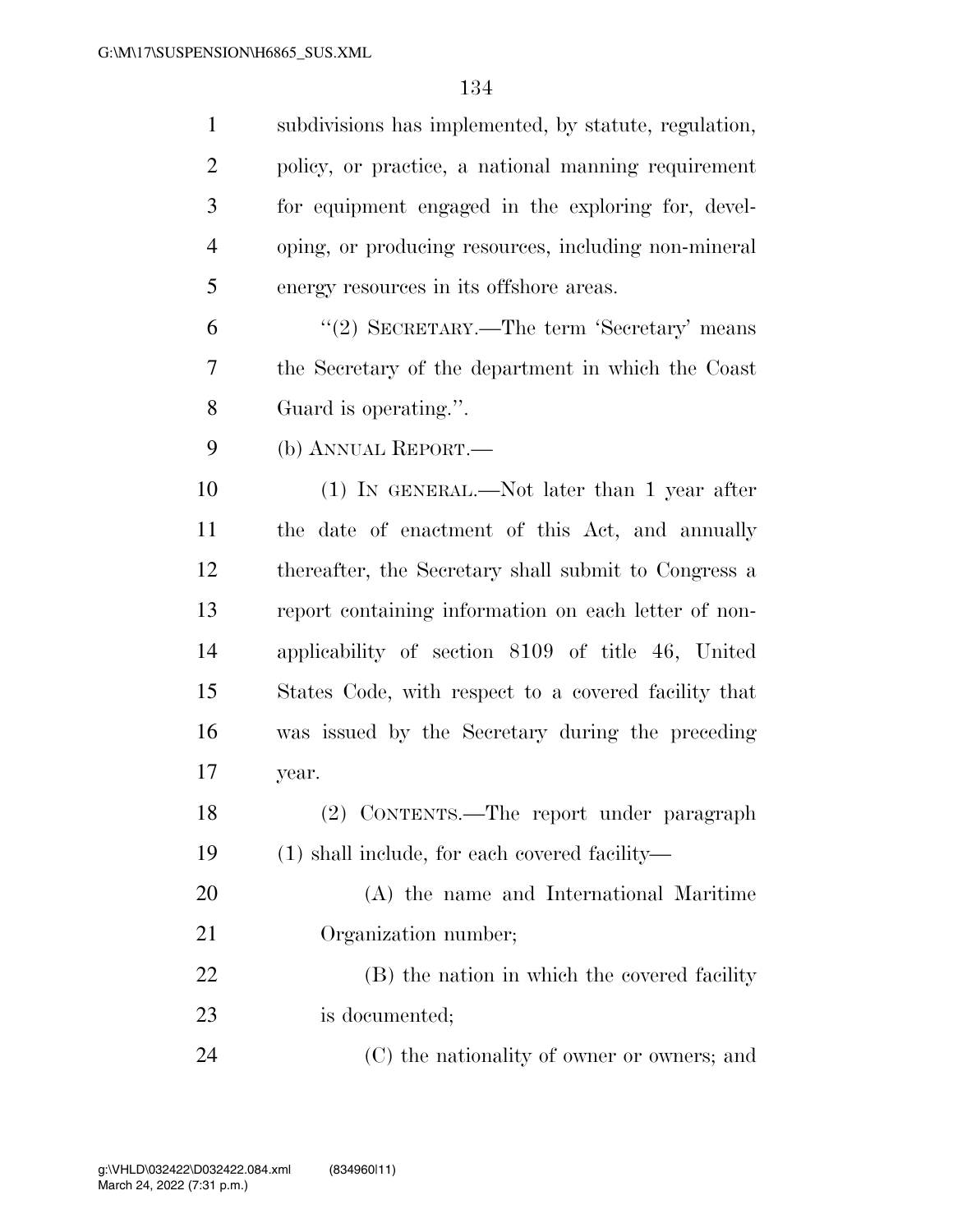subdivisions has implemented, by statute, regulation, policy, or practice, a national manning requirement for equipment engaged in the exploring for, developing, or producing resources, including non-mineral energy resources in its offshore areas.

"(2) SECRETARY.—The term 'Secretary' means the Secretary of the department in which the Coast Guard is operating.".

(b) ANNUAL REPORT.—

(1) IN GENERAL.—Not later than 1 year after the date of enactment of this Act, and annually thereafter, the Secretary shall submit to Congress a report containing information on each letter of nonapplicability of section 8109 of title 46, United States Code, with respect to a covered facility that was issued by the Secretary during the preceding year.

(2) CONTENTS.—The report under paragraph (1) shall include, for each covered facility—

(A) the name and International Maritime Organization number;

(B) the nation in which the covered facility is documented;

(C) the nationality of owner or owners; and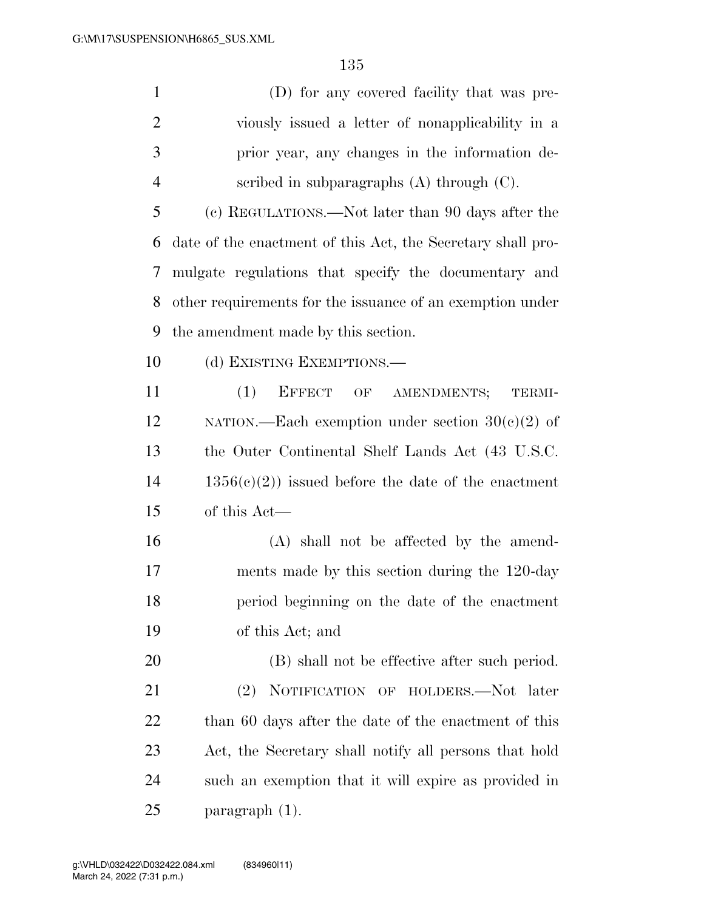(D) for any covered facility that was previously issued a letter of nonapplicability in a prior year, any changes in the information described in subparagraphs (A) through (C).

(c) REGULATIONS.—Not later than 90 days after the date of the enactment of this Act, the Secretary shall promulgate regulations that specify the documentary and other requirements for the issuance of an exemption under the amendment made by this section.

(d) EXISTING EXEMPTIONS.—

(1) EFFECT OF AMENDMENTS; TERMINATION.—Each exemption under section 30(c)(2) of the Outer Continental Shelf Lands Act (43 U.S.C. 1356(c)(2)) issued before the date of the enactment of this Act—

(A) shall not be affected by the amendments made by this section during the 120-day period beginning on the date of the enactment of this Act; and

(B) shall not be effective after such period.

(2) NOTIFICATION OF HOLDERS.—Not later than 60 days after the date of the enactment of this Act, the Secretary shall notify all persons that hold such an exemption that it will expire as provided in paragraph (1).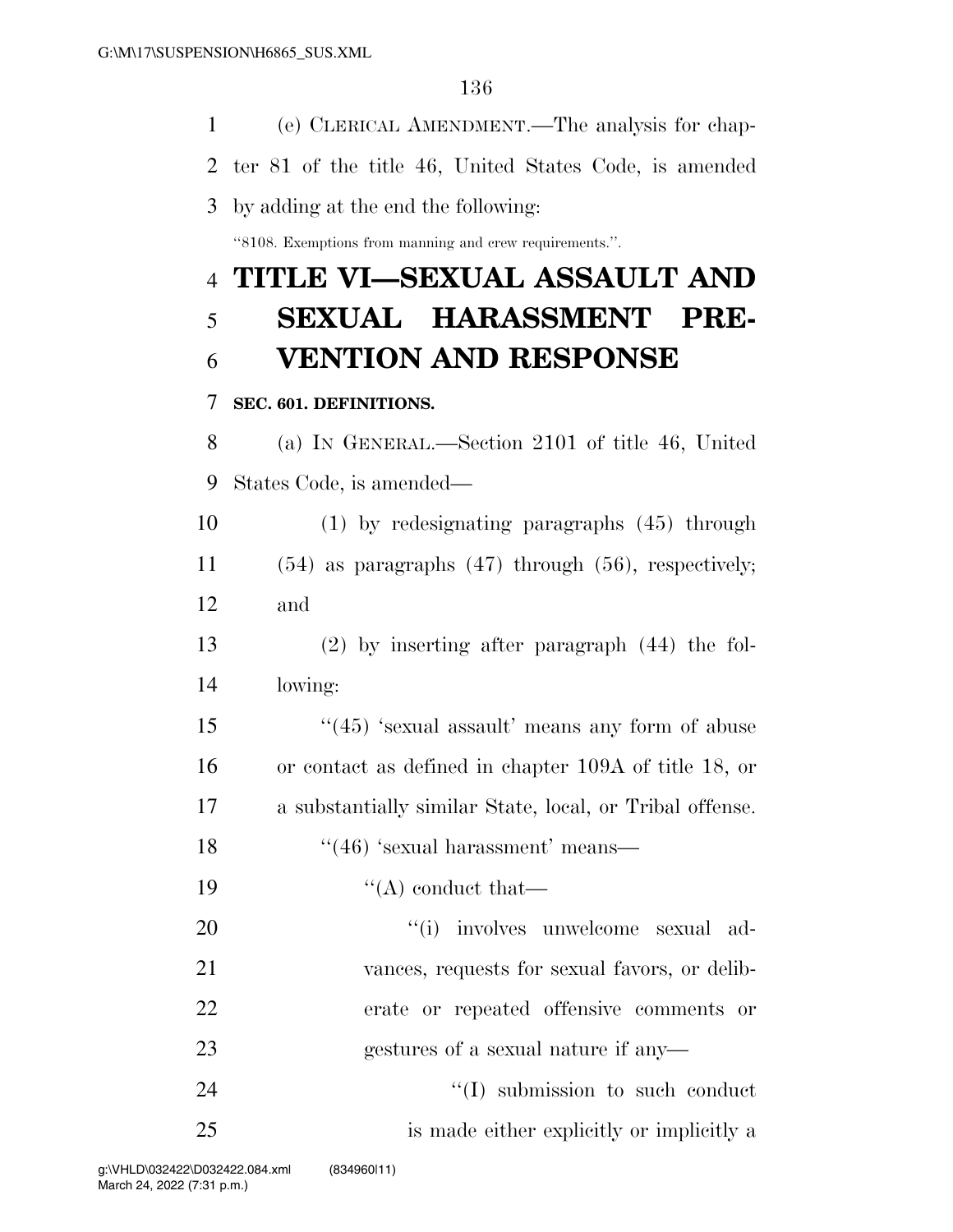(e) CLERICAL AMENDMENT.—The analysis for chapter 81 of the title 46, United States Code, is amended by adding at the end the following:

"8108. Exemptions from manning and crew requirements.".

# TITLE VI—SEXUAL ASSAULT AND SEXUAL HARASSMENT PREVENTION AND RESPONSE

**SEC. 601. DEFINITIONS.**

(a) IN GENERAL.—Section 2101 of title 46, United States Code, is amended—

(1) by redesignating paragraphs (45) through (54) as paragraphs (47) through (56), respectively; and

(2) by inserting after paragraph (44) the following:

"(45) 'sexual assault' means any form of abuse or contact as defined in chapter 109A of title 18, or a substantially similar State, local, or Tribal offense.

"(46) 'sexual harassment' means—

"(A) conduct that—

"(i) involves unwelcome sexual advances, requests for sexual favors, or deliberate or repeated offensive comments or gestures of a sexual nature if any—

"(I) submission to such conduct is made either explicitly or implicitly a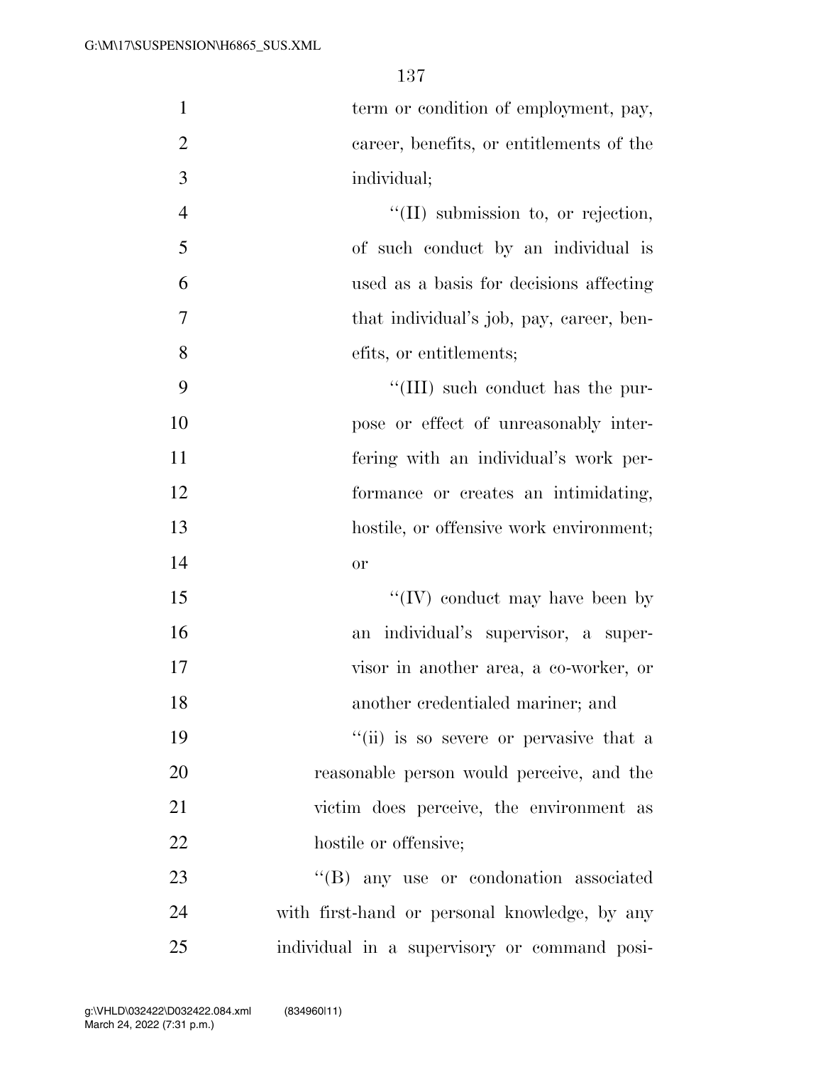term or condition of employment, pay, career, benefits, or entitlements of the individual;

"(II) submission to, or rejection, of such conduct by an individual is used as a basis for decisions affecting that individual's job, pay, career, benefits, or entitlements;

"(III) such conduct has the purpose or effect of unreasonably interfering with an individual's work performance or creates an intimidating, hostile, or offensive work environment; or

"(IV) conduct may have been by an individual's supervisor, a supervisor in another area, a co-worker, or another credentialed mariner; and

"(ii) is so severe or pervasive that a reasonable person would perceive, and the victim does perceive, the environment as hostile or offensive;

"(B) any use or condonation associated with first-hand or personal knowledge, by any individual in a supervisory or command posi-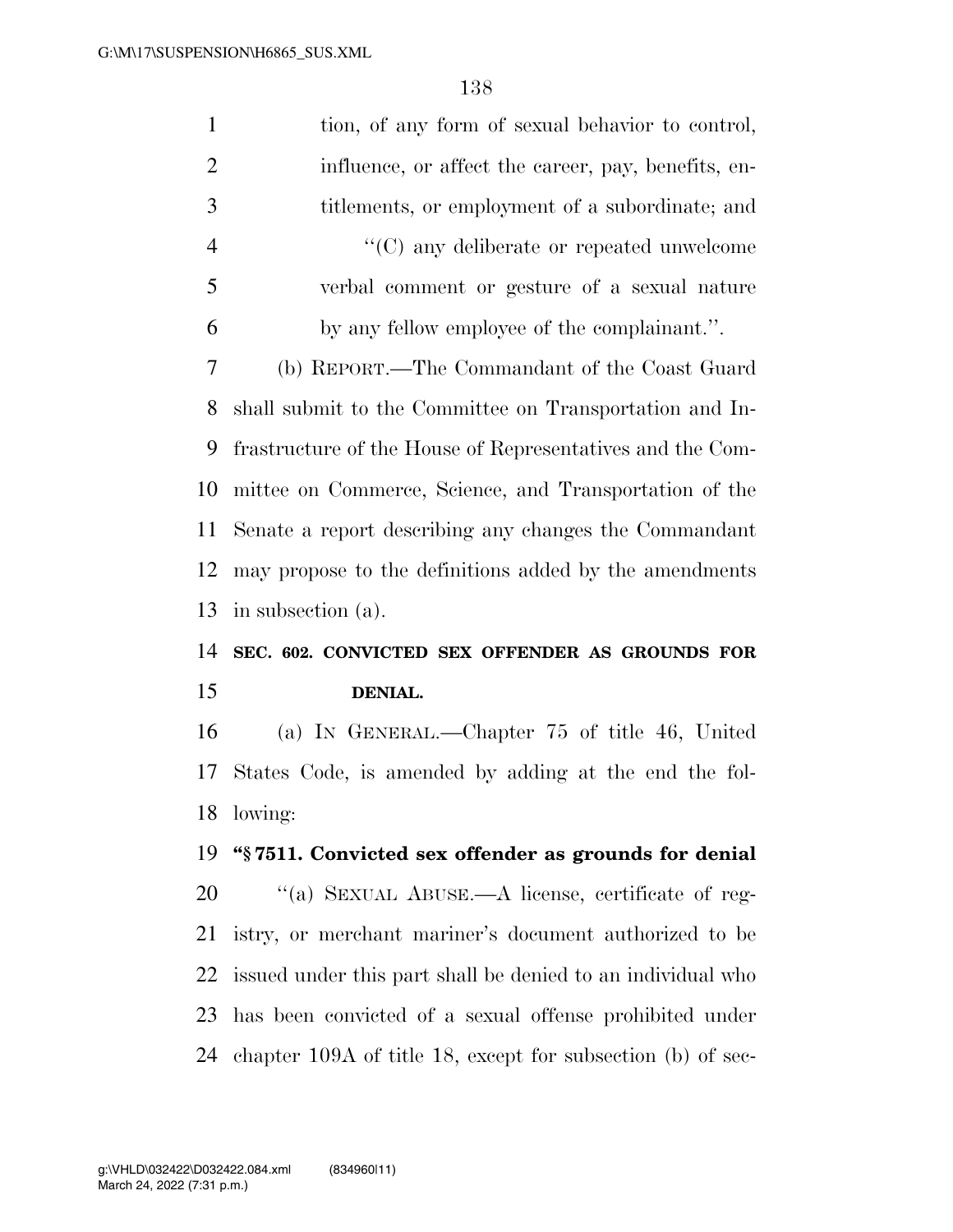tion, of any form of sexual behavior to control, influence, or affect the career, pay, benefits, entitlements, or employment of a subordinate; and

''(C) any deliberate or repeated unwelcome verbal comment or gesture of a sexual nature by any fellow employee of the complainant.''.

(b) REPORT.—The Commandant of the Coast Guard shall submit to the Committee on Transportation and Infrastructure of the House of Representatives and the Committee on Commerce, Science, and Transportation of the Senate a report describing any changes the Commandant may propose to the definitions added by the amendments in subsection (a).

**SEC. 602. CONVICTED SEX OFFENDER AS GROUNDS FOR DENIAL.**

(a) IN GENERAL.—Chapter 75 of title 46, United States Code, is amended by adding at the end the following:

**''§ 7511. Convicted sex offender as grounds for denial**

''(a) SEXUAL ABUSE.—A license, certificate of registry, or merchant mariner's document authorized to be issued under this part shall be denied to an individual who has been convicted of a sexual offense prohibited under chapter 109A of title 18, except for subsection (b) of sec-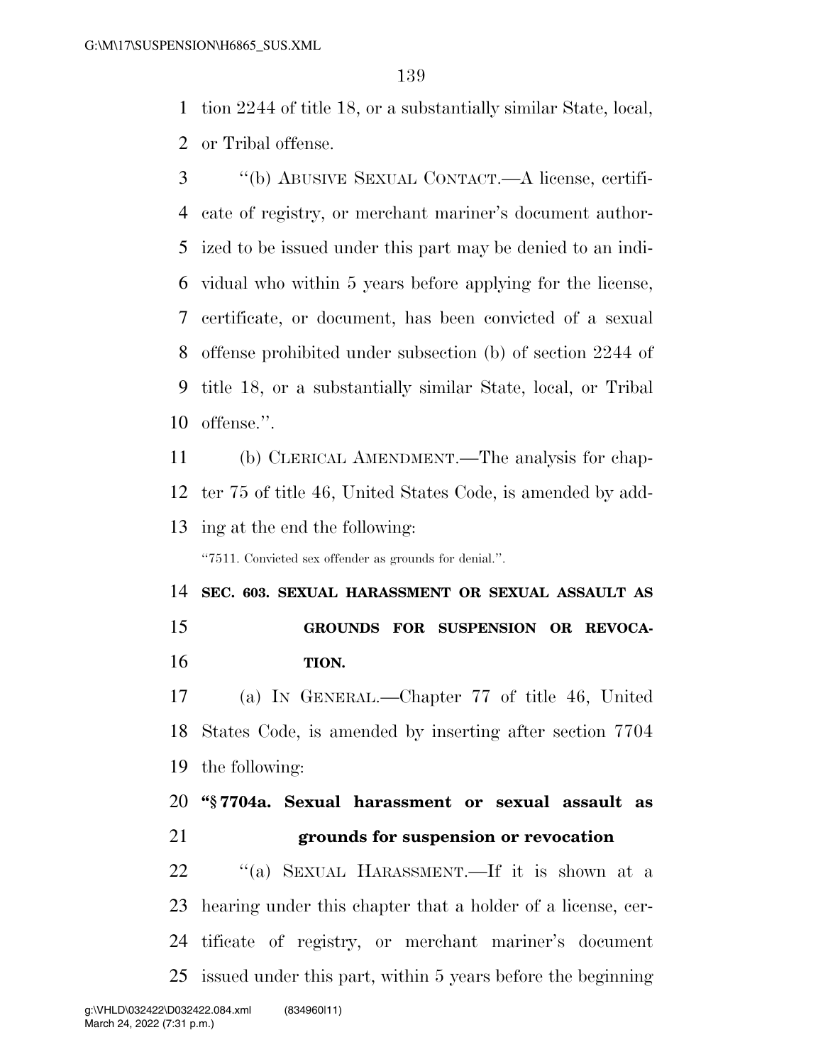tion 2244 of title 18, or a substantially similar State, local, or Tribal offense.

"(b) ABUSIVE SEXUAL CONTACT.—A license, certificate of registry, or merchant mariner's document authorized to be issued under this part may be denied to an individual who within 5 years before applying for the license, certificate, or document, has been convicted of a sexual offense prohibited under subsection (b) of section 2244 of title 18, or a substantially similar State, local, or Tribal offense.".

(b) CLERICAL AMENDMENT.—The analysis for chapter 75 of title 46, United States Code, is amended by adding at the end the following:

"7511. Convicted sex offender as grounds for denial.".

**SEC. 603. SEXUAL HARASSMENT OR SEXUAL ASSAULT AS GROUNDS FOR SUSPENSION OR REVOCATION.**

(a) IN GENERAL.—Chapter 77 of title 46, United States Code, is amended by inserting after section 7704 the following:

**"§ 7704a. Sexual harassment or sexual assault as grounds for suspension or revocation**

"(a) SEXUAL HARASSMENT.—If it is shown at a hearing under this chapter that a holder of a license, certificate of registry, or merchant mariner's document issued under this part, within 5 years before the beginning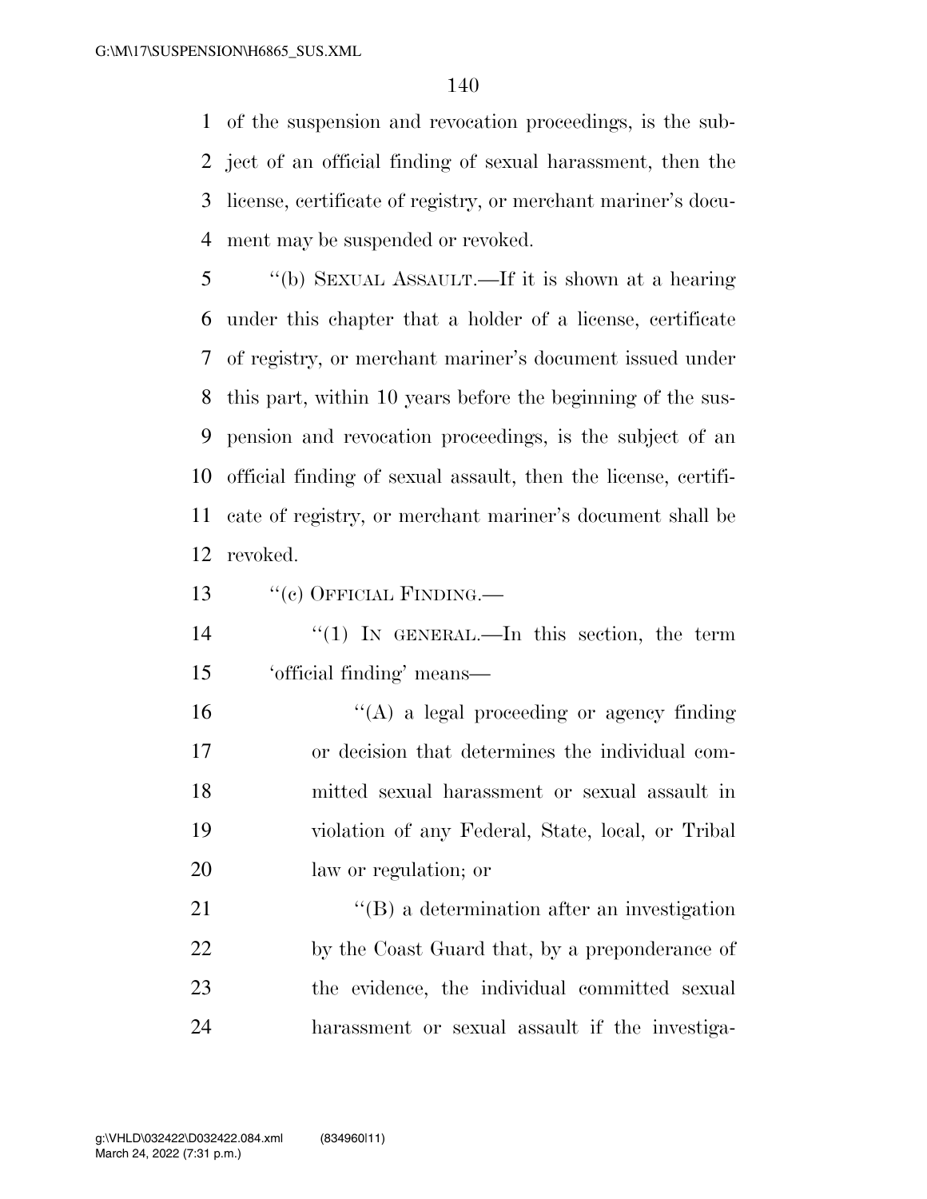of the suspension and revocation proceedings, is the subject of an official finding of sexual harassment, then the license, certificate of registry, or merchant mariner's document may be suspended or revoked.

"(b) SEXUAL ASSAULT.—If it is shown at a hearing under this chapter that a holder of a license, certificate of registry, or merchant mariner's document issued under this part, within 10 years before the beginning of the suspension and revocation proceedings, is the subject of an official finding of sexual assault, then the license, certificate of registry, or merchant mariner's document shall be revoked.

"(c) OFFICIAL FINDING.—

"(1) IN GENERAL.—In this section, the term 'official finding' means—

"(A) a legal proceeding or agency finding or decision that determines the individual committed sexual harassment or sexual assault in violation of any Federal, State, local, or Tribal law or regulation; or

"(B) a determination after an investigation by the Coast Guard that, by a preponderance of the evidence, the individual committed sexual harassment or sexual assault if the investiga-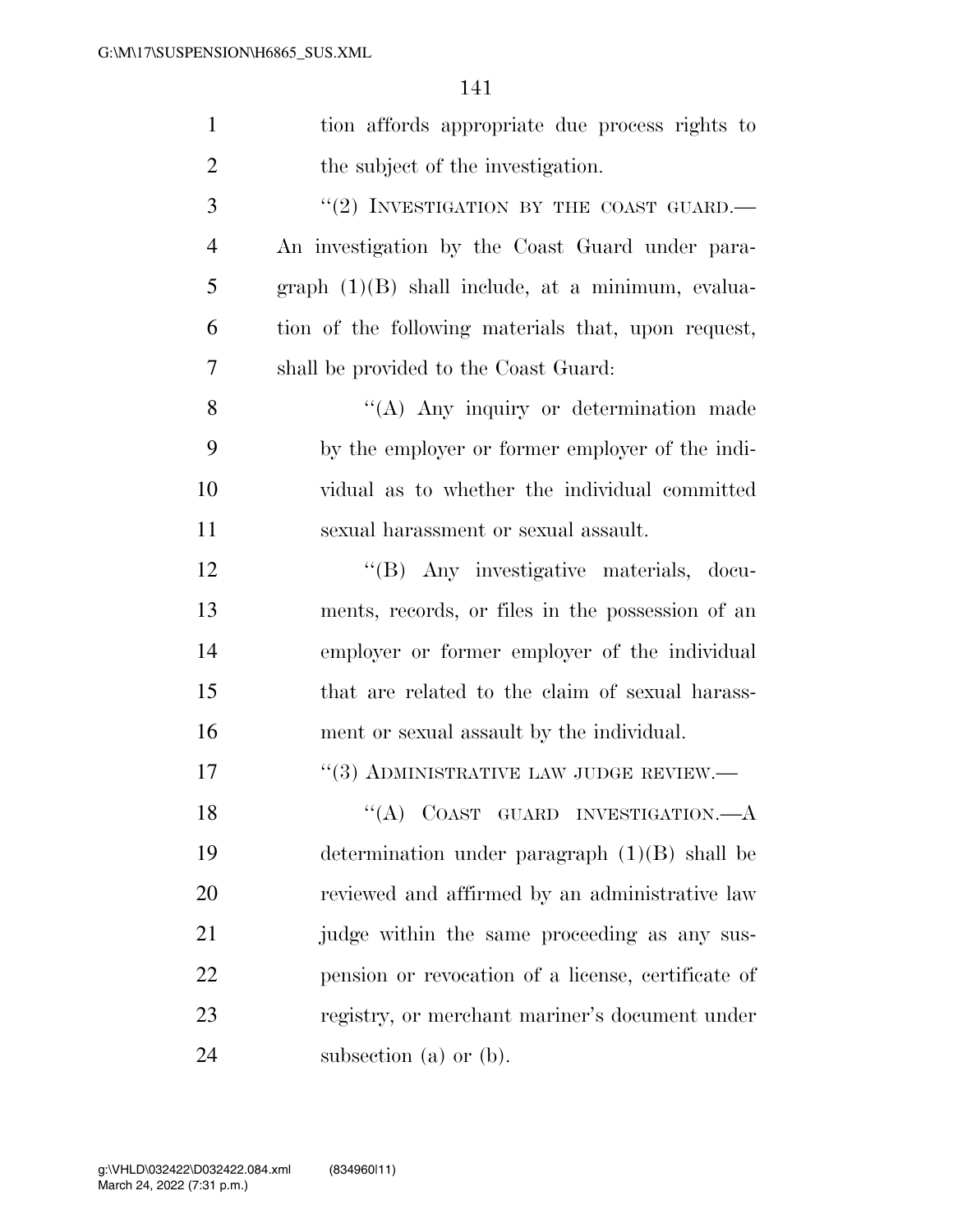tion affords appropriate due process rights to the subject of the investigation.

"(2) INVESTIGATION BY THE COAST GUARD.— An investigation by the Coast Guard under paragraph (1)(B) shall include, at a minimum, evaluation of the following materials that, upon request, shall be provided to the Coast Guard:

"(A) Any inquiry or determination made by the employer or former employer of the individual as to whether the individual committed sexual harassment or sexual assault.

"(B) Any investigative materials, documents, records, or files in the possession of an employer or former employer of the individual that are related to the claim of sexual harassment or sexual assault by the individual.

"(3) ADMINISTRATIVE LAW JUDGE REVIEW.—

"(A) COAST GUARD INVESTIGATION.—A determination under paragraph (1)(B) shall be reviewed and affirmed by an administrative law judge within the same proceeding as any suspension or revocation of a license, certificate of registry, or merchant mariner's document under subsection (a) or (b).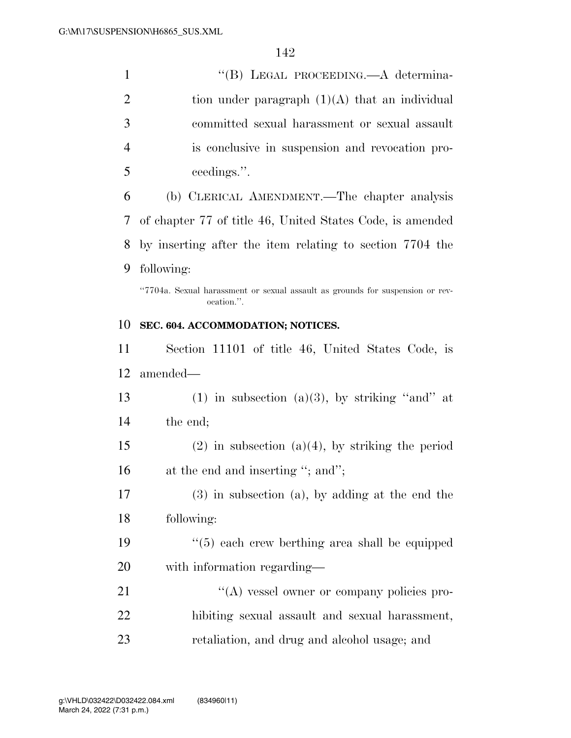"(B) LEGAL PROCEEDING.—A determination under paragraph (1)(A) that an individual committed sexual harassment or sexual assault is conclusive in suspension and revocation proceedings.".

(b) CLERICAL AMENDMENT.—The chapter analysis of chapter 77 of title 46, United States Code, is amended by inserting after the item relating to section 7704 the following:

"7704a. Sexual harassment or sexual assault as grounds for suspension or revocation.".

**SEC. 604. ACCOMMODATION; NOTICES.**

Section 11101 of title 46, United States Code, is amended—

(1) in subsection (a)(3), by striking "and" at the end;

(2) in subsection (a)(4), by striking the period at the end and inserting "; and";

(3) in subsection (a), by adding at the end the following:

"(5) each crew berthing area shall be equipped with information regarding—

"(A) vessel owner or company policies prohibiting sexual assault and sexual harassment, retaliation, and drug and alcohol usage; and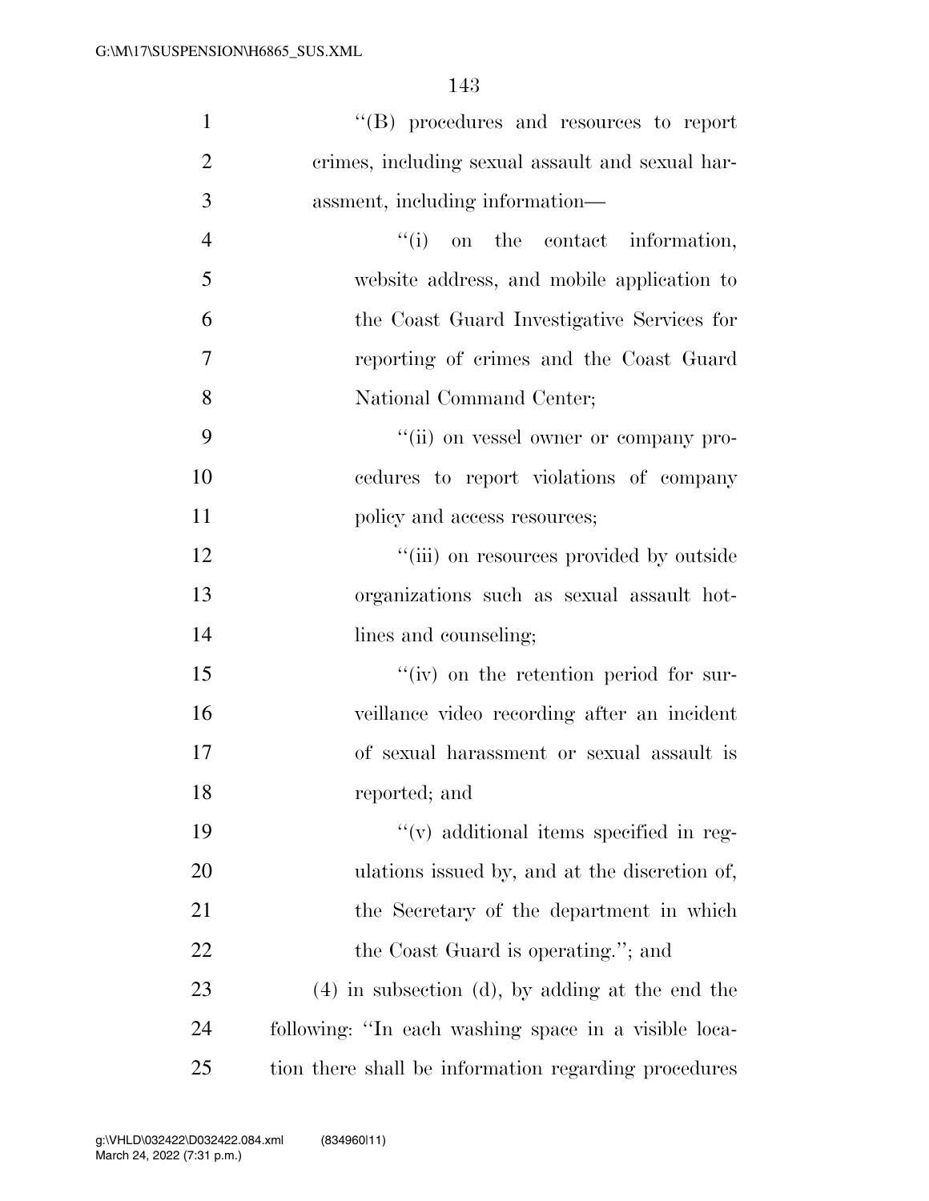''(B) procedures and resources to report crimes, including sexual assault and sexual harassment, including information—

''(i) on the contact information, website address, and mobile application to the Coast Guard Investigative Services for reporting of crimes and the Coast Guard National Command Center;

''(ii) on vessel owner or company procedures to report violations of company policy and access resources;

''(iii) on resources provided by outside organizations such as sexual assault hotlines and counseling;

''(iv) on the retention period for surveillance video recording after an incident of sexual harassment or sexual assault is reported; and

''(v) additional items specified in regulations issued by, and at the discretion of, the Secretary of the department in which the Coast Guard is operating.''; and

(4) in subsection (d), by adding at the end the following: ''In each washing space in a visible location there shall be information regarding procedures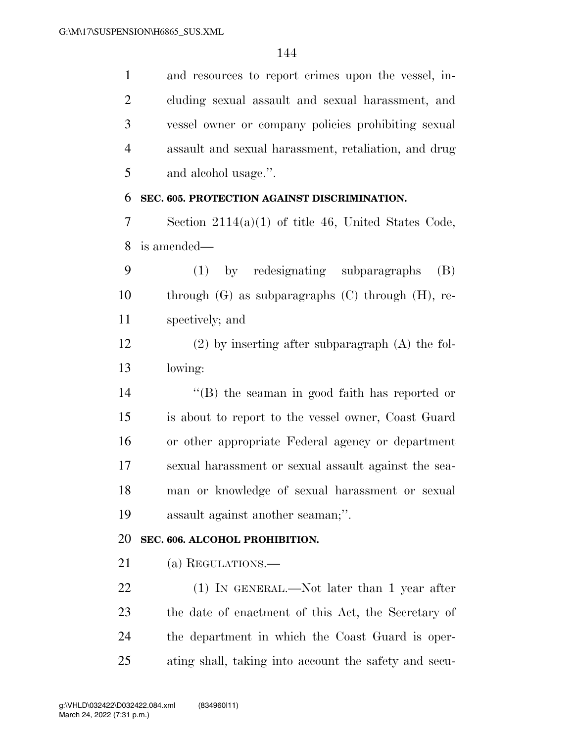and resources to report crimes upon the vessel, including sexual assault and sexual harassment, and vessel owner or company policies prohibiting sexual assault and sexual harassment, retaliation, and drug and alcohol usage.''.

**SEC. 605. PROTECTION AGAINST DISCRIMINATION.**

Section 2114(a)(1) of title 46, United States Code, is amended—

(1) by redesignating subparagraphs (B) through (G) as subparagraphs (C) through (H), respectively; and

(2) by inserting after subparagraph (A) the following:

''(B) the seaman in good faith has reported or is about to report to the vessel owner, Coast Guard or other appropriate Federal agency or department sexual harassment or sexual assault against the seaman or knowledge of sexual harassment or sexual assault against another seaman;''.

**SEC. 606. ALCOHOL PROHIBITION.**

(a) REGULATIONS.—

(1) IN GENERAL.—Not later than 1 year after the date of enactment of this Act, the Secretary of the department in which the Coast Guard is operating shall, taking into account the safety and secu-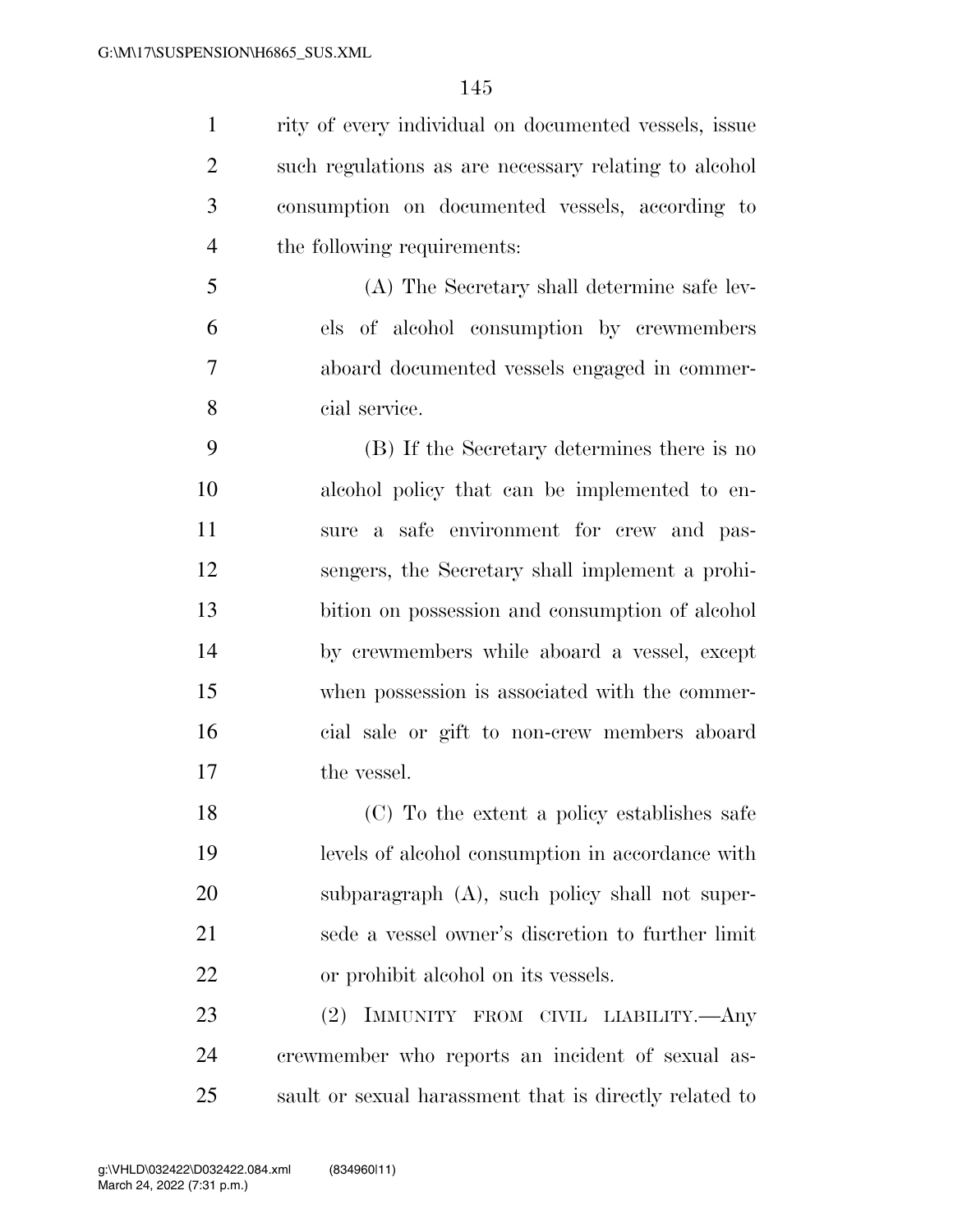rity of every individual on documented vessels, issue such regulations as are necessary relating to alcohol consumption on documented vessels, according to the following requirements:

(A) The Secretary shall determine safe levels of alcohol consumption by crewmembers aboard documented vessels engaged in commercial service.

(B) If the Secretary determines there is no alcohol policy that can be implemented to ensure a safe environment for crew and passengers, the Secretary shall implement a prohibition on possession and consumption of alcohol by crewmembers while aboard a vessel, except when possession is associated with the commercial sale or gift to non-crew members aboard the vessel.

(C) To the extent a policy establishes safe levels of alcohol consumption in accordance with subparagraph (A), such policy shall not supersede a vessel owner's discretion to further limit or prohibit alcohol on its vessels.

(2) IMMUNITY FROM CIVIL LIABILITY.—Any crewmember who reports an incident of sexual assault or sexual harassment that is directly related to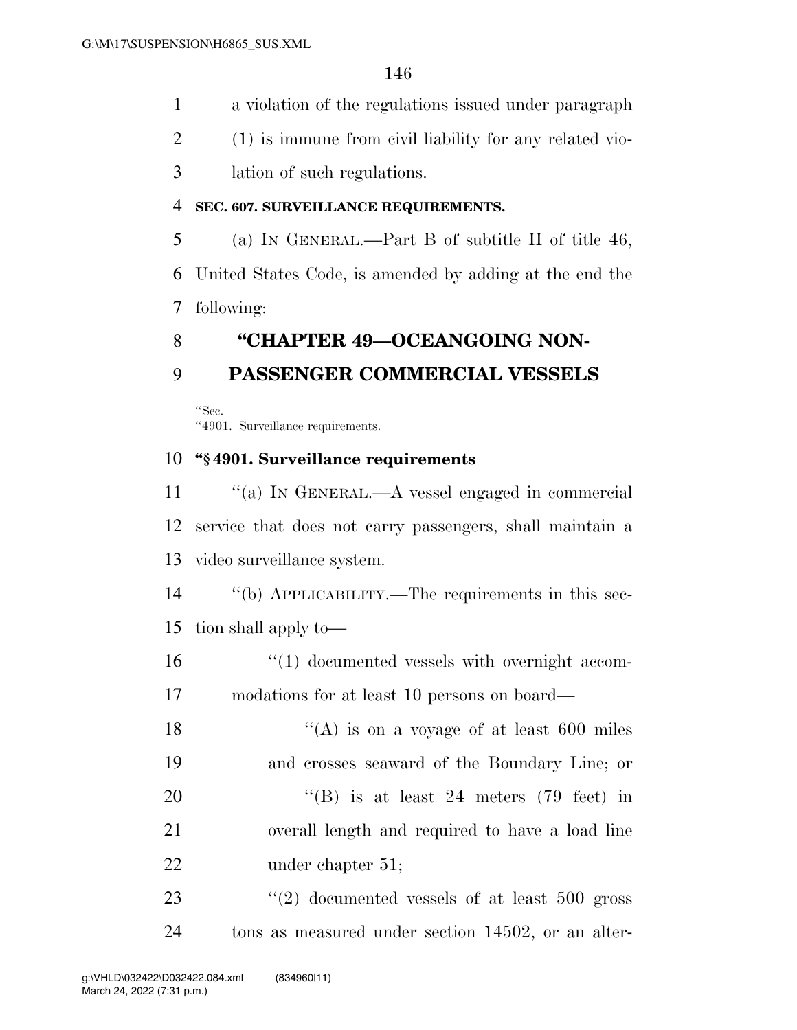a violation of the regulations issued under paragraph (1) is immune from civil liability for any related violation of such regulations.

**SEC. 607. SURVEILLANCE REQUIREMENTS.**

(a) IN GENERAL.—Part B of subtitle II of title 46, United States Code, is amended by adding at the end the following:

## "CHAPTER 49—OCEANGOING NON-PASSENGER COMMERCIAL VESSELS

"Sec.
"4901. Surveillance requirements.

### "§ 4901. Surveillance requirements

"(a) IN GENERAL.—A vessel engaged in commercial service that does not carry passengers, shall maintain a video surveillance system.

"(b) APPLICABILITY.—The requirements in this section shall apply to—

"(1) documented vessels with overnight accommodations for at least 10 persons on board—

"(A) is on a voyage of at least 600 miles and crosses seaward of the Boundary Line; or

"(B) is at least 24 meters (79 feet) in overall length and required to have a load line under chapter 51;

"(2) documented vessels of at least 500 gross tons as measured under section 14502, or an alter-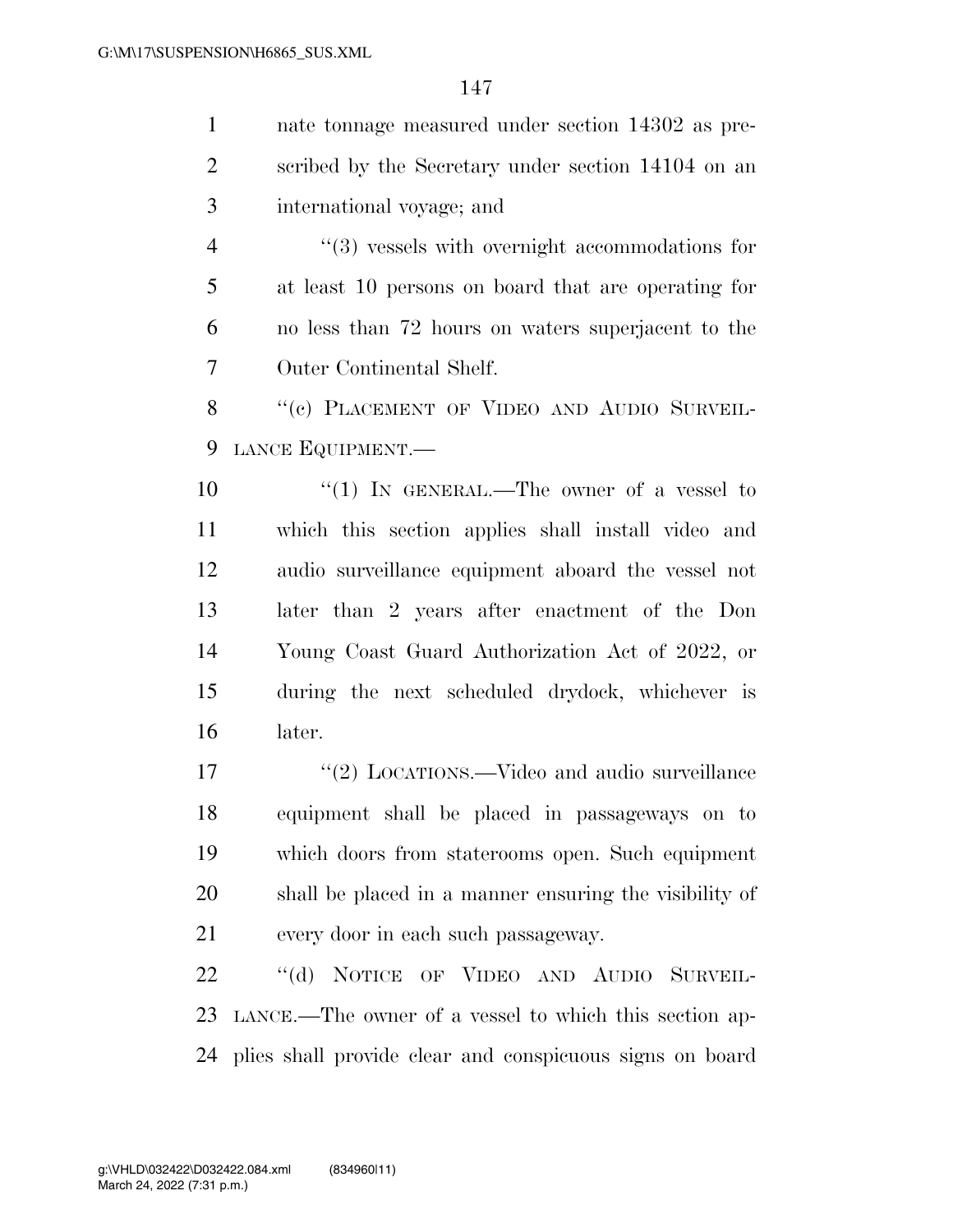nate tonnage measured under section 14302 as prescribed by the Secretary under section 14104 on an international voyage; and

"(3) vessels with overnight accommodations for at least 10 persons on board that are operating for no less than 72 hours on waters superjacent to the Outer Continental Shelf.

"(c) PLACEMENT OF VIDEO AND AUDIO SURVEILLANCE EQUIPMENT.—

"(1) IN GENERAL.—The owner of a vessel to which this section applies shall install video and audio surveillance equipment aboard the vessel not later than 2 years after enactment of the Don Young Coast Guard Authorization Act of 2022, or during the next scheduled drydock, whichever is later.

"(2) LOCATIONS.—Video and audio surveillance equipment shall be placed in passageways on to which doors from staterooms open. Such equipment shall be placed in a manner ensuring the visibility of every door in each such passageway.

"(d) NOTICE OF VIDEO AND AUDIO SURVEILLANCE.—The owner of a vessel to which this section applies shall provide clear and conspicuous signs on board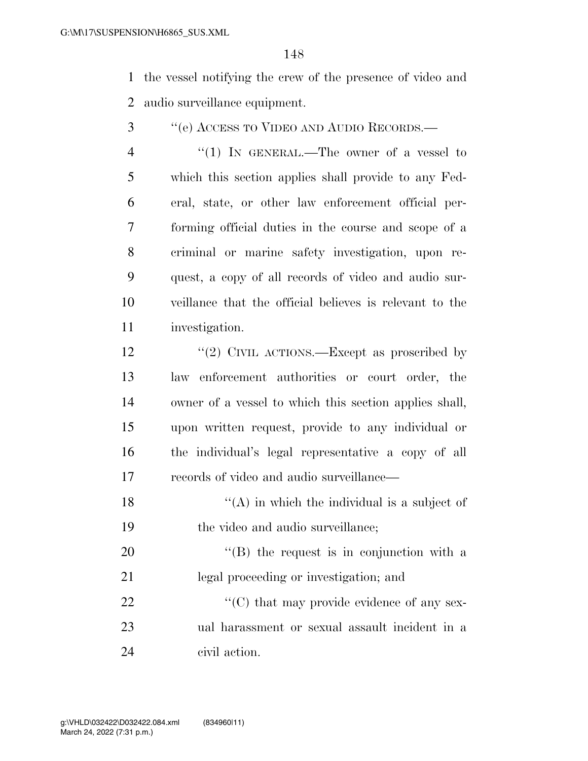the vessel notifying the crew of the presence of video and audio surveillance equipment.

''(e) ACCESS TO VIDEO AND AUDIO RECORDS.—

''(1) IN GENERAL.—The owner of a vessel to which this section applies shall provide to any Federal, state, or other law enforcement official performing official duties in the course and scope of a criminal or marine safety investigation, upon request, a copy of all records of video and audio surveillance that the official believes is relevant to the investigation.

''(2) CIVIL ACTIONS.—Except as proscribed by law enforcement authorities or court order, the owner of a vessel to which this section applies shall, upon written request, provide to any individual or the individual's legal representative a copy of all records of video and audio surveillance—

''(A) in which the individual is a subject of the video and audio surveillance;

''(B) the request is in conjunction with a legal proceeding or investigation; and

''(C) that may provide evidence of any sexual harassment or sexual assault incident in a civil action.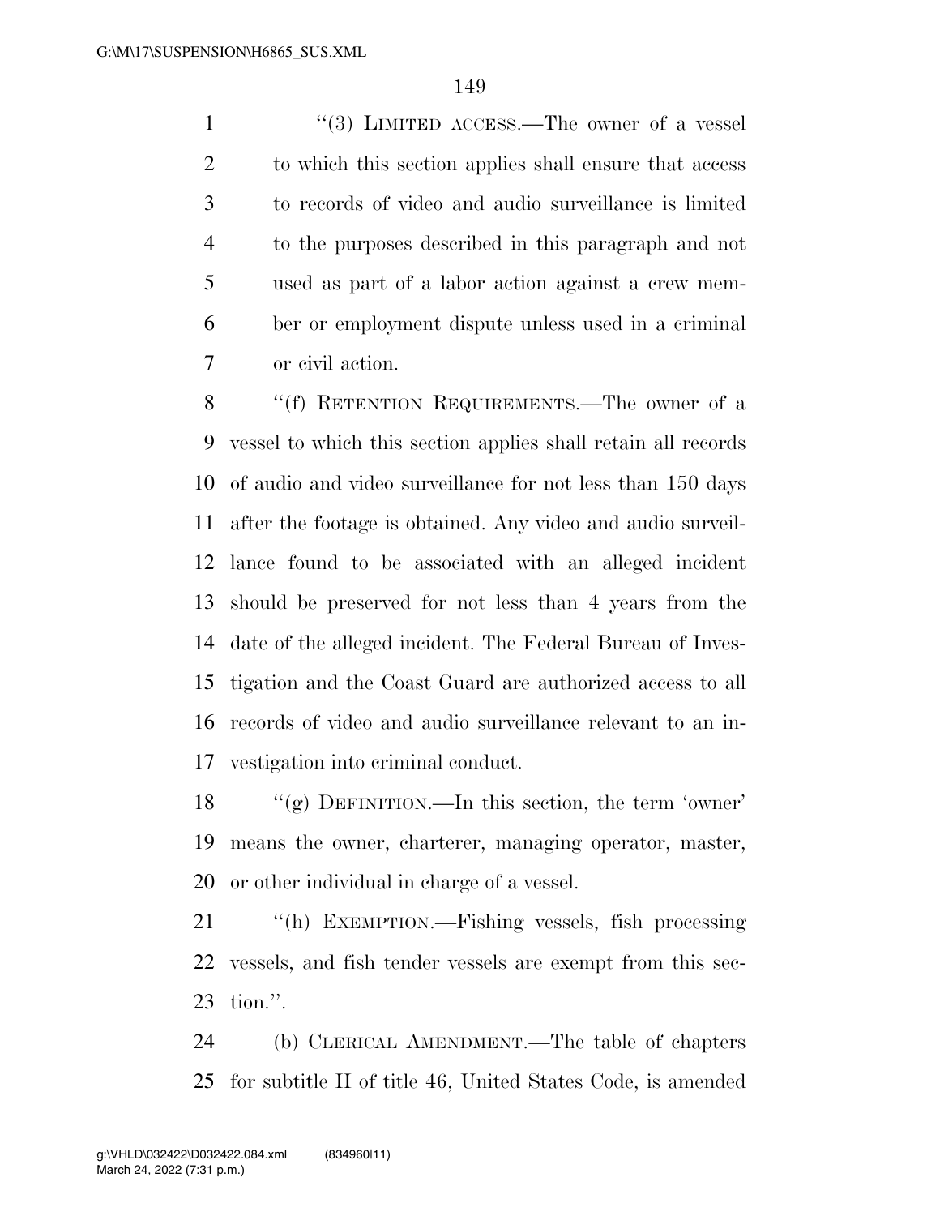"(3) LIMITED ACCESS.—The owner of a vessel to which this section applies shall ensure that access to records of video and audio surveillance is limited to the purposes described in this paragraph and not used as part of a labor action against a crew member or employment dispute unless used in a criminal or civil action.

"(f) RETENTION REQUIREMENTS.—The owner of a vessel to which this section applies shall retain all records of audio and video surveillance for not less than 150 days after the footage is obtained. Any video and audio surveillance found to be associated with an alleged incident should be preserved for not less than 4 years from the date of the alleged incident. The Federal Bureau of Investigation and the Coast Guard are authorized access to all records of video and audio surveillance relevant to an investigation into criminal conduct.

"(g) DEFINITION.—In this section, the term 'owner' means the owner, charterer, managing operator, master, or other individual in charge of a vessel.

"(h) EXEMPTION.—Fishing vessels, fish processing vessels, and fish tender vessels are exempt from this section.".

(b) CLERICAL AMENDMENT.—The table of chapters for subtitle II of title 46, United States Code, is amended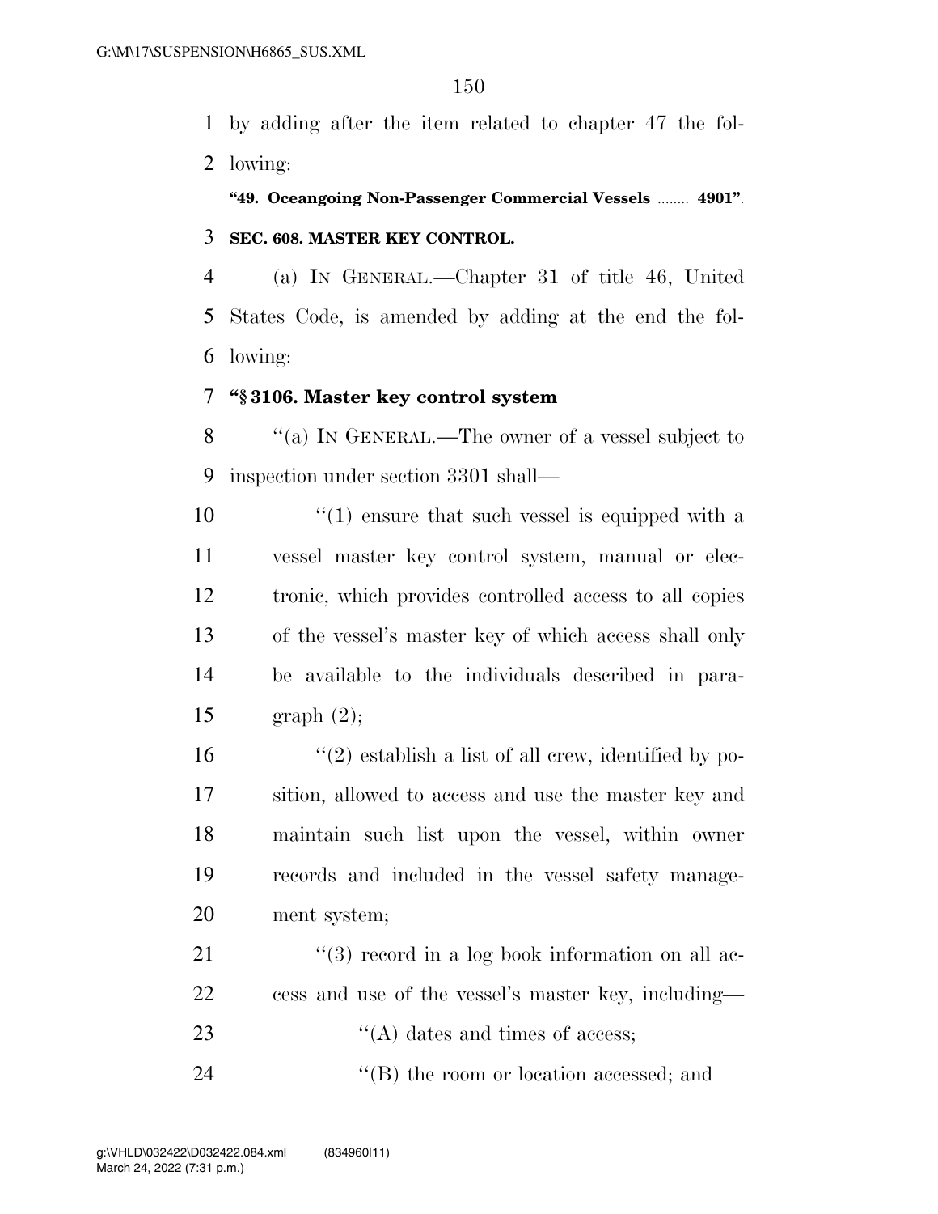by adding after the item related to chapter 47 the following:

**"49. Oceangoing Non-Passenger Commercial Vessels ........ 4901".**

**SEC. 608. MASTER KEY CONTROL.**

(a) IN GENERAL.—Chapter 31 of title 46, United States Code, is amended by adding at the end the following:

**"§ 3106. Master key control system**

"(a) IN GENERAL.—The owner of a vessel subject to inspection under section 3301 shall—

"(1) ensure that such vessel is equipped with a vessel master key control system, manual or electronic, which provides controlled access to all copies of the vessel's master key of which access shall only be available to the individuals described in paragraph (2);

"(2) establish a list of all crew, identified by position, allowed to access and use the master key and maintain such list upon the vessel, within owner records and included in the vessel safety management system;

"(3) record in a log book information on all access and use of the vessel's master key, including—

"(A) dates and times of access;

"(B) the room or location accessed; and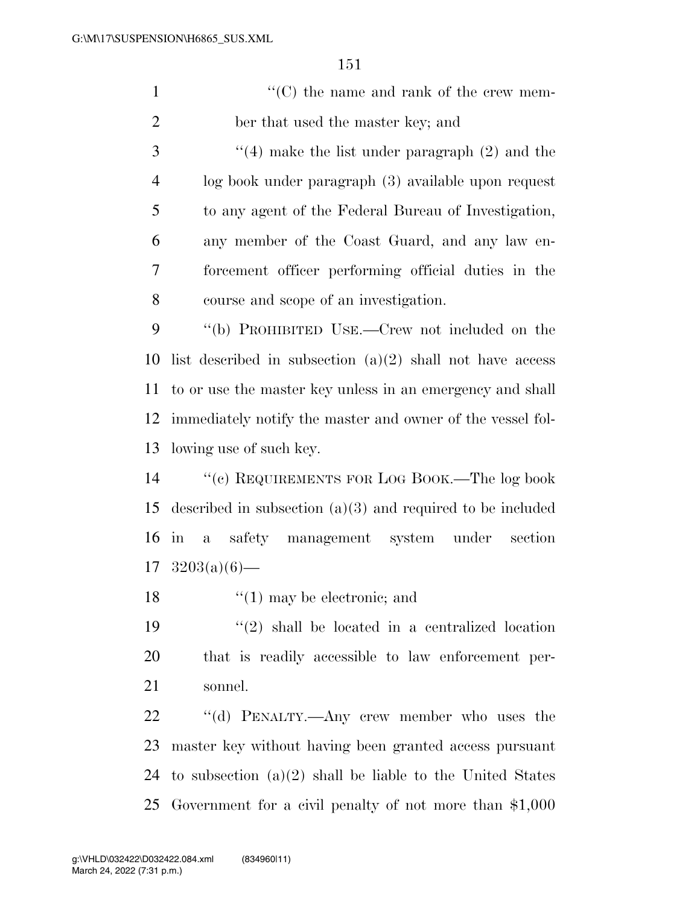''(C) the name and rank of the crew member that used the master key; and

''(4) make the list under paragraph (2) and the log book under paragraph (3) available upon request to any agent of the Federal Bureau of Investigation, any member of the Coast Guard, and any law enforcement officer performing official duties in the course and scope of an investigation.

''(b) PROHIBITED USE.—Crew not included on the list described in subsection (a)(2) shall not have access to or use the master key unless in an emergency and shall immediately notify the master and owner of the vessel following use of such key.

''(c) REQUIREMENTS FOR LOG BOOK.—The log book described in subsection (a)(3) and required to be included in a safety management system under section 3203(a)(6)—

''(1) may be electronic; and

''(2) shall be located in a centralized location that is readily accessible to law enforcement personnel.

''(d) PENALTY.—Any crew member who uses the master key without having been granted access pursuant to subsection (a)(2) shall be liable to the United States Government for a civil penalty of not more than $1,000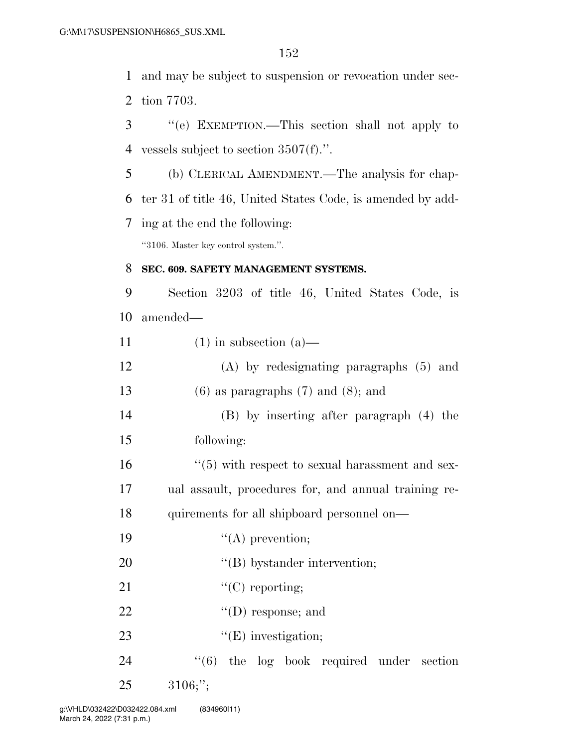and may be subject to suspension or revocation under section 7703.

''(e) EXEMPTION.—This section shall not apply to vessels subject to section 3507(f).''.

(b) CLERICAL AMENDMENT.—The analysis for chapter 31 of title 46, United States Code, is amended by adding at the end the following:

''3106. Master key control system.''.

**SEC. 609. SAFETY MANAGEMENT SYSTEMS.**

Section 3203 of title 46, United States Code, is amended—

(1) in subsection (a)—

(A) by redesignating paragraphs (5) and (6) as paragraphs (7) and (8); and

(B) by inserting after paragraph (4) the following:

''(5) with respect to sexual harassment and sexual assault, procedures for, and annual training requirements for all shipboard personnel on—

''(A) prevention;

''(B) bystander intervention;

''(C) reporting;

''(D) response; and

''(E) investigation;

''(6) the log book required under section 3106;'';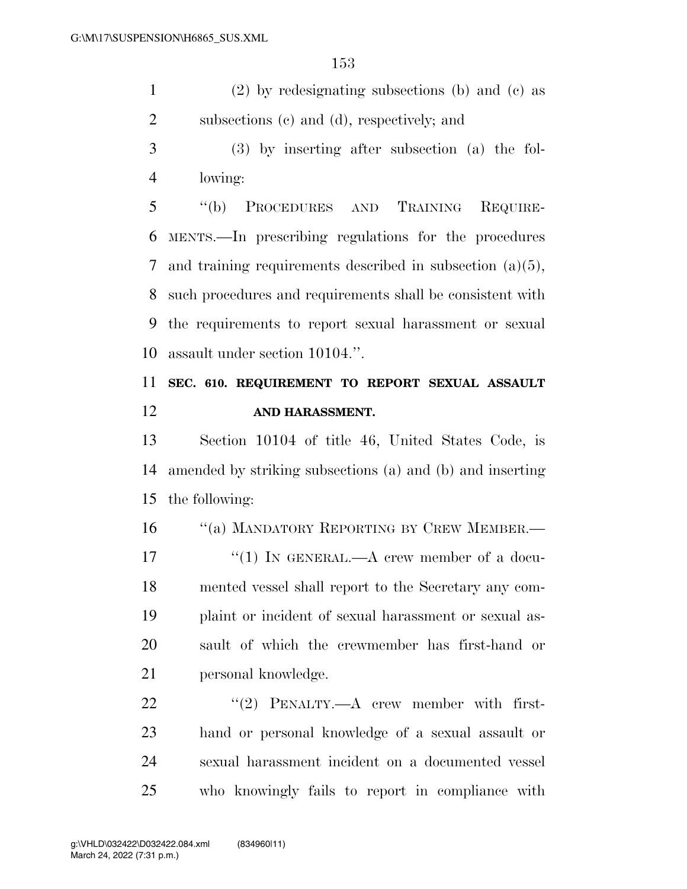(2) by redesignating subsections (b) and (c) as subsections (c) and (d), respectively; and

(3) by inserting after subsection (a) the following:

"(b) PROCEDURES AND TRAINING REQUIREMENTS.—In prescribing regulations for the procedures and training requirements described in subsection (a)(5), such procedures and requirements shall be consistent with the requirements to report sexual harassment or sexual assault under section 10104.".

**SEC. 610. REQUIREMENT TO REPORT SEXUAL ASSAULT AND HARASSMENT.**

Section 10104 of title 46, United States Code, is amended by striking subsections (a) and (b) and inserting the following:

"(a) MANDATORY REPORTING BY CREW MEMBER.—

"(1) IN GENERAL.—A crew member of a documented vessel shall report to the Secretary any complaint or incident of sexual harassment or sexual assault of which the crewmember has first-hand or personal knowledge.

"(2) PENALTY.—A crew member with first-hand or personal knowledge of a sexual assault or sexual harassment incident on a documented vessel who knowingly fails to report in compliance with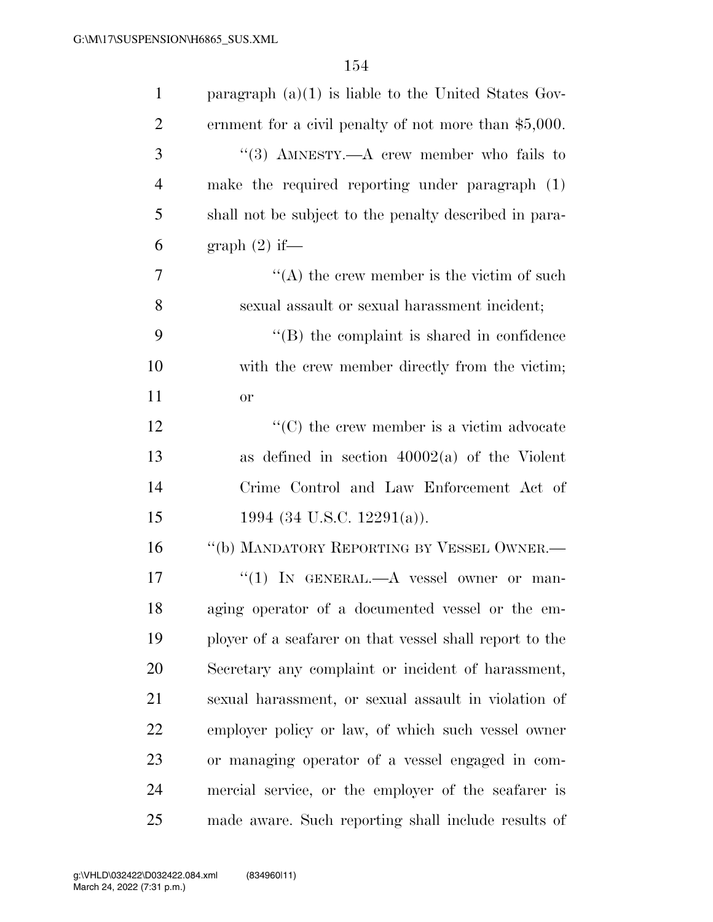paragraph (a)(1) is liable to the United States Government for a civil penalty of not more than $5,000.

''(3) AMNESTY.—A crew member who fails to make the required reporting under paragraph (1) shall not be subject to the penalty described in paragraph (2) if—

''(A) the crew member is the victim of such sexual assault or sexual harassment incident;

''(B) the complaint is shared in confidence with the crew member directly from the victim; or

''(C) the crew member is a victim advocate as defined in section 40002(a) of the Violent Crime Control and Law Enforcement Act of 1994 (34 U.S.C. 12291(a)).

''(b) MANDATORY REPORTING BY VESSEL OWNER.—

''(1) IN GENERAL.—A vessel owner or managing operator of a documented vessel or the employer of a seafarer on that vessel shall report to the Secretary any complaint or incident of harassment, sexual harassment, or sexual assault in violation of employer policy or law, of which such vessel owner or managing operator of a vessel engaged in commercial service, or the employer of the seafarer is made aware. Such reporting shall include results of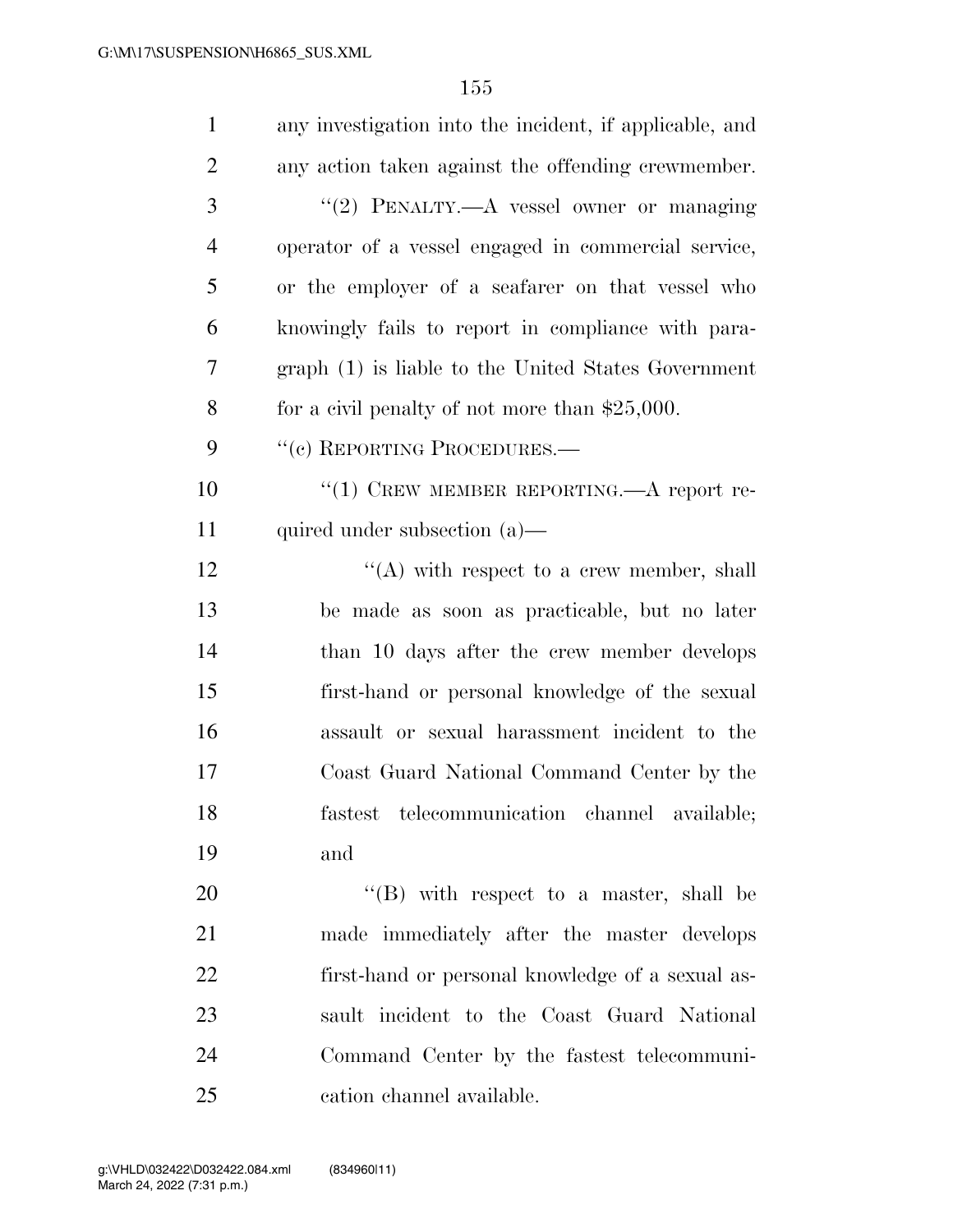any investigation into the incident, if applicable, and any action taken against the offending crewmember.

"(2) PENALTY.—A vessel owner or managing operator of a vessel engaged in commercial service, or the employer of a seafarer on that vessel who knowingly fails to report in compliance with paragraph (1) is liable to the United States Government for a civil penalty of not more than $25,000.

"(c) REPORTING PROCEDURES.—

"(1) CREW MEMBER REPORTING.—A report required under subsection (a)—

"(A) with respect to a crew member, shall be made as soon as practicable, but no later than 10 days after the crew member develops first-hand or personal knowledge of the sexual assault or sexual harassment incident to the Coast Guard National Command Center by the fastest telecommunication channel available; and

"(B) with respect to a master, shall be made immediately after the master develops first-hand or personal knowledge of a sexual assault incident to the Coast Guard National Command Center by the fastest telecommunication channel available.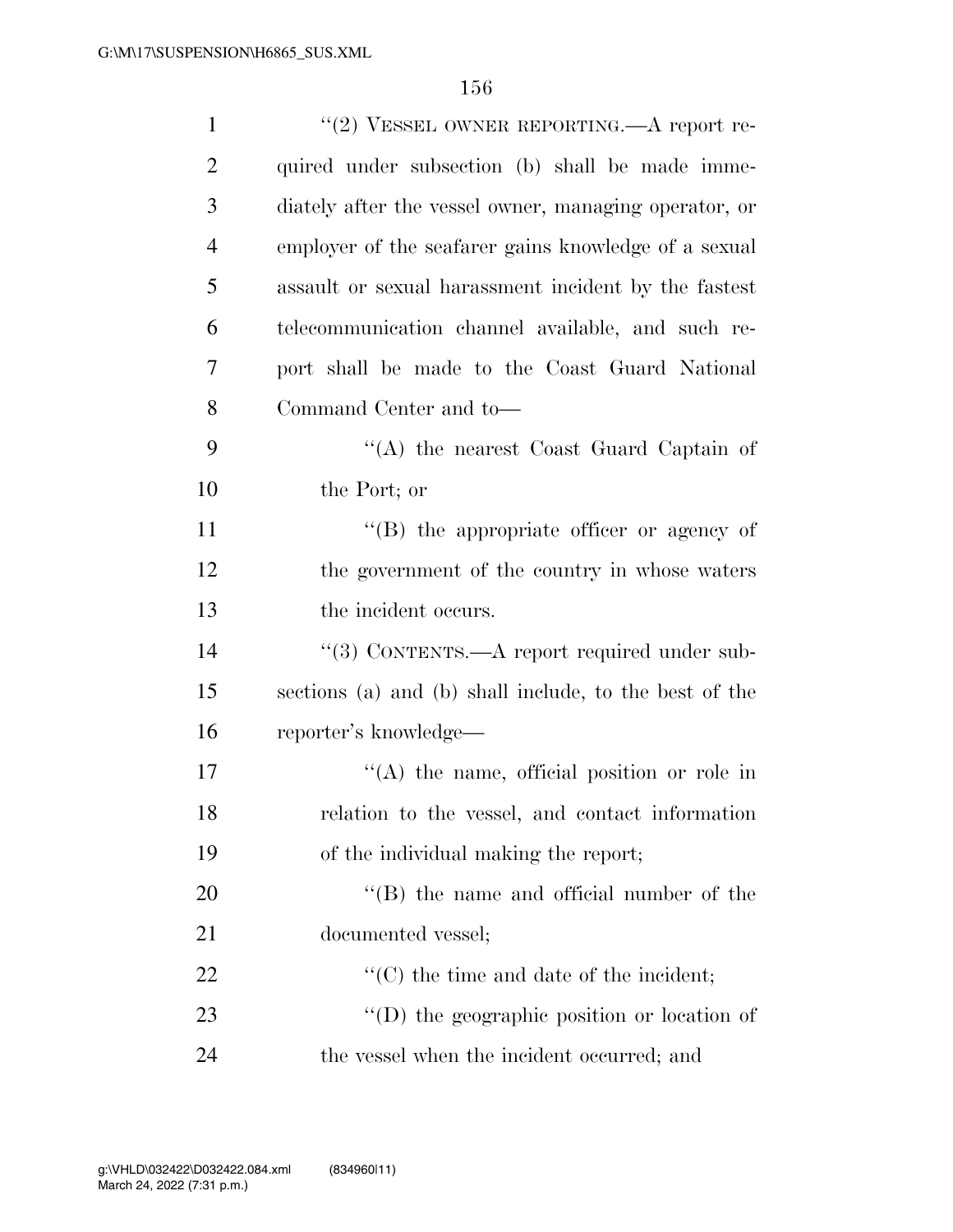"(2) VESSEL OWNER REPORTING.—A report required under subsection (b) shall be made immediately after the vessel owner, managing operator, or employer of the seafarer gains knowledge of a sexual assault or sexual harassment incident by the fastest telecommunication channel available, and such report shall be made to the Coast Guard National Command Center and to—

"(A) the nearest Coast Guard Captain of the Port; or

"(B) the appropriate officer or agency of the government of the country in whose waters the incident occurs.

"(3) CONTENTS.—A report required under subsections (a) and (b) shall include, to the best of the reporter's knowledge—

"(A) the name, official position or role in relation to the vessel, and contact information of the individual making the report;

"(B) the name and official number of the documented vessel;

"(C) the time and date of the incident;

"(D) the geographic position or location of the vessel when the incident occurred; and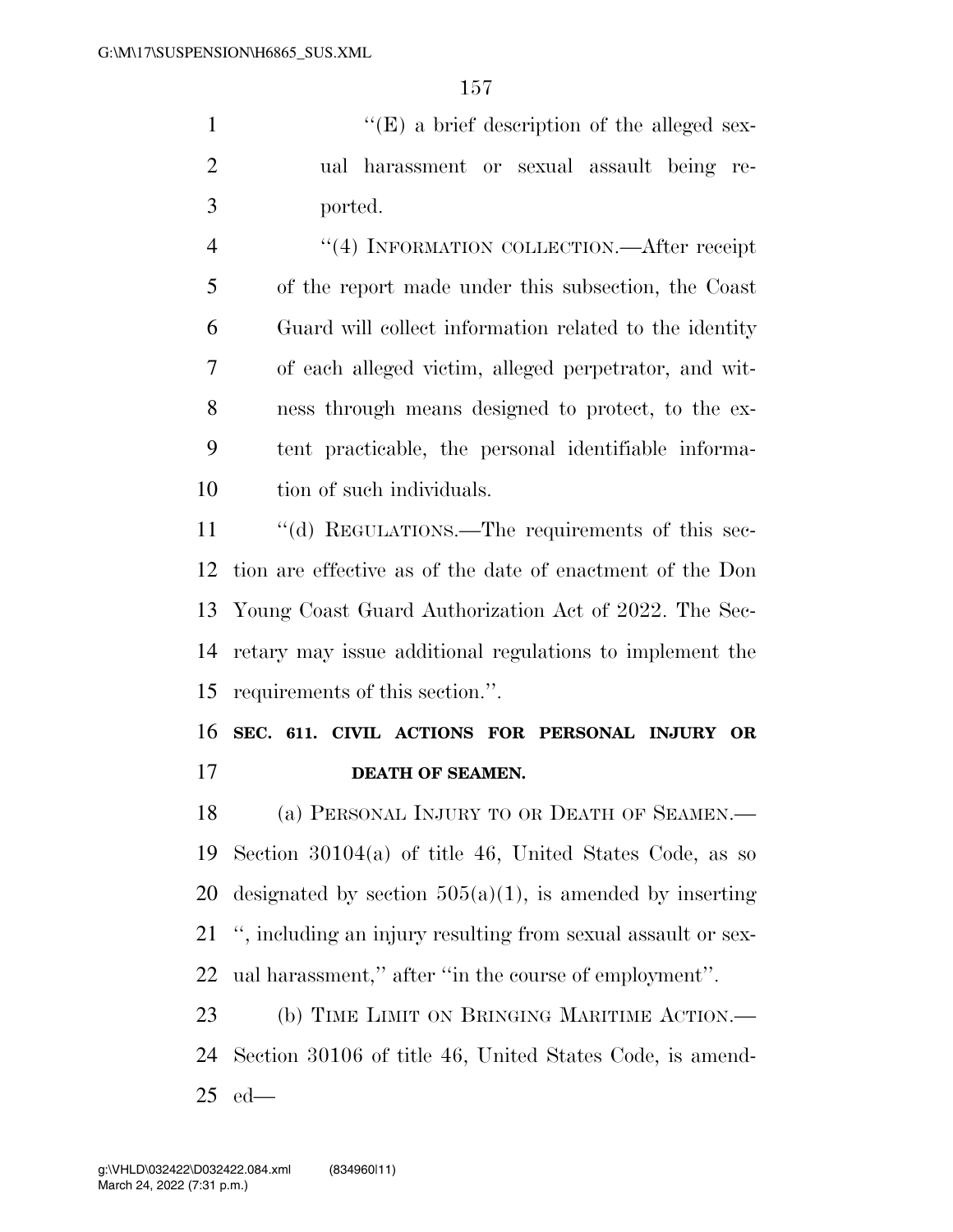''(E) a brief description of the alleged sexual harassment or sexual assault being reported.

''(4) INFORMATION COLLECTION.—After receipt of the report made under this subsection, the Coast Guard will collect information related to the identity of each alleged victim, alleged perpetrator, and witness through means designed to protect, to the extent practicable, the personal identifiable information of such individuals.

''(d) REGULATIONS.—The requirements of this section are effective as of the date of enactment of the Don Young Coast Guard Authorization Act of 2022. The Secretary may issue additional regulations to implement the requirements of this section.''.

**SEC. 611. CIVIL ACTIONS FOR PERSONAL INJURY OR DEATH OF SEAMEN.**

(a) PERSONAL INJURY TO OR DEATH OF SEAMEN.—Section 30104(a) of title 46, United States Code, as so designated by section 505(a)(1), is amended by inserting '', including an injury resulting from sexual assault or sexual harassment,'' after ''in the course of employment''.

(b) TIME LIMIT ON BRINGING MARITIME ACTION.—Section 30106 of title 46, United States Code, is amended—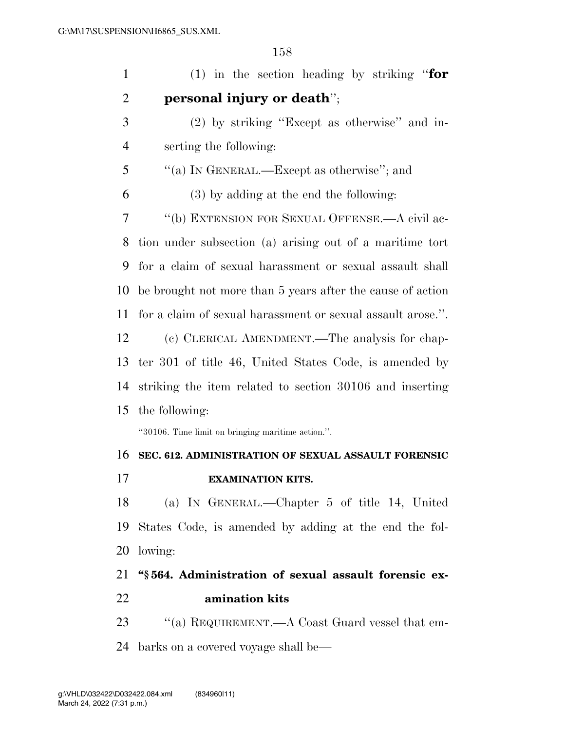(1) in the section heading by striking "**for personal injury or death**";

(2) by striking "Except as otherwise" and inserting the following:

"(a) IN GENERAL.—Except as otherwise"; and

(3) by adding at the end the following:

"(b) EXTENSION FOR SEXUAL OFFENSE.—A civil action under subsection (a) arising out of a maritime tort for a claim of sexual harassment or sexual assault shall be brought not more than 5 years after the cause of action for a claim of sexual harassment or sexual assault arose.".

(c) CLERICAL AMENDMENT.—The analysis for chapter 301 of title 46, United States Code, is amended by striking the item related to section 30106 and inserting the following:

"30106. Time limit on bringing maritime action.".

**SEC. 612. ADMINISTRATION OF SEXUAL ASSAULT FORENSIC EXAMINATION KITS.**

(a) IN GENERAL.—Chapter 5 of title 14, United States Code, is amended by adding at the end the following:

**"§ 564. Administration of sexual assault forensic examination kits**

"(a) REQUIREMENT.—A Coast Guard vessel that embarks on a covered voyage shall be—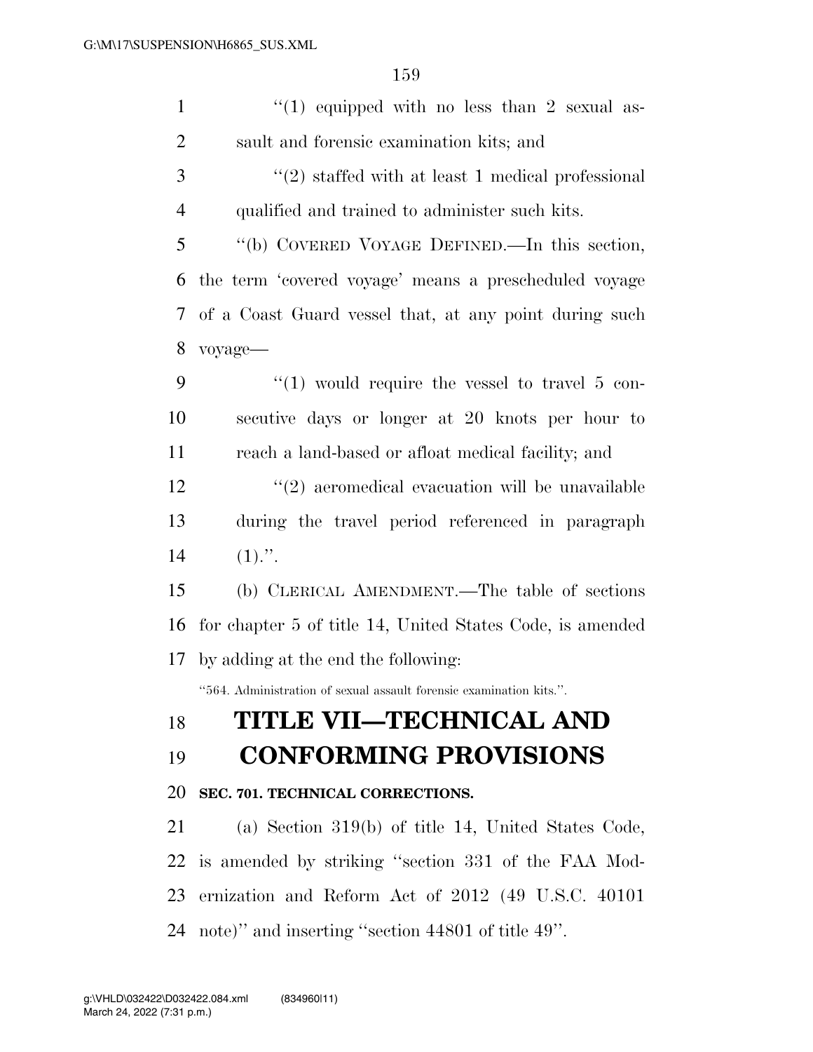"(1) equipped with no less than 2 sexual assault and forensic examination kits; and

"(2) staffed with at least 1 medical professional qualified and trained to administer such kits.

"(b) COVERED VOYAGE DEFINED.—In this section, the term 'covered voyage' means a prescheduled voyage of a Coast Guard vessel that, at any point during such voyage—

"(1) would require the vessel to travel 5 consecutive days or longer at 20 knots per hour to reach a land-based or afloat medical facility; and

"(2) aeromedical evacuation will be unavailable during the travel period referenced in paragraph (1).".

(b) CLERICAL AMENDMENT.—The table of sections for chapter 5 of title 14, United States Code, is amended by adding at the end the following:

"564. Administration of sexual assault forensic examination kits.".

# TITLE VII—TECHNICAL AND CONFORMING PROVISIONS

### SEC. 701. TECHNICAL CORRECTIONS.

(a) Section 319(b) of title 14, United States Code, is amended by striking "section 331 of the FAA Modernization and Reform Act of 2012 (49 U.S.C. 40101 note)" and inserting "section 44801 of title 49".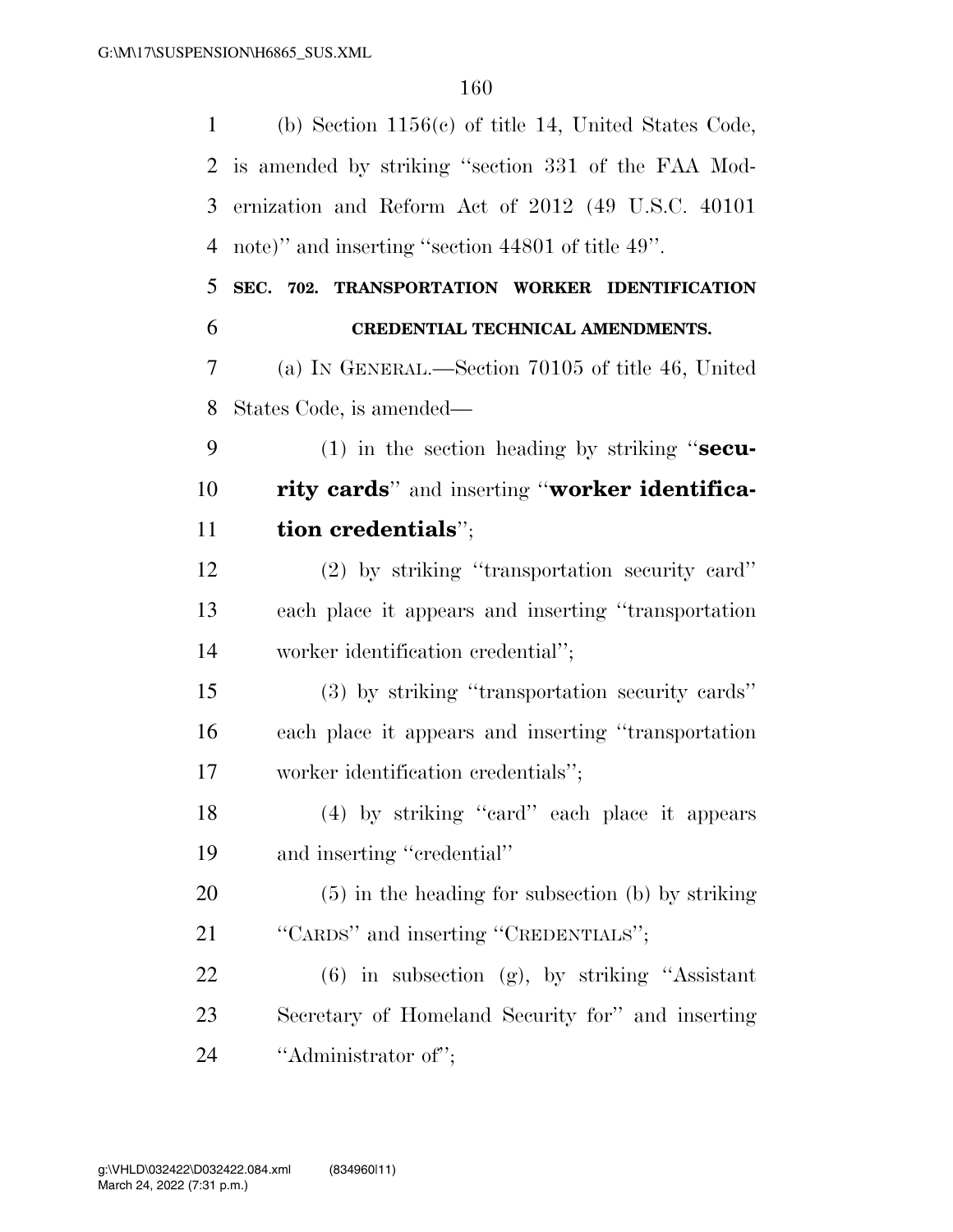(b) Section 1156(c) of title 14, United States Code, is amended by striking "section 331 of the FAA Modernization and Reform Act of 2012 (49 U.S.C. 40101 note)" and inserting "section 44801 of title 49".

**SEC. 702. TRANSPORTATION WORKER IDENTIFICATION CREDENTIAL TECHNICAL AMENDMENTS.**

(a) IN GENERAL.—Section 70105 of title 46, United States Code, is amended—

(1) in the section heading by striking "**security cards**" and inserting "**worker identification credentials**";

(2) by striking "transportation security card" each place it appears and inserting "transportation worker identification credential";

(3) by striking "transportation security cards" each place it appears and inserting "transportation worker identification credentials";

(4) by striking "card" each place it appears and inserting "credential"

(5) in the heading for subsection (b) by striking "CARDS" and inserting "CREDENTIALS";

(6) in subsection (g), by striking "Assistant Secretary of Homeland Security for" and inserting "Administrator of";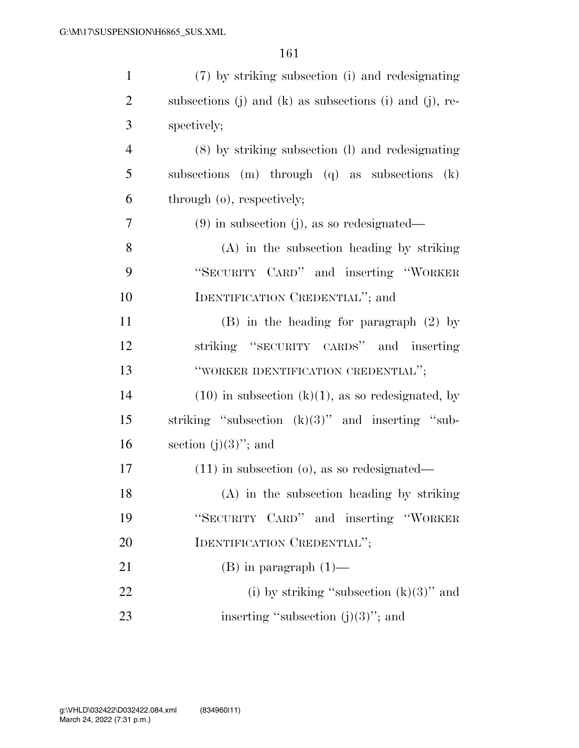(7) by striking subsection (i) and redesignating subsections (j) and (k) as subsections (i) and (j), respectively;

(8) by striking subsection (l) and redesignating subsections (m) through (q) as subsections (k) through (o), respectively;

(9) in subsection (j), as so redesignated—

(A) in the subsection heading by striking "SECURITY CARD" and inserting "WORKER IDENTIFICATION CREDENTIAL"; and

(B) in the heading for paragraph (2) by striking "SECURITY CARDS" and inserting "WORKER IDENTIFICATION CREDENTIAL";

(10) in subsection (k)(1), as so redesignated, by striking "subsection (k)(3)" and inserting "subsection (j)(3)"; and

(11) in subsection (o), as so redesignated—

(A) in the subsection heading by striking "SECURITY CARD" and inserting "WORKER IDENTIFICATION CREDENTIAL";

(B) in paragraph (1)—

(i) by striking "subsection (k)(3)" and inserting "subsection (j)(3)"; and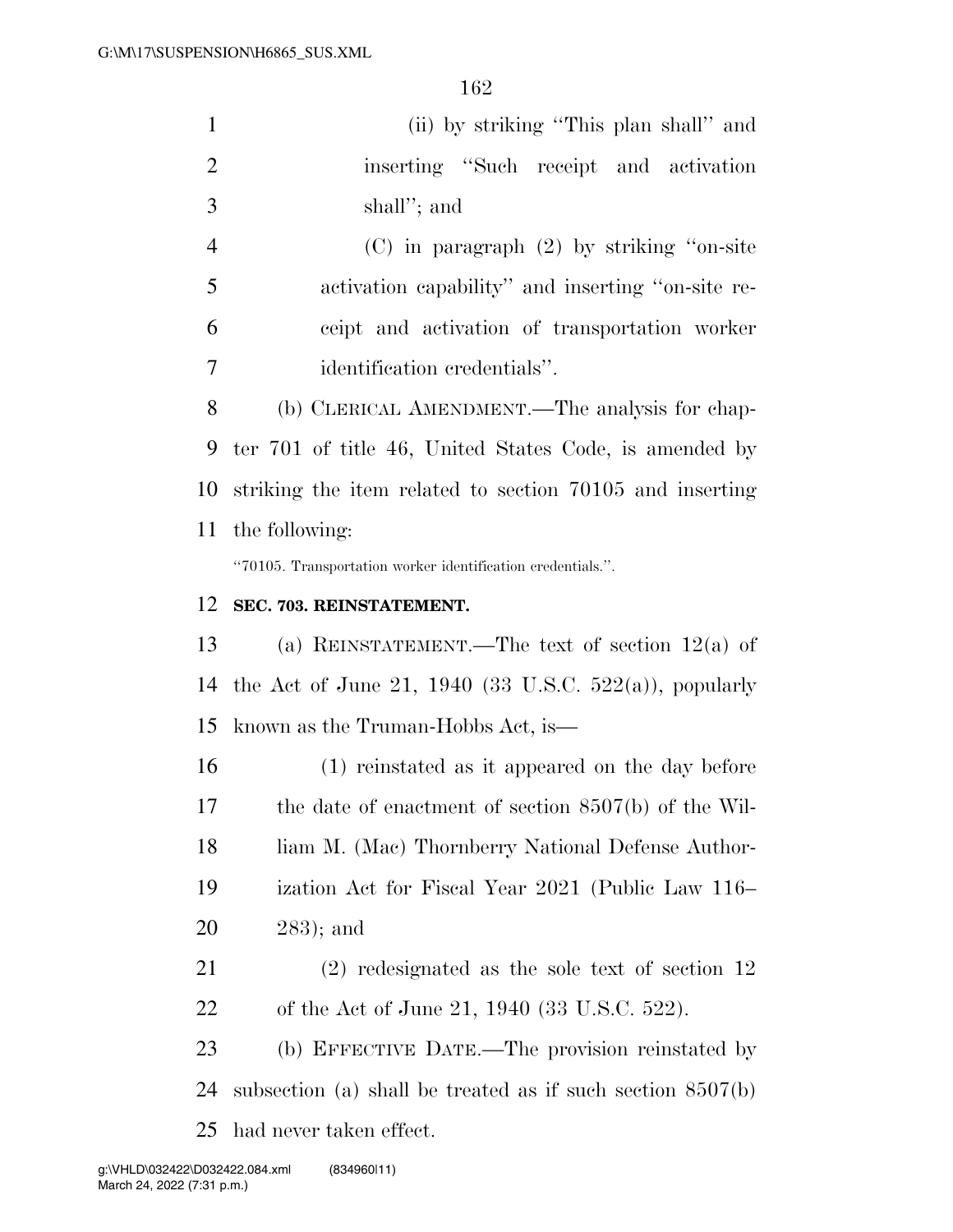(ii) by striking "This plan shall" and inserting "Such receipt and activation shall"; and

(C) in paragraph (2) by striking "on-site activation capability" and inserting "on-site receipt and activation of transportation worker identification credentials".

(b) CLERICAL AMENDMENT.—The analysis for chapter 701 of title 46, United States Code, is amended by striking the item related to section 70105 and inserting the following:

"70105. Transportation worker identification credentials.".

**SEC. 703. REINSTATEMENT.**

(a) REINSTATEMENT.—The text of section 12(a) of the Act of June 21, 1940 (33 U.S.C. 522(a)), popularly known as the Truman-Hobbs Act, is—

(1) reinstated as it appeared on the day before the date of enactment of section 8507(b) of the William M. (Mac) Thornberry National Defense Authorization Act for Fiscal Year 2021 (Public Law 116–283); and

(2) redesignated as the sole text of section 12 of the Act of June 21, 1940 (33 U.S.C. 522).

(b) EFFECTIVE DATE.—The provision reinstated by subsection (a) shall be treated as if such section 8507(b) had never taken effect.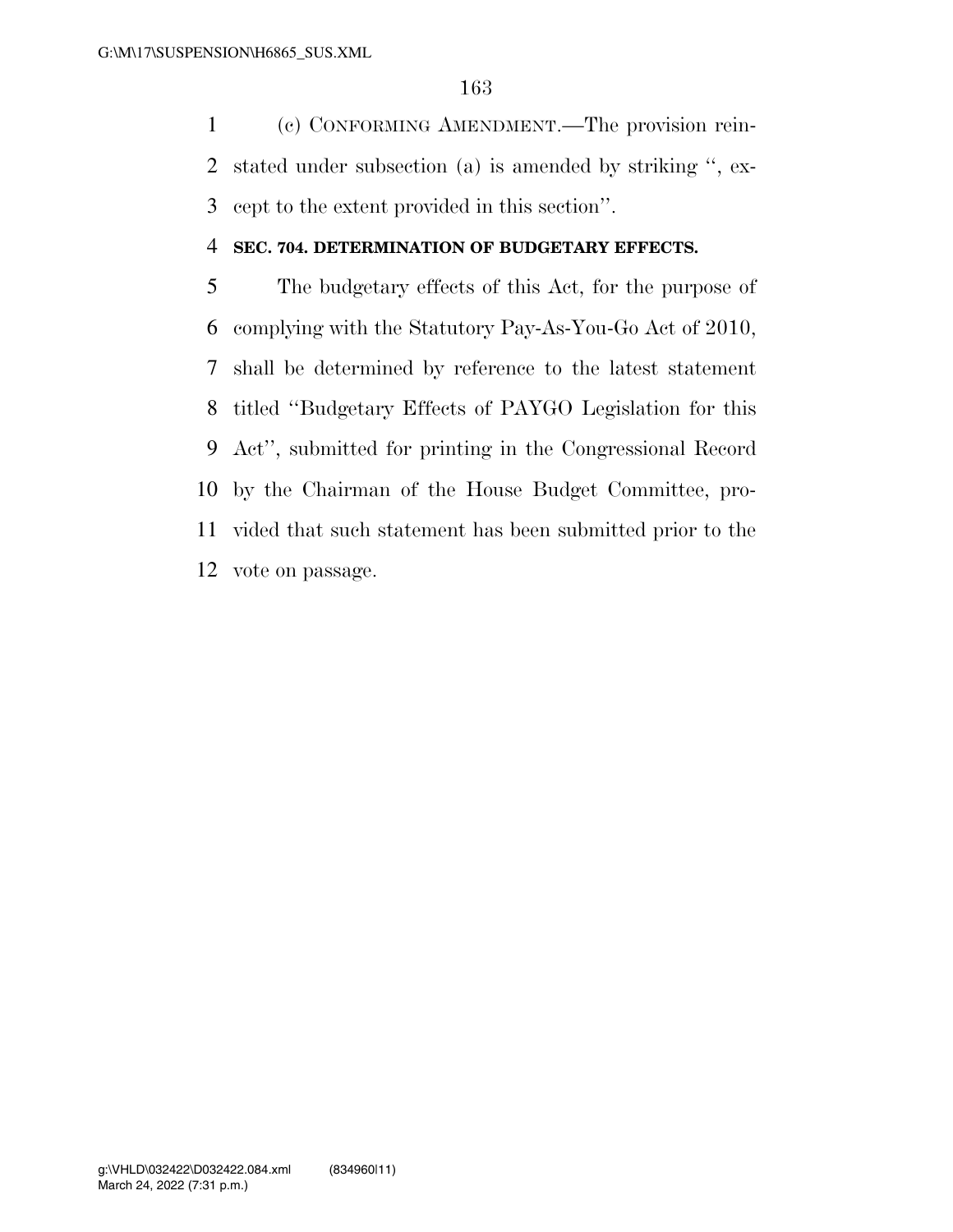(c) CONFORMING AMENDMENT.—The provision reinstated under subsection (a) is amended by striking ", except to the extent provided in this section".

**SEC. 704. DETERMINATION OF BUDGETARY EFFECTS.**

The budgetary effects of this Act, for the purpose of complying with the Statutory Pay-As-You-Go Act of 2010, shall be determined by reference to the latest statement titled "Budgetary Effects of PAYGO Legislation for this Act", submitted for printing in the Congressional Record by the Chairman of the House Budget Committee, provided that such statement has been submitted prior to the vote on passage.